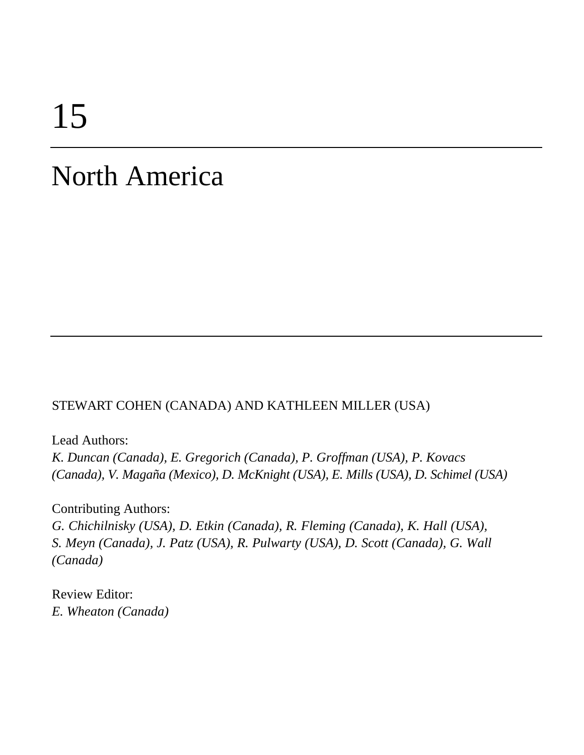# 15

# North America

STEWART COHEN (CANADA) AND KATHLEEN MILLER (USA)

Lead Authors:

*K. Duncan (Canada), E. Gregorich (Canada), P. Groffman (USA), P. Kovacs (Canada), V. Magaña (Mexico), D. McKnight (USA), E. Mills (USA), D. Schimel (USA)*

Contributing Authors:

*G. Chichilnisky (USA), D. Etkin (Canada), R. Fleming (Canada), K. Hall (USA), S. Meyn (Canada), J. Patz (USA), R. Pulwarty (USA), D. Scott (Canada), G. Wall (Canada)*

Review Editor:

*E. Wheaton (Canada)*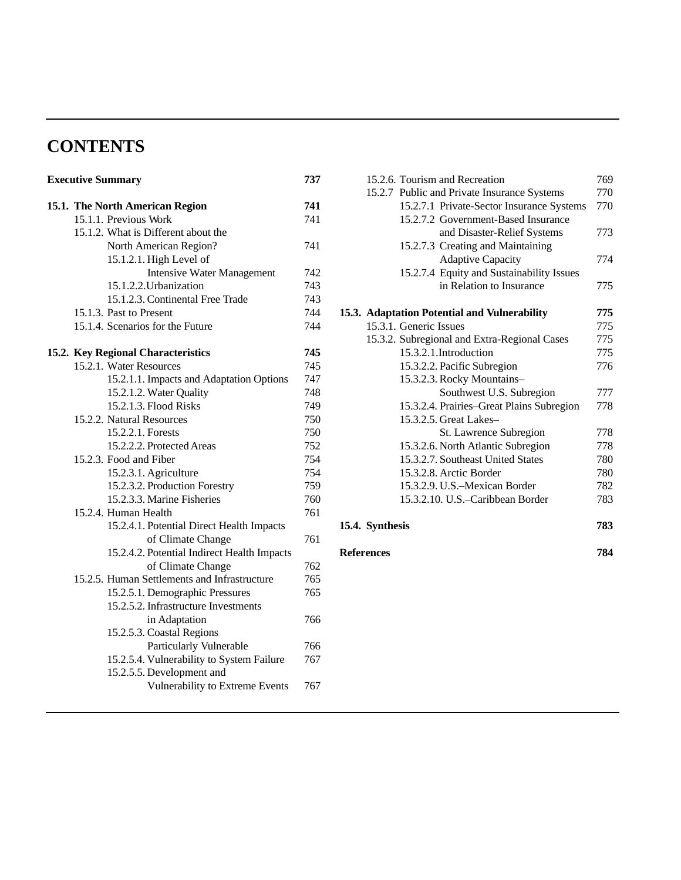# CONTENTS

**Executive Summary** **737**

**15.1. The North American Region** **741**

- 15.1.1. Previous Work 741
- 15.1.2. What is Different about the North American Region? 741
  - 15.1.2.1. High Level of Intensive Water Management 742
  - 15.1.2.2. Urbanization 743
  - 15.1.2.3. Continental Free Trade 743
- 15.1.3. Past to Present 744
- 15.1.4. Scenarios for the Future 744

**15.2. Key Regional Characteristics** **745**

- 15.2.1. Water Resources 745
  - 15.2.1.1. Impacts and Adaptation Options 747
  - 15.2.1.2. Water Quality 748
  - 15.2.1.3. Flood Risks 749
- 15.2.2. Natural Resources 750
  - 15.2.2.1. Forests 750
  - 15.2.2.2. Protected Areas 752
- 15.2.3. Food and Fiber 754
  - 15.2.3.1. Agriculture 754
  - 15.2.3.2. Production Forestry 759
  - 15.2.3.3. Marine Fisheries 760
- 15.2.4. Human Health 761
  - 15.2.4.1. Potential Direct Health Impacts of Climate Change 761
  - 15.2.4.2. Potential Indirect Health Impacts of Climate Change 762
- 15.2.5. Human Settlements and Infrastructure 765
  - 15.2.5.1. Demographic Pressures 765
  - 15.2.5.2. Infrastructure Investments in Adaptation 766
  - 15.2.5.3. Coastal Regions Particularly Vulnerable 766
  - 15.2.5.4. Vulnerability to System Failure 767
  - 15.2.5.5. Development and Vulnerability to Extreme Events 767
- 15.2.6. Tourism and Recreation 769
- 15.2.7 Public and Private Insurance Systems 770
  - 15.2.7.1 Private-Sector Insurance Systems 770
  - 15.2.7.2 Government-Based Insurance and Disaster-Relief Systems 773
  - 15.2.7.3 Creating and Maintaining Adaptive Capacity 774
  - 15.2.7.4 Equity and Sustainability Issues in Relation to Insurance 775

**15.3. Adaptation Potential and Vulnerability** **775**

- 15.3.1. Generic Issues 775
- 15.3.2. Subregional and Extra-Regional Cases 775
  - 15.3.2.1. Introduction 775
  - 15.3.2.2. Pacific Subregion 776
  - 15.3.2.3. Rocky Mountains–Southwest U.S. Subregion 777
  - 15.3.2.4. Prairies–Great Plains Subregion 778
  - 15.3.2.5. Great Lakes–St. Lawrence Subregion 778
  - 15.3.2.6. North Atlantic Subregion 778
  - 15.3.2.7. Southeast United States 780
  - 15.3.2.8. Arctic Border 780
  - 15.3.2.9. U.S.–Mexican Border 782
  - 15.3.2.10. U.S.–Caribbean Border 783

**15.4. Synthesis** **783**

**References** **784**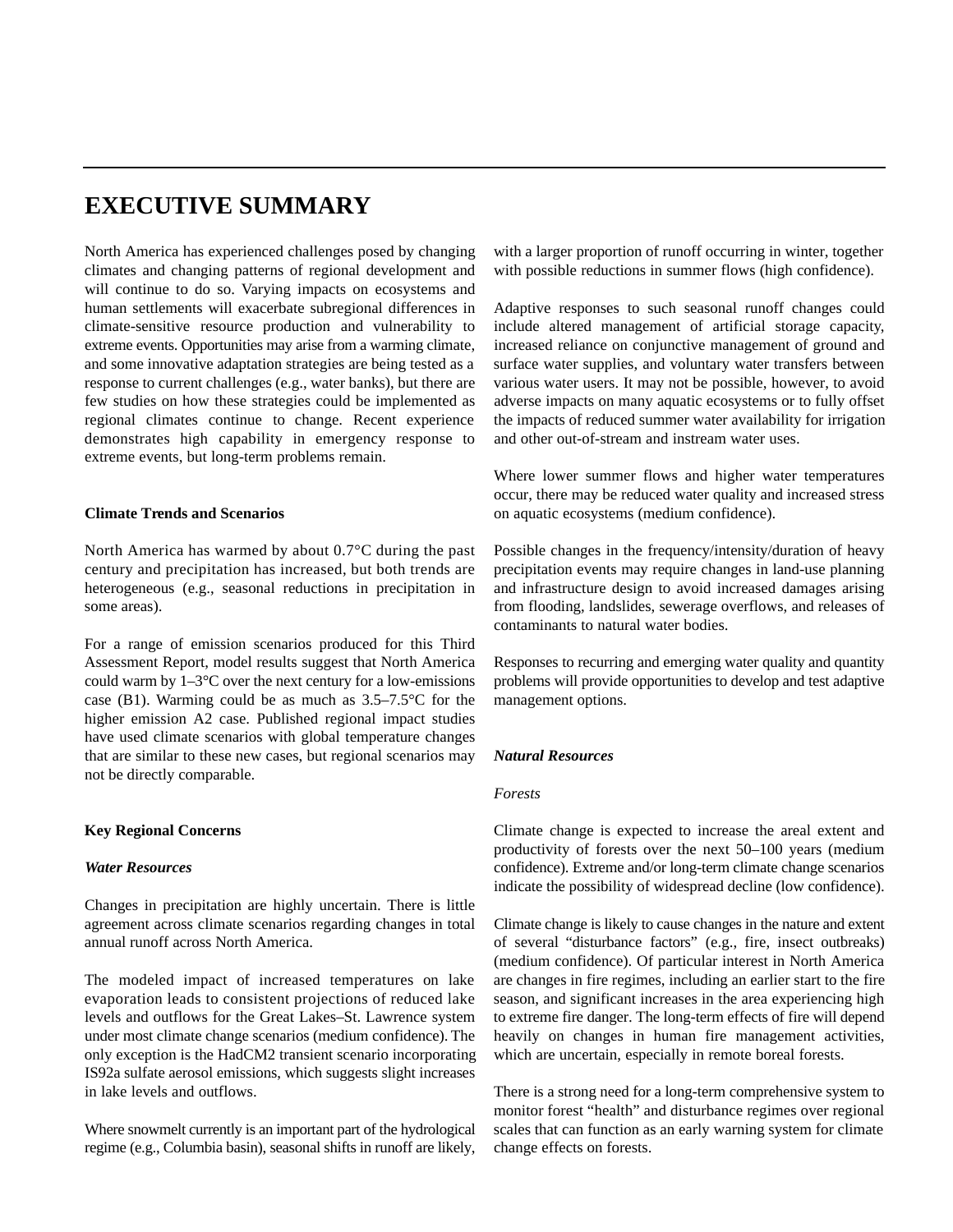# EXECUTIVE SUMMARY

North America has experienced challenges posed by changing climates and changing patterns of regional development and will continue to do so. Varying impacts on ecosystems and human settlements will exacerbate subregional differences in climate-sensitive resource production and vulnerability to extreme events. Opportunities may arise from a warming climate, and some innovative adaptation strategies are being tested as a response to current challenges (e.g., water banks), but there are few studies on how these strategies could be implemented as regional climates continue to change. Recent experience demonstrates high capability in emergency response to extreme events, but long-term problems remain.

### Climate Trends and Scenarios

North America has warmed by about 0.7°C during the past century and precipitation has increased, but both trends are heterogeneous (e.g., seasonal reductions in precipitation in some areas).

For a range of emission scenarios produced for this Third Assessment Report, model results suggest that North America could warm by 1–3°C over the next century for a low-emissions case (B1). Warming could be as much as 3.5–7.5°C for the higher emission A2 case. Published regional impact studies have used climate scenarios with global temperature changes that are similar to these new cases, but regional scenarios may not be directly comparable.

### Key Regional Concerns

#### *Water Resources*

Changes in precipitation are highly uncertain. There is little agreement across climate scenarios regarding changes in total annual runoff across North America.

The modeled impact of increased temperatures on lake evaporation leads to consistent projections of reduced lake levels and outflows for the Great Lakes–St. Lawrence system under most climate change scenarios (medium confidence). The only exception is the HadCM2 transient scenario incorporating IS92a sulfate aerosol emissions, which suggests slight increases in lake levels and outflows.

Where snowmelt currently is an important part of the hydrological regime (e.g., Columbia basin), seasonal shifts in runoff are likely, with a larger proportion of runoff occurring in winter, together with possible reductions in summer flows (high confidence).

Adaptive responses to such seasonal runoff changes could include altered management of artificial storage capacity, increased reliance on conjunctive management of ground and surface water supplies, and voluntary water transfers between various water users. It may not be possible, however, to avoid adverse impacts on many aquatic ecosystems or to fully offset the impacts of reduced summer water availability for irrigation and other out-of-stream and instream water uses.

Where lower summer flows and higher water temperatures occur, there may be reduced water quality and increased stress on aquatic ecosystems (medium confidence).

Possible changes in the frequency/intensity/duration of heavy precipitation events may require changes in land-use planning and infrastructure design to avoid increased damages arising from flooding, landslides, sewerage overflows, and releases of contaminants to natural water bodies.

Responses to recurring and emerging water quality and quantity problems will provide opportunities to develop and test adaptive management options.

#### *Natural Resources*

*Forests*

Climate change is expected to increase the areal extent and productivity of forests over the next 50–100 years (medium confidence). Extreme and/or long-term climate change scenarios indicate the possibility of widespread decline (low confidence).

Climate change is likely to cause changes in the nature and extent of several "disturbance factors" (e.g., fire, insect outbreaks) (medium confidence). Of particular interest in North America are changes in fire regimes, including an earlier start to the fire season, and significant increases in the area experiencing high to extreme fire danger. The long-term effects of fire will depend heavily on changes in human fire management activities, which are uncertain, especially in remote boreal forests.

There is a strong need for a long-term comprehensive system to monitor forest "health" and disturbance regimes over regional scales that can function as an early warning system for climate change effects on forests.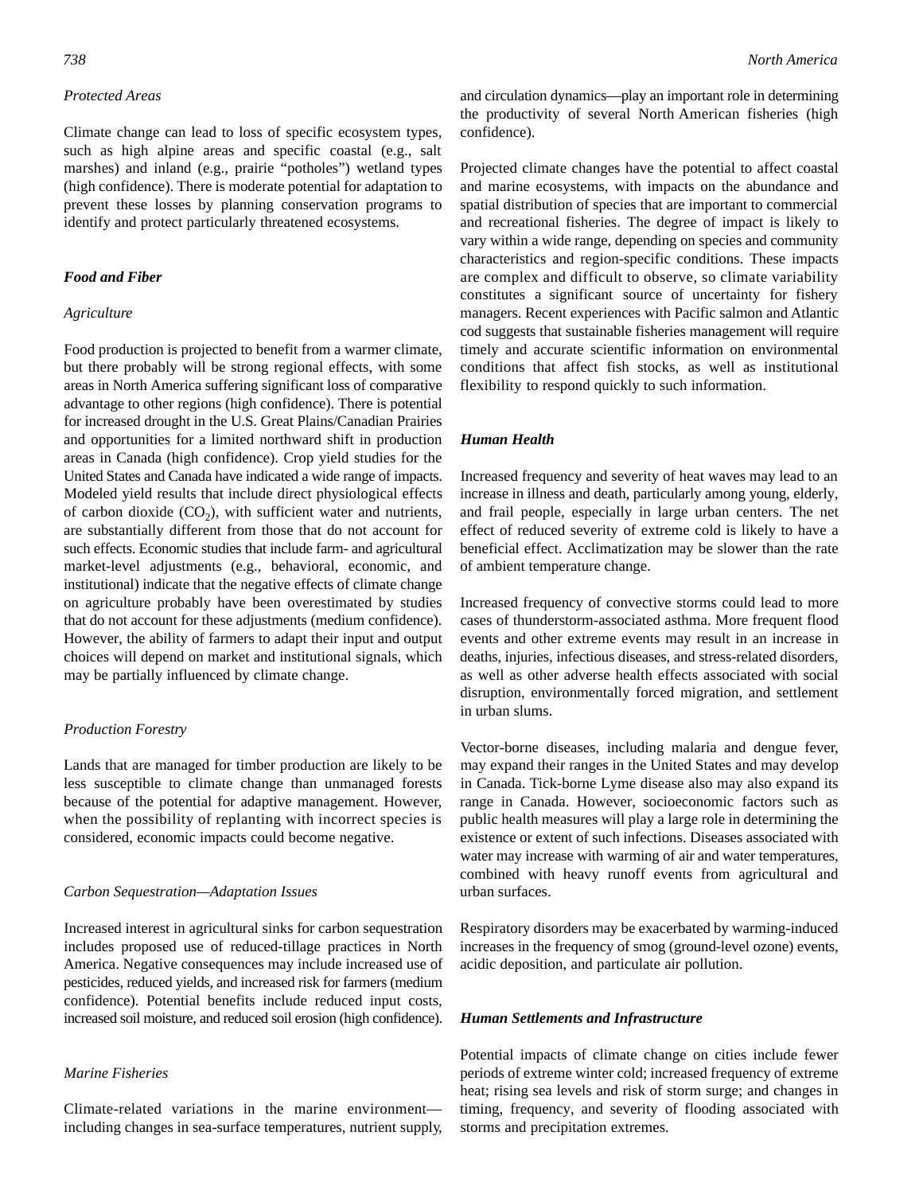### *Protected Areas*

Climate change can lead to loss of specific ecosystem types, such as high alpine areas and specific coastal (e.g., salt marshes) and inland (e.g., prairie "potholes") wetland types (high confidence). There is moderate potential for adaptation to prevent these losses by planning conservation programs to identify and protect particularly threatened ecosystems.

## ***Food and Fiber***

### *Agriculture*

Food production is projected to benefit from a warmer climate, but there probably will be strong regional effects, with some areas in North America suffering significant loss of comparative advantage to other regions (high confidence). There is potential for increased drought in the U.S. Great Plains/Canadian Prairies and opportunities for a limited northward shift in production areas in Canada (high confidence). Crop yield studies for the United States and Canada have indicated a wide range of impacts. Modeled yield results that include direct physiological effects of carbon dioxide ($CO_2$), with sufficient water and nutrients, are substantially different from those that do not account for such effects. Economic studies that include farm- and agricultural market-level adjustments (e.g., behavioral, economic, and institutional) indicate that the negative effects of climate change on agriculture probably have been overestimated by studies that do not account for these adjustments (medium confidence). However, the ability of farmers to adapt their input and output choices will depend on market and institutional signals, which may be partially influenced by climate change.

### *Production Forestry*

Lands that are managed for timber production are likely to be less susceptible to climate change than unmanaged forests because of the potential for adaptive management. However, when the possibility of replanting with incorrect species is considered, economic impacts could become negative.

### *Carbon Sequestration—Adaptation Issues*

Increased interest in agricultural sinks for carbon sequestration includes proposed use of reduced-tillage practices in North America. Negative consequences may include increased use of pesticides, reduced yields, and increased risk for farmers (medium confidence). Potential benefits include reduced input costs, increased soil moisture, and reduced soil erosion (high confidence).

### *Marine Fisheries*

Climate-related variations in the marine environment—including changes in sea-surface temperatures, nutrient supply, and circulation dynamics—play an important role in determining the productivity of several North American fisheries (high confidence).

Projected climate changes have the potential to affect coastal and marine ecosystems, with impacts on the abundance and spatial distribution of species that are important to commercial and recreational fisheries. The degree of impact is likely to vary within a wide range, depending on species and community characteristics and region-specific conditions. These impacts are complex and difficult to observe, so climate variability constitutes a significant source of uncertainty for fishery managers. Recent experiences with Pacific salmon and Atlantic cod suggests that sustainable fisheries management will require timely and accurate scientific information on environmental conditions that affect fish stocks, as well as institutional flexibility to respond quickly to such information.

## ***Human Health***

Increased frequency and severity of heat waves may lead to an increase in illness and death, particularly among young, elderly, and frail people, especially in large urban centers. The net effect of reduced severity of extreme cold is likely to have a beneficial effect. Acclimatization may be slower than the rate of ambient temperature change.

Increased frequency of convective storms could lead to more cases of thunderstorm-associated asthma. More frequent flood events and other extreme events may result in an increase in deaths, injuries, infectious diseases, and stress-related disorders, as well as other adverse health effects associated with social disruption, environmentally forced migration, and settlement in urban slums.

Vector-borne diseases, including malaria and dengue fever, may expand their ranges in the United States and may develop in Canada. Tick-borne Lyme disease also may also expand its range in Canada. However, socioeconomic factors such as public health measures will play a large role in determining the existence or extent of such infections. Diseases associated with water may increase with warming of air and water temperatures, combined with heavy runoff events from agricultural and urban surfaces.

Respiratory disorders may be exacerbated by warming-induced increases in the frequency of smog (ground-level ozone) events, acidic deposition, and particulate air pollution.

## ***Human Settlements and Infrastructure***

Potential impacts of climate change on cities include fewer periods of extreme winter cold; increased frequency of extreme heat; rising sea levels and risk of storm surge; and changes in timing, frequency, and severity of flooding associated with storms and precipitation extremes.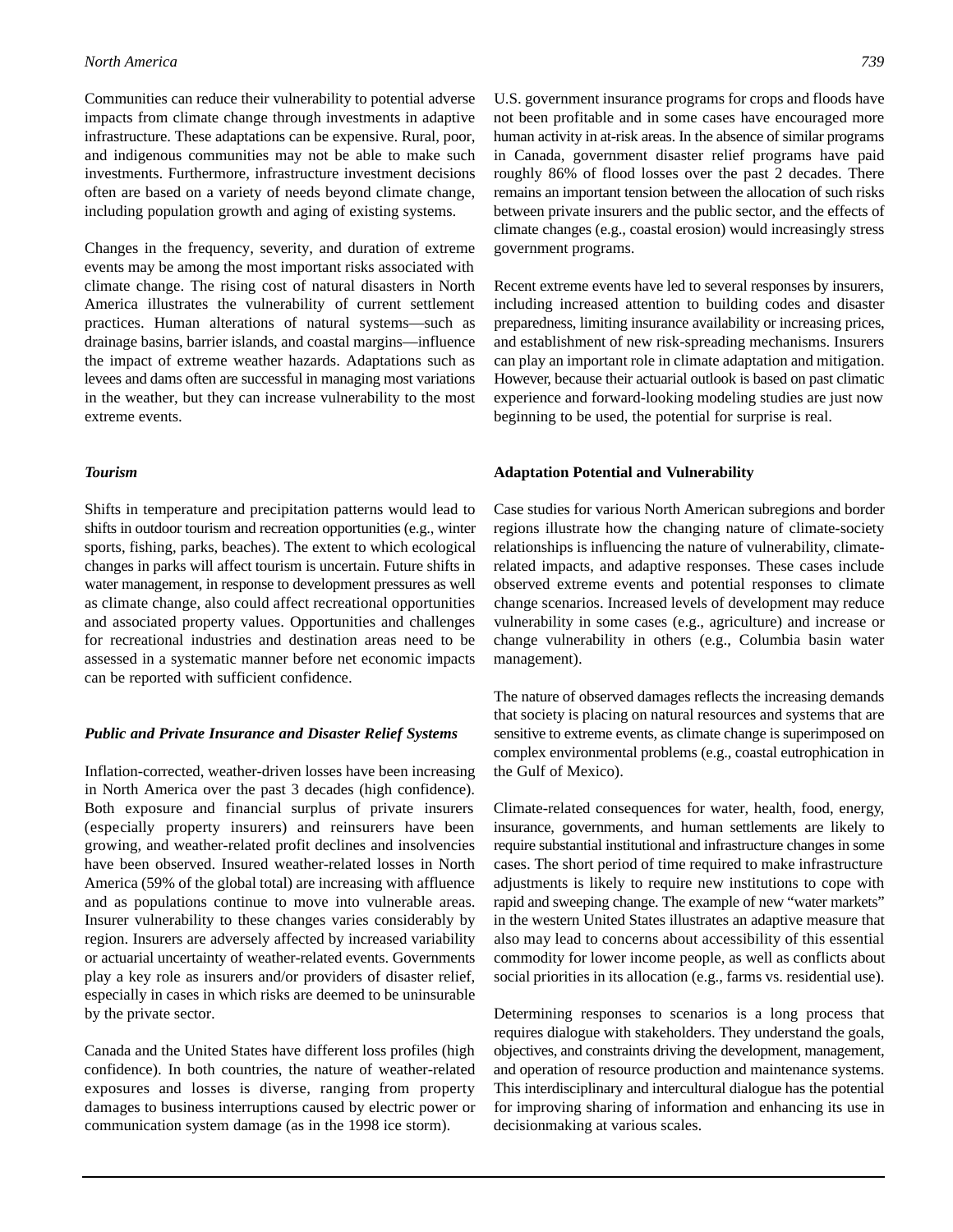Communities can reduce their vulnerability to potential adverse impacts from climate change through investments in adaptive infrastructure. These adaptations can be expensive. Rural, poor, and indigenous communities may not be able to make such investments. Furthermore, infrastructure investment decisions often are based on a variety of needs beyond climate change, including population growth and aging of existing systems.

Changes in the frequency, severity, and duration of extreme events may be among the most important risks associated with climate change. The rising cost of natural disasters in North America illustrates the vulnerability of current settlement practices. Human alterations of natural systems—such as drainage basins, barrier islands, and coastal margins—influence the impact of extreme weather hazards. Adaptations such as levees and dams often are successful in managing most variations in the weather, but they can increase vulnerability to the most extreme events.

### *Tourism*

Shifts in temperature and precipitation patterns would lead to shifts in outdoor tourism and recreation opportunities (e.g., winter sports, fishing, parks, beaches). The extent to which ecological changes in parks will affect tourism is uncertain. Future shifts in water management, in response to development pressures as well as climate change, also could affect recreational opportunities and associated property values. Opportunities and challenges for recreational industries and destination areas need to be assessed in a systematic manner before net economic impacts can be reported with sufficient confidence.

### *Public and Private Insurance and Disaster Relief Systems*

Inflation-corrected, weather-driven losses have been increasing in North America over the past 3 decades (high confidence). Both exposure and financial surplus of private insurers (especially property insurers) and reinsurers have been growing, and weather-related profit declines and insolvencies have been observed. Insured weather-related losses in North America (59% of the global total) are increasing with affluence and as populations continue to move into vulnerable areas. Insurer vulnerability to these changes varies considerably by region. Insurers are adversely affected by increased variability or actuarial uncertainty of weather-related events. Governments play a key role as insurers and/or providers of disaster relief, especially in cases in which risks are deemed to be uninsurable by the private sector.

Canada and the United States have different loss profiles (high confidence). In both countries, the nature of weather-related exposures and losses is diverse, ranging from property damages to business interruptions caused by electric power or communication system damage (as in the 1998 ice storm). U.S. government insurance programs for crops and floods have not been profitable and in some cases have encouraged more human activity in at-risk areas. In the absence of similar programs in Canada, government disaster relief programs have paid roughly 86% of flood losses over the past 2 decades. There remains an important tension between the allocation of such risks between private insurers and the public sector, and the effects of climate changes (e.g., coastal erosion) would increasingly stress government programs.

Recent extreme events have led to several responses by insurers, including increased attention to building codes and disaster preparedness, limiting insurance availability or increasing prices, and establishment of new risk-spreading mechanisms. Insurers can play an important role in climate adaptation and mitigation. However, because their actuarial outlook is based on past climatic experience and forward-looking modeling studies are just now beginning to be used, the potential for surprise is real.

### **Adaptation Potential and Vulnerability**

Case studies for various North American subregions and border regions illustrate how the changing nature of climate-society relationships is influencing the nature of vulnerability, climate-related impacts, and adaptive responses. These cases include observed extreme events and potential responses to climate change scenarios. Increased levels of development may reduce vulnerability in some cases (e.g., agriculture) and increase or change vulnerability in others (e.g., Columbia basin water management).

The nature of observed damages reflects the increasing demands that society is placing on natural resources and systems that are sensitive to extreme events, as climate change is superimposed on complex environmental problems (e.g., coastal eutrophication in the Gulf of Mexico).

Climate-related consequences for water, health, food, energy, insurance, governments, and human settlements are likely to require substantial institutional and infrastructure changes in some cases. The short period of time required to make infrastructure adjustments is likely to require new institutions to cope with rapid and sweeping change. The example of new "water markets" in the western United States illustrates an adaptive measure that also may lead to concerns about accessibility of this essential commodity for lower income people, as well as conflicts about social priorities in its allocation (e.g., farms vs. residential use).

Determining responses to scenarios is a long process that requires dialogue with stakeholders. They understand the goals, objectives, and constraints driving the development, management, and operation of resource production and maintenance systems. This interdisciplinary and intercultural dialogue has the potential for improving sharing of information and enhancing its use in decisionmaking at various scales.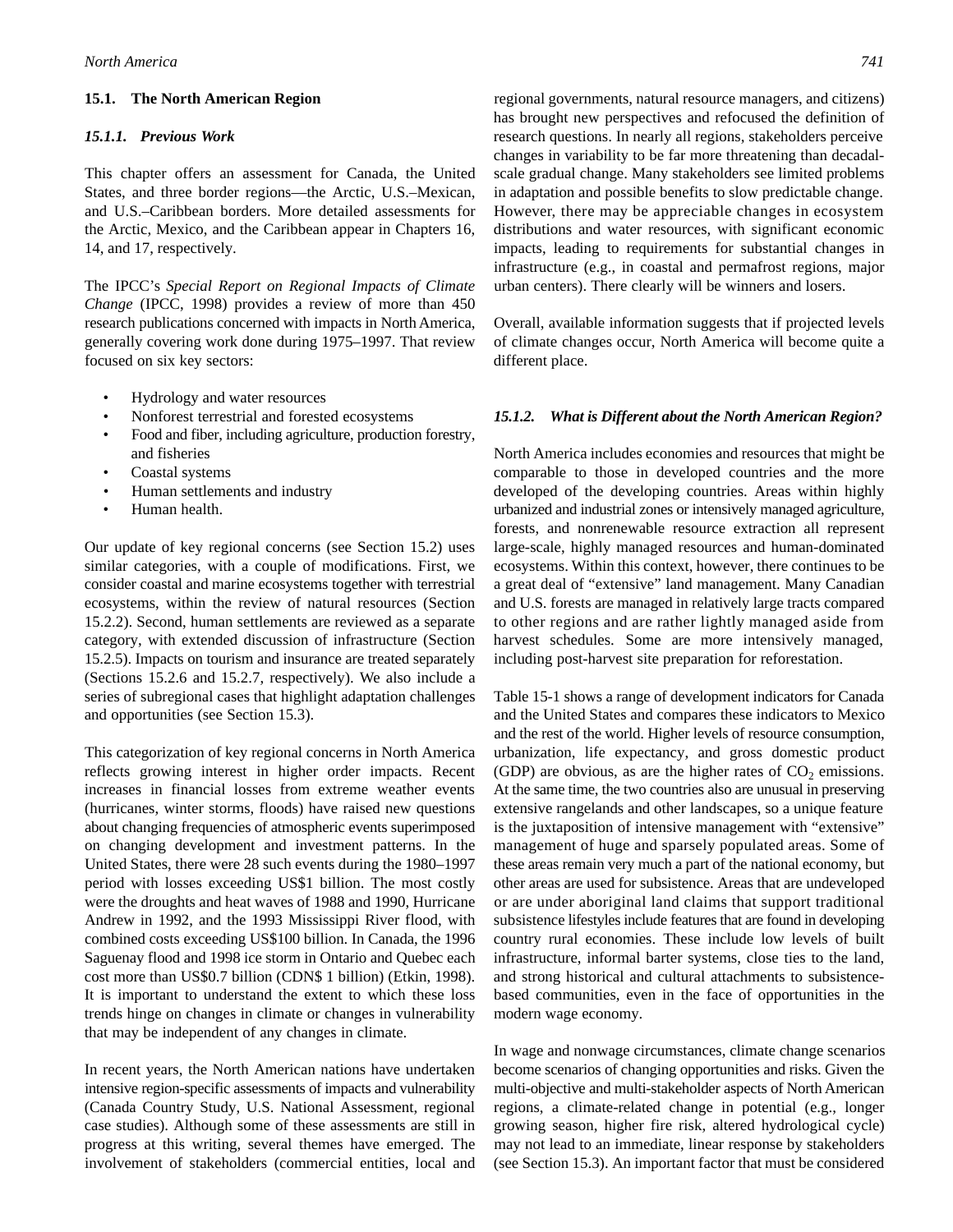## 15.1. The North American Region

### 15.1.1. Previous Work

This chapter offers an assessment for Canada, the United States, and three border regions—the Arctic, U.S.–Mexican, and U.S.–Caribbean borders. More detailed assessments for the Arctic, Mexico, and the Caribbean appear in Chapters 16, 14, and 17, respectively.

The IPCC's *Special Report on Regional Impacts of Climate Change* (IPCC, 1998) provides a review of more than 450 research publications concerned with impacts in North America, generally covering work done during 1975–1997. That review focused on six key sectors:

- Hydrology and water resources
- Nonforest terrestrial and forested ecosystems
- Food and fiber, including agriculture, production forestry, and fisheries
- Coastal systems
- Human settlements and industry
- Human health.

Our update of key regional concerns (see Section 15.2) uses similar categories, with a couple of modifications. First, we consider coastal and marine ecosystems together with terrestrial ecosystems, within the review of natural resources (Section 15.2.2). Second, human settlements are reviewed as a separate category, with extended discussion of infrastructure (Section 15.2.5). Impacts on tourism and insurance are treated separately (Sections 15.2.6 and 15.2.7, respectively). We also include a series of subregional cases that highlight adaptation challenges and opportunities (see Section 15.3).

This categorization of key regional concerns in North America reflects growing interest in higher order impacts. Recent increases in financial losses from extreme weather events (hurricanes, winter storms, floods) have raised new questions about changing frequencies of atmospheric events superimposed on changing development and investment patterns. In the United States, there were 28 such events during the 1980–1997 period with losses exceeding US$1 billion. The most costly were the droughts and heat waves of 1988 and 1990, Hurricane Andrew in 1992, and the 1993 Mississippi River flood, with combined costs exceeding US$100 billion. In Canada, the 1996 Saguenay flood and 1998 ice storm in Ontario and Quebec each cost more than US$0.7 billion (CDN$ 1 billion) (Etkin, 1998). It is important to understand the extent to which these loss trends hinge on changes in climate or changes in vulnerability that may be independent of any changes in climate.

In recent years, the North American nations have undertaken intensive region-specific assessments of impacts and vulnerability (Canada Country Study, U.S. National Assessment, regional case studies). Although some of these assessments are still in progress at this writing, several themes have emerged. The involvement of stakeholders (commercial entities, local and regional governments, natural resource managers, and citizens) has brought new perspectives and refocused the definition of research questions. In nearly all regions, stakeholders perceive changes in variability to be far more threatening than decadal-scale gradual change. Many stakeholders see limited problems in adaptation and possible benefits to slow predictable change. However, there may be appreciable changes in ecosystem distributions and water resources, with significant economic impacts, leading to requirements for substantial changes in infrastructure (e.g., in coastal and permafrost regions, major urban centers). There clearly will be winners and losers.

Overall, available information suggests that if projected levels of climate changes occur, North America will become quite a different place.

### 15.1.2. What is Different about the North American Region?

North America includes economies and resources that might be comparable to those in developed countries and the more developed of the developing countries. Areas within highly urbanized and industrial zones or intensively managed agriculture, forests, and nonrenewable resource extraction all represent large-scale, highly managed resources and human-dominated ecosystems. Within this context, however, there continues to be a great deal of "extensive" land management. Many Canadian and U.S. forests are managed in relatively large tracts compared to other regions and are rather lightly managed aside from harvest schedules. Some are more intensively managed, including post-harvest site preparation for reforestation.

Table 15-1 shows a range of development indicators for Canada and the United States and compares these indicators to Mexico and the rest of the world. Higher levels of resource consumption, urbanization, life expectancy, and gross domestic product (GDP) are obvious, as are the higher rates of $CO_2$ emissions. At the same time, the two countries also are unusual in preserving extensive rangelands and other landscapes, so a unique feature is the juxtaposition of intensive management with "extensive" management of huge and sparsely populated areas. Some of these areas remain very much a part of the national economy, but other areas are used for subsistence. Areas that are undeveloped or are under aboriginal land claims that support traditional subsistence lifestyles include features that are found in developing country rural economies. These include low levels of built infrastructure, informal barter systems, close ties to the land, and strong historical and cultural attachments to subsistence-based communities, even in the face of opportunities in the modern wage economy.

In wage and nonwage circumstances, climate change scenarios become scenarios of changing opportunities and risks. Given the multi-objective and multi-stakeholder aspects of North American regions, a climate-related change in potential (e.g., longer growing season, higher fire risk, altered hydrological cycle) may not lead to an immediate, linear response by stakeholders (see Section 15.3). An important factor that must be considered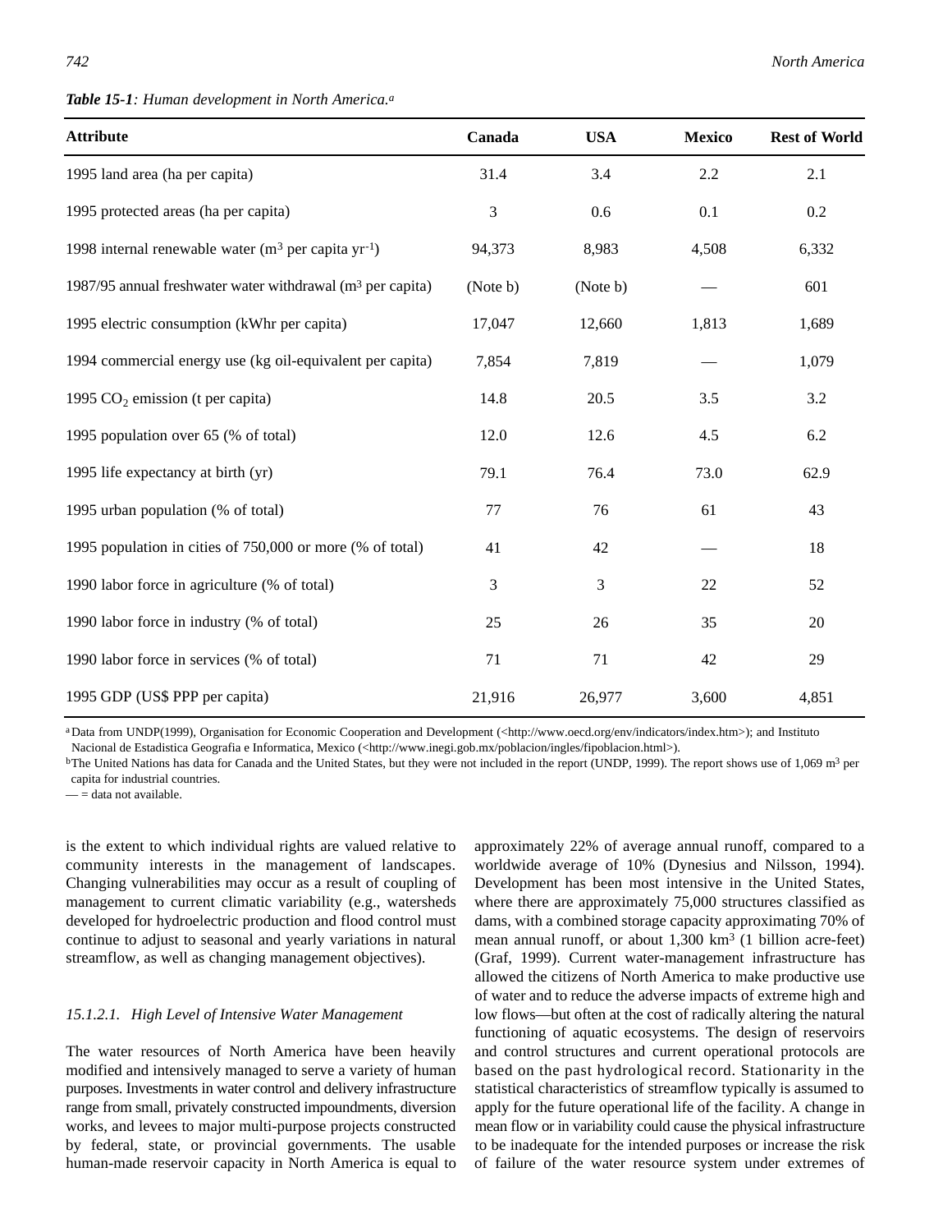*Table 15-1: Human development in North America.*[a]

| Attribute | Canada | USA | Mexico | Rest of World |
|---|---|---|---|---|
| 1995 land area (ha per capita) | 31.4 | 3.4 | 2.2 | 2.1 |
| 1995 protected areas (ha per capita) | 3 | 0.6 | 0.1 | 0.2 |
| 1998 internal renewable water ($m^3$ per capita $yr^{-1}$) | 94,373 | 8,983 | 4,508 | 6,332 |
| 1987/95 annual freshwater withdrawal ($m^3$ per capita) | (Note b) | (Note b) | — | 601 |
| 1995 electric consumption (kWhr per capita) | 17,047 | 12,660 | 1,813 | 1,689 |
| 1994 commercial energy use (kg oil-equivalent per capita) | 7,854 | 7,819 | — | 1,079 |
| 1995 $CO_2$ emission (t per capita) | 14.8 | 20.5 | 3.5 | 3.2 |
| 1995 population over 65 (% of total) | 12.0 | 12.6 | 4.5 | 6.2 |
| 1995 life expectancy at birth (yr) | 79.1 | 76.4 | 73.0 | 62.9 |
| 1995 urban population (% of total) | 77 | 76 | 61 | 43 |
| 1995 population in cities of 750,000 or more (% of total) | 41 | 42 | — | 18 |
| 1990 labor force in agriculture (% of total) | 3 | 3 | 22 | 52 |
| 1990 labor force in industry (% of total) | 25 | 26 | 35 | 20 |
| 1990 labor force in services (% of total) | 71 | 71 | 42 | 29 |
| 1995 GDP (US$ PPP per capita) | 21,916 | 26,977 | 3,600 | 4,851 |

[a] Data from UNDP(1999), Organisation for Economic Cooperation and Development (<http://www.oecd.org/env/indicators/index.htm>); and Instituto Nacional de Estadistica Geografia e Informatica, Mexico (<http://www.inegi.gob.mx/poblacion/ingles/fipoblacion.html>).

[b] The United Nations has data for Canada and the United States, but they were not included in the report (UNDP, 1999). The report shows use of 1,069 $m^3$ per capita for industrial countries.

— = data not available.

is the extent to which individual rights are valued relative to community interests in the management of landscapes. Changing vulnerabilities may occur as a result of coupling of management to current climatic variability (e.g., watersheds developed for hydroelectric production and flood control must continue to adjust to seasonal and yearly variations in natural streamflow, as well as changing management objectives).

#### *15.1.2.1. High Level of Intensive Water Management*

The water resources of North America have been heavily modified and intensively managed to serve a variety of human purposes. Investments in water control and delivery infrastructure range from small, privately constructed impoundments, diversion works, and levees to major multi-purpose projects constructed by federal, state, or provincial governments. The usable human-made reservoir capacity in North America is equal to approximately 22% of average annual runoff, compared to a worldwide average of 10% (Dynesius and Nilsson, 1994). Development has been most intensive in the United States, where there are approximately 75,000 structures classified as dams, with a combined storage capacity approximating 70% of mean annual runoff, or about 1,300 $km^3$ (1 billion acre-feet) (Graf, 1999). Current water-management infrastructure has allowed the citizens of North America to make productive use of water and to reduce the adverse impacts of extreme high and low flows—but often at the cost of radically altering the natural functioning of aquatic ecosystems. The design of reservoirs and control structures and current operational protocols are based on the past hydrological record. Stationarity in the statistical characteristics of streamflow typically is assumed to apply for the future operational life of the facility. A change in mean flow or in variability could cause the physical infrastructure to be inadequate for the intended purposes or increase the risk of failure of the water resource system under extremes of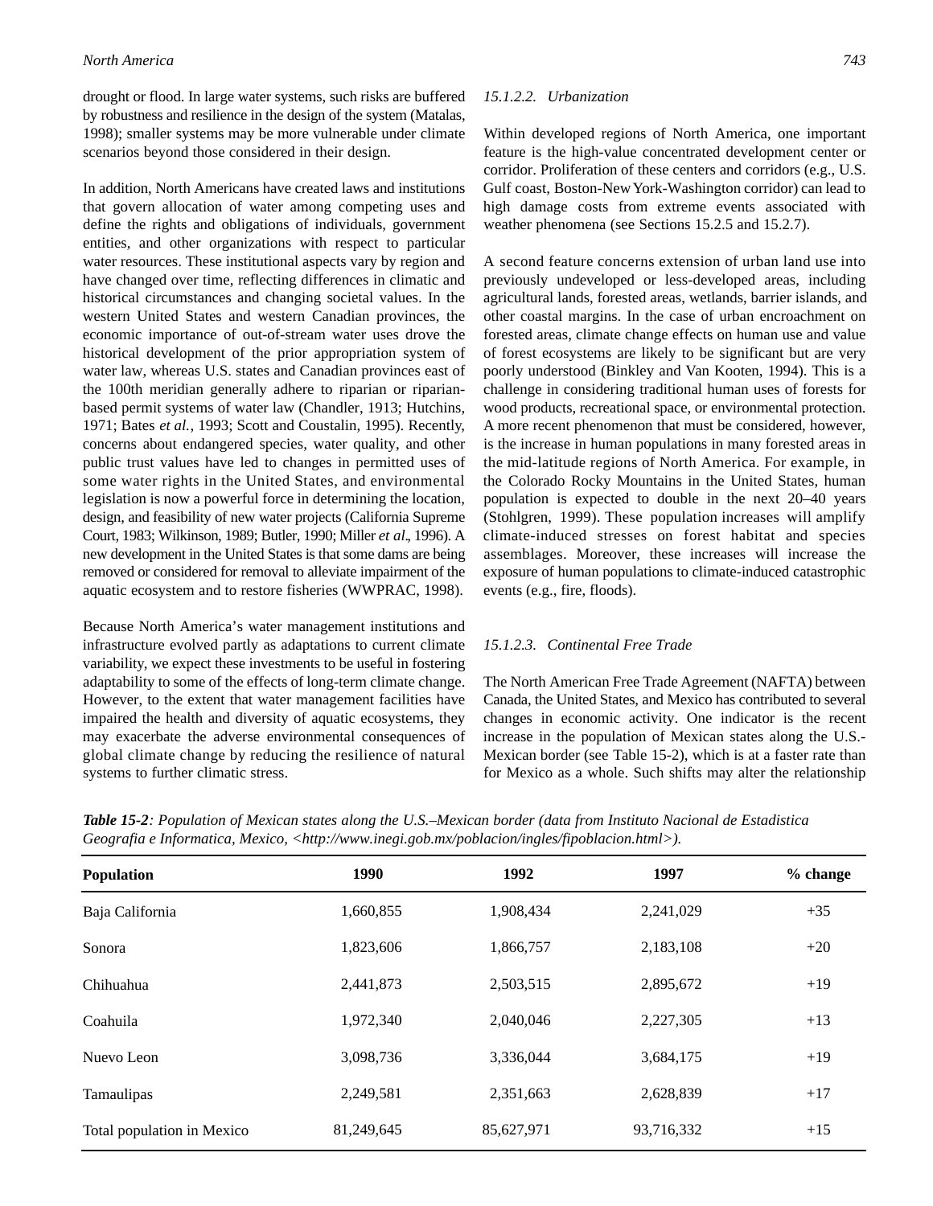drought or flood. In large water systems, such risks are buffered by robustness and resilience in the design of the system (Matalas, 1998); smaller systems may be more vulnerable under climate scenarios beyond those considered in their design.

In addition, North Americans have created laws and institutions that govern allocation of water among competing uses and define the rights and obligations of individuals, government entities, and other organizations with respect to particular water resources. These institutional aspects vary by region and have changed over time, reflecting differences in climatic and historical circumstances and changing societal values. In the western United States and western Canadian provinces, the economic importance of out-of-stream water uses drove the historical development of the prior appropriation system of water law, whereas U.S. states and Canadian provinces east of the 100th meridian generally adhere to riparian or riparian-based permit systems of water law (Chandler, 1913; Hutchins, 1971; Bates *et al.,* 1993; Scott and Coustalin, 1995). Recently, concerns about endangered species, water quality, and other public trust values have led to changes in permitted uses of some water rights in the United States, and environmental legislation is now a powerful force in determining the location, design, and feasibility of new water projects (California Supreme Court, 1983; Wilkinson, 1989; Butler, 1990; Miller *et al*., 1996). A new development in the United States is that some dams are being removed or considered for removal to alleviate impairment of the aquatic ecosystem and to restore fisheries (WWPRAC, 1998).

Because North America's water management institutions and infrastructure evolved partly as adaptations to current climate variability, we expect these investments to be useful in fostering adaptability to some of the effects of long-term climate change. However, to the extent that water management facilities have impaired the health and diversity of aquatic ecosystems, they may exacerbate the adverse environmental consequences of global climate change by reducing the resilience of natural systems to further climatic stress.

#### *15.1.2.2. Urbanization*

Within developed regions of North America, one important feature is the high-value concentrated development center or corridor. Proliferation of these centers and corridors (e.g., U.S. Gulf coast, Boston-New York-Washington corridor) can lead to high damage costs from extreme events associated with weather phenomena (see Sections 15.2.5 and 15.2.7).

A second feature concerns extension of urban land use into previously undeveloped or less-developed areas, including agricultural lands, forested areas, wetlands, barrier islands, and other coastal margins. In the case of urban encroachment on forested areas, climate change effects on human use and value of forest ecosystems are likely to be significant but are very poorly understood (Binkley and Van Kooten, 1994). This is a challenge in considering traditional human uses of forests for wood products, recreational space, or environmental protection. A more recent phenomenon that must be considered, however, is the increase in human populations in many forested areas in the mid-latitude regions of North America. For example, in the Colorado Rocky Mountains in the United States, human population is expected to double in the next 20–40 years (Stohlgren, 1999). These population increases will amplify climate-induced stresses on forest habitat and species assemblages. Moreover, these increases will increase the exposure of human populations to climate-induced catastrophic events (e.g., fire, floods).

#### *15.1.2.3. Continental Free Trade*

The North American Free Trade Agreement (NAFTA) between Canada, the United States, and Mexico has contributed to several changes in economic activity. One indicator is the recent increase in the population of Mexican states along the U.S.-Mexican border (see Table 15-2), which is at a faster rate than for Mexico as a whole. Such shifts may alter the relationship

***Table 15-2****: Population of Mexican states along the U.S.–Mexican border (data from Instituto Nacional de Estadistica Geografia e Informatica, Mexico, <http://www.inegi.gob.mx/poblacion/ingles/fipoblacion.html>).*

| Population | 1990 | 1992 | 1997 | % change |
|---|---|---|---|---|
| Baja California | 1,660,855 | 1,908,434 | 2,241,029 | +35 |
| Sonora | 1,823,606 | 1,866,757 | 2,183,108 | +20 |
| Chihuahua | 2,441,873 | 2,503,515 | 2,895,672 | +19 |
| Coahuila | 1,972,340 | 2,040,046 | 2,227,305 | +13 |
| Nuevo Leon | 3,098,736 | 3,336,044 | 3,684,175 | +19 |
| Tamaulipas | 2,249,581 | 2,351,663 | 2,628,839 | +17 |
| Total population in Mexico | 81,249,645 | 85,627,971 | 93,716,332 | +15 |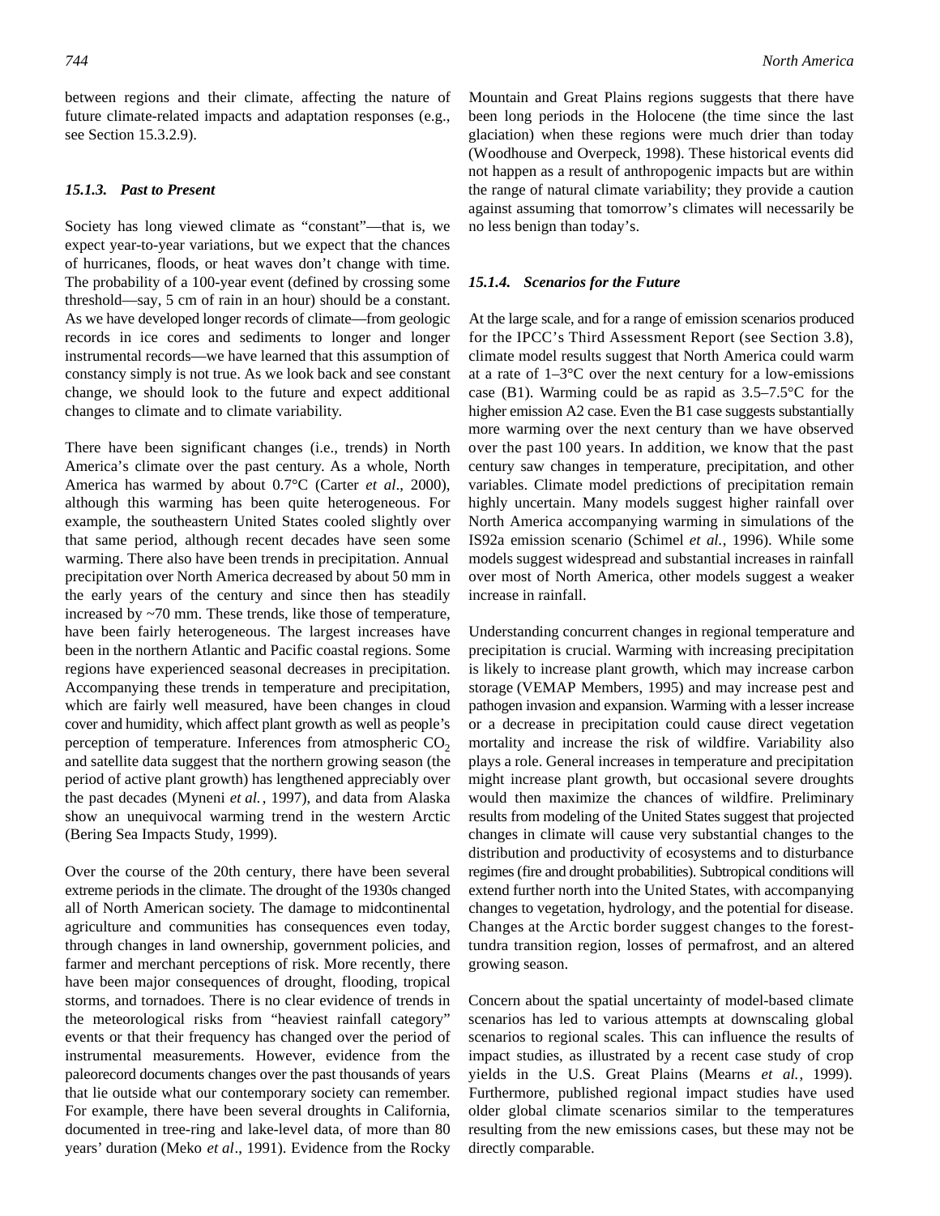between regions and their climate, affecting the nature of future climate-related impacts and adaptation responses (e.g., see Section 15.3.2.9).

### *15.1.3. Past to Present*

Society has long viewed climate as "constant"—that is, we expect year-to-year variations, but we expect that the chances of hurricanes, floods, or heat waves don't change with time. The probability of a 100-year event (defined by crossing some threshold—say, 5 cm of rain in an hour) should be a constant. As we have developed longer records of climate—from geologic records in ice cores and sediments to longer and longer instrumental records—we have learned that this assumption of constancy simply is not true. As we look back and see constant change, we should look to the future and expect additional changes to climate and to climate variability.

There have been significant changes (i.e., trends) in North America's climate over the past century. As a whole, North America has warmed by about 0.7°C (Carter *et al*., 2000), although this warming has been quite heterogeneous. For example, the southeastern United States cooled slightly over that same period, although recent decades have seen some warming. There also have been trends in precipitation. Annual precipitation over North America decreased by about 50 mm in the early years of the century and since then has steadily increased by ~70 mm. These trends, like those of temperature, have been fairly heterogeneous. The largest increases have been in the northern Atlantic and Pacific coastal regions. Some regions have experienced seasonal decreases in precipitation. Accompanying these trends in temperature and precipitation, which are fairly well measured, have been changes in cloud cover and humidity, which affect plant growth as well as people's perception of temperature. Inferences from atmospheric $CO_2$ and satellite data suggest that the northern growing season (the period of active plant growth) has lengthened appreciably over the past decades (Myneni *et al.*, 1997), and data from Alaska show an unequivocal warming trend in the western Arctic (Bering Sea Impacts Study, 1999).

Over the course of the 20th century, there have been several extreme periods in the climate. The drought of the 1930s changed all of North American society. The damage to midcontinental agriculture and communities has consequences even today, through changes in land ownership, government policies, and farmer and merchant perceptions of risk. More recently, there have been major consequences of drought, flooding, tropical storms, and tornadoes. There is no clear evidence of trends in the meteorological risks from "heaviest rainfall category" events or that their frequency has changed over the period of instrumental measurements. However, evidence from the paleorecord documents changes over the past thousands of years that lie outside what our contemporary society can remember. For example, there have been several droughts in California, documented in tree-ring and lake-level data, of more than 80 years' duration (Meko *et al*., 1991). Evidence from the Rocky Mountain and Great Plains regions suggests that there have been long periods in the Holocene (the time since the last glaciation) when these regions were much drier than today (Woodhouse and Overpeck, 1998). These historical events did not happen as a result of anthropogenic impacts but are within the range of natural climate variability; they provide a caution against assuming that tomorrow's climates will necessarily be no less benign than today's.

### *15.1.4. Scenarios for the Future*

At the large scale, and for a range of emission scenarios produced for the IPCC's Third Assessment Report (see Section 3.8), climate model results suggest that North America could warm at a rate of 1–3°C over the next century for a low-emissions case (B1). Warming could be as rapid as 3.5–7.5°C for the higher emission A2 case. Even the B1 case suggests substantially more warming over the next century than we have observed over the past 100 years. In addition, we know that the past century saw changes in temperature, precipitation, and other variables. Climate model predictions of precipitation remain highly uncertain. Many models suggest higher rainfall over North America accompanying warming in simulations of the IS92a emission scenario (Schimel *et al.*, 1996). While some models suggest widespread and substantial increases in rainfall over most of North America, other models suggest a weaker increase in rainfall.

Understanding concurrent changes in regional temperature and precipitation is crucial. Warming with increasing precipitation is likely to increase plant growth, which may increase carbon storage (VEMAP Members, 1995) and may increase pest and pathogen invasion and expansion. Warming with a lesser increase or a decrease in precipitation could cause direct vegetation mortality and increase the risk of wildfire. Variability also plays a role. General increases in temperature and precipitation might increase plant growth, but occasional severe droughts would then maximize the chances of wildfire. Preliminary results from modeling of the United States suggest that projected changes in climate will cause very substantial changes to the distribution and productivity of ecosystems and to disturbance regimes (fire and drought probabilities). Subtropical conditions will extend further north into the United States, with accompanying changes to vegetation, hydrology, and the potential for disease. Changes at the Arctic border suggest changes to the forest-tundra transition region, losses of permafrost, and an altered growing season.

Concern about the spatial uncertainty of model-based climate scenarios has led to various attempts at downscaling global scenarios to regional scales. This can influence the results of impact studies, as illustrated by a recent case study of crop yields in the U.S. Great Plains (Mearns *et al.*, 1999). Furthermore, published regional impact studies have used older global climate scenarios similar to the temperatures resulting from the new emissions cases, but these may not be directly comparable.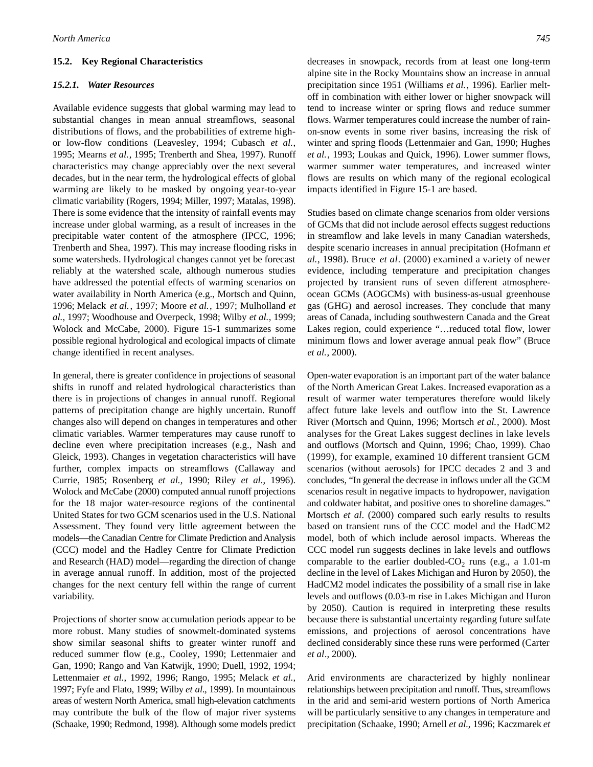## 15.2. Key Regional Characteristics

### *15.2.1. Water Resources*

Available evidence suggests that global warming may lead to substantial changes in mean annual streamflows, seasonal distributions of flows, and the probabilities of extreme high- or low-flow conditions (Leavesley, 1994; Cubasch *et al.*, 1995; Mearns *et al.*, 1995; Trenberth and Shea, 1997). Runoff characteristics may change appreciably over the next several decades, but in the near term, the hydrological effects of global warming are likely to be masked by ongoing year-to-year climatic variability (Rogers, 1994; Miller, 1997; Matalas, 1998). There is some evidence that the intensity of rainfall events may increase under global warming, as a result of increases in the precipitable water content of the atmosphere (IPCC, 1996; Trenberth and Shea, 1997). This may increase flooding risks in some watersheds. Hydrological changes cannot yet be forecast reliably at the watershed scale, although numerous studies have addressed the potential effects of warming scenarios on water availability in North America (e.g., Mortsch and Quinn, 1996; Melack *et al.*, 1997; Moore *et al.*, 1997; Mulholland *et al.*, 1997; Woodhouse and Overpeck, 1998; Wilby *et al.*, 1999; Wolock and McCabe, 2000). Figure 15-1 summarizes some possible regional hydrological and ecological impacts of climate change identified in recent analyses.

In general, there is greater confidence in projections of seasonal shifts in runoff and related hydrological characteristics than there is in projections of changes in annual runoff. Regional patterns of precipitation change are highly uncertain. Runoff changes also will depend on changes in temperatures and other climatic variables. Warmer temperatures may cause runoff to decline even where precipitation increases (e.g., Nash and Gleick, 1993). Changes in vegetation characteristics will have further, complex impacts on streamflows (Callaway and Currie, 1985; Rosenberg *et al.*, 1990; Riley *et al.*, 1996). Wolock and McCabe (2000) computed annual runoff projections for the 18 major water-resource regions of the continental United States for two GCM scenarios used in the U.S. National Assessment. They found very little agreement between the models—the Canadian Centre for Climate Prediction and Analysis (CCC) model and the Hadley Centre for Climate Prediction and Research (HAD) model—regarding the direction of change in average annual runoff. In addition, most of the projected changes for the next century fell within the range of current variability.

Projections of shorter snow accumulation periods appear to be more robust. Many studies of snowmelt-dominated systems show similar seasonal shifts to greater winter runoff and reduced summer flow (e.g., Cooley, 1990; Lettenmaier and Gan, 1990; Rango and Van Katwijk, 1990; Duell, 1992, 1994; Lettenmaier *et al.*, 1992, 1996; Rango, 1995; Melack *et al.*, 1997; Fyfe and Flato, 1999; Wilby *et al*., 1999). In mountainous areas of western North America, small high-elevation catchments may contribute the bulk of the flow of major river systems (Schaake, 1990; Redmond, 1998). Although some models predict decreases in snowpack, records from at least one long-term alpine site in the Rocky Mountains show an increase in annual precipitation since 1951 (Williams *et al.*, 1996). Earlier melt-off in combination with either lower or higher snowpack will tend to increase winter or spring flows and reduce summer flows. Warmer temperatures could increase the number of rain-on-snow events in some river basins, increasing the risk of winter and spring floods (Lettenmaier and Gan, 1990; Hughes *et al.*, 1993; Loukas and Quick, 1996). Lower summer flows, warmer summer water temperatures, and increased winter flows are results on which many of the regional ecological impacts identified in Figure 15-1 are based.

Studies based on climate change scenarios from older versions of GCMs that did not include aerosol effects suggest reductions in streamflow and lake levels in many Canadian watersheds, despite scenario increases in annual precipitation (Hofmann *et al.*, 1998). Bruce *et al*. (2000) examined a variety of newer evidence, including temperature and precipitation changes projected by transient runs of seven different atmosphere-ocean GCMs (AOGCMs) with business-as-usual greenhouse gas (GHG) and aerosol increases. They conclude that many areas of Canada, including southwestern Canada and the Great Lakes region, could experience "…reduced total flow, lower minimum flows and lower average annual peak flow" (Bruce *et al.*, 2000).

Open-water evaporation is an important part of the water balance of the North American Great Lakes. Increased evaporation as a result of warmer water temperatures therefore would likely affect future lake levels and outflow into the St. Lawrence River (Mortsch and Quinn, 1996; Mortsch *et al.*, 2000). Most analyses for the Great Lakes suggest declines in lake levels and outflows (Mortsch and Quinn, 1996; Chao, 1999). Chao (1999), for example, examined 10 different transient GCM scenarios (without aerosols) for IPCC decades 2 and 3 and concludes, "In general the decrease in inflows under all the GCM scenarios result in negative impacts to hydropower, navigation and coldwater habitat, and positive ones to shoreline damages." Mortsch *et al*. (2000) compared such early results to results based on transient runs of the CCC model and the HadCM2 model, both of which include aerosol impacts. Whereas the CCC model run suggests declines in lake levels and outflows comparable to the earlier doubled-$CO_2$ runs (e.g., a 1.01-m decline in the level of Lakes Michigan and Huron by 2050), the HadCM2 model indicates the possibility of a small rise in lake levels and outflows (0.03-m rise in Lakes Michigan and Huron by 2050). Caution is required in interpreting these results because there is substantial uncertainty regarding future sulfate emissions, and projections of aerosol concentrations have declined considerably since these runs were performed (Carter *et al*., 2000).

Arid environments are characterized by highly nonlinear relationships between precipitation and runoff. Thus, streamflows in the arid and semi-arid western portions of North America will be particularly sensitive to any changes in temperature and precipitation (Schaake, 1990; Arnell *et al*., 1996; Kaczmarek *et*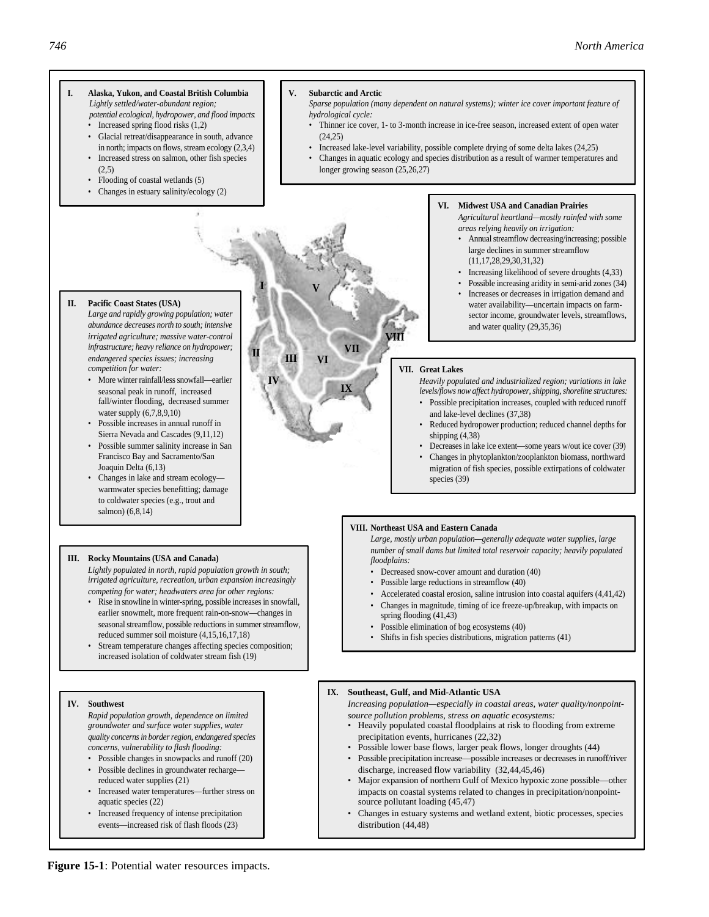**I. Alaska, Yukon, and Coastal British Columbia**

*Lightly settled/water-abundant region; potential ecological, hydropower, and flood impacts:*

- Increased spring flood risks (1,2)
- Glacial retreat/disappearance in south, advance in north; impacts on flows, stream ecology (2,3,4)
- Increased stress on salmon, other fish species (2,5)
- Flooding of coastal wetlands (5)
- Changes in estuary salinity/ecology (2)

**V. Subarctic and Arctic**

*Sparse population (many dependent on natural systems); winter ice cover important feature of hydrological cycle:*

- Thinner ice cover, 1- to 3-month increase in ice-free season, increased extent of open water (24,25)
- Increased lake-level variability, possible complete drying of some delta lakes (24,25)
- Changes in aquatic ecology and species distribution as a result of warmer temperatures and longer growing season (25,26,27)

**VI. Midwest USA and Canadian Prairies**

*Agricultural heartland—mostly rainfed with some areas relying heavily on irrigation:*

- Annual streamflow decreasing/increasing; possible large declines in summer streamflow (11,17,28,29,30,31,32)
- Increasing likelihood of severe droughts (4,33)
- Possible increasing aridity in semi-arid zones (34)
- Increases or decreases in irrigation demand and water availability—uncertain impacts on farm-sector income, groundwater levels, streamflows, and water quality (29,35,36)

**II. Pacific Coast States (USA)**

*Large and rapidly growing population; water abundance decreases north to south; intensive irrigated agriculture; massive water-control infrastructure; heavy reliance on hydropower; endangered species issues; increasing competition for water:*

- More winter rainfall/less snowfall—earlier seasonal peak in runoff, increased fall/winter flooding, decreased summer water supply (6,7,8,9,10)
- Possible increases in annual runoff in Sierra Nevada and Cascades (9,11,12)
- Possible summer salinity increase in San Francisco Bay and Sacramento/San Joaquin Delta (6,13)
- Changes in lake and stream ecology—warmwater species benefitting; damage to coldwater species (e.g., trout and salmon) (6,8,14)

**VII. Great Lakes**

*Heavily populated and industrialized region; variations in lake levels/flows now affect hydropower, shipping, shoreline structures:*

- Possible precipitation increases, coupled with reduced runoff and lake-level declines (37,38)
- Reduced hydropower production; reduced channel depths for shipping (4,38)
- Decreases in lake ice extent—some years w/out ice cover (39)
- Changes in phytoplankton/zooplankton biomass, northward migration of fish species, possible extirpations of coldwater species (39)

**VIII. Northeast USA and Eastern Canada**

*Large, mostly urban population—generally adequate water supplies, large number of small dams but limited total reservoir capacity; heavily populated floodplains:*

- Decreased snow-cover amount and duration (40)
- Possible large reductions in streamflow (40)
- Accelerated coastal erosion, saline intrusion into coastal aquifers (4,41,42)
- Changes in magnitude, timing of ice freeze-up/breakup, with impacts on spring flooding (41,43)
- Possible elimination of bog ecosystems (40)
- Shifts in fish species distributions, migration patterns (41)

**III. Rocky Mountains (USA and Canada)**

*Lightly populated in north, rapid population growth in south; irrigated agriculture, recreation, urban expansion increasingly competing for water; headwaters area for other regions:*

- Rise in snowline in winter-spring, possible increases in snowfall, earlier snowmelt, more frequent rain-on-snow—changes in seasonal streamflow, possible reductions in summer streamflow, reduced summer soil moisture (4,15,16,17,18)
- Stream temperature changes affecting species composition; increased isolation of coldwater stream fish (19)

**IV. Southwest**

*Rapid population growth, dependence on limited groundwater and surface water supplies, water quality concerns in border region, endangered species concerns, vulnerability to flash flooding:*

- Possible changes in snowpacks and runoff (20)
- Possible declines in groundwater recharge—reduced water supplies (21)
- Increased water temperatures—further stress on aquatic species (22)
- Increased frequency of intense precipitation events—increased risk of flash floods (23)

**IX. Southeast, Gulf, and Mid-Atlantic USA**

*Increasing population—especially in coastal areas, water quality/nonpoint-source pollution problems, stress on aquatic ecosystems:*

- Heavily populated coastal floodplains at risk to flooding from extreme precipitation events, hurricanes (22,32)
- Possible lower base flows, larger peak flows, longer droughts (44)
- Possible precipitation increase—possible increases or decreases in runoff/river discharge, increased flow variability (32,44,45,46)
- Major expansion of northern Gulf of Mexico hypoxic zone possible—other impacts on coastal systems related to changes in precipitation/nonpoint-source pollutant loading (45,47)
- Changes in estuary systems and wetland extent, biotic processes, species distribution (44,48)

**Figure 15-1**: Potential water resources impacts.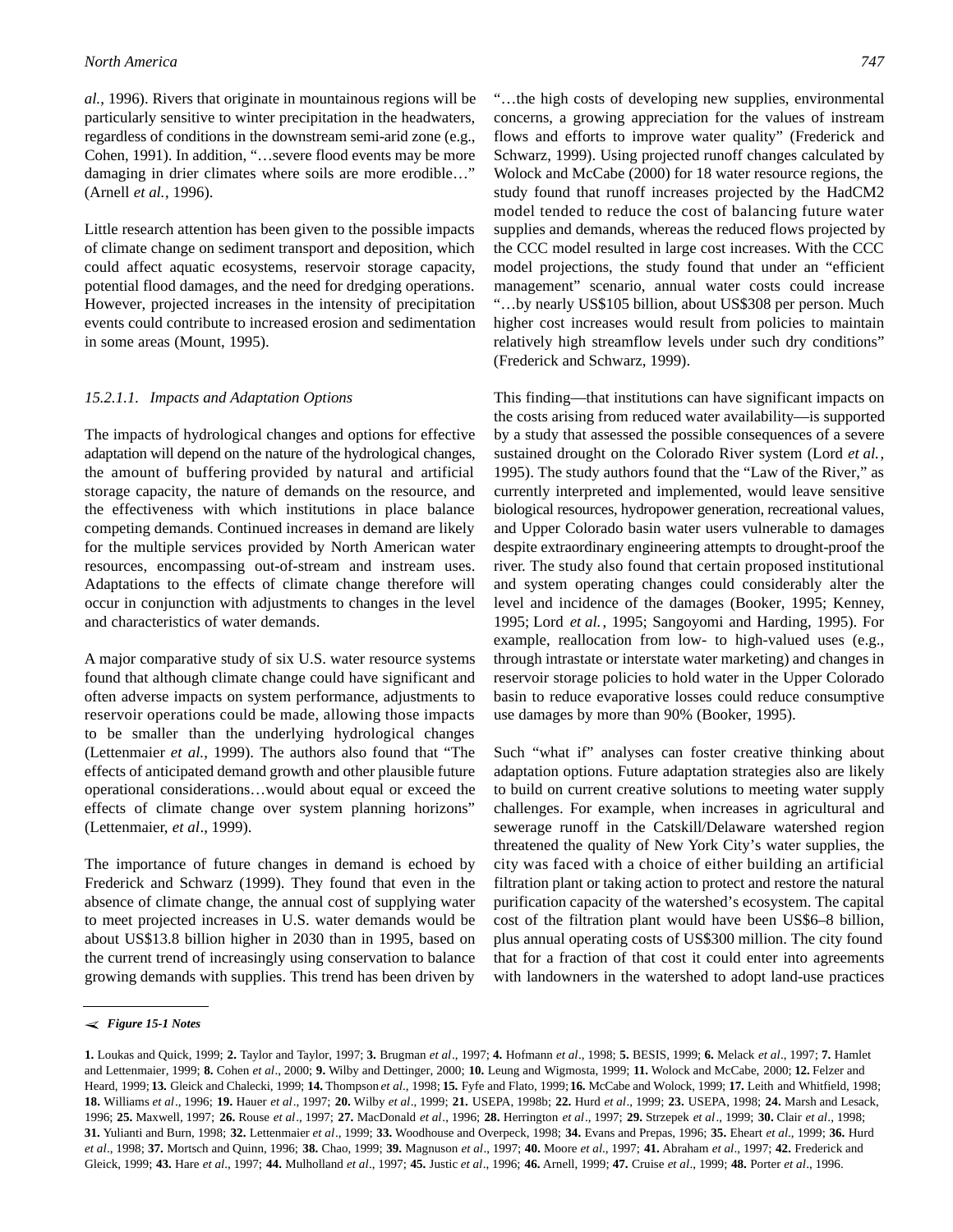*al.*, 1996). Rivers that originate in mountainous regions will be particularly sensitive to winter precipitation in the headwaters, regardless of conditions in the downstream semi-arid zone (e.g., Cohen, 1991). In addition, "…severe flood events may be more damaging in drier climates where soils are more erodible…" (Arnell *et al.*, 1996).

Little research attention has been given to the possible impacts of climate change on sediment transport and deposition, which could affect aquatic ecosystems, reservoir storage capacity, potential flood damages, and the need for dredging operations. However, projected increases in the intensity of precipitation events could contribute to increased erosion and sedimentation in some areas (Mount, 1995).

#### *15.2.1.1. Impacts and Adaptation Options*

The impacts of hydrological changes and options for effective adaptation will depend on the nature of the hydrological changes, the amount of buffering provided by natural and artificial storage capacity, the nature of demands on the resource, and the effectiveness with which institutions in place balance competing demands. Continued increases in demand are likely for the multiple services provided by North American water resources, encompassing out-of-stream and instream uses. Adaptations to the effects of climate change therefore will occur in conjunction with adjustments to changes in the level and characteristics of water demands.

A major comparative study of six U.S. water resource systems found that although climate change could have significant and often adverse impacts on system performance, adjustments to reservoir operations could be made, allowing those impacts to be smaller than the underlying hydrological changes (Lettenmaier *et al.*, 1999). The authors also found that "The effects of anticipated demand growth and other plausible future operational considerations…would about equal or exceed the effects of climate change over system planning horizons" (Lettenmaier, *et al*., 1999).

The importance of future changes in demand is echoed by Frederick and Schwarz (1999). They found that even in the absence of climate change, the annual cost of supplying water to meet projected increases in U.S. water demands would be about US$13.8 billion higher in 2030 than in 1995, based on the current trend of increasingly using conservation to balance growing demands with supplies. This trend has been driven by "…the high costs of developing new supplies, environmental concerns, a growing appreciation for the values of instream flows and efforts to improve water quality" (Frederick and Schwarz, 1999). Using projected runoff changes calculated by Wolock and McCabe (2000) for 18 water resource regions, the study found that runoff increases projected by the HadCM2 model tended to reduce the cost of balancing future water supplies and demands, whereas the reduced flows projected by the CCC model resulted in large cost increases. With the CCC model projections, the study found that under an "efficient management" scenario, annual water costs could increase "…by nearly US$105 billion, about US$308 per person. Much higher cost increases would result from policies to maintain relatively high streamflow levels under such dry conditions" (Frederick and Schwarz, 1999).

This finding—that institutions can have significant impacts on the costs arising from reduced water availability—is supported by a study that assessed the possible consequences of a severe sustained drought on the Colorado River system (Lord *et al.*, 1995). The study authors found that the "Law of the River," as currently interpreted and implemented, would leave sensitive biological resources, hydropower generation, recreational values, and Upper Colorado basin water users vulnerable to damages despite extraordinary engineering attempts to drought-proof the river. The study also found that certain proposed institutional and system operating changes could considerably alter the level and incidence of the damages (Booker, 1995; Kenney, 1995; Lord *et al.*, 1995; Sangoyomi and Harding, 1995). For example, reallocation from low- to high-valued uses (e.g., through intrastate or interstate water marketing) and changes in reservoir storage policies to hold water in the Upper Colorado basin to reduce evaporative losses could reduce consumptive use damages by more than 90% (Booker, 1995).

Such "what if" analyses can foster creative thinking about adaptation options. Future adaptation strategies also are likely to build on current creative solutions to meeting water supply challenges. For example, when increases in agricultural and sewerage runoff in the Catskill/Delaware watershed region threatened the quality of New York City's water supplies, the city was faced with a choice of either building an artificial filtration plant or taking action to protect and restore the natural purification capacity of the watershed's ecosystem. The capital cost of the filtration plant would have been US$6–8 billion, plus annual operating costs of US$300 million. The city found that for a fraction of that cost it could enter into agreements with landowners in the watershed to adopt land-use practices

---

***Figure 15-1 Notes***

**1.** Loukas and Quick, 1999; **2.** Taylor and Taylor, 1997; **3.** Brugman *et al*., 1997; **4.** Hofmann *et al*., 1998; **5.** BESIS, 1999; **6.** Melack *et al*., 1997; **7.** Hamlet and Lettenmaier, 1999; **8.** Cohen *et al*., 2000; **9.** Wilby and Dettinger, 2000; **10.** Leung and Wigmosta, 1999; **11.** Wolock and McCabe, 2000; **12.** Felzer and Heard, 1999; **13.** Gleick and Chalecki, 1999; **14.** Thompson *et al*., 1998; **15.** Fyfe and Flato, 1999; **16.** McCabe and Wolock, 1999; **17.** Leith and Whitfield, 1998; **18.** Williams *et al*., 1996; **19.** Hauer *et al*., 1997; **20.** Wilby *et al*., 1999; **21.** USEPA, 1998b; **22.** Hurd *et al*., 1999; **23.** USEPA, 1998; **24.** Marsh and Lesack, 1996; **25.** Maxwell, 1997; **26.** Rouse *et al*., 1997; **27.** MacDonald *et al*., 1996; **28.** Herrington *et al*., 1997; **29.** Strzepek *et al*., 1999; **30.** Clair *et al*., 1998; **31.** Yulianti and Burn, 1998; **32.** Lettenmaier *et al*., 1999; **33.** Woodhouse and Overpeck, 1998; **34.** Evans and Prepas, 1996; **35.** Eheart *et al*., 1999; **36.** Hurd *et al*., 1998; **37.** Mortsch and Quinn, 1996; **38.** Chao, 1999; **39.** Magnuson *et al*., 1997; **40.** Moore *et al*., 1997; **41.** Abraham *et al*., 1997; **42.** Frederick and Gleick, 1999; **43.** Hare *et al*., 1997; **44.** Mulholland *et al*., 1997; **45.** Justic *et al*., 1996; **46.** Arnell, 1999; **47.** Cruise *et al*., 1999; **48.** Porter *et al*., 1996.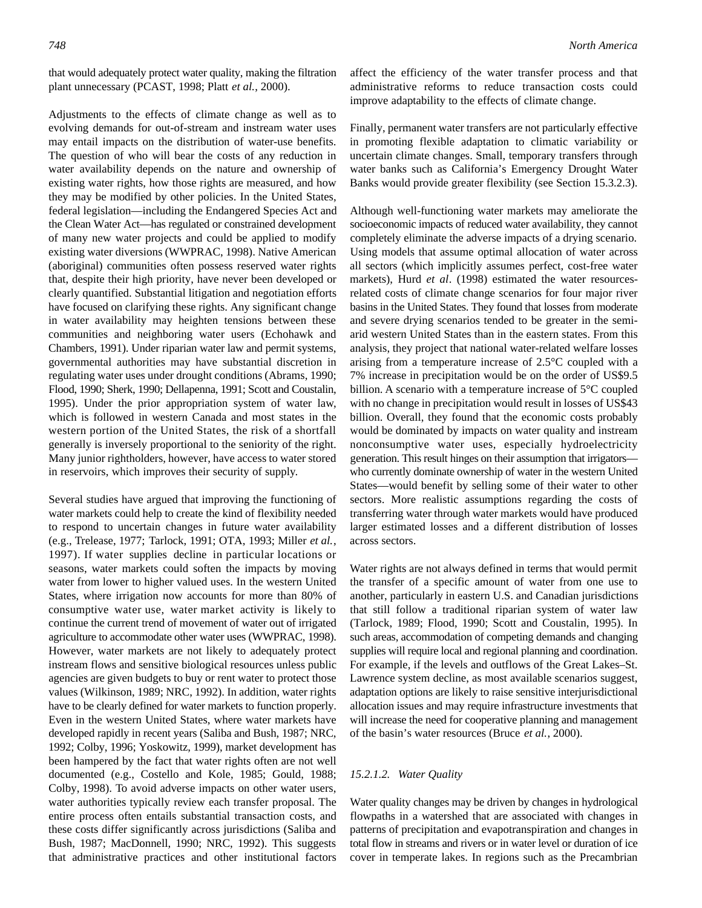that would adequately protect water quality, making the filtration plant unnecessary (PCAST, 1998; Platt *et al.*, 2000).

Adjustments to the effects of climate change as well as to evolving demands for out-of-stream and instream water uses may entail impacts on the distribution of water-use benefits. The question of who will bear the costs of any reduction in water availability depends on the nature and ownership of existing water rights, how those rights are measured, and how they may be modified by other policies. In the United States, federal legislation—including the Endangered Species Act and the Clean Water Act—has regulated or constrained development of many new water projects and could be applied to modify existing water diversions (WWPRAC, 1998). Native American (aboriginal) communities often possess reserved water rights that, despite their high priority, have never been developed or clearly quantified. Substantial litigation and negotiation efforts have focused on clarifying these rights. Any significant change in water availability may heighten tensions between these communities and neighboring water users (Echohawk and Chambers, 1991). Under riparian water law and permit systems, governmental authorities may have substantial discretion in regulating water uses under drought conditions (Abrams, 1990; Flood, 1990; Sherk, 1990; Dellapenna, 1991; Scott and Coustalin, 1995). Under the prior appropriation system of water law, which is followed in western Canada and most states in the western portion of the United States, the risk of a shortfall generally is inversely proportional to the seniority of the right. Many junior rightholders, however, have access to water stored in reservoirs, which improves their security of supply.

Several studies have argued that improving the functioning of water markets could help to create the kind of flexibility needed to respond to uncertain changes in future water availability (e.g., Trelease, 1977; Tarlock, 1991; OTA, 1993; Miller *et al.*, 1997). If water supplies decline in particular locations or seasons, water markets could soften the impacts by moving water from lower to higher valued uses. In the western United States, where irrigation now accounts for more than 80% of consumptive water use, water market activity is likely to continue the current trend of movement of water out of irrigated agriculture to accommodate other water uses (WWPRAC, 1998). However, water markets are not likely to adequately protect instream flows and sensitive biological resources unless public agencies are given budgets to buy or rent water to protect those values (Wilkinson, 1989; NRC, 1992). In addition, water rights have to be clearly defined for water markets to function properly. Even in the western United States, where water markets have developed rapidly in recent years (Saliba and Bush, 1987; NRC, 1992; Colby, 1996; Yoskowitz, 1999), market development has been hampered by the fact that water rights often are not well documented (e.g., Costello and Kole, 1985; Gould, 1988; Colby, 1998). To avoid adverse impacts on other water users, water authorities typically review each transfer proposal. The entire process often entails substantial transaction costs, and these costs differ significantly across jurisdictions (Saliba and Bush, 1987; MacDonnell, 1990; NRC, 1992). This suggests that administrative practices and other institutional factors affect the efficiency of the water transfer process and that administrative reforms to reduce transaction costs could improve adaptability to the effects of climate change.

Finally, permanent water transfers are not particularly effective in promoting flexible adaptation to climatic variability or uncertain climate changes. Small, temporary transfers through water banks such as California's Emergency Drought Water Banks would provide greater flexibility (see Section 15.3.2.3).

Although well-functioning water markets may ameliorate the socioeconomic impacts of reduced water availability, they cannot completely eliminate the adverse impacts of a drying scenario. Using models that assume optimal allocation of water across all sectors (which implicitly assumes perfect, cost-free water markets), Hurd *et al*. (1998) estimated the water resources-related costs of climate change scenarios for four major river basins in the United States. They found that losses from moderate and severe drying scenarios tended to be greater in the semi-arid western United States than in the eastern states. From this analysis, they project that national water-related welfare losses arising from a temperature increase of 2.5°C coupled with a 7% increase in precipitation would be on the order of US$9.5 billion. A scenario with a temperature increase of 5°C coupled with no change in precipitation would result in losses of US$43 billion. Overall, they found that the economic costs probably would be dominated by impacts on water quality and instream nonconsumptive water uses, especially hydroelectricity generation. This result hinges on their assumption that irrigators—who currently dominate ownership of water in the western United States—would benefit by selling some of their water to other sectors. More realistic assumptions regarding the costs of transferring water through water markets would have produced larger estimated losses and a different distribution of losses across sectors.

Water rights are not always defined in terms that would permit the transfer of a specific amount of water from one use to another, particularly in eastern U.S. and Canadian jurisdictions that still follow a traditional riparian system of water law (Tarlock, 1989; Flood, 1990; Scott and Coustalin, 1995). In such areas, accommodation of competing demands and changing supplies will require local and regional planning and coordination. For example, if the levels and outflows of the Great Lakes–St. Lawrence system decline, as most available scenarios suggest, adaptation options are likely to raise sensitive interjurisdictional allocation issues and may require infrastructure investments that will increase the need for cooperative planning and management of the basin's water resources (Bruce *et al.*, 2000).

#### *15.2.1.2. Water Quality*

Water quality changes may be driven by changes in hydrological flowpaths in a watershed that are associated with changes in patterns of precipitation and evapotranspiration and changes in total flow in streams and rivers or in water level or duration of ice cover in temperate lakes. In regions such as the Precambrian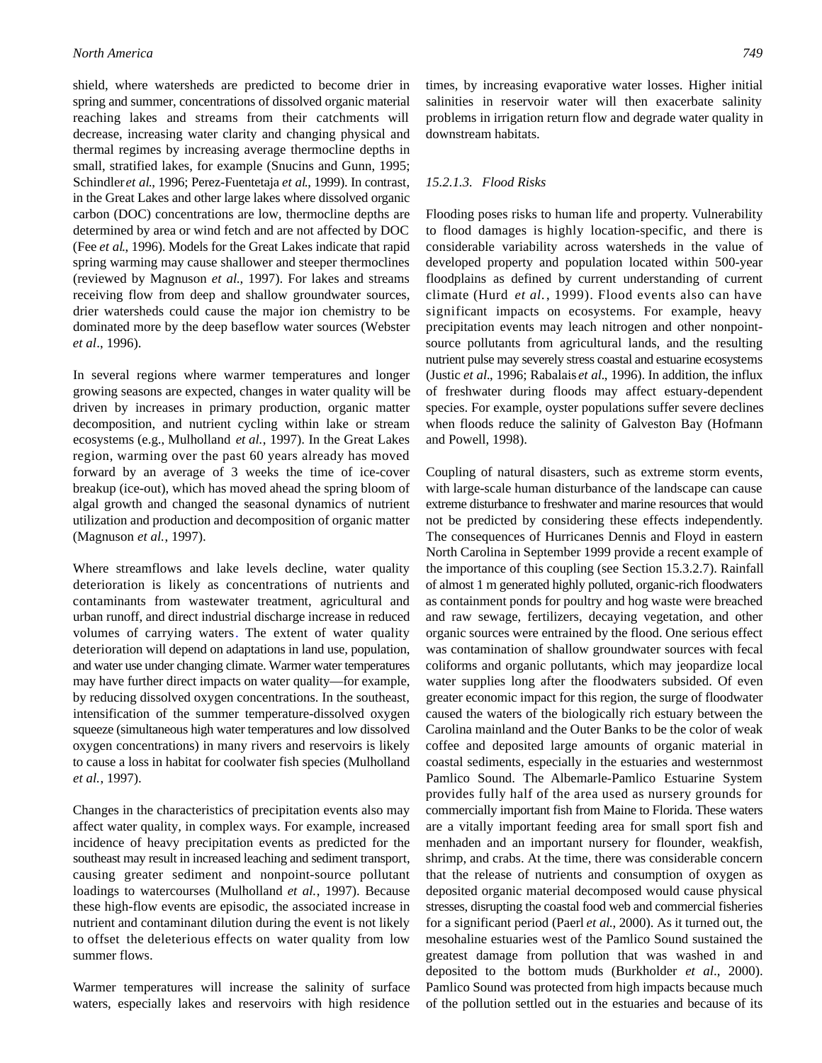shield, where watersheds are predicted to become drier in spring and summer, concentrations of dissolved organic material reaching lakes and streams from their catchments will decrease, increasing water clarity and changing physical and thermal regimes by increasing average thermocline depths in small, stratified lakes, for example (Snucins and Gunn, 1995; Schindler *et al.*, 1996; Perez-Fuentetaja *et al.*, 1999). In contrast, in the Great Lakes and other large lakes where dissolved organic carbon (DOC) concentrations are low, thermocline depths are determined by area or wind fetch and are not affected by DOC (Fee *et al.*, 1996). Models for the Great Lakes indicate that rapid spring warming may cause shallower and steeper thermoclines (reviewed by Magnuson *et al.*, 1997). For lakes and streams receiving flow from deep and shallow groundwater sources, drier watersheds could cause the major ion chemistry to be dominated more by the deep baseflow water sources (Webster *et al*., 1996).

In several regions where warmer temperatures and longer growing seasons are expected, changes in water quality will be driven by increases in primary production, organic matter decomposition, and nutrient cycling within lake or stream ecosystems (e.g., Mulholland *et al.*, 1997). In the Great Lakes region, warming over the past 60 years already has moved forward by an average of 3 weeks the time of ice-cover breakup (ice-out), which has moved ahead the spring bloom of algal growth and changed the seasonal dynamics of nutrient utilization and production and decomposition of organic matter (Magnuson *et al.*, 1997).

Where streamflows and lake levels decline, water quality deterioration is likely as concentrations of nutrients and contaminants from wastewater treatment, agricultural and urban runoff, and direct industrial discharge increase in reduced volumes of carrying waters. The extent of water quality deterioration will depend on adaptations in land use, population, and water use under changing climate. Warmer water temperatures may have further direct impacts on water quality—for example, by reducing dissolved oxygen concentrations. In the southeast, intensification of the summer temperature-dissolved oxygen squeeze (simultaneous high water temperatures and low dissolved oxygen concentrations) in many rivers and reservoirs is likely to cause a loss in habitat for coolwater fish species (Mulholland *et al.*, 1997).

Changes in the characteristics of precipitation events also may affect water quality, in complex ways. For example, increased incidence of heavy precipitation events as predicted for the southeast may result in increased leaching and sediment transport, causing greater sediment and nonpoint-source pollutant loadings to watercourses (Mulholland *et al.*, 1997). Because these high-flow events are episodic, the associated increase in nutrient and contaminant dilution during the event is not likely to offset the deleterious effects on water quality from low summer flows.

Warmer temperatures will increase the salinity of surface waters, especially lakes and reservoirs with high residence times, by increasing evaporative water losses. Higher initial salinities in reservoir water will then exacerbate salinity problems in irrigation return flow and degrade water quality in downstream habitats.

#### *15.2.1.3. Flood Risks*

Flooding poses risks to human life and property. Vulnerability to flood damages is highly location-specific, and there is considerable variability across watersheds in the value of developed property and population located within 500-year floodplains as defined by current understanding of current climate (Hurd *et al.*, 1999). Flood events also can have significant impacts on ecosystems. For example, heavy precipitation events may leach nitrogen and other nonpoint-source pollutants from agricultural lands, and the resulting nutrient pulse may severely stress coastal and estuarine ecosystems (Justic *et al*., 1996; Rabalais *et al*., 1996). In addition, the influx of freshwater during floods may affect estuary-dependent species. For example, oyster populations suffer severe declines when floods reduce the salinity of Galveston Bay (Hofmann and Powell, 1998).

Coupling of natural disasters, such as extreme storm events, with large-scale human disturbance of the landscape can cause extreme disturbance to freshwater and marine resources that would not be predicted by considering these effects independently. The consequences of Hurricanes Dennis and Floyd in eastern North Carolina in September 1999 provide a recent example of the importance of this coupling (see Section 15.3.2.7). Rainfall of almost 1 m generated highly polluted, organic-rich floodwaters as containment ponds for poultry and hog waste were breached and raw sewage, fertilizers, decaying vegetation, and other organic sources were entrained by the flood. One serious effect was contamination of shallow groundwater sources with fecal coliforms and organic pollutants, which may jeopardize local water supplies long after the floodwaters subsided. Of even greater economic impact for this region, the surge of floodwater caused the waters of the biologically rich estuary between the Carolina mainland and the Outer Banks to be the color of weak coffee and deposited large amounts of organic material in coastal sediments, especially in the estuaries and westernmost Pamlico Sound. The Albemarle-Pamlico Estuarine System provides fully half of the area used as nursery grounds for commercially important fish from Maine to Florida. These waters are a vitally important feeding area for small sport fish and menhaden and an important nursery for flounder, weakfish, shrimp, and crabs. At the time, there was considerable concern that the release of nutrients and consumption of oxygen as deposited organic material decomposed would cause physical stresses, disrupting the coastal food web and commercial fisheries for a significant period (Paerl *et al.*, 2000). As it turned out, the mesohaline estuaries west of the Pamlico Sound sustained the greatest damage from pollution that was washed in and deposited to the bottom muds (Burkholder *et al*., 2000). Pamlico Sound was protected from high impacts because much of the pollution settled out in the estuaries and because of its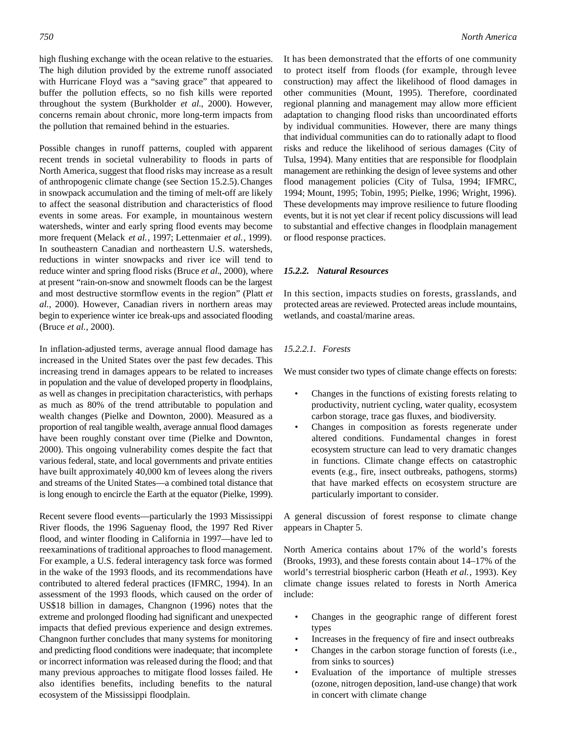high flushing exchange with the ocean relative to the estuaries. The high dilution provided by the extreme runoff associated with Hurricane Floyd was a "saving grace" that appeared to buffer the pollution effects, so no fish kills were reported throughout the system (Burkholder *et al.*, 2000). However, concerns remain about chronic, more long-term impacts from the pollution that remained behind in the estuaries.

Possible changes in runoff patterns, coupled with apparent recent trends in societal vulnerability to floods in parts of North America, suggest that flood risks may increase as a result of anthropogenic climate change (see Section 15.2.5). Changes in snowpack accumulation and the timing of melt-off are likely to affect the seasonal distribution and characteristics of flood events in some areas. For example, in mountainous western watersheds, winter and early spring flood events may become more frequent (Melack *et al.*, 1997; Lettenmaier *et al.*, 1999). In southeastern Canadian and northeastern U.S. watersheds, reductions in winter snowpacks and river ice will tend to reduce winter and spring flood risks (Bruce *et al*., 2000), where at present "rain-on-snow and snowmelt floods can be the largest and most destructive stormflow events in the region" (Platt *et al.*, 2000). However, Canadian rivers in northern areas may begin to experience winter ice break-ups and associated flooding (Bruce *et al.*, 2000).

In inflation-adjusted terms, average annual flood damage has increased in the United States over the past few decades. This increasing trend in damages appears to be related to increases in population and the value of developed property in floodplains, as well as changes in precipitation characteristics, with perhaps as much as 80% of the trend attributable to population and wealth changes (Pielke and Downton, 2000). Measured as a proportion of real tangible wealth, average annual flood damages have been roughly constant over time (Pielke and Downton, 2000). This ongoing vulnerability comes despite the fact that various federal, state, and local governments and private entities have built approximately 40,000 km of levees along the rivers and streams of the United States—a combined total distance that is long enough to encircle the Earth at the equator (Pielke, 1999).

Recent severe flood events—particularly the 1993 Mississippi River floods, the 1996 Saguenay flood, the 1997 Red River flood, and winter flooding in California in 1997—have led to reexaminations of traditional approaches to flood management. For example, a U.S. federal interagency task force was formed in the wake of the 1993 floods, and its recommendations have contributed to altered federal practices (IFMRC, 1994). In an assessment of the 1993 floods, which caused on the order of US$18 billion in damages, Changnon (1996) notes that the extreme and prolonged flooding had significant and unexpected impacts that defied previous experience and design extremes. Changnon further concludes that many systems for monitoring and predicting flood conditions were inadequate; that incomplete or incorrect information was released during the flood; and that many previous approaches to mitigate flood losses failed. He also identifies benefits, including benefits to the natural ecosystem of the Mississippi floodplain.

It has been demonstrated that the efforts of one community to protect itself from floods (for example, through levee construction) may affect the likelihood of flood damages in other communities (Mount, 1995). Therefore, coordinated regional planning and management may allow more efficient adaptation to changing flood risks than uncoordinated efforts by individual communities. However, there are many things that individual communities can do to rationally adapt to flood risks and reduce the likelihood of serious damages (City of Tulsa, 1994). Many entities that are responsible for floodplain management are rethinking the design of levee systems and other flood management policies (City of Tulsa, 1994; IFMRC, 1994; Mount, 1995; Tobin, 1995; Pielke, 1996; Wright, 1996). These developments may improve resilience to future flooding events, but it is not yet clear if recent policy discussions will lead to substantial and effective changes in floodplain management or flood response practices.

### 15.2.2. Natural Resources

In this section, impacts studies on forests, grasslands, and protected areas are reviewed. Protected areas include mountains, wetlands, and coastal/marine areas.

#### *15.2.2.1. Forests*

We must consider two types of climate change effects on forests:

- Changes in the functions of existing forests relating to productivity, nutrient cycling, water quality, ecosystem carbon storage, trace gas fluxes, and biodiversity.
- Changes in composition as forests regenerate under altered conditions. Fundamental changes in forest ecosystem structure can lead to very dramatic changes in functions. Climate change effects on catastrophic events (e.g., fire, insect outbreaks, pathogens, storms) that have marked effects on ecosystem structure are particularly important to consider.

A general discussion of forest response to climate change appears in Chapter 5.

North America contains about 17% of the world's forests (Brooks, 1993), and these forests contain about 14–17% of the world's terrestrial biospheric carbon (Heath *et al.*, 1993). Key climate change issues related to forests in North America include:

- Changes in the geographic range of different forest types
- Increases in the frequency of fire and insect outbreaks
- Changes in the carbon storage function of forests (i.e., from sinks to sources)
- Evaluation of the importance of multiple stresses (ozone, nitrogen deposition, land-use change) that work in concert with climate change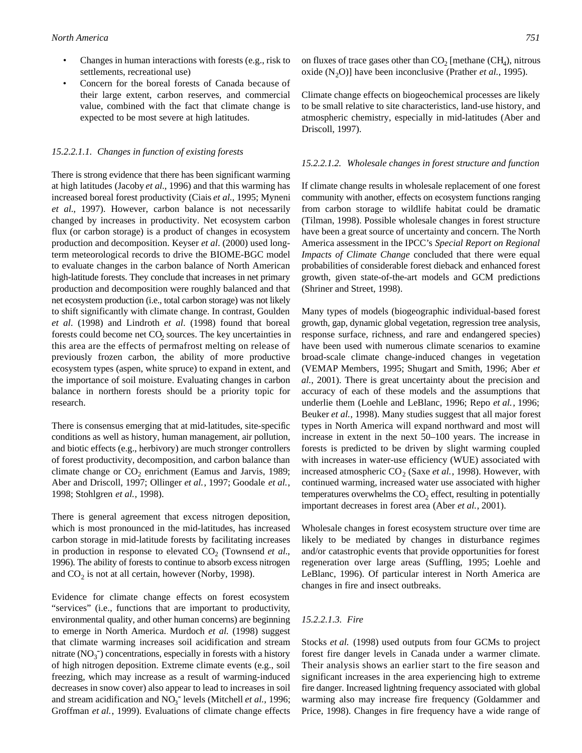- Changes in human interactions with forests (e.g., risk to settlements, recreational use)
- Concern for the boreal forests of Canada because of their large extent, carbon reserves, and commercial value, combined with the fact that climate change is expected to be most severe at high latitudes.

#### *15.2.2.1.1. Changes in function of existing forests*

There is strong evidence that there has been significant warming at high latitudes (Jacoby *et al.*, 1996) and that this warming has increased boreal forest productivity (Ciais *et al.*, 1995; Myneni *et al.*, 1997). However, carbon balance is not necessarily changed by increases in productivity. Net ecosystem carbon flux (or carbon storage) is a product of changes in ecosystem production and decomposition. Keyser *et al*. (2000) used long-term meteorological records to drive the BIOME-BGC model to evaluate changes in the carbon balance of North American high-latitude forests. They conclude that increases in net primary production and decomposition were roughly balanced and that net ecosystem production (i.e., total carbon storage) was not likely to shift significantly with climate change. In contrast, Goulden *et al*. (1998) and Lindroth *et al*. (1998) found that boreal forests could become net $CO_2$ sources. The key uncertainties in this area are the effects of permafrost melting on release of previously frozen carbon, the ability of more productive ecosystem types (aspen, white spruce) to expand in extent, and the importance of soil moisture. Evaluating changes in carbon balance in northern forests should be a priority topic for research.

There is consensus emerging that at mid-latitudes, site-specific conditions as well as history, human management, air pollution, and biotic effects (e.g., herbivory) are much stronger controllers of forest productivity, decomposition, and carbon balance than climate change or $CO_2$ enrichment (Eamus and Jarvis, 1989; Aber and Driscoll, 1997; Ollinger *et al.*, 1997; Goodale *et al.*, 1998; Stohlgren *et al.*, 1998).

There is general agreement that excess nitrogen deposition, which is most pronounced in the mid-latitudes, has increased carbon storage in mid-latitude forests by facilitating increases in production in response to elevated $CO_2$ (Townsend *et al.*, 1996). The ability of forests to continue to absorb excess nitrogen and $CO_2$ is not at all certain, however (Norby, 1998).

Evidence for climate change effects on forest ecosystem "services" (i.e., functions that are important to productivity, environmental quality, and other human concerns) are beginning to emerge in North America. Murdoch *et al.* (1998) suggest that climate warming increases soil acidification and stream nitrate ($NO_3^-$) concentrations, especially in forests with a history of high nitrogen deposition. Extreme climate events (e.g., soil freezing, which may increase as a result of warming-induced decreases in snow cover) also appear to lead to increases in soil and stream acidification and $NO_3^-$ levels (Mitchell *et al.*, 1996; Groffman *et al.*, 1999). Evaluations of climate change effects on fluxes of trace gases other than $CO_2$ [methane ($CH_4$), nitrous oxide ($N_2O$)] have been inconclusive (Prather *et al.*, 1995).

Climate change effects on biogeochemical processes are likely to be small relative to site characteristics, land-use history, and atmospheric chemistry, especially in mid-latitudes (Aber and Driscoll, 1997).

#### *15.2.2.1.2. Wholesale changes in forest structure and function*

If climate change results in wholesale replacement of one forest community with another, effects on ecosystem functions ranging from carbon storage to wildlife habitat could be dramatic (Tilman, 1998). Possible wholesale changes in forest structure have been a great source of uncertainty and concern. The North America assessment in the IPCC's *Special Report on Regional Impacts of Climate Change* concluded that there were equal probabilities of considerable forest dieback and enhanced forest growth, given state-of-the-art models and GCM predictions (Shriner and Street, 1998).

Many types of models (biogeographic individual-based forest growth, gap, dynamic global vegetation, regression tree analysis, response surface, richness, and rare and endangered species) have been used with numerous climate scenarios to examine broad-scale climate change-induced changes in vegetation (VEMAP Members, 1995; Shugart and Smith, 1996; Aber *et al.*, 2001). There is great uncertainty about the precision and accuracy of each of these models and the assumptions that underlie them (Loehle and LeBlanc, 1996; Repo *et al.*, 1996; Beuker *et al.*, 1998). Many studies suggest that all major forest types in North America will expand northward and most will increase in extent in the next 50–100 years. The increase in forests is predicted to be driven by slight warming coupled with increases in water-use efficiency (WUE) associated with increased atmospheric $CO_2$ (Saxe *et al.*, 1998). However, with continued warming, increased water use associated with higher temperatures overwhelms the $CO_2$ effect, resulting in potentially important decreases in forest area (Aber *et al.*, 2001).

Wholesale changes in forest ecosystem structure over time are likely to be mediated by changes in disturbance regimes and/or catastrophic events that provide opportunities for forest regeneration over large areas (Suffling, 1995; Loehle and LeBlanc, 1996). Of particular interest in North America are changes in fire and insect outbreaks.

#### *15.2.2.1.3. Fire*

Stocks *et al.* (1998) used outputs from four GCMs to project forest fire danger levels in Canada under a warmer climate. Their analysis shows an earlier start to the fire season and significant increases in the area experiencing high to extreme fire danger. Increased lightning frequency associated with global warming also may increase fire frequency (Goldammer and Price, 1998). Changes in fire frequency have a wide range of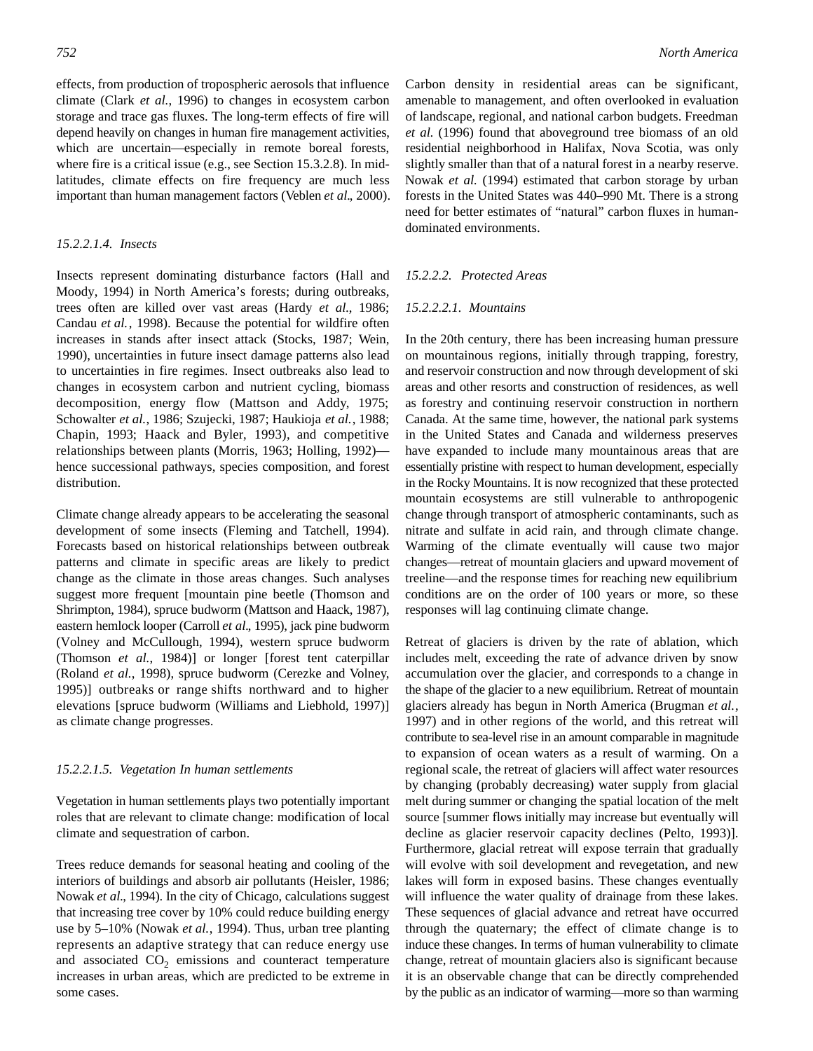effects, from production of tropospheric aerosols that influence climate (Clark *et al.*, 1996) to changes in ecosystem carbon storage and trace gas fluxes. The long-term effects of fire will depend heavily on changes in human fire management activities, which are uncertain—especially in remote boreal forests, where fire is a critical issue (e.g., see Section 15.3.2.8). In mid-latitudes, climate effects on fire frequency are much less important than human management factors (Veblen *et al.*, 2000).

#### *15.2.2.1.4. Insects*

Insects represent dominating disturbance factors (Hall and Moody, 1994) in North America's forests; during outbreaks, trees often are killed over vast areas (Hardy *et al.*, 1986; Candau *et al.*, 1998). Because the potential for wildfire often increases in stands after insect attack (Stocks, 1987; Wein, 1990), uncertainties in future insect damage patterns also lead to uncertainties in fire regimes. Insect outbreaks also lead to changes in ecosystem carbon and nutrient cycling, biomass decomposition, energy flow (Mattson and Addy, 1975; Schowalter *et al.*, 1986; Szujecki, 1987; Haukioja *et al.*, 1988; Chapin, 1993; Haack and Byler, 1993), and competitive relationships between plants (Morris, 1963; Holling, 1992)—hence successional pathways, species composition, and forest distribution.

Climate change already appears to be accelerating the seasonal development of some insects (Fleming and Tatchell, 1994). Forecasts based on historical relationships between outbreak patterns and climate in specific areas are likely to predict change as the climate in those areas changes. Such analyses suggest more frequent [mountain pine beetle (Thomson and Shrimpton, 1984), spruce budworm (Mattson and Haack, 1987), eastern hemlock looper (Carroll *et al.*, 1995), jack pine budworm (Volney and McCullough, 1994), western spruce budworm (Thomson *et al.*, 1984)] or longer [forest tent caterpillar (Roland *et al.*, 1998), spruce budworm (Cerezke and Volney, 1995)] outbreaks or range shifts northward and to higher elevations [spruce budworm (Williams and Liebhold, 1997)] as climate change progresses.

#### *15.2.2.1.5. Vegetation In human settlements*

Vegetation in human settlements plays two potentially important roles that are relevant to climate change: modification of local climate and sequestration of carbon.

Trees reduce demands for seasonal heating and cooling of the interiors of buildings and absorb air pollutants (Heisler, 1986; Nowak *et al.*, 1994). In the city of Chicago, calculations suggest that increasing tree cover by 10% could reduce building energy use by 5–10% (Nowak *et al.*, 1994). Thus, urban tree planting represents an adaptive strategy that can reduce energy use and associated $CO_2$ emissions and counteract temperature increases in urban areas, which are predicted to be extreme in some cases.

Carbon density in residential areas can be significant, amenable to management, and often overlooked in evaluation of landscape, regional, and national carbon budgets. Freedman *et al.* (1996) found that aboveground tree biomass of an old residential neighborhood in Halifax, Nova Scotia, was only slightly smaller than that of a natural forest in a nearby reserve. Nowak *et al.* (1994) estimated that carbon storage by urban forests in the United States was 440–990 Mt. There is a strong need for better estimates of "natural" carbon fluxes in human-dominated environments.

### *15.2.2.2. Protected Areas*

#### *15.2.2.2.1. Mountains*

In the 20th century, there has been increasing human pressure on mountainous regions, initially through trapping, forestry, and reservoir construction and now through development of ski areas and other resorts and construction of residences, as well as forestry and continuing reservoir construction in northern Canada. At the same time, however, the national park systems in the United States and Canada and wilderness preserves have expanded to include many mountainous areas that are essentially pristine with respect to human development, especially in the Rocky Mountains. It is now recognized that these protected mountain ecosystems are still vulnerable to anthropogenic change through transport of atmospheric contaminants, such as nitrate and sulfate in acid rain, and through climate change. Warming of the climate eventually will cause two major changes—retreat of mountain glaciers and upward movement of treeline—and the response times for reaching new equilibrium conditions are on the order of 100 years or more, so these responses will lag continuing climate change.

Retreat of glaciers is driven by the rate of ablation, which includes melt, exceeding the rate of advance driven by snow accumulation over the glacier, and corresponds to a change in the shape of the glacier to a new equilibrium. Retreat of mountain glaciers already has begun in North America (Brugman *et al.*, 1997) and in other regions of the world, and this retreat will contribute to sea-level rise in an amount comparable in magnitude to expansion of ocean waters as a result of warming. On a regional scale, the retreat of glaciers will affect water resources by changing (probably decreasing) water supply from glacial melt during summer or changing the spatial location of the melt source [summer flows initially may increase but eventually will decline as glacier reservoir capacity declines (Pelto, 1993)]. Furthermore, glacial retreat will expose terrain that gradually will evolve with soil development and revegetation, and new lakes will form in exposed basins. These changes eventually will influence the water quality of drainage from these lakes. These sequences of glacial advance and retreat have occurred through the quaternary; the effect of climate change is to induce these changes. In terms of human vulnerability to climate change, retreat of mountain glaciers also is significant because it is an observable change that can be directly comprehended by the public as an indicator of warming—more so than warming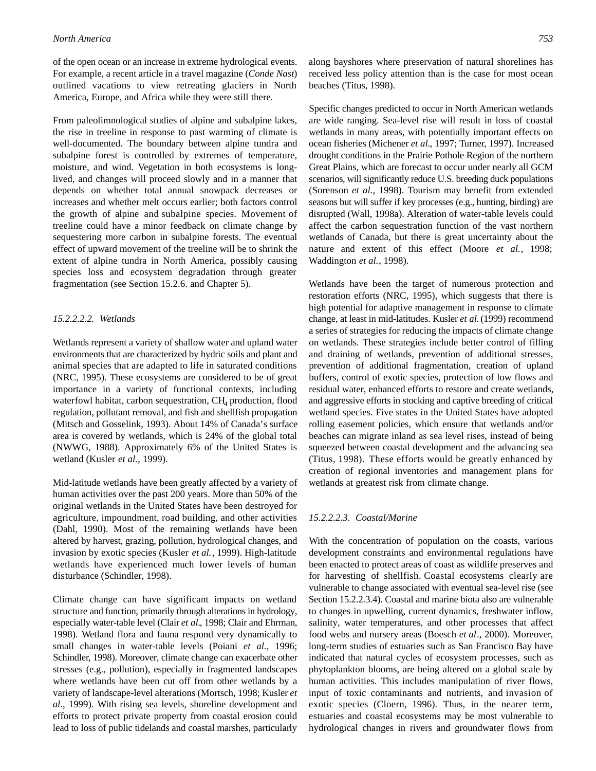of the open ocean or an increase in extreme hydrological events. For example, a recent article in a travel magazine (*Conde Nast*) outlined vacations to view retreating glaciers in North America, Europe, and Africa while they were still there.

From paleolimnological studies of alpine and subalpine lakes, the rise in treeline in response to past warming of climate is well-documented. The boundary between alpine tundra and subalpine forest is controlled by extremes of temperature, moisture, and wind. Vegetation in both ecosystems is long-lived, and changes will proceed slowly and in a manner that depends on whether total annual snowpack decreases or increases and whether melt occurs earlier; both factors control the growth of alpine and subalpine species. Movement of treeline could have a minor feedback on climate change by sequestering more carbon in subalpine forests. The eventual effect of upward movement of the treeline will be to shrink the extent of alpine tundra in North America, possibly causing species loss and ecosystem degradation through greater fragmentation (see Section 15.2.6. and Chapter 5).

#### *15.2.2.2.2. Wetlands*

Wetlands represent a variety of shallow water and upland water environments that are characterized by hydric soils and plant and animal species that are adapted to life in saturated conditions (NRC, 1995). These ecosystems are considered to be of great importance in a variety of functional contexts, including waterfowl habitat, carbon sequestration, $CH_4$ production, flood regulation, pollutant removal, and fish and shellfish propagation (Mitsch and Gosselink, 1993). About 14% of Canada's surface area is covered by wetlands, which is 24% of the global total (NWWG, 1988). Approximately 6% of the United States is wetland (Kusler *et al.*, 1999).

Mid-latitude wetlands have been greatly affected by a variety of human activities over the past 200 years. More than 50% of the original wetlands in the United States have been destroyed for agriculture, impoundment, road building, and other activities (Dahl, 1990). Most of the remaining wetlands have been altered by harvest, grazing, pollution, hydrological changes, and invasion by exotic species (Kusler *et al.*, 1999). High-latitude wetlands have experienced much lower levels of human disturbance (Schindler, 1998).

Climate change can have significant impacts on wetland structure and function, primarily through alterations in hydrology, especially water-table level (Clair *et al*., 1998; Clair and Ehrman, 1998). Wetland flora and fauna respond very dynamically to small changes in water-table levels (Poiani *et al.*, 1996; Schindler, 1998). Moreover, climate change can exacerbate other stresses (e.g., pollution), especially in fragmented landscapes where wetlands have been cut off from other wetlands by a variety of landscape-level alterations (Mortsch, 1998; Kusler *et al*., 1999). With rising sea levels, shoreline development and efforts to protect private property from coastal erosion could lead to loss of public tidelands and coastal marshes, particularly along bayshores where preservation of natural shorelines has received less policy attention than is the case for most ocean beaches (Titus, 1998).

Specific changes predicted to occur in North American wetlands are wide ranging. Sea-level rise will result in loss of coastal wetlands in many areas, with potentially important effects on ocean fisheries (Michener *et al*., 1997; Turner, 1997). Increased drought conditions in the Prairie Pothole Region of the northern Great Plains, which are forecast to occur under nearly all GCM scenarios, will significantly reduce U.S. breeding duck populations (Sorenson *et al.*, 1998). Tourism may benefit from extended seasons but will suffer if key processes (e.g., hunting, birding) are disrupted (Wall, 1998a). Alteration of water-table levels could affect the carbon sequestration function of the vast northern wetlands of Canada, but there is great uncertainty about the nature and extent of this effect (Moore *et al.*, 1998; Waddington *et al.*, 1998).

Wetlands have been the target of numerous protection and restoration efforts (NRC, 1995), which suggests that there is high potential for adaptive management in response to climate change, at least in mid-latitudes. Kusler *et al.* (1999) recommend a series of strategies for reducing the impacts of climate change on wetlands. These strategies include better control of filling and draining of wetlands, prevention of additional stresses, prevention of additional fragmentation, creation of upland buffers, control of exotic species, protection of low flows and residual water, enhanced efforts to restore and create wetlands, and aggressive efforts in stocking and captive breeding of critical wetland species. Five states in the United States have adopted rolling easement policies, which ensure that wetlands and/or beaches can migrate inland as sea level rises, instead of being squeezed between coastal development and the advancing sea (Titus, 1998). These efforts would be greatly enhanced by creation of regional inventories and management plans for wetlands at greatest risk from climate change.

#### *15.2.2.2.3. Coastal/Marine*

With the concentration of population on the coasts, various development constraints and environmental regulations have been enacted to protect areas of coast as wildlife preserves and for harvesting of shellfish. Coastal ecosystems clearly are vulnerable to change associated with eventual sea-level rise (see Section 15.2.2.3.4). Coastal and marine biota also are vulnerable to changes in upwelling, current dynamics, freshwater inflow, salinity, water temperatures, and other processes that affect food webs and nursery areas (Boesch *et al*., 2000). Moreover, long-term studies of estuaries such as San Francisco Bay have indicated that natural cycles of ecosystem processes, such as phytoplankton blooms, are being altered on a global scale by human activities. This includes manipulation of river flows, input of toxic contaminants and nutrients, and invasion of exotic species (Cloern, 1996). Thus, in the nearer term, estuaries and coastal ecosystems may be most vulnerable to hydrological changes in rivers and groundwater flows from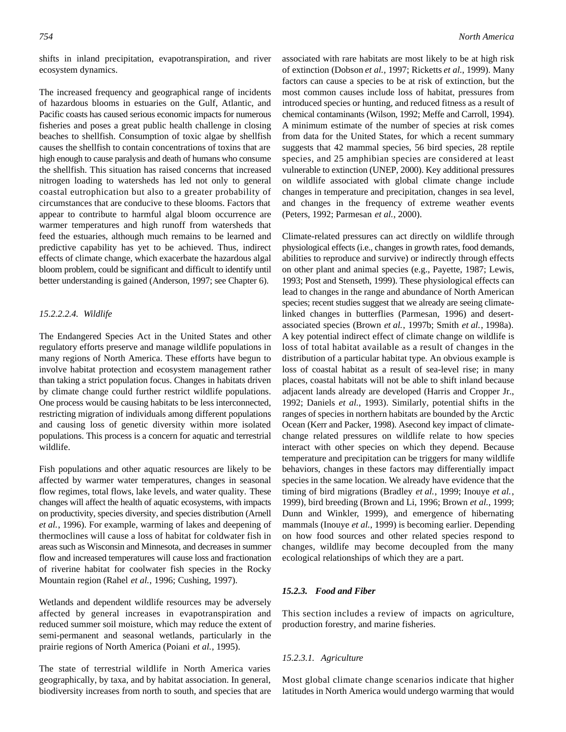shifts in inland precipitation, evapotranspiration, and river ecosystem dynamics.

The increased frequency and geographical range of incidents of hazardous blooms in estuaries on the Gulf, Atlantic, and Pacific coasts has caused serious economic impacts for numerous fisheries and poses a great public health challenge in closing beaches to shellfish. Consumption of toxic algae by shellfish causes the shellfish to contain concentrations of toxins that are high enough to cause paralysis and death of humans who consume the shellfish. This situation has raised concerns that increased nitrogen loading to watersheds has led not only to general coastal eutrophication but also to a greater probability of circumstances that are conducive to these blooms. Factors that appear to contribute to harmful algal bloom occurrence are warmer temperatures and high runoff from watersheds that feed the estuaries, although much remains to be learned and predictive capability has yet to be achieved. Thus, indirect effects of climate change, which exacerbate the hazardous algal bloom problem, could be significant and difficult to identify until better understanding is gained (Anderson, 1997; see Chapter 6).

#### *15.2.2.2.4. Wildlife*

The Endangered Species Act in the United States and other regulatory efforts preserve and manage wildlife populations in many regions of North America. These efforts have begun to involve habitat protection and ecosystem management rather than taking a strict population focus. Changes in habitats driven by climate change could further restrict wildlife populations. One process would be causing habitats to be less interconnected, restricting migration of individuals among different populations and causing loss of genetic diversity within more isolated populations. This process is a concern for aquatic and terrestrial wildlife.

Fish populations and other aquatic resources are likely to be affected by warmer water temperatures, changes in seasonal flow regimes, total flows, lake levels, and water quality. These changes will affect the health of aquatic ecosystems, with impacts on productivity, species diversity, and species distribution (Arnell *et al.*, 1996). For example, warming of lakes and deepening of thermoclines will cause a loss of habitat for coldwater fish in areas such as Wisconsin and Minnesota, and decreases in summer flow and increased temperatures will cause loss and fractionation of riverine habitat for coolwater fish species in the Rocky Mountain region (Rahel *et al.*, 1996; Cushing, 1997).

Wetlands and dependent wildlife resources may be adversely affected by general increases in evapotranspiration and reduced summer soil moisture, which may reduce the extent of semi-permanent and seasonal wetlands, particularly in the prairie regions of North America (Poiani *et al.*, 1995).

The state of terrestrial wildlife in North America varies geographically, by taxa, and by habitat association. In general, biodiversity increases from north to south, and species that are associated with rare habitats are most likely to be at high risk of extinction (Dobson *et al.*, 1997; Ricketts *et al.*, 1999). Many factors can cause a species to be at risk of extinction, but the most common causes include loss of habitat, pressures from introduced species or hunting, and reduced fitness as a result of chemical contaminants (Wilson, 1992; Meffe and Carroll, 1994). A minimum estimate of the number of species at risk comes from data for the United States, for which a recent summary suggests that 42 mammal species, 56 bird species, 28 reptile species, and 25 amphibian species are considered at least vulnerable to extinction (UNEP, 2000). Key additional pressures on wildlife associated with global climate change include changes in temperature and precipitation, changes in sea level, and changes in the frequency of extreme weather events (Peters, 1992; Parmesan *et al.*, 2000).

Climate-related pressures can act directly on wildlife through physiological effects (i.e., changes in growth rates, food demands, abilities to reproduce and survive) or indirectly through effects on other plant and animal species (e.g., Payette, 1987; Lewis, 1993; Post and Stenseth, 1999). These physiological effects can lead to changes in the range and abundance of North American species; recent studies suggest that we already are seeing climate-linked changes in butterflies (Parmesan, 1996) and desert-associated species (Brown *et al.*, 1997b; Smith *et al.*, 1998a). A key potential indirect effect of climate change on wildlife is loss of total habitat available as a result of changes in the distribution of a particular habitat type. An obvious example is loss of coastal habitat as a result of sea-level rise; in many places, coastal habitats will not be able to shift inland because adjacent lands already are developed (Harris and Cropper Jr., 1992; Daniels *et al.*, 1993). Similarly, potential shifts in the ranges of species in northern habitats are bounded by the Arctic Ocean (Kerr and Packer, 1998). Asecond key impact of climate-change related pressures on wildlife relate to how species interact with other species on which they depend. Because temperature and precipitation can be triggers for many wildlife behaviors, changes in these factors may differentially impact species in the same location. We already have evidence that the timing of bird migrations (Bradley *et al.*, 1999; Inouye *et al.*, 1999), bird breeding (Brown and Li, 1996; Brown *et al.*, 1999; Dunn and Winkler, 1999), and emergence of hibernating mammals (Inouye *et al.*, 1999) is becoming earlier. Depending on how food sources and other related species respond to changes, wildlife may become decoupled from the many ecological relationships of which they are a part.

### **15.2.3. Food and Fiber**

This section includes a review of impacts on agriculture, production forestry, and marine fisheries.

#### *15.2.3.1. Agriculture*

Most global climate change scenarios indicate that higher latitudes in North America would undergo warming that would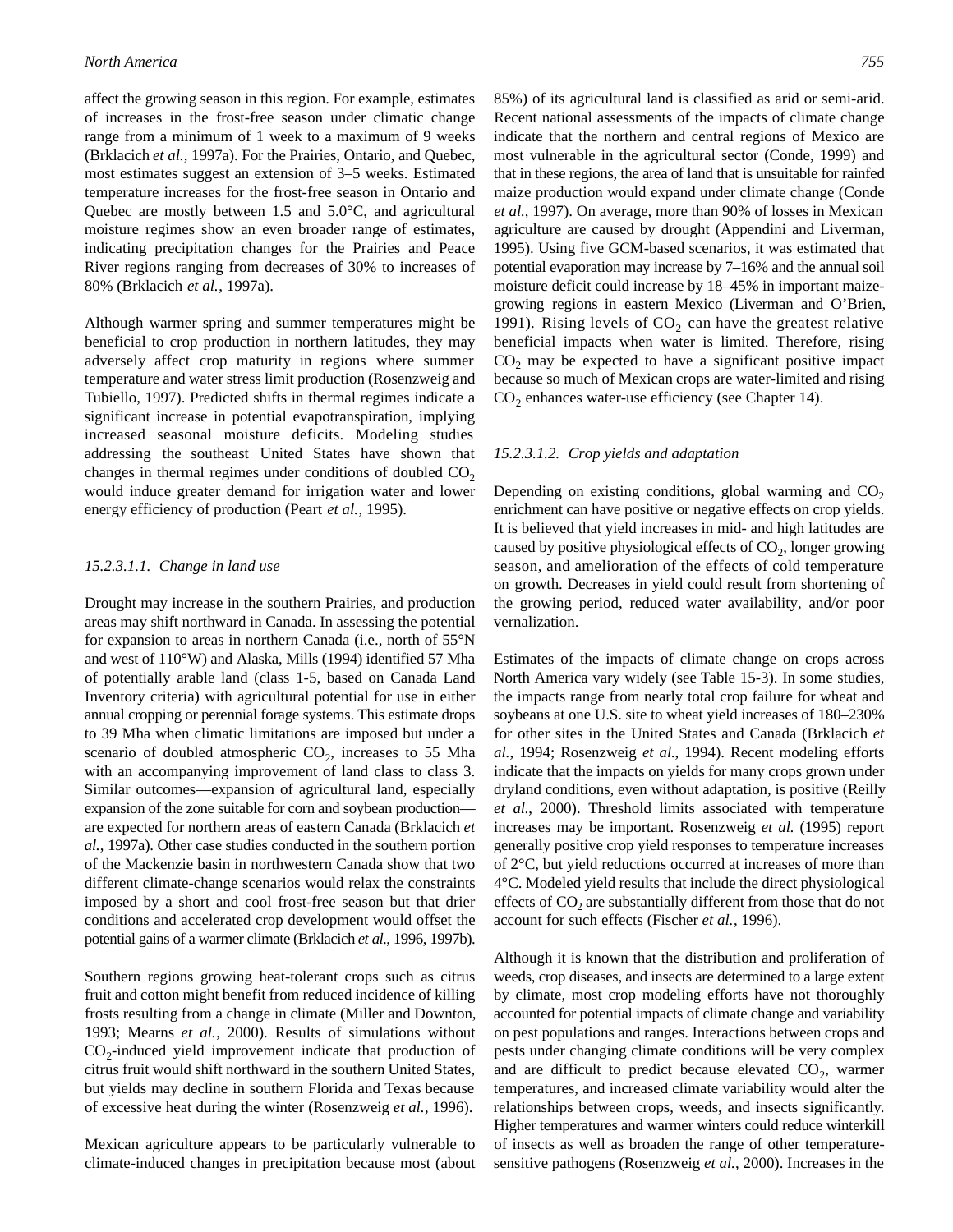affect the growing season in this region. For example, estimates of increases in the frost-free season under climatic change range from a minimum of 1 week to a maximum of 9 weeks (Brklacich *et al.*, 1997a). For the Prairies, Ontario, and Quebec, most estimates suggest an extension of 3–5 weeks. Estimated temperature increases for the frost-free season in Ontario and Quebec are mostly between 1.5 and 5.0°C, and agricultural moisture regimes show an even broader range of estimates, indicating precipitation changes for the Prairies and Peace River regions ranging from decreases of 30% to increases of 80% (Brklacich *et al.*, 1997a).

Although warmer spring and summer temperatures might be beneficial to crop production in northern latitudes, they may adversely affect crop maturity in regions where summer temperature and water stress limit production (Rosenzweig and Tubiello, 1997). Predicted shifts in thermal regimes indicate a significant increase in potential evapotranspiration, implying increased seasonal moisture deficits. Modeling studies addressing the southeast United States have shown that changes in thermal regimes under conditions of doubled $CO_2$ would induce greater demand for irrigation water and lower energy efficiency of production (Peart *et al.*, 1995).

#### *15.2.3.1.1. Change in land use*

Drought may increase in the southern Prairies, and production areas may shift northward in Canada. In assessing the potential for expansion to areas in northern Canada (i.e., north of 55°N and west of 110°W) and Alaska, Mills (1994) identified 57 Mha of potentially arable land (class 1-5, based on Canada Land Inventory criteria) with agricultural potential for use in either annual cropping or perennial forage systems. This estimate drops to 39 Mha when climatic limitations are imposed but under a scenario of doubled atmospheric $CO_2$, increases to 55 Mha with an accompanying improvement of land class to class 3. Similar outcomes—expansion of agricultural land, especially expansion of the zone suitable for corn and soybean production—are expected for northern areas of eastern Canada (Brklacich *et al.*, 1997a). Other case studies conducted in the southern portion of the Mackenzie basin in northwestern Canada show that two different climate-change scenarios would relax the constraints imposed by a short and cool frost-free season but that drier conditions and accelerated crop development would offset the potential gains of a warmer climate (Brklacich *et al.*, 1996, 1997b).

Southern regions growing heat-tolerant crops such as citrus fruit and cotton might benefit from reduced incidence of killing frosts resulting from a change in climate (Miller and Downton, 1993; Mearns *et al.*, 2000). Results of simulations without $CO_2$-induced yield improvement indicate that production of citrus fruit would shift northward in the southern United States, but yields may decline in southern Florida and Texas because of excessive heat during the winter (Rosenzweig *et al.*, 1996).

Mexican agriculture appears to be particularly vulnerable to climate-induced changes in precipitation because most (about 85%) of its agricultural land is classified as arid or semi-arid. Recent national assessments of the impacts of climate change indicate that the northern and central regions of Mexico are most vulnerable in the agricultural sector (Conde, 1999) and that in these regions, the area of land that is unsuitable for rainfed maize production would expand under climate change (Conde *et al.*, 1997). On average, more than 90% of losses in Mexican agriculture are caused by drought (Appendini and Liverman, 1995). Using five GCM-based scenarios, it was estimated that potential evaporation may increase by 7–16% and the annual soil moisture deficit could increase by 18–45% in important maize-growing regions in eastern Mexico (Liverman and O'Brien, 1991). Rising levels of $CO_2$ can have the greatest relative beneficial impacts when water is limited. Therefore, rising $CO_2$ may be expected to have a significant positive impact because so much of Mexican crops are water-limited and rising $CO_2$ enhances water-use efficiency (see Chapter 14).

#### *15.2.3.1.2. Crop yields and adaptation*

Depending on existing conditions, global warming and $CO_2$ enrichment can have positive or negative effects on crop yields. It is believed that yield increases in mid- and high latitudes are caused by positive physiological effects of $CO_2$, longer growing season, and amelioration of the effects of cold temperature on growth. Decreases in yield could result from shortening of the growing period, reduced water availability, and/or poor vernalization.

Estimates of the impacts of climate change on crops across North America vary widely (see Table 15-3). In some studies, the impacts range from nearly total crop failure for wheat and soybeans at one U.S. site to wheat yield increases of 180–230% for other sites in the United States and Canada (Brklacich *et al.*, 1994; Rosenzweig *et al.*, 1994). Recent modeling efforts indicate that the impacts on yields for many crops grown under dryland conditions, even without adaptation, is positive (Reilly *et al.*, 2000). Threshold limits associated with temperature increases may be important. Rosenzweig *et al.* (1995) report generally positive crop yield responses to temperature increases of 2°C, but yield reductions occurred at increases of more than 4°C. Modeled yield results that include the direct physiological effects of $CO_2$ are substantially different from those that do not account for such effects (Fischer *et al.*, 1996).

Although it is known that the distribution and proliferation of weeds, crop diseases, and insects are determined to a large extent by climate, most crop modeling efforts have not thoroughly accounted for potential impacts of climate change and variability on pest populations and ranges. Interactions between crops and pests under changing climate conditions will be very complex and are difficult to predict because elevated $CO_2$, warmer temperatures, and increased climate variability would alter the relationships between crops, weeds, and insects significantly. Higher temperatures and warmer winters could reduce winterkill of insects as well as broaden the range of other temperature-sensitive pathogens (Rosenzweig *et al.*, 2000). Increases in the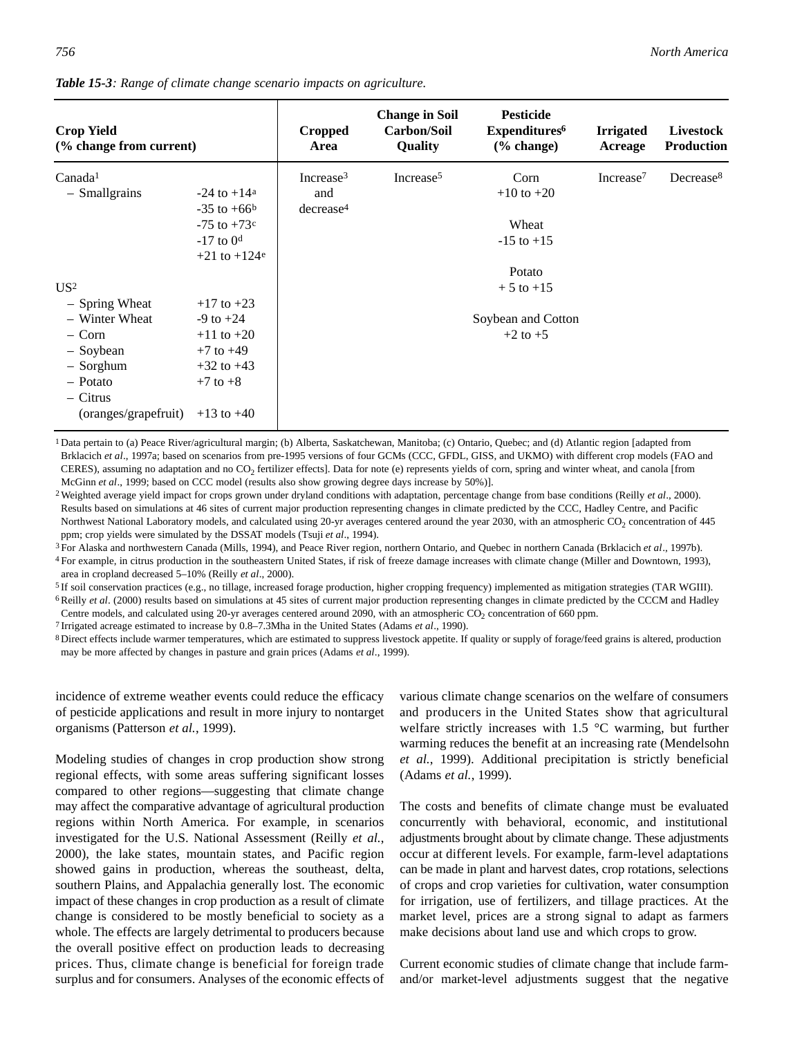***Table 15-3**: Range of climate change scenario impacts on agriculture.*

| Crop Yield (% change from current) | | Cropped Area | Change in Soil Carbon/Soil Quality | Pesticide Expenditures[6] (% change) | Irrigated Acreage | Livestock Production |
|---|---|---|---|---|---|---|
| Canada[1] | | Increase[3] and decrease[4] | Increase[5] | Corn +10 to +20 | Increase[7] | Decrease[8] |
| – Smallgrains | -24 to +14[a] -35 to +66[b] -75 to +73[c] -17 to 0[d] +21 to +124[e] | | | Wheat -15 to +15 | | |
| US[2] | | | | Potato + 5 to +15 | | |
| – Spring Wheat | +17 to +23 | | | | | |
| – Winter Wheat | -9 to +24 | | | Soybean and Cotton +2 to +5 | | |
| – Corn | +11 to +20 | | | | | |
| – Soybean | +7 to +49 | | | | | |
| – Sorghum | +32 to +43 | | | | | |
| – Potato | +7 to +8 | | | | | |
| – Citrus (oranges/grapefruit) | +13 to +40 | | | | | |

[1] Data pertain to (a) Peace River/agricultural margin; (b) Alberta, Saskatchewan, Manitoba; (c) Ontario, Quebec; and (d) Atlantic region [adapted from Brklacich *et al*., 1997a; based on scenarios from pre-1995 versions of four GCMs (CCC, GFDL, GISS, and UKMO) with different crop models (FAO and CERES), assuming no adaptation and no $CO_2$ fertilizer effects]. Data for note (e) represents yields of corn, spring and winter wheat, and canola [from McGinn *et al*., 1999; based on CCC model (results also show growing degree days increase by 50%)].

[2] Weighted average yield impact for crops grown under dryland conditions with adaptation, percentage change from base conditions (Reilly *et al*., 2000). Results based on simulations at 46 sites of current major production representing changes in climate predicted by the CCC, Hadley Centre, and Pacific Northwest National Laboratory models, and calculated using 20-yr averages centered around the year 2030, with an atmospheric $CO_2$ concentration of 445 ppm; crop yields were simulated by the DSSAT models (Tsuji *et al*., 1994).

[3] For Alaska and northwestern Canada (Mills, 1994), and Peace River region, northern Ontario, and Quebec in northern Canada (Brklacich *et al*., 1997b).

[4] For example, in citrus production in the southeastern United States, if risk of freeze damage increases with climate change (Miller and Downtown, 1993), area in cropland decreased 5–10% (Reilly *et al*., 2000).

[5] If soil conservation practices (e.g., no tillage, increased forage production, higher cropping frequency) implemented as mitigation strategies (TAR WGIII).

[6] Reilly *et al*. (2000) results based on simulations at 45 sites of current major production representing changes in climate predicted by the CCCM and Hadley Centre models, and calculated using 20-yr averages centered around 2090, with an atmospheric $CO_2$ concentration of 660 ppm.

[7] Irrigated acreage estimated to increase by 0.8–7.3Mha in the United States (Adams *et al*., 1990).

[8] Direct effects include warmer temperatures, which are estimated to suppress livestock appetite. If quality or supply of forage/feed grains is altered, production may be more affected by changes in pasture and grain prices (Adams *et al*., 1999).

incidence of extreme weather events could reduce the efficacy of pesticide applications and result in more injury to nontarget organisms (Patterson *et al.*, 1999).

Modeling studies of changes in crop production show strong regional effects, with some areas suffering significant losses compared to other regions—suggesting that climate change may affect the comparative advantage of agricultural production regions within North America. For example, in scenarios investigated for the U.S. National Assessment (Reilly *et al.*, 2000), the lake states, mountain states, and Pacific region showed gains in production, whereas the southeast, delta, southern Plains, and Appalachia generally lost. The economic impact of these changes in crop production as a result of climate change is considered to be mostly beneficial to society as a whole. The effects are largely detrimental to producers because the overall positive effect on production leads to decreasing prices. Thus, climate change is beneficial for foreign trade surplus and for consumers. Analyses of the economic effects of various climate change scenarios on the welfare of consumers and producers in the United States show that agricultural welfare strictly increases with 1.5 °C warming, but further warming reduces the benefit at an increasing rate (Mendelsohn *et al.*, 1999). Additional precipitation is strictly beneficial (Adams *et al.*, 1999).

The costs and benefits of climate change must be evaluated concurrently with behavioral, economic, and institutional adjustments brought about by climate change. These adjustments occur at different levels. For example, farm-level adaptations can be made in plant and harvest dates, crop rotations, selections of crops and crop varieties for cultivation, water consumption for irrigation, use of fertilizers, and tillage practices. At the market level, prices are a strong signal to adapt as farmers make decisions about land use and which crops to grow.

Current economic studies of climate change that include farm- and/or market-level adjustments suggest that the negative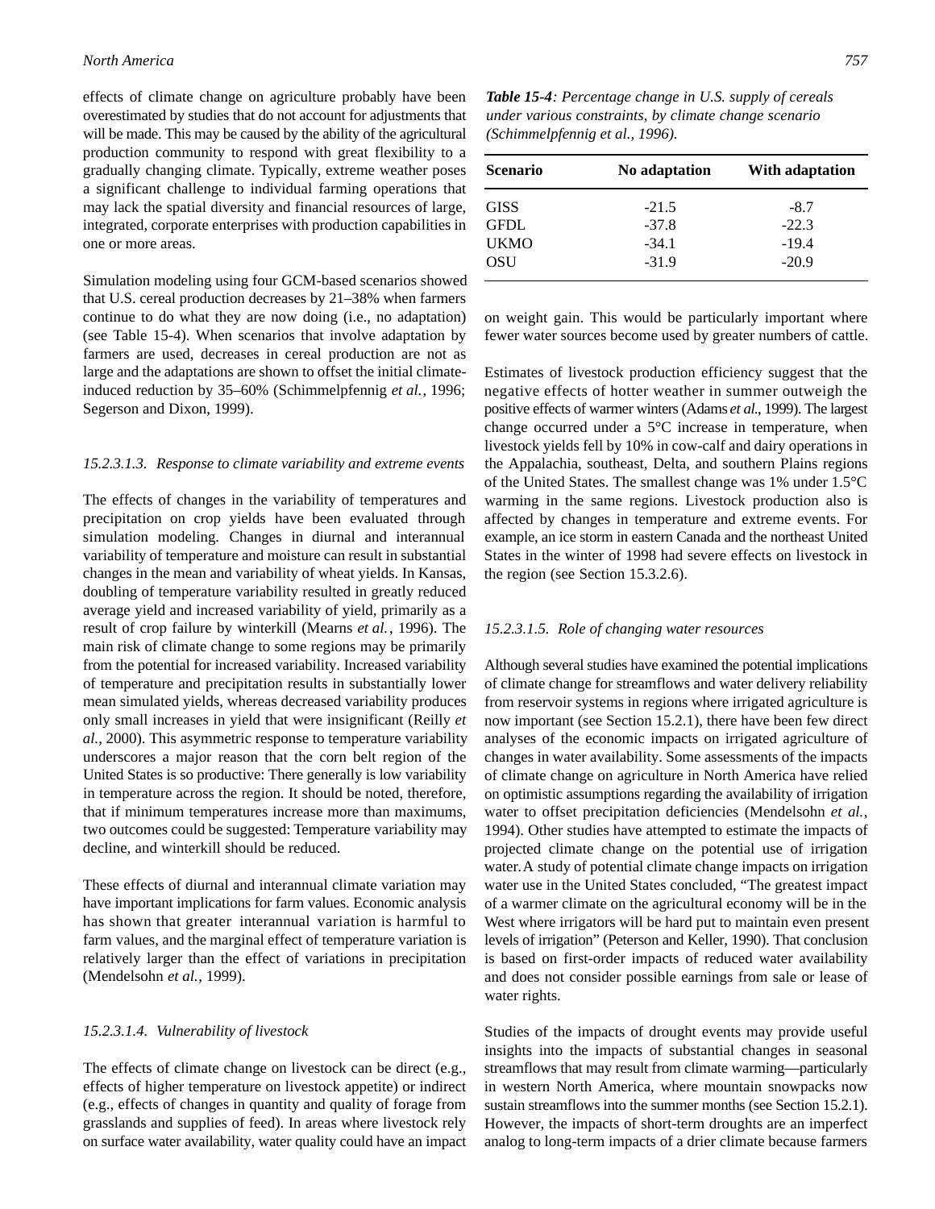effects of climate change on agriculture probably have been overestimated by studies that do not account for adjustments that will be made. This may be caused by the ability of the agricultural production community to respond with great flexibility to a gradually changing climate. Typically, extreme weather poses a significant challenge to individual farming operations that may lack the spatial diversity and financial resources of large, integrated, corporate enterprises with production capabilities in one or more areas.

Simulation modeling using four GCM-based scenarios showed that U.S. cereal production decreases by 21–38% when farmers continue to do what they are now doing (i.e., no adaptation) (see Table 15-4). When scenarios that involve adaptation by farmers are used, decreases in cereal production are not as large and the adaptations are shown to offset the initial climate-induced reduction by 35–60% (Schimmelpfennig *et al.*, 1996; Segerson and Dixon, 1999).

***Table 15-4****: Percentage change in U.S. supply of cereals under various constraints, by climate change scenario (Schimmelpfennig et al., 1996).*

| Scenario | No adaptation | With adaptation |
|---|---|---|
| GISS | -21.5 | -8.7 |
| GFDL | -37.8 | -22.3 |
| UKMO | -34.1 | -19.4 |
| OSU | -31.9 | -20.9 |

#### *15.2.3.1.3. Response to climate variability and extreme events*

The effects of changes in the variability of temperatures and precipitation on crop yields have been evaluated through simulation modeling. Changes in diurnal and interannual variability of temperature and moisture can result in substantial changes in the mean and variability of wheat yields. In Kansas, doubling of temperature variability resulted in greatly reduced average yield and increased variability of yield, primarily as a result of crop failure by winterkill (Mearns *et al.*, 1996). The main risk of climate change to some regions may be primarily from the potential for increased variability. Increased variability of temperature and precipitation results in substantially lower mean simulated yields, whereas decreased variability produces only small increases in yield that were insignificant (Reilly *et al.*, 2000). This asymmetric response to temperature variability underscores a major reason that the corn belt region of the United States is so productive: There generally is low variability in temperature across the region. It should be noted, therefore, that if minimum temperatures increase more than maximums, two outcomes could be suggested: Temperature variability may decline, and winterkill should be reduced.

These effects of diurnal and interannual climate variation may have important implications for farm values. Economic analysis has shown that greater interannual variation is harmful to farm values, and the marginal effect of temperature variation is relatively larger than the effect of variations in precipitation (Mendelsohn *et al.*, 1999).

#### *15.2.3.1.4. Vulnerability of livestock*

The effects of climate change on livestock can be direct (e.g., effects of higher temperature on livestock appetite) or indirect (e.g., effects of changes in quantity and quality of forage from grasslands and supplies of feed). In areas where livestock rely on surface water availability, water quality could have an impact on weight gain. This would be particularly important where fewer water sources become used by greater numbers of cattle.

Estimates of livestock production efficiency suggest that the negative effects of hotter weather in summer outweigh the positive effects of warmer winters (Adams *et al.*, 1999). The largest change occurred under a 5°C increase in temperature, when livestock yields fell by 10% in cow-calf and dairy operations in the Appalachia, southeast, Delta, and southern Plains regions of the United States. The smallest change was 1% under 1.5°C warming in the same regions. Livestock production also is affected by changes in temperature and extreme events. For example, an ice storm in eastern Canada and the northeast United States in the winter of 1998 had severe effects on livestock in the region (see Section 15.3.2.6).

#### *15.2.3.1.5. Role of changing water resources*

Although several studies have examined the potential implications of climate change for streamflows and water delivery reliability from reservoir systems in regions where irrigated agriculture is now important (see Section 15.2.1), there have been few direct analyses of the economic impacts on irrigated agriculture of changes in water availability. Some assessments of the impacts of climate change on agriculture in North America have relied on optimistic assumptions regarding the availability of irrigation water to offset precipitation deficiencies (Mendelsohn *et al.*, 1994). Other studies have attempted to estimate the impacts of projected climate change on the potential use of irrigation water. A study of potential climate change impacts on irrigation water use in the United States concluded, "The greatest impact of a warmer climate on the agricultural economy will be in the West where irrigators will be hard put to maintain even present levels of irrigation" (Peterson and Keller, 1990). That conclusion is based on first-order impacts of reduced water availability and does not consider possible earnings from sale or lease of water rights.

Studies of the impacts of drought events may provide useful insights into the impacts of substantial changes in seasonal streamflows that may result from climate warming—particularly in western North America, where mountain snowpacks now sustain streamflows into the summer months (see Section 15.2.1). However, the impacts of short-term droughts are an imperfect analog to long-term impacts of a drier climate because farmers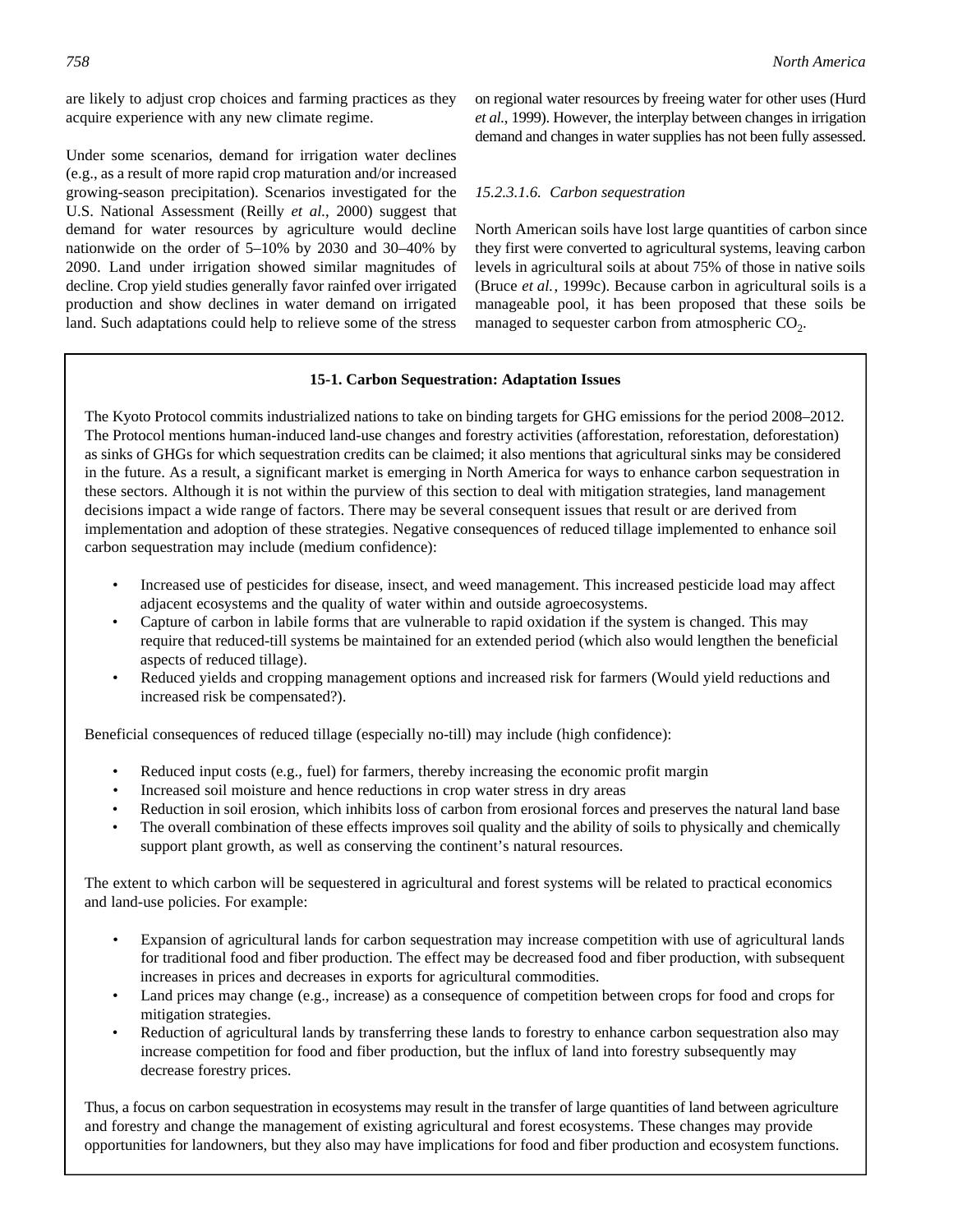are likely to adjust crop choices and farming practices as they acquire experience with any new climate regime.

Under some scenarios, demand for irrigation water declines (e.g., as a result of more rapid crop maturation and/or increased growing-season precipitation). Scenarios investigated for the U.S. National Assessment (Reilly *et al.*, 2000) suggest that demand for water resources by agriculture would decline nationwide on the order of 5–10% by 2030 and 30–40% by 2090. Land under irrigation showed similar magnitudes of decline. Crop yield studies generally favor rainfed over irrigated production and show declines in water demand on irrigated land. Such adaptations could help to relieve some of the stress on regional water resources by freeing water for other uses (Hurd *et al.*, 1999). However, the interplay between changes in irrigation demand and changes in water supplies has not been fully assessed.

#### *15.2.3.1.6. Carbon sequestration*

North American soils have lost large quantities of carbon since they first were converted to agricultural systems, leaving carbon levels in agricultural soils at about 75% of those in native soils (Bruce *et al.*, 1999c). Because carbon in agricultural soils is a manageable pool, it has been proposed that these soils be managed to sequester carbon from atmospheric $CO_2$.

**15-1. Carbon Sequestration: Adaptation Issues**

The Kyoto Protocol commits industrialized nations to take on binding targets for GHG emissions for the period 2008–2012. The Protocol mentions human-induced land-use changes and forestry activities (afforestation, reforestation, deforestation) as sinks of GHGs for which sequestration credits can be claimed; it also mentions that agricultural sinks may be considered in the future. As a result, a significant market is emerging in North America for ways to enhance carbon sequestration in these sectors. Although it is not within the purview of this section to deal with mitigation strategies, land management decisions impact a wide range of factors. There may be several consequent issues that result or are derived from implementation and adoption of these strategies. Negative consequences of reduced tillage implemented to enhance soil carbon sequestration may include (medium confidence):

- Increased use of pesticides for disease, insect, and weed management. This increased pesticide load may affect adjacent ecosystems and the quality of water within and outside agroecosystems.
- Capture of carbon in labile forms that are vulnerable to rapid oxidation if the system is changed. This may require that reduced-till systems be maintained for an extended period (which also would lengthen the beneficial aspects of reduced tillage).
- Reduced yields and cropping management options and increased risk for farmers (Would yield reductions and increased risk be compensated?).

Beneficial consequences of reduced tillage (especially no-till) may include (high confidence):

- Reduced input costs (e.g., fuel) for farmers, thereby increasing the economic profit margin
- Increased soil moisture and hence reductions in crop water stress in dry areas
- Reduction in soil erosion, which inhibits loss of carbon from erosional forces and preserves the natural land base
- The overall combination of these effects improves soil quality and the ability of soils to physically and chemically support plant growth, as well as conserving the continent's natural resources.

The extent to which carbon will be sequestered in agricultural and forest systems will be related to practical economics and land-use policies. For example:

- Expansion of agricultural lands for carbon sequestration may increase competition with use of agricultural lands for traditional food and fiber production. The effect may be decreased food and fiber production, with subsequent increases in prices and decreases in exports for agricultural commodities.
- Land prices may change (e.g., increase) as a consequence of competition between crops for food and crops for mitigation strategies.
- Reduction of agricultural lands by transferring these lands to forestry to enhance carbon sequestration also may increase competition for food and fiber production, but the influx of land into forestry subsequently may decrease forestry prices.

Thus, a focus on carbon sequestration in ecosystems may result in the transfer of large quantities of land between agriculture and forestry and change the management of existing agricultural and forest ecosystems. These changes may provide opportunities for landowners, but they also may have implications for food and fiber production and ecosystem functions.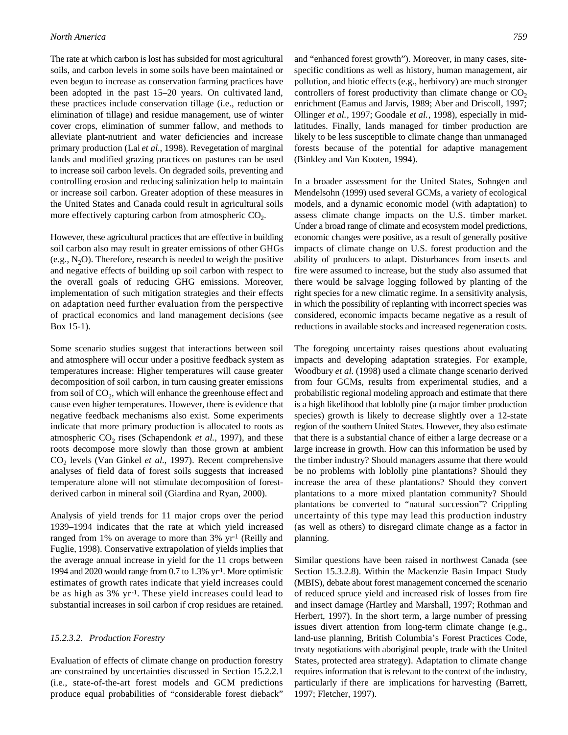The rate at which carbon is lost has subsided for most agricultural soils, and carbon levels in some soils have been maintained or even begun to increase as conservation farming practices have been adopted in the past 15–20 years. On cultivated land, these practices include conservation tillage (i.e., reduction or elimination of tillage) and residue management, use of winter cover crops, elimination of summer fallow, and methods to alleviate plant-nutrient and water deficiencies and increase primary production (Lal *et al.*, 1998). Revegetation of marginal lands and modified grazing practices on pastures can be used to increase soil carbon levels. On degraded soils, preventing and controlling erosion and reducing salinization help to maintain or increase soil carbon. Greater adoption of these measures in the United States and Canada could result in agricultural soils more effectively capturing carbon from atmospheric $CO_2$.

However, these agricultural practices that are effective in building soil carbon also may result in greater emissions of other GHGs (e.g., $N_2O$). Therefore, research is needed to weigh the positive and negative effects of building up soil carbon with respect to the overall goals of reducing GHG emissions. Moreover, implementation of such mitigation strategies and their effects on adaptation need further evaluation from the perspective of practical economics and land management decisions (see Box 15-1).

Some scenario studies suggest that interactions between soil and atmosphere will occur under a positive feedback system as temperatures increase: Higher temperatures will cause greater decomposition of soil carbon, in turn causing greater emissions from soil of $CO_2$, which will enhance the greenhouse effect and cause even higher temperatures. However, there is evidence that negative feedback mechanisms also exist. Some experiments indicate that more primary production is allocated to roots as atmospheric $CO_2$ rises (Schapendonk *et al.*, 1997), and these roots decompose more slowly than those grown at ambient $CO_2$ levels (Van Ginkel *et al.*, 1997). Recent comprehensive analyses of field data of forest soils suggests that increased temperature alone will not stimulate decomposition of forest-derived carbon in mineral soil (Giardina and Ryan, 2000).

Analysis of yield trends for 11 major crops over the period 1939–1994 indicates that the rate at which yield increased ranged from 1% on average to more than 3% $yr^{-1}$ (Reilly and Fuglie, 1998). Conservative extrapolation of yields implies that the average annual increase in yield for the 11 crops between 1994 and 2020 would range from 0.7 to 1.3% $yr^{-1}$. More optimistic estimates of growth rates indicate that yield increases could be as high as 3% $yr^{-1}$. These yield increases could lead to substantial increases in soil carbon if crop residues are retained.

#### *15.2.3.2. Production Forestry*

Evaluation of effects of climate change on production forestry are constrained by uncertainties discussed in Section 15.2.2.1 (i.e., state-of-the-art forest models and GCM predictions produce equal probabilities of "considerable forest dieback" and "enhanced forest growth"). Moreover, in many cases, site-specific conditions as well as history, human management, air pollution, and biotic effects (e.g., herbivory) are much stronger controllers of forest productivity than climate change or $CO_2$ enrichment (Eamus and Jarvis, 1989; Aber and Driscoll, 1997; Ollinger *et al.*, 1997; Goodale *et al.*, 1998), especially in mid-latitudes. Finally, lands managed for timber production are likely to be less susceptible to climate change than unmanaged forests because of the potential for adaptive management (Binkley and Van Kooten, 1994).

In a broader assessment for the United States, Sohngen and Mendelsohn (1999) used several GCMs, a variety of ecological models, and a dynamic economic model (with adaptation) to assess climate change impacts on the U.S. timber market. Under a broad range of climate and ecosystem model predictions, economic changes were positive, as a result of generally positive impacts of climate change on U.S. forest production and the ability of producers to adapt. Disturbances from insects and fire were assumed to increase, but the study also assumed that there would be salvage logging followed by planting of the right species for a new climatic regime. In a sensitivity analysis, in which the possibility of replanting with incorrect species was considered, economic impacts became negative as a result of reductions in available stocks and increased regeneration costs.

The foregoing uncertainty raises questions about evaluating impacts and developing adaptation strategies. For example, Woodbury *et al.* (1998) used a climate change scenario derived from four GCMs, results from experimental studies, and a probabilistic regional modeling approach and estimate that there is a high likelihood that loblolly pine (a major timber production species) growth is likely to decrease slightly over a 12-state region of the southern United States. However, they also estimate that there is a substantial chance of either a large decrease or a large increase in growth. How can this information be used by the timber industry? Should managers assume that there would be no problems with loblolly pine plantations? Should they increase the area of these plantations? Should they convert plantations to a more mixed plantation community? Should plantations be converted to "natural succession"? Crippling uncertainty of this type may lead this production industry (as well as others) to disregard climate change as a factor in planning.

Similar questions have been raised in northwest Canada (see Section 15.3.2.8). Within the Mackenzie Basin Impact Study (MBIS), debate about forest management concerned the scenario of reduced spruce yield and increased risk of losses from fire and insect damage (Hartley and Marshall, 1997; Rothman and Herbert, 1997). In the short term, a large number of pressing issues divert attention from long-term climate change (e.g., land-use planning, British Columbia's Forest Practices Code, treaty negotiations with aboriginal people, trade with the United States, protected area strategy). Adaptation to climate change requires information that is relevant to the context of the industry, particularly if there are implications for harvesting (Barrett, 1997; Fletcher, 1997).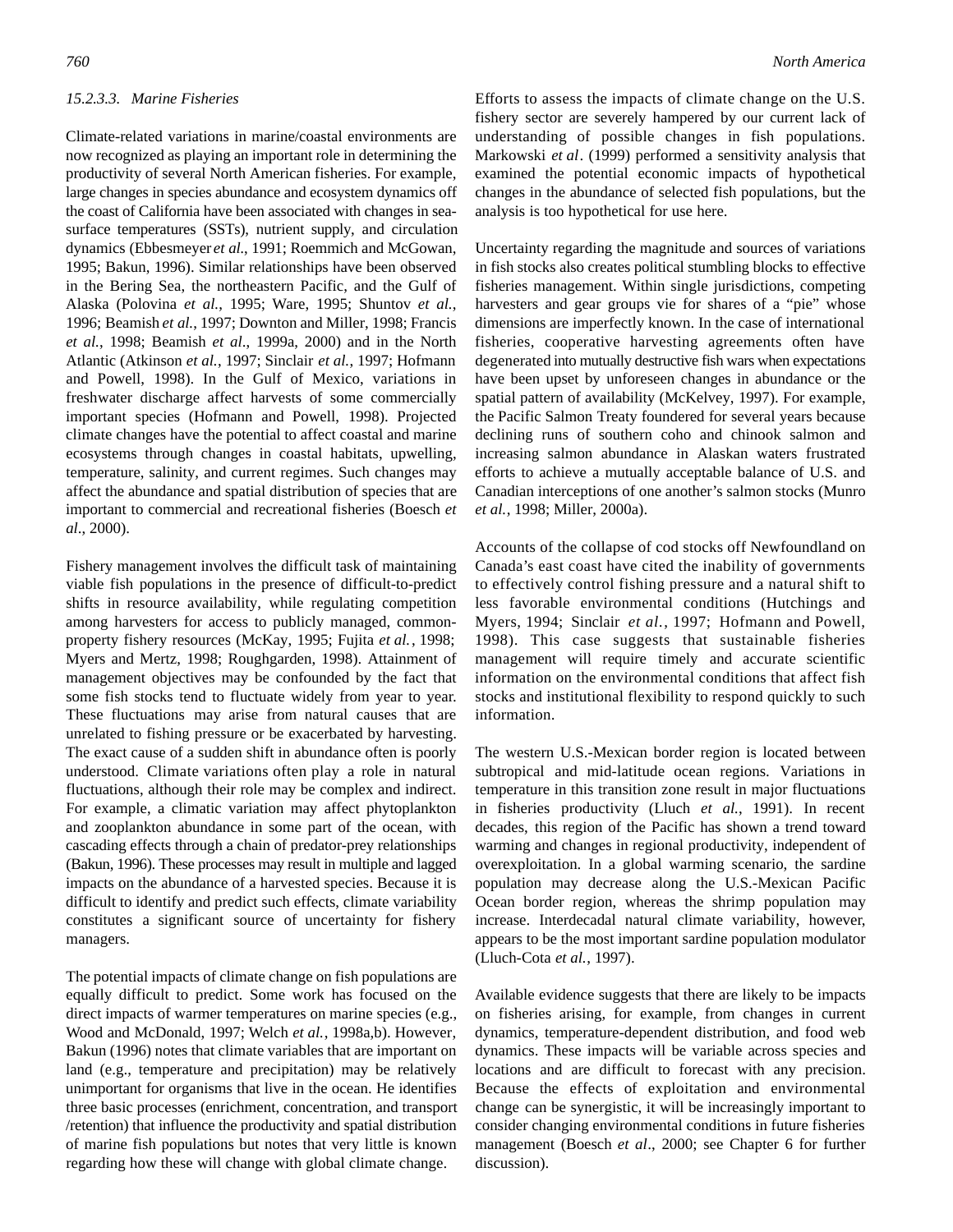#### *15.2.3.3. Marine Fisheries*

Climate-related variations in marine/coastal environments are now recognized as playing an important role in determining the productivity of several North American fisheries. For example, large changes in species abundance and ecosystem dynamics off the coast of California have been associated with changes in sea-surface temperatures (SSTs), nutrient supply, and circulation dynamics (Ebbesmeyer *et al.*, 1991; Roemmich and McGowan, 1995; Bakun, 1996). Similar relationships have been observed in the Bering Sea, the northeastern Pacific, and the Gulf of Alaska (Polovina *et al.*, 1995; Ware, 1995; Shuntov *et al.*, 1996; Beamish *et al.*, 1997; Downton and Miller, 1998; Francis *et al.*, 1998; Beamish *et al.*, 1999a, 2000) and in the North Atlantic (Atkinson *et al.*, 1997; Sinclair *et al.*, 1997; Hofmann and Powell, 1998). In the Gulf of Mexico, variations in freshwater discharge affect harvests of some commercially important species (Hofmann and Powell, 1998). Projected climate changes have the potential to affect coastal and marine ecosystems through changes in coastal habitats, upwelling, temperature, salinity, and current regimes. Such changes may affect the abundance and spatial distribution of species that are important to commercial and recreational fisheries (Boesch *et al.*, 2000).

Fishery management involves the difficult task of maintaining viable fish populations in the presence of difficult-to-predict shifts in resource availability, while regulating competition among harvesters for access to publicly managed, common-property fishery resources (McKay, 1995; Fujita *et al.*, 1998; Myers and Mertz, 1998; Roughgarden, 1998). Attainment of management objectives may be confounded by the fact that some fish stocks tend to fluctuate widely from year to year. These fluctuations may arise from natural causes that are unrelated to fishing pressure or be exacerbated by harvesting. The exact cause of a sudden shift in abundance often is poorly understood. Climate variations often play a role in natural fluctuations, although their role may be complex and indirect. For example, a climatic variation may affect phytoplankton and zooplankton abundance in some part of the ocean, with cascading effects through a chain of predator-prey relationships (Bakun, 1996). These processes may result in multiple and lagged impacts on the abundance of a harvested species. Because it is difficult to identify and predict such effects, climate variability constitutes a significant source of uncertainty for fishery managers.

The potential impacts of climate change on fish populations are equally difficult to predict. Some work has focused on the direct impacts of warmer temperatures on marine species (e.g., Wood and McDonald, 1997; Welch *et al.*, 1998a,b). However, Bakun (1996) notes that climate variables that are important on land (e.g., temperature and precipitation) may be relatively unimportant for organisms that live in the ocean. He identifies three basic processes (enrichment, concentration, and transport /retention) that influence the productivity and spatial distribution of marine fish populations but notes that very little is known regarding how these will change with global climate change.

Efforts to assess the impacts of climate change on the U.S. fishery sector are severely hampered by our current lack of understanding of possible changes in fish populations. Markowski *et al*. (1999) performed a sensitivity analysis that examined the potential economic impacts of hypothetical changes in the abundance of selected fish populations, but the analysis is too hypothetical for use here.

Uncertainty regarding the magnitude and sources of variations in fish stocks also creates political stumbling blocks to effective fisheries management. Within single jurisdictions, competing harvesters and gear groups vie for shares of a "pie" whose dimensions are imperfectly known. In the case of international fisheries, cooperative harvesting agreements often have degenerated into mutually destructive fish wars when expectations have been upset by unforeseen changes in abundance or the spatial pattern of availability (McKelvey, 1997). For example, the Pacific Salmon Treaty foundered for several years because declining runs of southern coho and chinook salmon and increasing salmon abundance in Alaskan waters frustrated efforts to achieve a mutually acceptable balance of U.S. and Canadian interceptions of one another's salmon stocks (Munro *et al.*, 1998; Miller, 2000a).

Accounts of the collapse of cod stocks off Newfoundland on Canada's east coast have cited the inability of governments to effectively control fishing pressure and a natural shift to less favorable environmental conditions (Hutchings and Myers, 1994; Sinclair *et al.*, 1997; Hofmann and Powell, 1998). This case suggests that sustainable fisheries management will require timely and accurate scientific information on the environmental conditions that affect fish stocks and institutional flexibility to respond quickly to such information.

The western U.S.-Mexican border region is located between subtropical and mid-latitude ocean regions. Variations in temperature in this transition zone result in major fluctuations in fisheries productivity (Lluch *et al.*, 1991). In recent decades, this region of the Pacific has shown a trend toward warming and changes in regional productivity, independent of overexploitation. In a global warming scenario, the sardine population may decrease along the U.S.-Mexican Pacific Ocean border region, whereas the shrimp population may increase. Interdecadal natural climate variability, however, appears to be the most important sardine population modulator (Lluch-Cota *et al.*, 1997).

Available evidence suggests that there are likely to be impacts on fisheries arising, for example, from changes in current dynamics, temperature-dependent distribution, and food web dynamics. These impacts will be variable across species and locations and are difficult to forecast with any precision. Because the effects of exploitation and environmental change can be synergistic, it will be increasingly important to consider changing environmental conditions in future fisheries management (Boesch *et al*., 2000; see Chapter 6 for further discussion).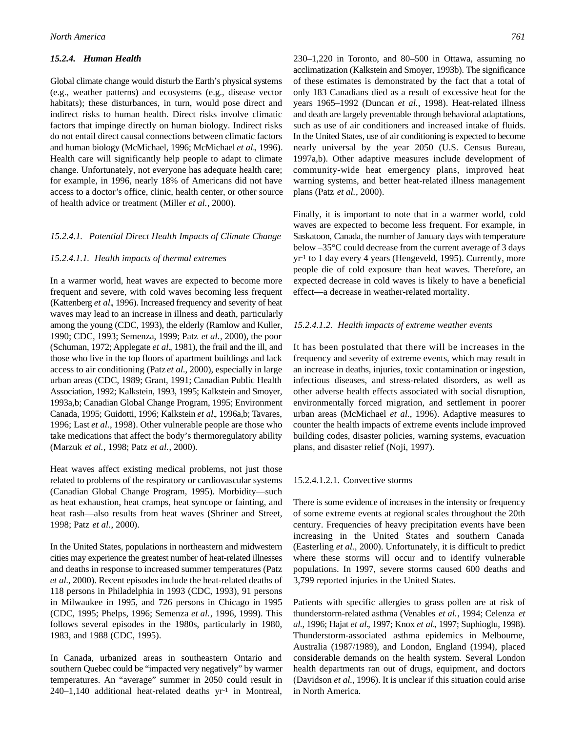### *15.2.4. Human Health*

Global climate change would disturb the Earth's physical systems (e.g., weather patterns) and ecosystems (e.g., disease vector habitats); these disturbances, in turn, would pose direct and indirect risks to human health. Direct risks involve climatic factors that impinge directly on human biology. Indirect risks do not entail direct causal connections between climatic factors and human biology (McMichael, 1996; McMichael *et al*., 1996). Health care will significantly help people to adapt to climate change. Unfortunately, not everyone has adequate health care; for example, in 1996, nearly 18% of Americans did not have access to a doctor's office, clinic, health center, or other source of health advice or treatment (Miller *et al.*, 2000).

#### *15.2.4.1. Potential Direct Health Impacts of Climate Change*

##### *15.2.4.1.1. Health impacts of thermal extremes*

In a warmer world, heat waves are expected to become more frequent and severe, with cold waves becoming less frequent (Kattenberg *et al*., 1996). Increased frequency and severity of heat waves may lead to an increase in illness and death, particularly among the young (CDC, 1993), the elderly (Ramlow and Kuller, 1990; CDC, 1993; Semenza, 1999; Patz *et al.*, 2000), the poor (Schuman, 1972; Applegate *et al*., 1981), the frail and the ill, and those who live in the top floors of apartment buildings and lack access to air conditioning (Patz *et al.*, 2000), especially in large urban areas (CDC, 1989; Grant, 1991; Canadian Public Health Association, 1992; Kalkstein, 1993, 1995; Kalkstein and Smoyer, 1993a,b; Canadian Global Change Program, 1995; Environment Canada, 1995; Guidotti, 1996; Kalkstein *et al*., 1996a,b; Tavares, 1996; Last *et al.*, 1998). Other vulnerable people are those who take medications that affect the body's thermoregulatory ability (Marzuk *et al.*, 1998; Patz *et al.*, 2000).

Heat waves affect existing medical problems, not just those related to problems of the respiratory or cardiovascular systems (Canadian Global Change Program, 1995). Morbidity—such as heat exhaustion, heat cramps, heat syncope or fainting, and heat rash—also results from heat waves (Shriner and Street, 1998; Patz *et al.*, 2000).

In the United States, populations in northeastern and midwestern cities may experience the greatest number of heat-related illnesses and deaths in response to increased summer temperatures (Patz *et al.*, 2000). Recent episodes include the heat-related deaths of 118 persons in Philadelphia in 1993 (CDC, 1993), 91 persons in Milwaukee in 1995, and 726 persons in Chicago in 1995 (CDC, 1995; Phelps, 1996; Semenza *et al.*, 1996, 1999). This follows several episodes in the 1980s, particularly in 1980, 1983, and 1988 (CDC, 1995).

In Canada, urbanized areas in southeastern Ontario and southern Quebec could be "impacted very negatively" by warmer temperatures. An "average" summer in 2050 could result in 240–1,140 additional heat-related deaths $yr^{-1}$ in Montreal, 230–1,220 in Toronto, and 80–500 in Ottawa, assuming no acclimatization (Kalkstein and Smoyer, 1993b). The significance of these estimates is demonstrated by the fact that a total of only 183 Canadians died as a result of excessive heat for the years 1965–1992 (Duncan *et al.*, 1998). Heat-related illness and death are largely preventable through behavioral adaptations, such as use of air conditioners and increased intake of fluids. In the United States, use of air conditioning is expected to become nearly universal by the year 2050 (U.S. Census Bureau, 1997a,b). Other adaptive measures include development of community-wide heat emergency plans, improved heat warning systems, and better heat-related illness management plans (Patz *et al.*, 2000).

Finally, it is important to note that in a warmer world, cold waves are expected to become less frequent. For example, in Saskatoon, Canada, the number of January days with temperature below –35°C could decrease from the current average of 3 days $yr^{-1}$ to 1 day every 4 years (Hengeveld, 1995). Currently, more people die of cold exposure than heat waves. Therefore, an expected decrease in cold waves is likely to have a beneficial effect—a decrease in weather-related mortality.

##### *15.2.4.1.2. Health impacts of extreme weather events*

It has been postulated that there will be increases in the frequency and severity of extreme events, which may result in an increase in deaths, injuries, toxic contamination or ingestion, infectious diseases, and stress-related disorders, as well as other adverse health effects associated with social disruption, environmentally forced migration, and settlement in poorer urban areas (McMichael *et al.*, 1996). Adaptive measures to counter the health impacts of extreme events include improved building codes, disaster policies, warning systems, evacuation plans, and disaster relief (Noji, 1997).

###### 15.2.4.1.2.1. Convective storms

There is some evidence of increases in the intensity or frequency of some extreme events at regional scales throughout the 20th century. Frequencies of heavy precipitation events have been increasing in the United States and southern Canada (Easterling *et al.*, 2000). Unfortunately, it is difficult to predict where these storms will occur and to identify vulnerable populations. In 1997, severe storms caused 600 deaths and 3,799 reported injuries in the United States.

Patients with specific allergies to grass pollen are at risk of thunderstorm-related asthma (Venables *et al.*, 1994; Celenza *et al.*, 1996; Hajat *et al*., 1997; Knox *et al*., 1997; Suphioglu, 1998). Thunderstorm-associated asthma epidemics in Melbourne, Australia (1987/1989), and London, England (1994), placed considerable demands on the health system. Several London health departments ran out of drugs, equipment, and doctors (Davidson *et al.*, 1996). It is unclear if this situation could arise in North America.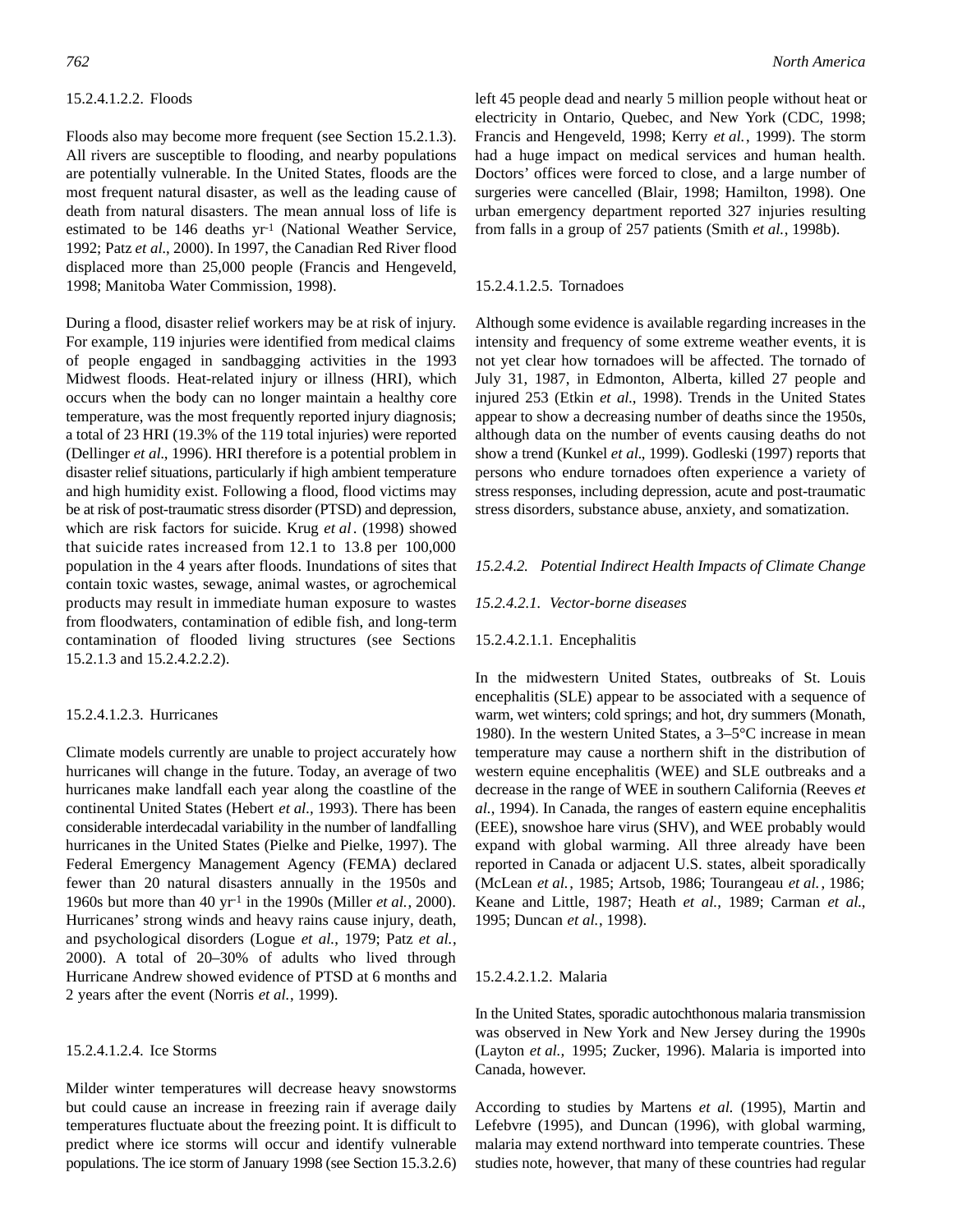#### 15.2.4.1.2.2. Floods

Floods also may become more frequent (see Section 15.2.1.3). All rivers are susceptible to flooding, and nearby populations are potentially vulnerable. In the United States, floods are the most frequent natural disaster, as well as the leading cause of death from natural disasters. The mean annual loss of life is estimated to be 146 deaths $yr^{-1}$ (National Weather Service, 1992; Patz *et al.*, 2000). In 1997, the Canadian Red River flood displaced more than 25,000 people (Francis and Hengeveld, 1998; Manitoba Water Commission, 1998).

During a flood, disaster relief workers may be at risk of injury. For example, 119 injuries were identified from medical claims of people engaged in sandbagging activities in the 1993 Midwest floods. Heat-related injury or illness (HRI), which occurs when the body can no longer maintain a healthy core temperature, was the most frequently reported injury diagnosis; a total of 23 HRI (19.3% of the 119 total injuries) were reported (Dellinger *et al.*, 1996). HRI therefore is a potential problem in disaster relief situations, particularly if high ambient temperature and high humidity exist. Following a flood, flood victims may be at risk of post-traumatic stress disorder (PTSD) and depression, which are risk factors for suicide. Krug *et al.* (1998) showed that suicide rates increased from 12.1 to 13.8 per 100,000 population in the 4 years after floods. Inundations of sites that contain toxic wastes, sewage, animal wastes, or agrochemical products may result in immediate human exposure to wastes from floodwaters, contamination of edible fish, and long-term contamination of flooded living structures (see Sections 15.2.1.3 and 15.2.4.2.2.2).

#### 15.2.4.1.2.3. Hurricanes

Climate models currently are unable to project accurately how hurricanes will change in the future. Today, an average of two hurricanes make landfall each year along the coastline of the continental United States (Hebert *et al.*, 1993). There has been considerable interdecadal variability in the number of landfalling hurricanes in the United States (Pielke and Pielke, 1997). The Federal Emergency Management Agency (FEMA) declared fewer than 20 natural disasters annually in the 1950s and 1960s but more than 40 $yr^{-1}$ in the 1990s (Miller *et al.*, 2000). Hurricanes' strong winds and heavy rains cause injury, death, and psychological disorders (Logue *et al.*, 1979; Patz *et al.*, 2000). A total of 20–30% of adults who lived through Hurricane Andrew showed evidence of PTSD at 6 months and 2 years after the event (Norris *et al.*, 1999).

#### 15.2.4.1.2.4. Ice Storms

Milder winter temperatures will decrease heavy snowstorms but could cause an increase in freezing rain if average daily temperatures fluctuate about the freezing point. It is difficult to predict where ice storms will occur and identify vulnerable populations. The ice storm of January 1998 (see Section 15.3.2.6) left 45 people dead and nearly 5 million people without heat or electricity in Ontario, Quebec, and New York (CDC, 1998; Francis and Hengeveld, 1998; Kerry *et al.*, 1999). The storm had a huge impact on medical services and human health. Doctors' offices were forced to close, and a large number of surgeries were cancelled (Blair, 1998; Hamilton, 1998). One urban emergency department reported 327 injuries resulting from falls in a group of 257 patients (Smith *et al.*, 1998b).

#### 15.2.4.1.2.5. Tornadoes

Although some evidence is available regarding increases in the intensity and frequency of some extreme weather events, it is not yet clear how tornadoes will be affected. The tornado of July 31, 1987, in Edmonton, Alberta, killed 27 people and injured 253 (Etkin *et al.*, 1998). Trends in the United States appear to show a decreasing number of deaths since the 1950s, although data on the number of events causing deaths do not show a trend (Kunkel *et al*., 1999). Godleski (1997) reports that persons who endure tornadoes often experience a variety of stress responses, including depression, acute and post-traumatic stress disorders, substance abuse, anxiety, and somatization.

### *15.2.4.2. Potential Indirect Health Impacts of Climate Change*

#### *15.2.4.2.1. Vector-borne diseases*

#### 15.2.4.2.1.1. Encephalitis

In the midwestern United States, outbreaks of St. Louis encephalitis (SLE) appear to be associated with a sequence of warm, wet winters; cold springs; and hot, dry summers (Monath, 1980). In the western United States, a 3–5°C increase in mean temperature may cause a northern shift in the distribution of western equine encephalitis (WEE) and SLE outbreaks and a decrease in the range of WEE in southern California (Reeves *et al.*, 1994). In Canada, the ranges of eastern equine encephalitis (EEE), snowshoe hare virus (SHV), and WEE probably would expand with global warming. All three already have been reported in Canada or adjacent U.S. states, albeit sporadically (McLean *et al.*, 1985; Artsob, 1986; Tourangeau *et al.*, 1986; Keane and Little, 1987; Heath *et al.*, 1989; Carman *et al.*, 1995; Duncan *et al.*, 1998).

#### 15.2.4.2.1.2. Malaria

In the United States, sporadic autochthonous malaria transmission was observed in New York and New Jersey during the 1990s (Layton *et al.*, 1995; Zucker, 1996). Malaria is imported into Canada, however.

According to studies by Martens *et al.* (1995), Martin and Lefebvre (1995), and Duncan (1996), with global warming, malaria may extend northward into temperate countries. These studies note, however, that many of these countries had regular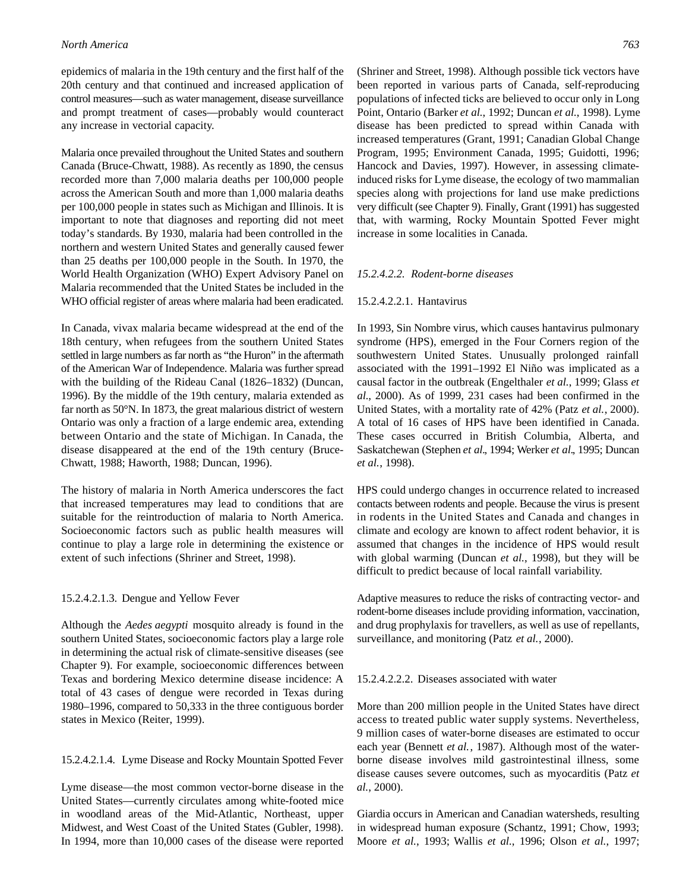epidemics of malaria in the 19th century and the first half of the 20th century and that continued and increased application of control measures—such as water management, disease surveillance and prompt treatment of cases—probably would counteract any increase in vectorial capacity.

Malaria once prevailed throughout the United States and southern Canada (Bruce-Chwatt, 1988). As recently as 1890, the census recorded more than 7,000 malaria deaths per 100,000 people across the American South and more than 1,000 malaria deaths per 100,000 people in states such as Michigan and Illinois. It is important to note that diagnoses and reporting did not meet today's standards. By 1930, malaria had been controlled in the northern and western United States and generally caused fewer than 25 deaths per 100,000 people in the South. In 1970, the World Health Organization (WHO) Expert Advisory Panel on Malaria recommended that the United States be included in the WHO official register of areas where malaria had been eradicated.

In Canada, vivax malaria became widespread at the end of the 18th century, when refugees from the southern United States settled in large numbers as far north as "the Huron" in the aftermath of the American War of Independence. Malaria was further spread with the building of the Rideau Canal (1826–1832) (Duncan, 1996). By the middle of the 19th century, malaria extended as far north as 50°N. In 1873, the great malarious district of western Ontario was only a fraction of a large endemic area, extending between Ontario and the state of Michigan. In Canada, the disease disappeared at the end of the 19th century (Bruce-Chwatt, 1988; Haworth, 1988; Duncan, 1996).

The history of malaria in North America underscores the fact that increased temperatures may lead to conditions that are suitable for the reintroduction of malaria to North America. Socioeconomic factors such as public health measures will continue to play a large role in determining the existence or extent of such infections (Shriner and Street, 1998).

#### 15.2.4.2.1.3. Dengue and Yellow Fever

Although the *Aedes aegypti* mosquito already is found in the southern United States, socioeconomic factors play a large role in determining the actual risk of climate-sensitive diseases (see Chapter 9). For example, socioeconomic differences between Texas and bordering Mexico determine disease incidence: A total of 43 cases of dengue were recorded in Texas during 1980–1996, compared to 50,333 in the three contiguous border states in Mexico (Reiter, 1999).

#### 15.2.4.2.1.4. Lyme Disease and Rocky Mountain Spotted Fever

Lyme disease—the most common vector-borne disease in the United States—currently circulates among white-footed mice in woodland areas of the Mid-Atlantic, Northeast, upper Midwest, and West Coast of the United States (Gubler, 1998). In 1994, more than 10,000 cases of the disease were reported (Shriner and Street, 1998). Although possible tick vectors have been reported in various parts of Canada, self-reproducing populations of infected ticks are believed to occur only in Long Point, Ontario (Barker *et al.,* 1992; Duncan *et al.,* 1998). Lyme disease has been predicted to spread within Canada with increased temperatures (Grant, 1991; Canadian Global Change Program, 1995; Environment Canada, 1995; Guidotti, 1996; Hancock and Davies, 1997). However, in assessing climate-induced risks for Lyme disease, the ecology of two mammalian species along with projections for land use make predictions very difficult (see Chapter 9). Finally, Grant (1991) has suggested that, with warming, Rocky Mountain Spotted Fever might increase in some localities in Canada.

### *15.2.4.2.2. Rodent-borne diseases*

#### 15.2.4.2.2.1. Hantavirus

In 1993, Sin Nombre virus, which causes hantavirus pulmonary syndrome (HPS), emerged in the Four Corners region of the southwestern United States. Unusually prolonged rainfall associated with the 1991–1992 El Niño was implicated as a causal factor in the outbreak (Engelthaler *et al.*, 1999; Glass *et al*., 2000). As of 1999, 231 cases had been confirmed in the United States, with a mortality rate of 42% (Patz *et al.*, 2000). A total of 16 cases of HPS have been identified in Canada. These cases occurred in British Columbia, Alberta, and Saskatchewan (Stephen *et al*., 1994; Werker *et al*., 1995; Duncan *et al.*, 1998).

HPS could undergo changes in occurrence related to increased contacts between rodents and people. Because the virus is present in rodents in the United States and Canada and changes in climate and ecology are known to affect rodent behavior, it is assumed that changes in the incidence of HPS would result with global warming (Duncan *et al.*, 1998), but they will be difficult to predict because of local rainfall variability.

Adaptive measures to reduce the risks of contracting vector- and rodent-borne diseases include providing information, vaccination, and drug prophylaxis for travellers, as well as use of repellants, surveillance, and monitoring (Patz *et al.*, 2000).

#### 15.2.4.2.2.2. Diseases associated with water

More than 200 million people in the United States have direct access to treated public water supply systems. Nevertheless, 9 million cases of water-borne diseases are estimated to occur each year (Bennett *et al.*, 1987). Although most of the water-borne disease involves mild gastrointestinal illness, some disease causes severe outcomes, such as myocarditis (Patz *et al.*, 2000).

Giardia occurs in American and Canadian watersheds, resulting in widespread human exposure (Schantz, 1991; Chow, 1993; Moore *et al.*, 1993; Wallis *et al.*, 1996; Olson *et al.*, 1997;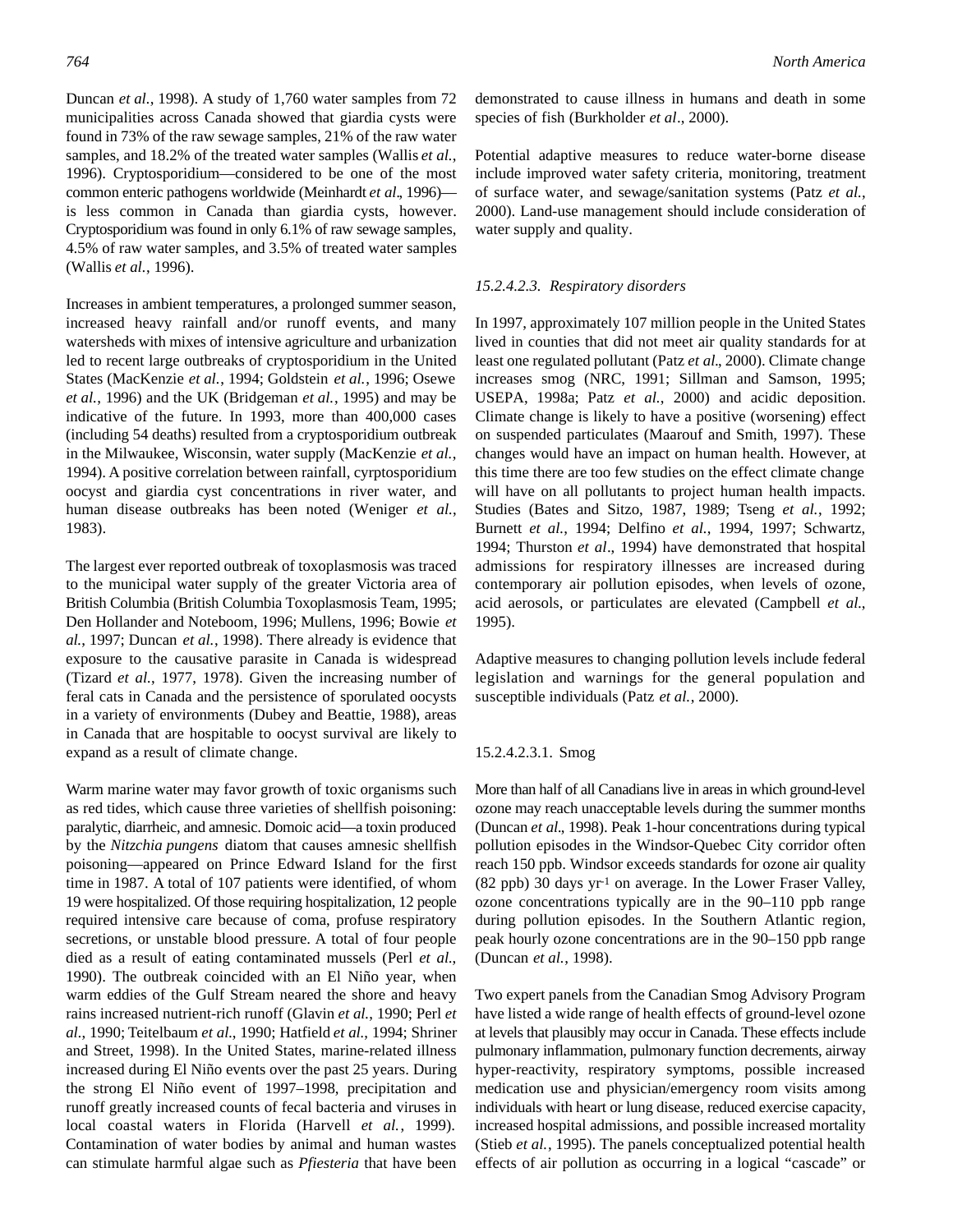Duncan *et al*., 1998). A study of 1,760 water samples from 72 municipalities across Canada showed that giardia cysts were found in 73% of the raw sewage samples, 21% of the raw water samples, and 18.2% of the treated water samples (Wallis *et al.*, 1996). Cryptosporidium—considered to be one of the most common enteric pathogens worldwide (Meinhardt *et al*., 1996)—is less common in Canada than giardia cysts, however. Cryptosporidium was found in only 6.1% of raw sewage samples, 4.5% of raw water samples, and 3.5% of treated water samples (Wallis *et al.*, 1996).

Increases in ambient temperatures, a prolonged summer season, increased heavy rainfall and/or runoff events, and many watersheds with mixes of intensive agriculture and urbanization led to recent large outbreaks of cryptosporidium in the United States (MacKenzie *et al.*, 1994; Goldstein *et al.*, 1996; Osewe *et al.*, 1996) and the UK (Bridgeman *et al.*, 1995) and may be indicative of the future. In 1993, more than 400,000 cases (including 54 deaths) resulted from a cryptosporidium outbreak in the Milwaukee, Wisconsin, water supply (MacKenzie *et al.*, 1994). A positive correlation between rainfall, cyrptosporidium oocyst and giardia cyst concentrations in river water, and human disease outbreaks has been noted (Weniger *et al.*, 1983).

The largest ever reported outbreak of toxoplasmosis was traced to the municipal water supply of the greater Victoria area of British Columbia (British Columbia Toxoplasmosis Team, 1995; Den Hollander and Noteboom, 1996; Mullens, 1996; Bowie *et al.*, 1997; Duncan *et al.*, 1998). There already is evidence that exposure to the causative parasite in Canada is widespread (Tizard *et al.*, 1977, 1978). Given the increasing number of feral cats in Canada and the persistence of sporulated oocysts in a variety of environments (Dubey and Beattie, 1988), areas in Canada that are hospitable to oocyst survival are likely to expand as a result of climate change.

Warm marine water may favor growth of toxic organisms such as red tides, which cause three varieties of shellfish poisoning: paralytic, diarrheic, and amnesic. Domoic acid—a toxin produced by the *Nitzchia pungens* diatom that causes amnesic shellfish poisoning—appeared on Prince Edward Island for the first time in 1987. A total of 107 patients were identified, of whom 19 were hospitalized. Of those requiring hospitalization, 12 people required intensive care because of coma, profuse respiratory secretions, or unstable blood pressure. A total of four people died as a result of eating contaminated mussels (Perl *et al.*, 1990). The outbreak coincided with an El Niño year, when warm eddies of the Gulf Stream neared the shore and heavy rains increased nutrient-rich runoff (Glavin *et al.*, 1990; Perl *et al.*, 1990; Teitelbaum *et al.*, 1990; Hatfield *et al.*, 1994; Shriner and Street, 1998). In the United States, marine-related illness increased during El Niño events over the past 25 years. During the strong El Niño event of 1997–1998, precipitation and runoff greatly increased counts of fecal bacteria and viruses in local coastal waters in Florida (Harvell *et al.*, 1999). Contamination of water bodies by animal and human wastes can stimulate harmful algae such as *Pfiesteria* that have been demonstrated to cause illness in humans and death in some species of fish (Burkholder *et al*., 2000).

Potential adaptive measures to reduce water-borne disease include improved water safety criteria, monitoring, treatment of surface water, and sewage/sanitation systems (Patz *et al.*, 2000). Land-use management should include consideration of water supply and quality.

#### *15.2.4.2.3. Respiratory disorders*

In 1997, approximately 107 million people in the United States lived in counties that did not meet air quality standards for at least one regulated pollutant (Patz *et al*., 2000). Climate change increases smog (NRC, 1991; Sillman and Samson, 1995; USEPA, 1998a; Patz *et al.*, 2000) and acidic deposition. Climate change is likely to have a positive (worsening) effect on suspended particulates (Maarouf and Smith, 1997). These changes would have an impact on human health. However, at this time there are too few studies on the effect climate change will have on all pollutants to project human health impacts. Studies (Bates and Sitzo, 1987, 1989; Tseng *et al.*, 1992; Burnett *et al.*, 1994; Delfino *et al.*, 1994, 1997; Schwartz, 1994; Thurston *et al*., 1994) have demonstrated that hospital admissions for respiratory illnesses are increased during contemporary air pollution episodes, when levels of ozone, acid aerosols, or particulates are elevated (Campbell *et al*., 1995).

Adaptive measures to changing pollution levels include federal legislation and warnings for the general population and susceptible individuals (Patz *et al.*, 2000).

##### 15.2.4.2.3.1. Smog

More than half of all Canadians live in areas in which ground-level ozone may reach unacceptable levels during the summer months (Duncan *et al*., 1998). Peak 1-hour concentrations during typical pollution episodes in the Windsor-Quebec City corridor often reach 150 ppb. Windsor exceeds standards for ozone air quality (82 ppb) 30 days $yr^{-1}$ on average. In the Lower Fraser Valley, ozone concentrations typically are in the 90–110 ppb range during pollution episodes. In the Southern Atlantic region, peak hourly ozone concentrations are in the 90–150 ppb range (Duncan *et al.*, 1998).

Two expert panels from the Canadian Smog Advisory Program have listed a wide range of health effects of ground-level ozone at levels that plausibly may occur in Canada. These effects include pulmonary inflammation, pulmonary function decrements, airway hyper-reactivity, respiratory symptoms, possible increased medication use and physician/emergency room visits among individuals with heart or lung disease, reduced exercise capacity, increased hospital admissions, and possible increased mortality (Stieb *et al.*, 1995). The panels conceptualized potential health effects of air pollution as occurring in a logical "cascade" or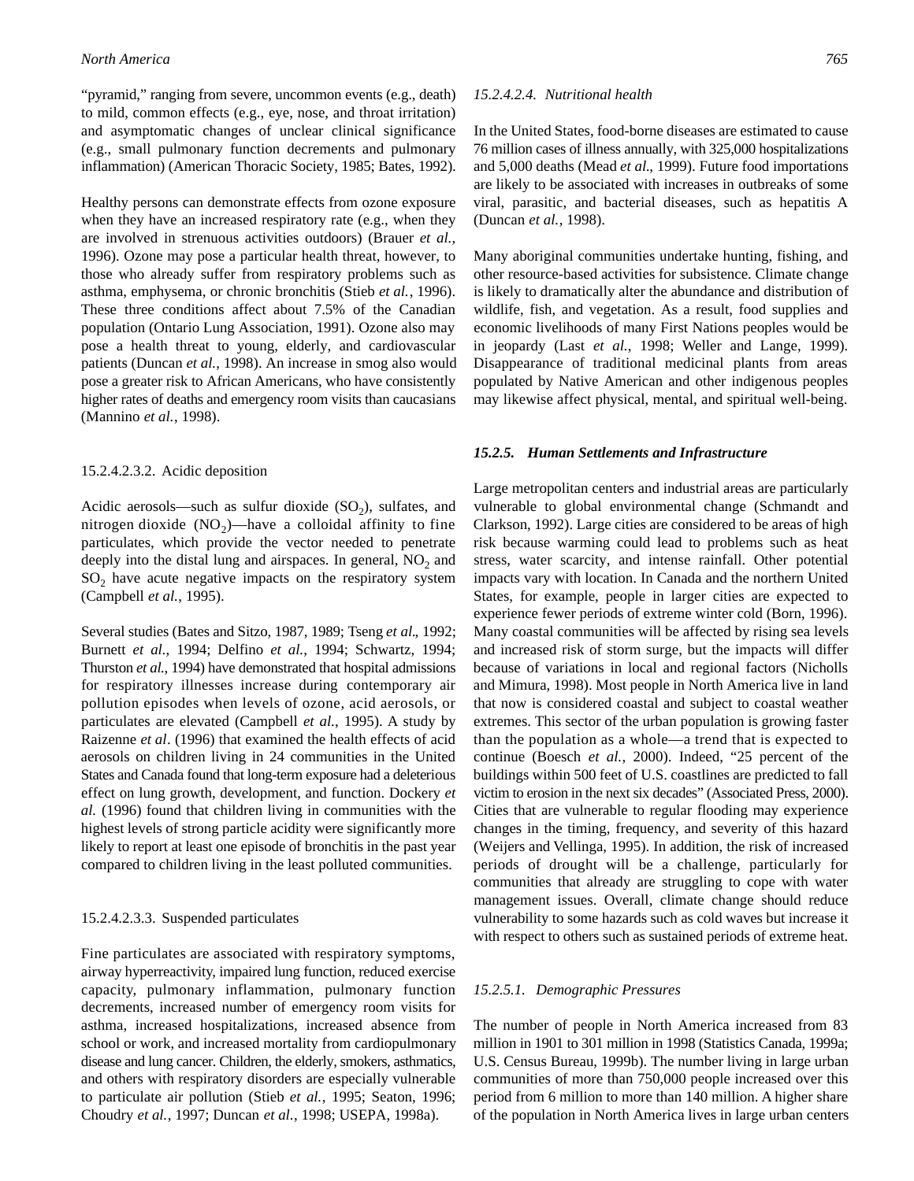"pyramid," ranging from severe, uncommon events (e.g., death) to mild, common effects (e.g., eye, nose, and throat irritation) and asymptomatic changes of unclear clinical significance (e.g., small pulmonary function decrements and pulmonary inflammation) (American Thoracic Society, 1985; Bates, 1992).

Healthy persons can demonstrate effects from ozone exposure when they have an increased respiratory rate (e.g., when they are involved in strenuous activities outdoors) (Brauer *et al.*, 1996). Ozone may pose a particular health threat, however, to those who already suffer from respiratory problems such as asthma, emphysema, or chronic bronchitis (Stieb *et al.*, 1996). These three conditions affect about 7.5% of the Canadian population (Ontario Lung Association, 1991). Ozone also may pose a health threat to young, elderly, and cardiovascular patients (Duncan *et al.*, 1998). An increase in smog also would pose a greater risk to African Americans, who have consistently higher rates of deaths and emergency room visits than caucasians (Mannino *et al.*, 1998).

###### 15.2.4.2.3.2. Acidic deposition

Acidic aerosols—such as sulfur dioxide ($SO_2$), sulfates, and nitrogen dioxide ($NO_2$)—have a colloidal affinity to fine particulates, which provide the vector needed to penetrate deeply into the distal lung and airspaces. In general, $NO_2$ and $SO_2$ have acute negative impacts on the respiratory system (Campbell *et al.*, 1995).

Several studies (Bates and Sitzo, 1987, 1989; Tseng *et al*., 1992; Burnett *et al.*, 1994; Delfino *et al.*, 1994; Schwartz, 1994; Thurston *et al.*, 1994) have demonstrated that hospital admissions for respiratory illnesses increase during contemporary air pollution episodes when levels of ozone, acid aerosols, or particulates are elevated (Campbell *et al.*, 1995). A study by Raizenne *et al*. (1996) that examined the health effects of acid aerosols on children living in 24 communities in the United States and Canada found that long-term exposure had a deleterious effect on lung growth, development, and function. Dockery *et al.* (1996) found that children living in communities with the highest levels of strong particle acidity were significantly more likely to report at least one episode of bronchitis in the past year compared to children living in the least polluted communities.

###### 15.2.4.2.3.3. Suspended particulates

Fine particulates are associated with respiratory symptoms, airway hyperreactivity, impaired lung function, reduced exercise capacity, pulmonary inflammation, pulmonary function decrements, increased number of emergency room visits for asthma, increased hospitalizations, increased absence from school or work, and increased mortality from cardiopulmonary disease and lung cancer. Children, the elderly, smokers, asthmatics, and others with respiratory disorders are especially vulnerable to particulate air pollution (Stieb *et al.*, 1995; Seaton, 1996; Choudry *et al.*, 1997; Duncan *et al.*, 1998; USEPA, 1998a).

##### *15.2.4.2.4. Nutritional health*

In the United States, food-borne diseases are estimated to cause 76 million cases of illness annually, with 325,000 hospitalizations and 5,000 deaths (Mead *et al.*, 1999). Future food importations are likely to be associated with increases in outbreaks of some viral, parasitic, and bacterial diseases, such as hepatitis A (Duncan *et al.*, 1998).

Many aboriginal communities undertake hunting, fishing, and other resource-based activities for subsistence. Climate change is likely to dramatically alter the abundance and distribution of wildlife, fish, and vegetation. As a result, food supplies and economic livelihoods of many First Nations peoples would be in jeopardy (Last *et al.*, 1998; Weller and Lange, 1999). Disappearance of traditional medicinal plants from areas populated by Native American and other indigenous peoples may likewise affect physical, mental, and spiritual well-being.

### *15.2.5. Human Settlements and Infrastructure*

Large metropolitan centers and industrial areas are particularly vulnerable to global environmental change (Schmandt and Clarkson, 1992). Large cities are considered to be areas of high risk because warming could lead to problems such as heat stress, water scarcity, and intense rainfall. Other potential impacts vary with location. In Canada and the northern United States, for example, people in larger cities are expected to experience fewer periods of extreme winter cold (Born, 1996). Many coastal communities will be affected by rising sea levels and increased risk of storm surge, but the impacts will differ because of variations in local and regional factors (Nicholls and Mimura, 1998). Most people in North America live in land that now is considered coastal and subject to coastal weather extremes. This sector of the urban population is growing faster than the population as a whole—a trend that is expected to continue (Boesch *et al.*, 2000). Indeed, "25 percent of the buildings within 500 feet of U.S. coastlines are predicted to fall victim to erosion in the next six decades" (Associated Press, 2000). Cities that are vulnerable to regular flooding may experience changes in the timing, frequency, and severity of this hazard (Weijers and Vellinga, 1995). In addition, the risk of increased periods of drought will be a challenge, particularly for communities that already are struggling to cope with water management issues. Overall, climate change should reduce vulnerability to some hazards such as cold waves but increase it with respect to others such as sustained periods of extreme heat.

#### *15.2.5.1. Demographic Pressures*

The number of people in North America increased from 83 million in 1901 to 301 million in 1998 (Statistics Canada, 1999a; U.S. Census Bureau, 1999b). The number living in large urban communities of more than 750,000 people increased over this period from 6 million to more than 140 million. A higher share of the population in North America lives in large urban centers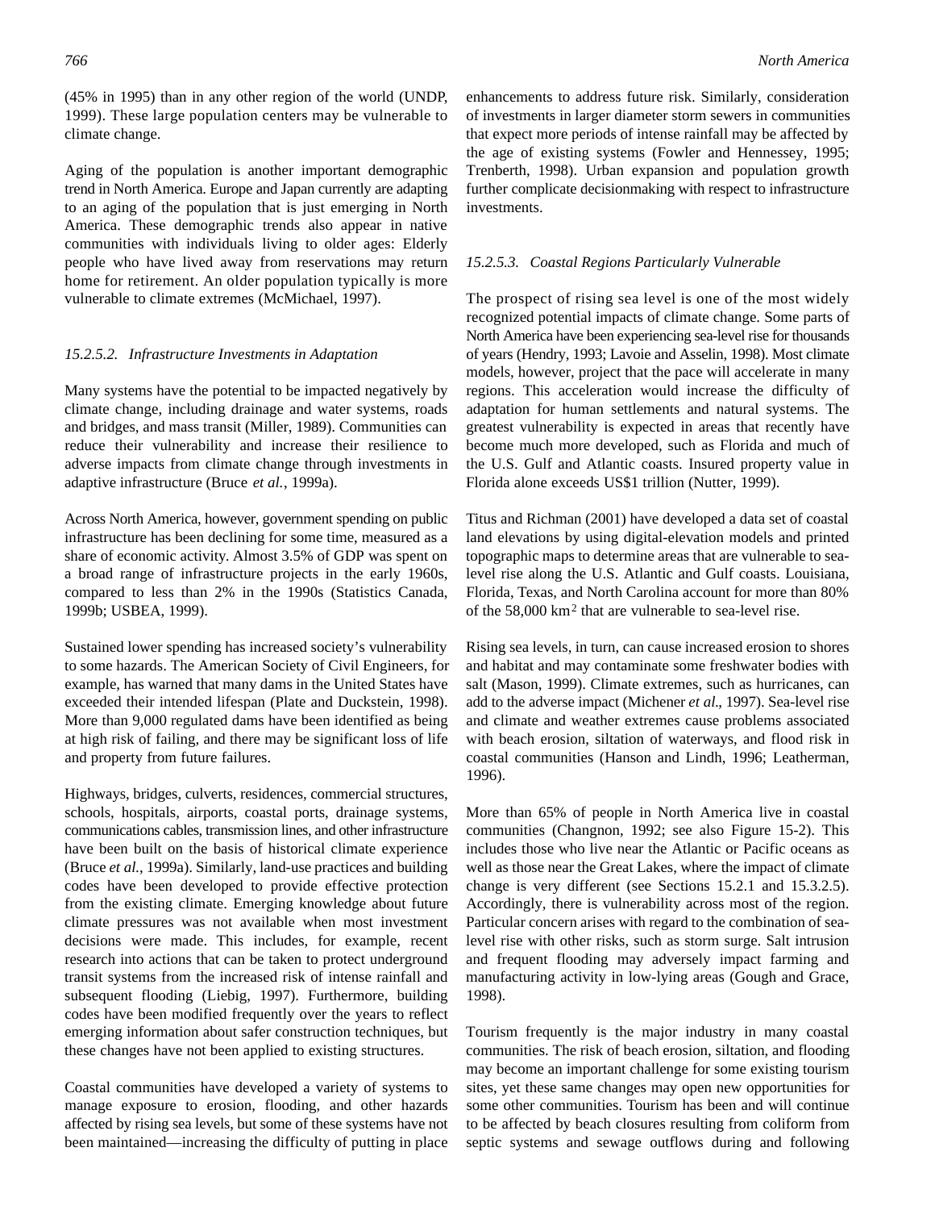(45% in 1995) than in any other region of the world (UNDP, 1999). These large population centers may be vulnerable to climate change.

Aging of the population is another important demographic trend in North America. Europe and Japan currently are adapting to an aging of the population that is just emerging in North America. These demographic trends also appear in native communities with individuals living to older ages: Elderly people who have lived away from reservations may return home for retirement. An older population typically is more vulnerable to climate extremes (McMichael, 1997).

#### *15.2.5.2. Infrastructure Investments in Adaptation*

Many systems have the potential to be impacted negatively by climate change, including drainage and water systems, roads and bridges, and mass transit (Miller, 1989). Communities can reduce their vulnerability and increase their resilience to adverse impacts from climate change through investments in adaptive infrastructure (Bruce *et al.*, 1999a).

Across North America, however, government spending on public infrastructure has been declining for some time, measured as a share of economic activity. Almost 3.5% of GDP was spent on a broad range of infrastructure projects in the early 1960s, compared to less than 2% in the 1990s (Statistics Canada, 1999b; USBEA, 1999).

Sustained lower spending has increased society's vulnerability to some hazards. The American Society of Civil Engineers, for example, has warned that many dams in the United States have exceeded their intended lifespan (Plate and Duckstein, 1998). More than 9,000 regulated dams have been identified as being at high risk of failing, and there may be significant loss of life and property from future failures.

Highways, bridges, culverts, residences, commercial structures, schools, hospitals, airports, coastal ports, drainage systems, communications cables, transmission lines, and other infrastructure have been built on the basis of historical climate experience (Bruce *et al.*, 1999a). Similarly, land-use practices and building codes have been developed to provide effective protection from the existing climate. Emerging knowledge about future climate pressures was not available when most investment decisions were made. This includes, for example, recent research into actions that can be taken to protect underground transit systems from the increased risk of intense rainfall and subsequent flooding (Liebig, 1997). Furthermore, building codes have been modified frequently over the years to reflect emerging information about safer construction techniques, but these changes have not been applied to existing structures.

Coastal communities have developed a variety of systems to manage exposure to erosion, flooding, and other hazards affected by rising sea levels, but some of these systems have not been maintained—increasing the difficulty of putting in place enhancements to address future risk. Similarly, consideration of investments in larger diameter storm sewers in communities that expect more periods of intense rainfall may be affected by the age of existing systems (Fowler and Hennessey, 1995; Trenberth, 1998). Urban expansion and population growth further complicate decisionmaking with respect to infrastructure investments.

#### *15.2.5.3. Coastal Regions Particularly Vulnerable*

The prospect of rising sea level is one of the most widely recognized potential impacts of climate change. Some parts of North America have been experiencing sea-level rise for thousands of years (Hendry, 1993; Lavoie and Asselin, 1998). Most climate models, however, project that the pace will accelerate in many regions. This acceleration would increase the difficulty of adaptation for human settlements and natural systems. The greatest vulnerability is expected in areas that recently have become much more developed, such as Florida and much of the U.S. Gulf and Atlantic coasts. Insured property value in Florida alone exceeds US$1 trillion (Nutter, 1999).

Titus and Richman (2001) have developed a data set of coastal land elevations by using digital-elevation models and printed topographic maps to determine areas that are vulnerable to sea-level rise along the U.S. Atlantic and Gulf coasts. Louisiana, Florida, Texas, and North Carolina account for more than 80% of the 58,000 km$^2$ that are vulnerable to sea-level rise.

Rising sea levels, in turn, can cause increased erosion to shores and habitat and may contaminate some freshwater bodies with salt (Mason, 1999). Climate extremes, such as hurricanes, can add to the adverse impact (Michener *et al*., 1997). Sea-level rise and climate and weather extremes cause problems associated with beach erosion, siltation of waterways, and flood risk in coastal communities (Hanson and Lindh, 1996; Leatherman, 1996).

More than 65% of people in North America live in coastal communities (Changnon, 1992; see also Figure 15-2). This includes those who live near the Atlantic or Pacific oceans as well as those near the Great Lakes, where the impact of climate change is very different (see Sections 15.2.1 and 15.3.2.5). Accordingly, there is vulnerability across most of the region. Particular concern arises with regard to the combination of sea-level rise with other risks, such as storm surge. Salt intrusion and frequent flooding may adversely impact farming and manufacturing activity in low-lying areas (Gough and Grace, 1998).

Tourism frequently is the major industry in many coastal communities. The risk of beach erosion, siltation, and flooding may become an important challenge for some existing tourism sites, yet these same changes may open new opportunities for some other communities. Tourism has been and will continue to be affected by beach closures resulting from coliform from septic systems and sewage outflows during and following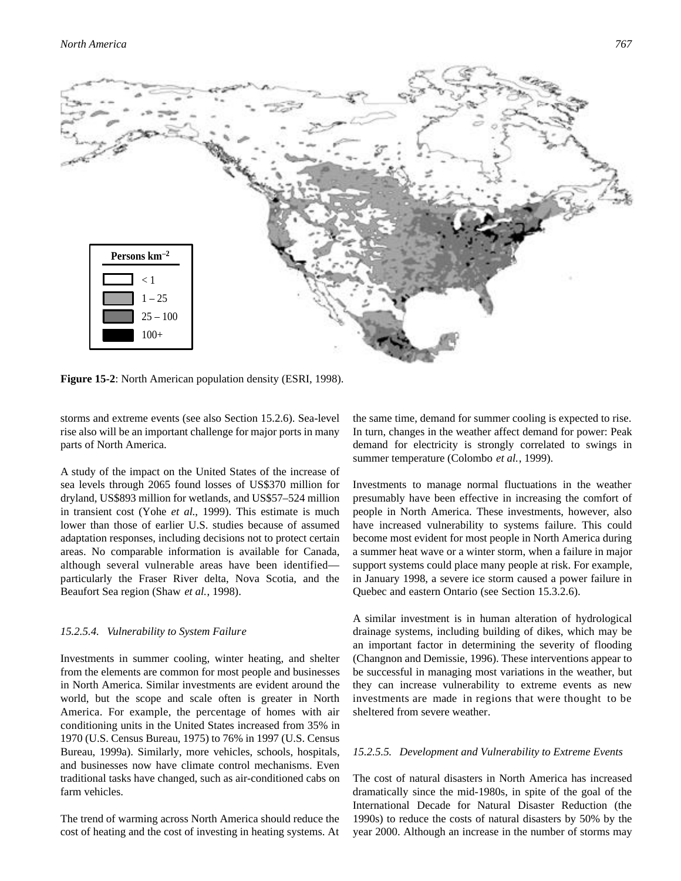**Figure 15-2**: North American population density (ESRI, 1998).

storms and extreme events (see also Section 15.2.6). Sea-level rise also will be an important challenge for major ports in many parts of North America.

A study of the impact on the United States of the increase of sea levels through 2065 found losses of US$370 million for dryland, US$893 million for wetlands, and US$57–524 million in transient cost (Yohe *et al.*, 1999). This estimate is much lower than those of earlier U.S. studies because of assumed adaptation responses, including decisions not to protect certain areas. No comparable information is available for Canada, although several vulnerable areas have been identified—particularly the Fraser River delta, Nova Scotia, and the Beaufort Sea region (Shaw *et al.*, 1998).

#### *15.2.5.4. Vulnerability to System Failure*

Investments in summer cooling, winter heating, and shelter from the elements are common for most people and businesses in North America. Similar investments are evident around the world, but the scope and scale often is greater in North America. For example, the percentage of homes with air conditioning units in the United States increased from 35% in 1970 (U.S. Census Bureau, 1975) to 76% in 1997 (U.S. Census Bureau, 1999a). Similarly, more vehicles, schools, hospitals, and businesses now have climate control mechanisms. Even traditional tasks have changed, such as air-conditioned cabs on farm vehicles.

The trend of warming across North America should reduce the cost of heating and the cost of investing in heating systems. At the same time, demand for summer cooling is expected to rise. In turn, changes in the weather affect demand for power: Peak demand for electricity is strongly correlated to swings in summer temperature (Colombo *et al.*, 1999).

Investments to manage normal fluctuations in the weather presumably have been effective in increasing the comfort of people in North America. These investments, however, also have increased vulnerability to systems failure. This could become most evident for most people in North America during a summer heat wave or a winter storm, when a failure in major support systems could place many people at risk. For example, in January 1998, a severe ice storm caused a power failure in Quebec and eastern Ontario (see Section 15.3.2.6).

A similar investment is in human alteration of hydrological drainage systems, including building of dikes, which may be an important factor in determining the severity of flooding (Changnon and Demissie, 1996). These interventions appear to be successful in managing most variations in the weather, but they can increase vulnerability to extreme events as new investments are made in regions that were thought to be sheltered from severe weather.

#### *15.2.5.5. Development and Vulnerability to Extreme Events*

The cost of natural disasters in North America has increased dramatically since the mid-1980s, in spite of the goal of the International Decade for Natural Disaster Reduction (the 1990s) to reduce the costs of natural disasters by 50% by the year 2000. Although an increase in the number of storms may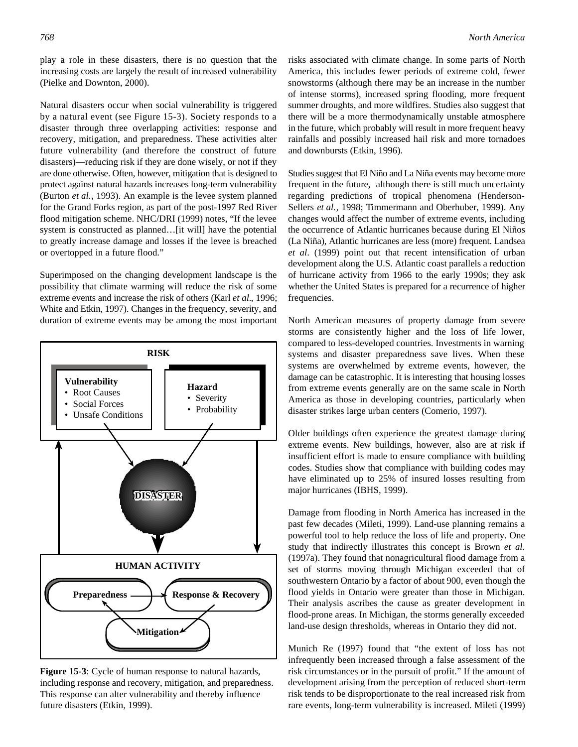play a role in these disasters, there is no question that the increasing costs are largely the result of increased vulnerability (Pielke and Downton, 2000).

Natural disasters occur when social vulnerability is triggered by a natural event (see Figure 15-3). Society responds to a disaster through three overlapping activities: response and recovery, mitigation, and preparedness. These activities alter future vulnerability (and therefore the construct of future disasters)—reducing risk if they are done wisely, or not if they are done otherwise. Often, however, mitigation that is designed to protect against natural hazards increases long-term vulnerability (Burton *et al.*, 1993). An example is the levee system planned for the Grand Forks region, as part of the post-1997 Red River flood mitigation scheme. NHC/DRI (1999) notes, "If the levee system is constructed as planned…[it will] have the potential to greatly increase damage and losses if the levee is breached or overtopped in a future flood."

Superimposed on the changing development landscape is the possibility that climate warming will reduce the risk of some extreme events and increase the risk of others (Karl *et al.*, 1996; White and Etkin, 1997). Changes in the frequency, severity, and duration of extreme events may be among the most important risks associated with climate change. In some parts of North America, this includes fewer periods of extreme cold, fewer snowstorms (although there may be an increase in the number of intense storms), increased spring flooding, more frequent summer droughts, and more wildfires. Studies also suggest that there will be a more thermodynamically unstable atmosphere in the future, which probably will result in more frequent heavy rainfalls and possibly increased hail risk and more tornadoes and downbursts (Etkin, 1996).

RISK

**Vulnerability**
- Root Causes
- Social Forces
- Unsafe Conditions

**Hazard**
- Severity
- Probability

DISASTER

HUMAN ACTIVITY

Preparedness → Response & Recovery

Mitigation

**Figure 15-3**: Cycle of human response to natural hazards, including response and recovery, mitigation, and preparedness. This response can alter vulnerability and thereby influence future disasters (Etkin, 1999).

Studies suggest that El Niño and La Niña events may become more frequent in the future, although there is still much uncertainty regarding predictions of tropical phenomena (Henderson-Sellers *et al.*, 1998; Timmermann and Oberhuber, 1999). Any changes would affect the number of extreme events, including the occurrence of Atlantic hurricanes because during El Niños (La Niña), Atlantic hurricanes are less (more) frequent. Landsea *et al*. (1999) point out that recent intensification of urban development along the U.S. Atlantic coast parallels a reduction of hurricane activity from 1966 to the early 1990s; they ask whether the United States is prepared for a recurrence of higher frequencies.

North American measures of property damage from severe storms are consistently higher and the loss of life lower, compared to less-developed countries. Investments in warning systems and disaster preparedness save lives. When these systems are overwhelmed by extreme events, however, the damage can be catastrophic. It is interesting that housing losses from extreme events generally are on the same scale in North America as those in developing countries, particularly when disaster strikes large urban centers (Comerio, 1997).

Older buildings often experience the greatest damage during extreme events. New buildings, however, also are at risk if insufficient effort is made to ensure compliance with building codes. Studies show that compliance with building codes may have eliminated up to 25% of insured losses resulting from major hurricanes (IBHS, 1999).

Damage from flooding in North America has increased in the past few decades (Mileti, 1999). Land-use planning remains a powerful tool to help reduce the loss of life and property. One study that indirectly illustrates this concept is Brown *et al.* (1997a). They found that nonagricultural flood damage from a set of storms moving through Michigan exceeded that of southwestern Ontario by a factor of about 900, even though the flood yields in Ontario were greater than those in Michigan. Their analysis ascribes the cause as greater development in flood-prone areas. In Michigan, the storms generally exceeded land-use design thresholds, whereas in Ontario they did not.

Munich Re (1997) found that "the extent of loss has not infrequently been increased through a false assessment of the risk circumstances or in the pursuit of profit." If the amount of development arising from the perception of reduced short-term risk tends to be disproportionate to the real increased risk from rare events, long-term vulnerability is increased. Mileti (1999)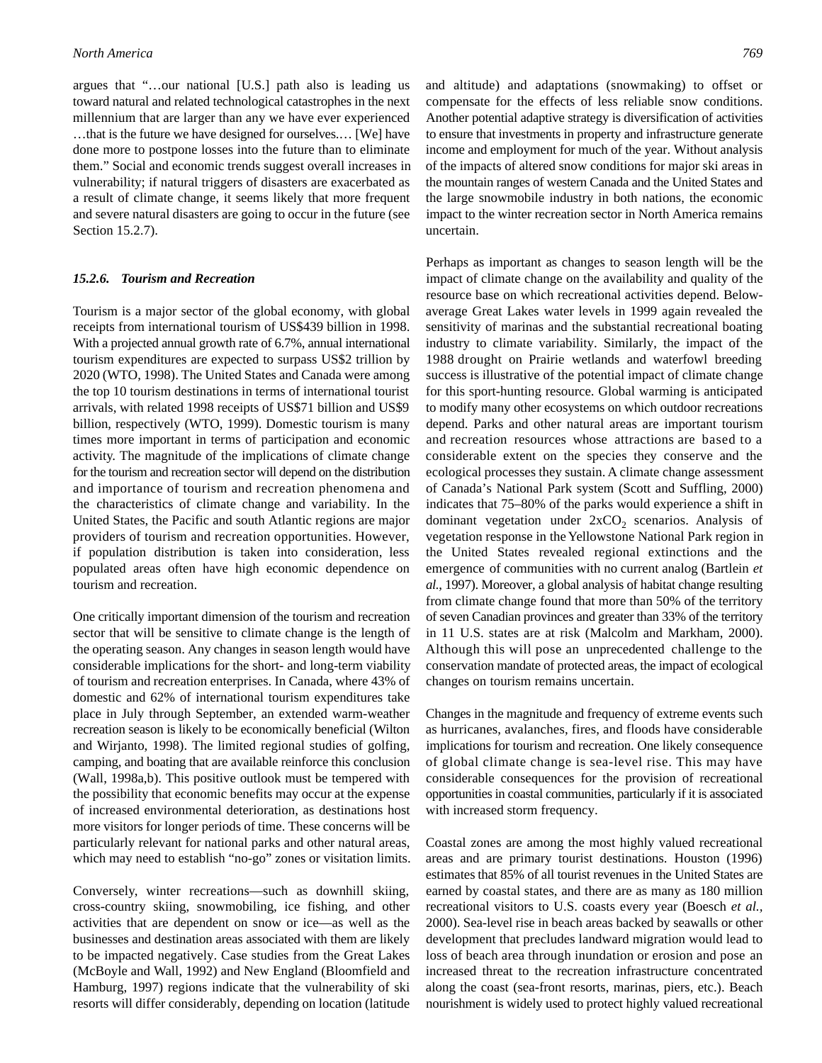argues that "…our national [U.S.] path also is leading us toward natural and related technological catastrophes in the next millennium that are larger than any we have ever experienced …that is the future we have designed for ourselves.… [We] have done more to postpone losses into the future than to eliminate them." Social and economic trends suggest overall increases in vulnerability; if natural triggers of disasters are exacerbated as a result of climate change, it seems likely that more frequent and severe natural disasters are going to occur in the future (see Section 15.2.7).

### *15.2.6. Tourism and Recreation*

Tourism is a major sector of the global economy, with global receipts from international tourism of US$439 billion in 1998. With a projected annual growth rate of 6.7%, annual international tourism expenditures are expected to surpass US$2 trillion by 2020 (WTO, 1998). The United States and Canada were among the top 10 tourism destinations in terms of international tourist arrivals, with related 1998 receipts of US$71 billion and US$9 billion, respectively (WTO, 1999). Domestic tourism is many times more important in terms of participation and economic activity. The magnitude of the implications of climate change for the tourism and recreation sector will depend on the distribution and importance of tourism and recreation phenomena and the characteristics of climate change and variability. In the United States, the Pacific and south Atlantic regions are major providers of tourism and recreation opportunities. However, if population distribution is taken into consideration, less populated areas often have high economic dependence on tourism and recreation.

One critically important dimension of the tourism and recreation sector that will be sensitive to climate change is the length of the operating season. Any changes in season length would have considerable implications for the short- and long-term viability of tourism and recreation enterprises. In Canada, where 43% of domestic and 62% of international tourism expenditures take place in July through September, an extended warm-weather recreation season is likely to be economically beneficial (Wilton and Wirjanto, 1998). The limited regional studies of golfing, camping, and boating that are available reinforce this conclusion (Wall, 1998a,b). This positive outlook must be tempered with the possibility that economic benefits may occur at the expense of increased environmental deterioration, as destinations host more visitors for longer periods of time. These concerns will be particularly relevant for national parks and other natural areas, which may need to establish "no-go" zones or visitation limits.

Conversely, winter recreations—such as downhill skiing, cross-country skiing, snowmobiling, ice fishing, and other activities that are dependent on snow or ice—as well as the businesses and destination areas associated with them are likely to be impacted negatively. Case studies from the Great Lakes (McBoyle and Wall, 1992) and New England (Bloomfield and Hamburg, 1997) regions indicate that the vulnerability of ski resorts will differ considerably, depending on location (latitude and altitude) and adaptations (snowmaking) to offset or compensate for the effects of less reliable snow conditions. Another potential adaptive strategy is diversification of activities to ensure that investments in property and infrastructure generate income and employment for much of the year. Without analysis of the impacts of altered snow conditions for major ski areas in the mountain ranges of western Canada and the United States and the large snowmobile industry in both nations, the economic impact to the winter recreation sector in North America remains uncertain.

Perhaps as important as changes to season length will be the impact of climate change on the availability and quality of the resource base on which recreational activities depend. Below-average Great Lakes water levels in 1999 again revealed the sensitivity of marinas and the substantial recreational boating industry to climate variability. Similarly, the impact of the 1988 drought on Prairie wetlands and waterfowl breeding success is illustrative of the potential impact of climate change for this sport-hunting resource. Global warming is anticipated to modify many other ecosystems on which outdoor recreations depend. Parks and other natural areas are important tourism and recreation resources whose attractions are based to a considerable extent on the species they conserve and the ecological processes they sustain. A climate change assessment of Canada's National Park system (Scott and Suffling, 2000) indicates that 75–80% of the parks would experience a shift in dominant vegetation under $2xCO_2$ scenarios. Analysis of vegetation response in the Yellowstone National Park region in the United States revealed regional extinctions and the emergence of communities with no current analog (Bartlein *et al.*, 1997). Moreover, a global analysis of habitat change resulting from climate change found that more than 50% of the territory of seven Canadian provinces and greater than 33% of the territory in 11 U.S. states are at risk (Malcolm and Markham, 2000). Although this will pose an unprecedented challenge to the conservation mandate of protected areas, the impact of ecological changes on tourism remains uncertain.

Changes in the magnitude and frequency of extreme events such as hurricanes, avalanches, fires, and floods have considerable implications for tourism and recreation. One likely consequence of global climate change is sea-level rise. This may have considerable consequences for the provision of recreational opportunities in coastal communities, particularly if it is associated with increased storm frequency.

Coastal zones are among the most highly valued recreational areas and are primary tourist destinations. Houston (1996) estimates that 85% of all tourist revenues in the United States are earned by coastal states, and there are as many as 180 million recreational visitors to U.S. coasts every year (Boesch *et al.*, 2000). Sea-level rise in beach areas backed by seawalls or other development that precludes landward migration would lead to loss of beach area through inundation or erosion and pose an increased threat to the recreation infrastructure concentrated along the coast (sea-front resorts, marinas, piers, etc.). Beach nourishment is widely used to protect highly valued recreational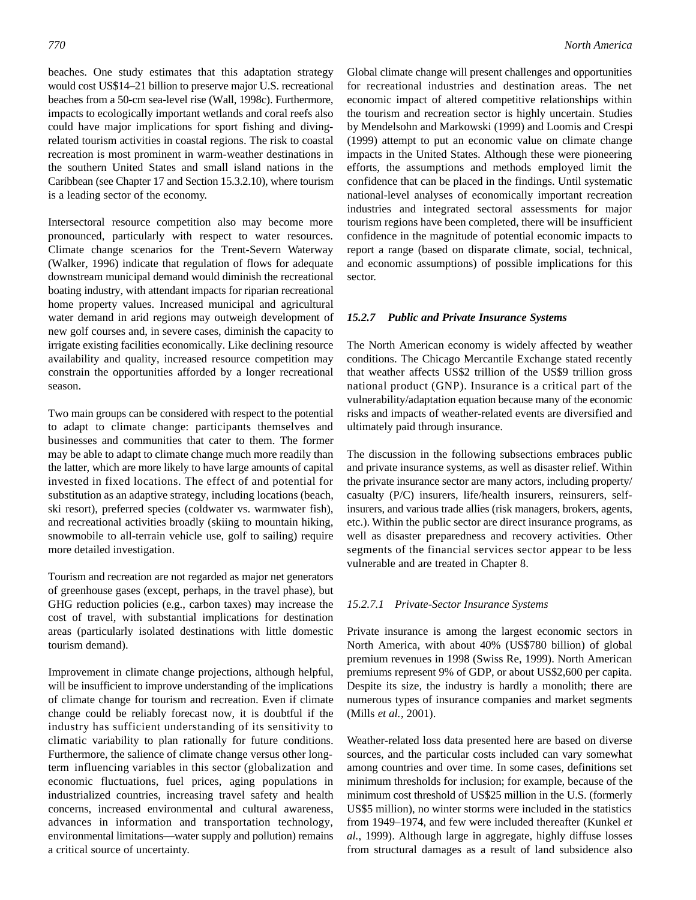beaches. One study estimates that this adaptation strategy would cost US$14–21 billion to preserve major U.S. recreational beaches from a 50-cm sea-level rise (Wall, 1998c). Furthermore, impacts to ecologically important wetlands and coral reefs also could have major implications for sport fishing and diving-related tourism activities in coastal regions. The risk to coastal recreation is most prominent in warm-weather destinations in the southern United States and small island nations in the Caribbean (see Chapter 17 and Section 15.3.2.10), where tourism is a leading sector of the economy.

Intersectoral resource competition also may become more pronounced, particularly with respect to water resources. Climate change scenarios for the Trent-Severn Waterway (Walker, 1996) indicate that regulation of flows for adequate downstream municipal demand would diminish the recreational boating industry, with attendant impacts for riparian recreational home property values. Increased municipal and agricultural water demand in arid regions may outweigh development of new golf courses and, in severe cases, diminish the capacity to irrigate existing facilities economically. Like declining resource availability and quality, increased resource competition may constrain the opportunities afforded by a longer recreational season.

Two main groups can be considered with respect to the potential to adapt to climate change: participants themselves and businesses and communities that cater to them. The former may be able to adapt to climate change much more readily than the latter, which are more likely to have large amounts of capital invested in fixed locations. The effect of and potential for substitution as an adaptive strategy, including locations (beach, ski resort), preferred species (coldwater vs. warmwater fish), and recreational activities broadly (skiing to mountain hiking, snowmobile to all-terrain vehicle use, golf to sailing) require more detailed investigation.

Tourism and recreation are not regarded as major net generators of greenhouse gases (except, perhaps, in the travel phase), but GHG reduction policies (e.g., carbon taxes) may increase the cost of travel, with substantial implications for destination areas (particularly isolated destinations with little domestic tourism demand).

Improvement in climate change projections, although helpful, will be insufficient to improve understanding of the implications of climate change for tourism and recreation. Even if climate change could be reliably forecast now, it is doubtful if the industry has sufficient understanding of its sensitivity to climatic variability to plan rationally for future conditions. Furthermore, the salience of climate change versus other long-term influencing variables in this sector (globalization and economic fluctuations, fuel prices, aging populations in industrialized countries, increasing travel safety and health concerns, increased environmental and cultural awareness, advances in information and transportation technology, environmental limitations—water supply and pollution) remains a critical source of uncertainty.

Global climate change will present challenges and opportunities for recreational industries and destination areas. The net economic impact of altered competitive relationships within the tourism and recreation sector is highly uncertain. Studies by Mendelsohn and Markowski (1999) and Loomis and Crespi (1999) attempt to put an economic value on climate change impacts in the United States. Although these were pioneering efforts, the assumptions and methods employed limit the confidence that can be placed in the findings. Until systematic national-level analyses of economically important recreation industries and integrated sectoral assessments for major tourism regions have been completed, there will be insufficient confidence in the magnitude of potential economic impacts to report a range (based on disparate climate, social, technical, and economic assumptions) of possible implications for this sector.

### *15.2.7 Public and Private Insurance Systems*

The North American economy is widely affected by weather conditions. The Chicago Mercantile Exchange stated recently that weather affects US$2 trillion of the US$9 trillion gross national product (GNP). Insurance is a critical part of the vulnerability/adaptation equation because many of the economic risks and impacts of weather-related events are diversified and ultimately paid through insurance.

The discussion in the following subsections embraces public and private insurance systems, as well as disaster relief. Within the private insurance sector are many actors, including property/casualty (P/C) insurers, life/health insurers, reinsurers, self-insurers, and various trade allies (risk managers, brokers, agents, etc.). Within the public sector are direct insurance programs, as well as disaster preparedness and recovery activities. Other segments of the financial services sector appear to be less vulnerable and are treated in Chapter 8.

#### *15.2.7.1 Private-Sector Insurance Systems*

Private insurance is among the largest economic sectors in North America, with about 40% (US$780 billion) of global premium revenues in 1998 (Swiss Re, 1999). North American premiums represent 9% of GDP, or about US$2,600 per capita. Despite its size, the industry is hardly a monolith; there are numerous types of insurance companies and market segments (Mills *et al.*, 2001).

Weather-related loss data presented here are based on diverse sources, and the particular costs included can vary somewhat among countries and over time. In some cases, definitions set minimum thresholds for inclusion; for example, because of the minimum cost threshold of US$25 million in the U.S. (formerly US$5 million), no winter storms were included in the statistics from 1949–1974, and few were included thereafter (Kunkel *et al.*, 1999). Although large in aggregate, highly diffuse losses from structural damages as a result of land subsidence also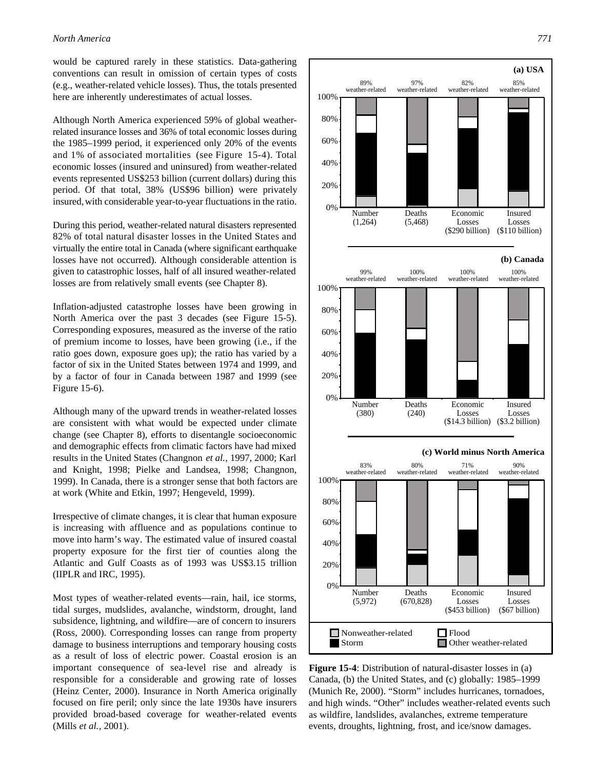would be captured rarely in these statistics. Data-gathering conventions can result in omission of certain types of costs (e.g., weather-related vehicle losses). Thus, the totals presented here are inherently underestimates of actual losses.

Although North America experienced 59% of global weather-related insurance losses and 36% of total economic losses during the 1985–1999 period, it experienced only 20% of the events and 1% of associated mortalities (see Figure 15-4). Total economic losses (insured and uninsured) from weather-related events represented US$253 billion (current dollars) during this period. Of that total, 38% (US$96 billion) were privately insured, with considerable year-to-year fluctuations in the ratio.

During this period, weather-related natural disasters represented 82% of total natural disaster losses in the United States and virtually the entire total in Canada (where significant earthquake losses have not occurred). Although considerable attention is given to catastrophic losses, half of all insured weather-related losses are from relatively small events (see Chapter 8).

Inflation-adjusted catastrophe losses have been growing in North America over the past 3 decades (see Figure 15-5). Corresponding exposures, measured as the inverse of the ratio of premium income to losses, have been growing (i.e., if the ratio goes down, exposure goes up); the ratio has varied by a factor of six in the United States between 1974 and 1999, and by a factor of four in Canada between 1987 and 1999 (see Figure 15-6).

Although many of the upward trends in weather-related losses are consistent with what would be expected under climate change (see Chapter 8), efforts to disentangle socioeconomic and demographic effects from climatic factors have had mixed results in the United States (Changnon *et al.*, 1997, 2000; Karl and Knight, 1998; Pielke and Landsea, 1998; Changnon, 1999). In Canada, there is a stronger sense that both factors are at work (White and Etkin, 1997; Hengeveld, 1999).

Irrespective of climate changes, it is clear that human exposure is increasing with affluence and as populations continue to move into harm's way. The estimated value of insured coastal property exposure for the first tier of counties along the Atlantic and Gulf Coasts as of 1993 was US$3.15 trillion (IIPLR and IRC, 1995).

Most types of weather-related events—rain, hail, ice storms, tidal surges, mudslides, avalanche, windstorm, drought, land subsidence, lightning, and wildfire—are of concern to insurers (Ross, 2000). Corresponding losses can range from property damage to business interruptions and temporary housing costs as a result of loss of electric power. Coastal erosion is an important consequence of sea-level rise and already is responsible for a considerable and growing rate of losses (Heinz Center, 2000). Insurance in North America originally focused on fire peril; only since the late 1930s have insurers provided broad-based coverage for weather-related events (Mills *et al.*, 2001).

**(a) USA**

| | Number (1,264) | Deaths (5,468) | Economic Losses ($290 billion) | Insured Losses ($110 billion) |
|---|---|---|---|---|
| Weather-related | 89% | 97% | 82% | 85% |

**(b) Canada**

| | Number (380) | Deaths (240) | Economic Losses ($14.3 billion) | Insured Losses ($3.2 billion) |
|---|---|---|---|---|
| Weather-related | 99% | 100% | 100% | 100% |

**(c) World minus North America**

| | Number (5,972) | Deaths (670,828) | Economic Losses ($453 billion) | Insured Losses ($67 billion) |
|---|---|---|---|---|
| Weather-related | 83% | 80% | 71% | 90% |

Legend: Nonweather-related; Flood; Storm; Other weather-related

**Figure 15-4**: Distribution of natural-disaster losses in (a) Canada, (b) the United States, and (c) globally: 1985–1999 (Munich Re, 2000). "Storm" includes hurricanes, tornadoes, and high winds. "Other" includes weather-related events such as wildfire, landslides, avalanches, extreme temperature events, droughts, lightning, frost, and ice/snow damages.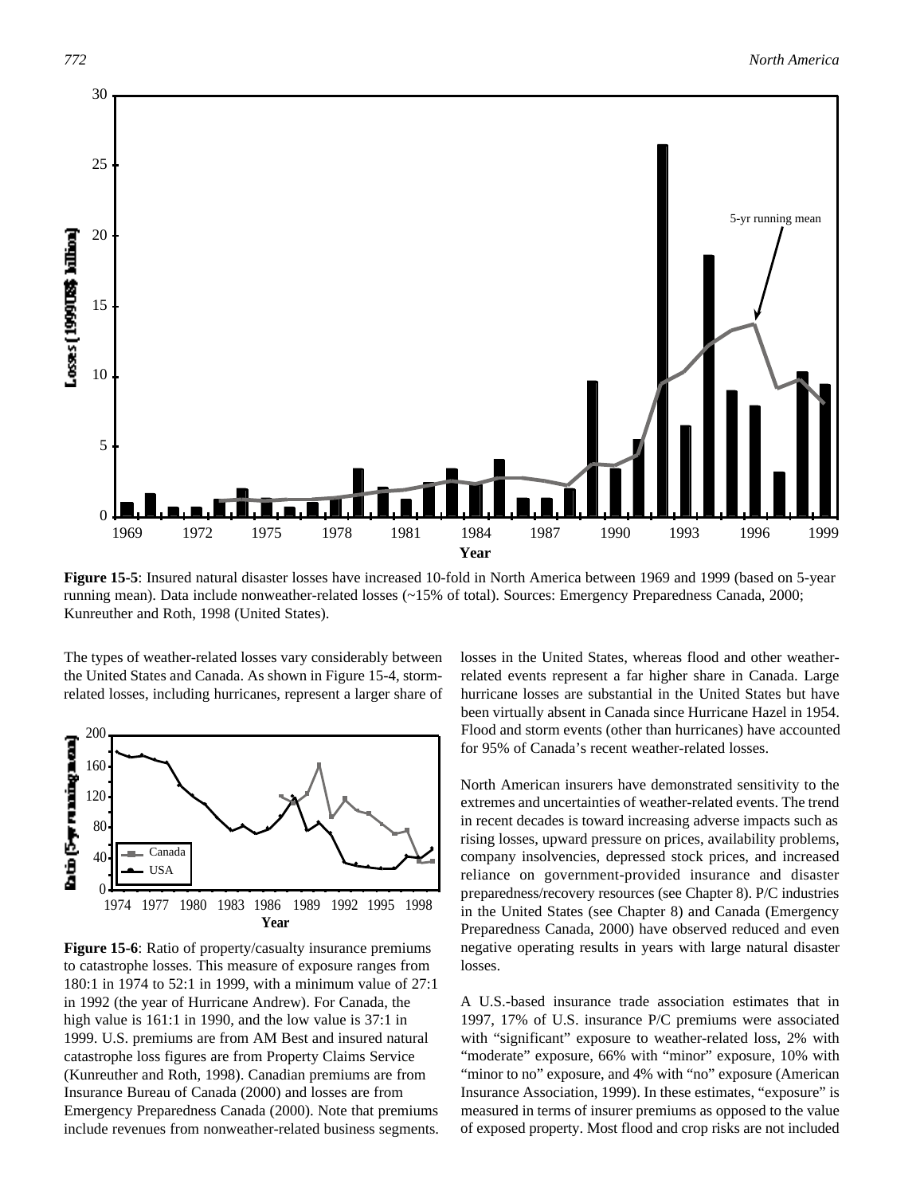**Figure 15-5**: Insured natural disaster losses have increased 10-fold in North America between 1969 and 1999 (based on 5-year running mean). Data include nonweather-related losses (~15% of total). Sources: Emergency Preparedness Canada, 2000; Kunreuther and Roth, 1998 (United States).

The types of weather-related losses vary considerably between the United States and Canada. As shown in Figure 15-4, storm-related losses, including hurricanes, represent a larger share of losses in the United States, whereas flood and other weather-related events represent a far higher share in Canada. Large hurricane losses are substantial in the United States but have been virtually absent in Canada since Hurricane Hazel in 1954. Flood and storm events (other than hurricanes) have accounted for 95% of Canada's recent weather-related losses.

**Figure 15-6**: Ratio of property/casualty insurance premiums to catastrophe losses. This measure of exposure ranges from 180:1 in 1974 to 52:1 in 1999, with a minimum value of 27:1 in 1992 (the year of Hurricane Andrew). For Canada, the high value is 161:1 in 1990, and the low value is 37:1 in 1999. U.S. premiums are from AM Best and insured natural catastrophe loss figures are from Property Claims Service (Kunreuther and Roth, 1998). Canadian premiums are from Insurance Bureau of Canada (2000) and losses are from Emergency Preparedness Canada (2000). Note that premiums include revenues from nonweather-related business segments.

North American insurers have demonstrated sensitivity to the extremes and uncertainties of weather-related events. The trend in recent decades is toward increasing adverse impacts such as rising losses, upward pressure on prices, availability problems, company insolvencies, depressed stock prices, and increased reliance on government-provided insurance and disaster preparedness/recovery resources (see Chapter 8). P/C industries in the United States (see Chapter 8) and Canada (Emergency Preparedness Canada, 2000) have observed reduced and even negative operating results in years with large natural disaster losses.

A U.S.-based insurance trade association estimates that in 1997, 17% of U.S. insurance P/C premiums were associated with "significant" exposure to weather-related loss, 2% with "moderate" exposure, 66% with "minor" exposure, 10% with "minor to no" exposure, and 4% with "no" exposure (American Insurance Association, 1999). In these estimates, "exposure" is measured in terms of insurer premiums as opposed to the value of exposed property. Most flood and crop risks are not included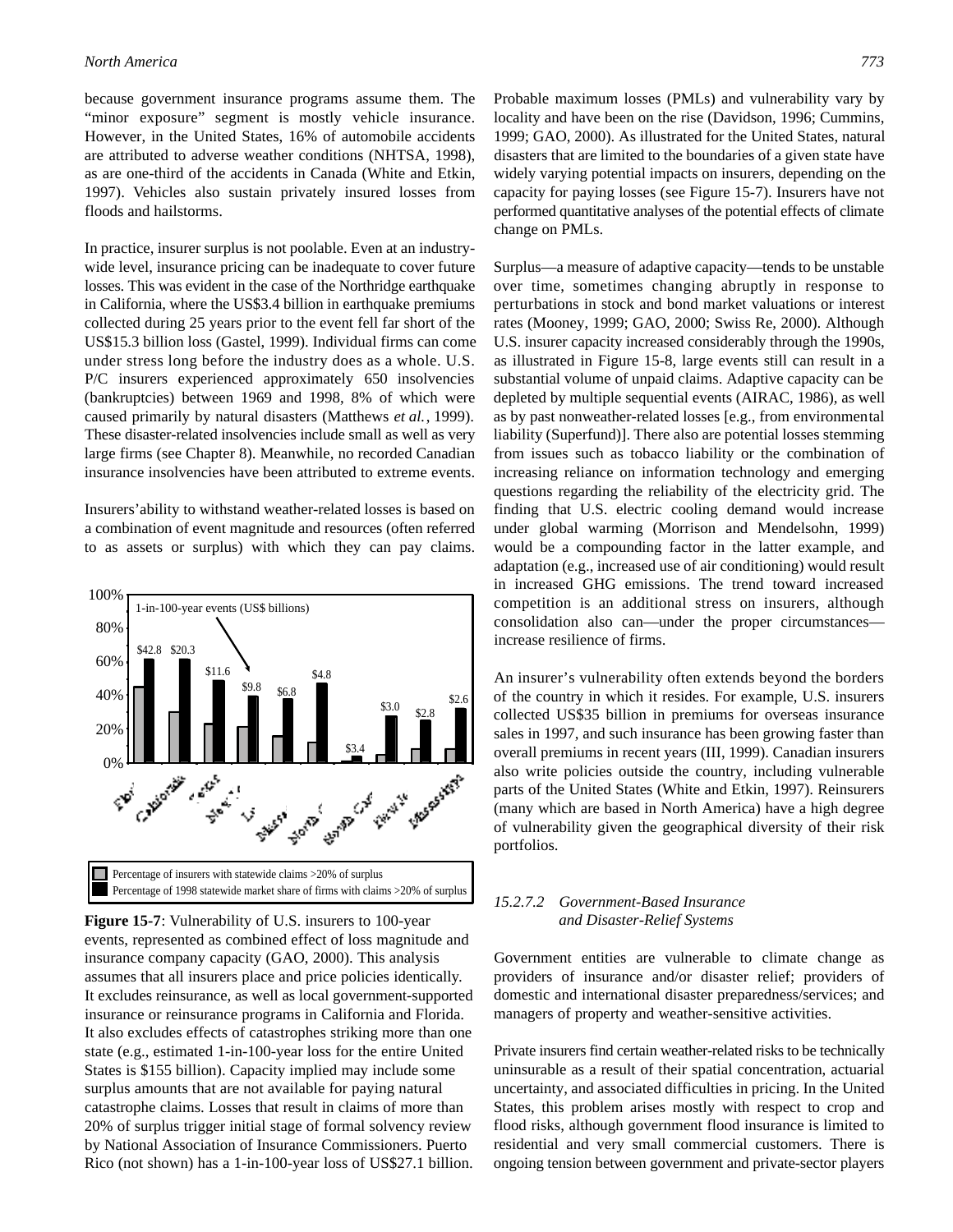because government insurance programs assume them. The "minor exposure" segment is mostly vehicle insurance. However, in the United States, 16% of automobile accidents are attributed to adverse weather conditions (NHTSA, 1998), as are one-third of the accidents in Canada (White and Etkin, 1997). Vehicles also sustain privately insured losses from floods and hailstorms.

In practice, insurer surplus is not poolable. Even at an industry-wide level, insurance pricing can be inadequate to cover future losses. This was evident in the case of the Northridge earthquake in California, where the US$3.4 billion in earthquake premiums collected during 25 years prior to the event fell far short of the US$15.3 billion loss (Gastel, 1999). Individual firms can come under stress long before the industry does as a whole. U.S. P/C insurers experienced approximately 650 insolvencies (bankruptcies) between 1969 and 1998, 8% of which were caused primarily by natural disasters (Matthews *et al.*, 1999). These disaster-related insolvencies include small as well as very large firms (see Chapter 8). Meanwhile, no recorded Canadian insurance insolvencies have been attributed to extreme events.

Insurers' ability to withstand weather-related losses is based on a combination of event magnitude and resources (often referred to as assets or surplus) with which they can pay claims.

**Figure 15-7**: Vulnerability of U.S. insurers to 100-year events, represented as combined effect of loss magnitude and insurance company capacity (GAO, 2000). This analysis assumes that all insurers place and price policies identically. It excludes reinsurance, as well as local government-supported insurance or reinsurance programs in California and Florida. It also excludes effects of catastrophes striking more than one state (e.g., estimated 1-in-100-year loss for the entire United States is $155 billion). Capacity implied may include some surplus amounts that are not available for paying natural catastrophe claims. Losses that result in claims of more than 20% of surplus trigger initial stage of formal solvency review by National Association of Insurance Commissioners. Puerto Rico (not shown) has a 1-in-100-year loss of US$27.1 billion.

Probable maximum losses (PMLs) and vulnerability vary by locality and have been on the rise (Davidson, 1996; Cummins, 1999; GAO, 2000). As illustrated for the United States, natural disasters that are limited to the boundaries of a given state have widely varying potential impacts on insurers, depending on the capacity for paying losses (see Figure 15-7). Insurers have not performed quantitative analyses of the potential effects of climate change on PMLs.

Surplus—a measure of adaptive capacity—tends to be unstable over time, sometimes changing abruptly in response to perturbations in stock and bond market valuations or interest rates (Mooney, 1999; GAO, 2000; Swiss Re, 2000). Although U.S. insurer capacity increased considerably through the 1990s, as illustrated in Figure 15-8, large events still can result in a substantial volume of unpaid claims. Adaptive capacity can be depleted by multiple sequential events (AIRAC, 1986), as well as by past nonweather-related losses [e.g., from environmental liability (Superfund)]. There also are potential losses stemming from issues such as tobacco liability or the combination of increasing reliance on information technology and emerging questions regarding the reliability of the electricity grid. The finding that U.S. electric cooling demand would increase under global warming (Morrison and Mendelsohn, 1999) would be a compounding factor in the latter example, and adaptation (e.g., increased use of air conditioning) would result in increased GHG emissions. The trend toward increased competition is an additional stress on insurers, although consolidation also can—under the proper circumstances—increase resilience of firms.

An insurer's vulnerability often extends beyond the borders of the country in which it resides. For example, U.S. insurers collected US$35 billion in premiums for overseas insurance sales in 1997, and such insurance has been growing faster than overall premiums in recent years (III, 1999). Canadian insurers also write policies outside the country, including vulnerable parts of the United States (White and Etkin, 1997). Reinsurers (many which are based in North America) have a high degree of vulnerability given the geographical diversity of their risk portfolios.

#### 15.2.7.2 Government-Based Insurance and Disaster-Relief Systems

Government entities are vulnerable to climate change as providers of insurance and/or disaster relief; providers of domestic and international disaster preparedness/services; and managers of property and weather-sensitive activities.

Private insurers find certain weather-related risks to be technically uninsurable as a result of their spatial concentration, actuarial uncertainty, and associated difficulties in pricing. In the United States, this problem arises mostly with respect to crop and flood risks, although government flood insurance is limited to residential and very small commercial customers. There is ongoing tension between government and private-sector players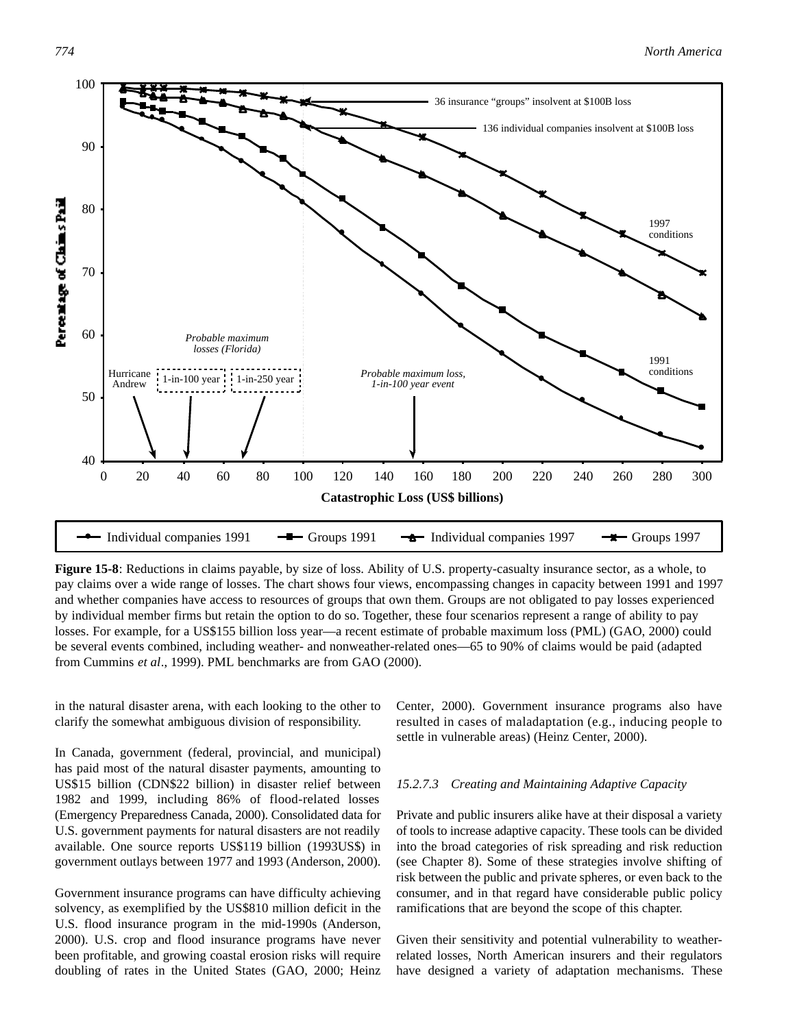**Figure 15-8**: Reductions in claims payable, by size of loss. Ability of U.S. property-casualty insurance sector, as a whole, to pay claims over a wide range of losses. The chart shows four views, encompassing changes in capacity between 1991 and 1997 and whether companies have access to resources of groups that own them. Groups are not obligated to pay losses experienced by individual member firms but retain the option to do so. Together, these four scenarios represent a range of ability to pay losses. For example, for a US$155 billion loss year—a recent estimate of probable maximum loss (PML) (GAO, 2000) could be several events combined, including weather- and nonweather-related ones—65 to 90% of claims would be paid (adapted from Cummins *et al*., 1999). PML benchmarks are from GAO (2000).

in the natural disaster arena, with each looking to the other to clarify the somewhat ambiguous division of responsibility.

In Canada, government (federal, provincial, and municipal) has paid most of the natural disaster payments, amounting to US$15 billion (CDN$22 billion) in disaster relief between 1982 and 1999, including 86% of flood-related losses (Emergency Preparedness Canada, 2000). Consolidated data for U.S. government payments for natural disasters are not readily available. One source reports US$119 billion (1993US$) in government outlays between 1977 and 1993 (Anderson, 2000).

Government insurance programs can have difficulty achieving solvency, as exemplified by the US$810 million deficit in the U.S. flood insurance program in the mid-1990s (Anderson, 2000). U.S. crop and flood insurance programs have never been profitable, and growing coastal erosion risks will require doubling of rates in the United States (GAO, 2000; Heinz Center, 2000). Government insurance programs also have resulted in cases of maladaptation (e.g., inducing people to settle in vulnerable areas) (Heinz Center, 2000).

#### *15.2.7.3 Creating and Maintaining Adaptive Capacity*

Private and public insurers alike have at their disposal a variety of tools to increase adaptive capacity. These tools can be divided into the broad categories of risk spreading and risk reduction (see Chapter 8). Some of these strategies involve shifting of risk between the public and private spheres, or even back to the consumer, and in that regard have considerable public policy ramifications that are beyond the scope of this chapter.

Given their sensitivity and potential vulnerability to weather-related losses, North American insurers and their regulators have designed a variety of adaptation mechanisms. These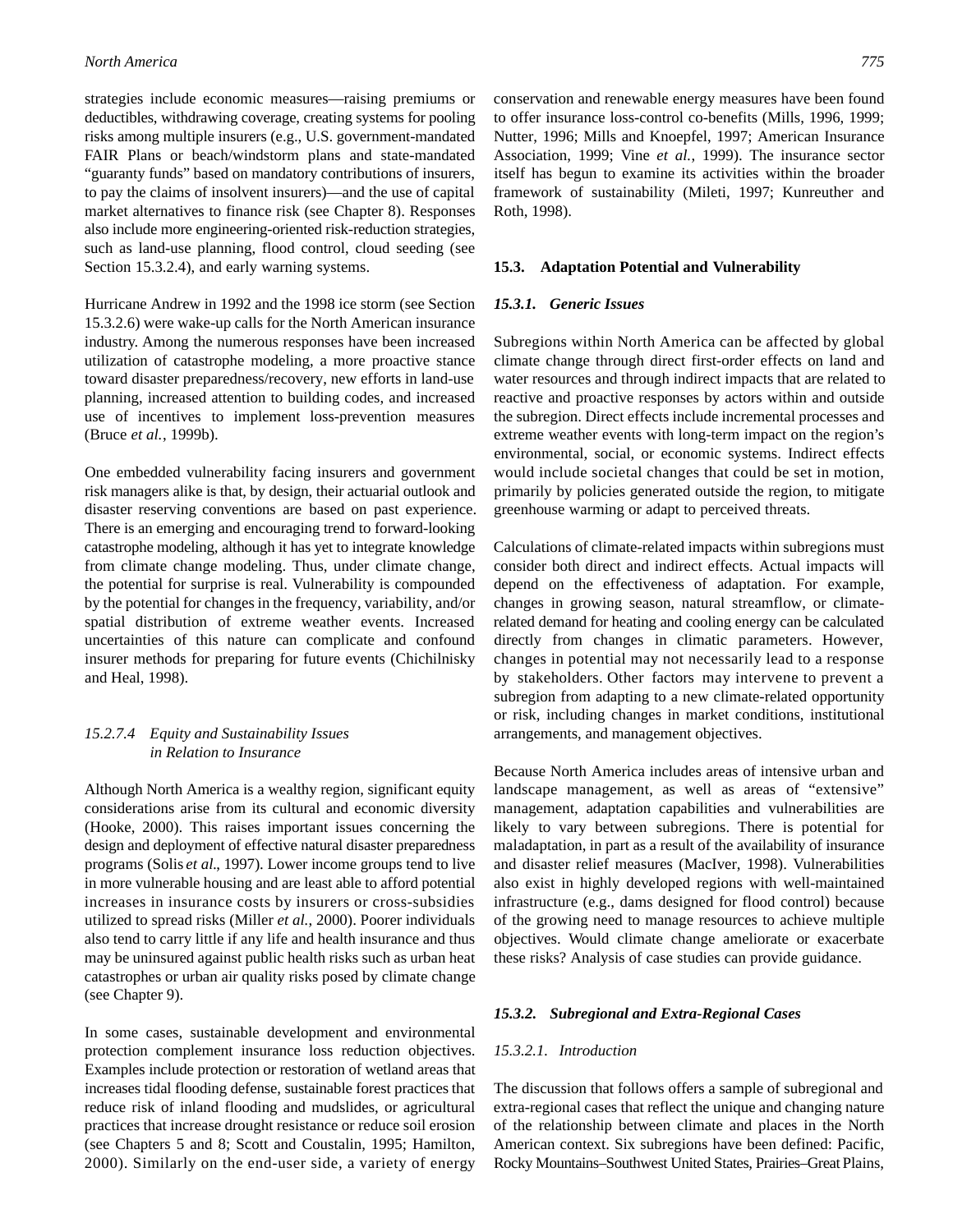strategies include economic measures—raising premiums or deductibles, withdrawing coverage, creating systems for pooling risks among multiple insurers (e.g., U.S. government-mandated FAIR Plans or beach/windstorm plans and state-mandated "guaranty funds" based on mandatory contributions of insurers, to pay the claims of insolvent insurers)—and the use of capital market alternatives to finance risk (see Chapter 8). Responses also include more engineering-oriented risk-reduction strategies, such as land-use planning, flood control, cloud seeding (see Section 15.3.2.4), and early warning systems.

Hurricane Andrew in 1992 and the 1998 ice storm (see Section 15.3.2.6) were wake-up calls for the North American insurance industry. Among the numerous responses have been increased utilization of catastrophe modeling, a more proactive stance toward disaster preparedness/recovery, new efforts in land-use planning, increased attention to building codes, and increased use of incentives to implement loss-prevention measures (Bruce *et al.*, 1999b).

One embedded vulnerability facing insurers and government risk managers alike is that, by design, their actuarial outlook and disaster reserving conventions are based on past experience. There is an emerging and encouraging trend to forward-looking catastrophe modeling, although it has yet to integrate knowledge from climate change modeling. Thus, under climate change, the potential for surprise is real. Vulnerability is compounded by the potential for changes in the frequency, variability, and/or spatial distribution of extreme weather events. Increased uncertainties of this nature can complicate and confound insurer methods for preparing for future events (Chichilnisky and Heal, 1998).

#### *15.2.7.4 Equity and Sustainability Issues in Relation to Insurance*

Although North America is a wealthy region, significant equity considerations arise from its cultural and economic diversity (Hooke, 2000). This raises important issues concerning the design and deployment of effective natural disaster preparedness programs (Solis *et al*., 1997). Lower income groups tend to live in more vulnerable housing and are least able to afford potential increases in insurance costs by insurers or cross-subsidies utilized to spread risks (Miller *et al.*, 2000). Poorer individuals also tend to carry little if any life and health insurance and thus may be uninsured against public health risks such as urban heat catastrophes or urban air quality risks posed by climate change (see Chapter 9).

In some cases, sustainable development and environmental protection complement insurance loss reduction objectives. Examples include protection or restoration of wetland areas that increases tidal flooding defense, sustainable forest practices that reduce risk of inland flooding and mudslides, or agricultural practices that increase drought resistance or reduce soil erosion (see Chapters 5 and 8; Scott and Coustalin, 1995; Hamilton, 2000). Similarly on the end-user side, a variety of energy conservation and renewable energy measures have been found to offer insurance loss-control co-benefits (Mills, 1996, 1999; Nutter, 1996; Mills and Knoepfel, 1997; American Insurance Association, 1999; Vine *et al.*, 1999). The insurance sector itself has begun to examine its activities within the broader framework of sustainability (Mileti, 1997; Kunreuther and Roth, 1998).

## **15.3. Adaptation Potential and Vulnerability**

### ***15.3.1. Generic Issues***

Subregions within North America can be affected by global climate change through direct first-order effects on land and water resources and through indirect impacts that are related to reactive and proactive responses by actors within and outside the subregion. Direct effects include incremental processes and extreme weather events with long-term impact on the region's environmental, social, or economic systems. Indirect effects would include societal changes that could be set in motion, primarily by policies generated outside the region, to mitigate greenhouse warming or adapt to perceived threats.

Calculations of climate-related impacts within subregions must consider both direct and indirect effects. Actual impacts will depend on the effectiveness of adaptation. For example, changes in growing season, natural streamflow, or climate-related demand for heating and cooling energy can be calculated directly from changes in climatic parameters. However, changes in potential may not necessarily lead to a response by stakeholders. Other factors may intervene to prevent a subregion from adapting to a new climate-related opportunity or risk, including changes in market conditions, institutional arrangements, and management objectives.

Because North America includes areas of intensive urban and landscape management, as well as areas of "extensive" management, adaptation capabilities and vulnerabilities are likely to vary between subregions. There is potential for maladaptation, in part as a result of the availability of insurance and disaster relief measures (MacIver, 1998). Vulnerabilities also exist in highly developed regions with well-maintained infrastructure (e.g., dams designed for flood control) because of the growing need to manage resources to achieve multiple objectives. Would climate change ameliorate or exacerbate these risks? Analysis of case studies can provide guidance.

### ***15.3.2. Subregional and Extra-Regional Cases***

#### *15.3.2.1. Introduction*

The discussion that follows offers a sample of subregional and extra-regional cases that reflect the unique and changing nature of the relationship between climate and places in the North American context. Six subregions have been defined: Pacific, Rocky Mountains–Southwest United States, Prairies–Great Plains,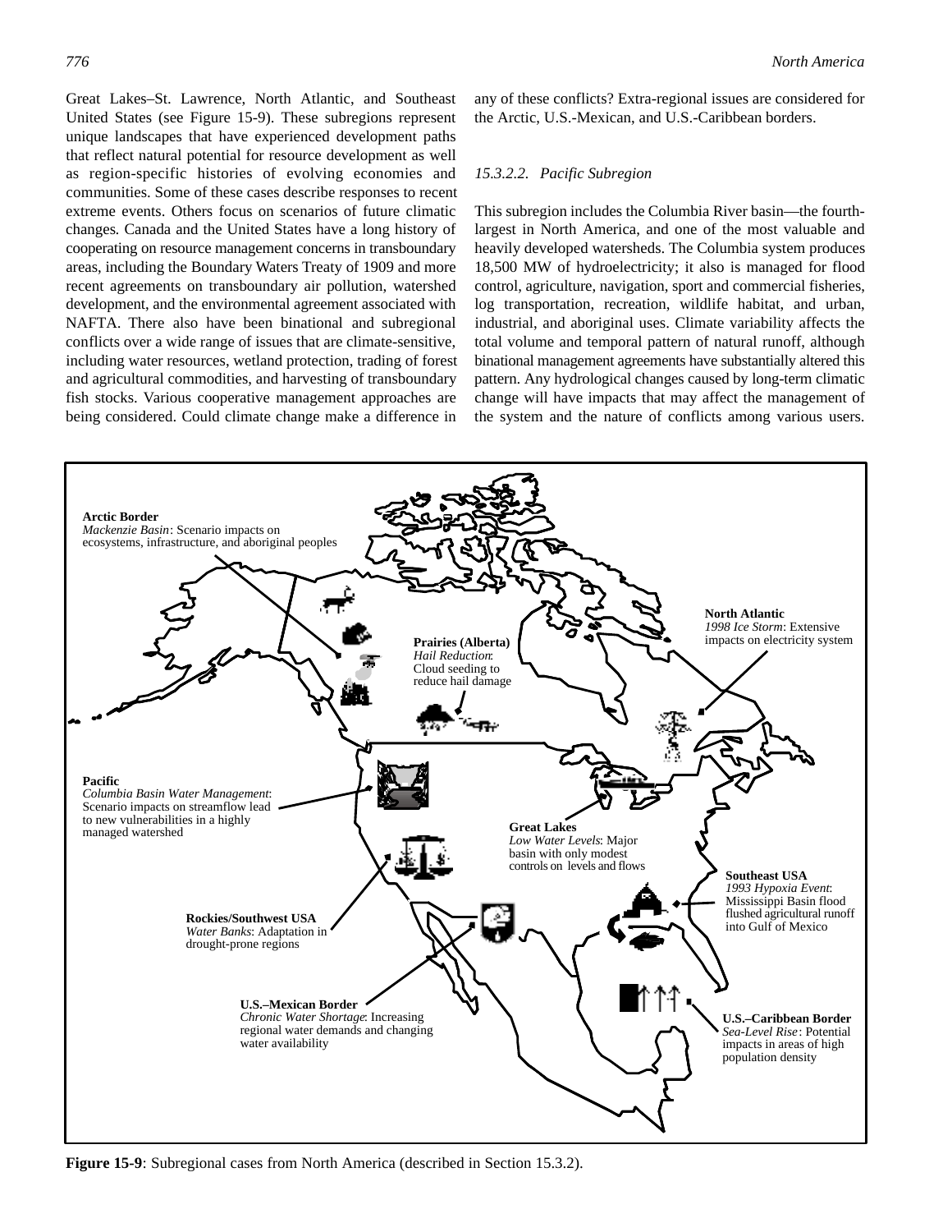Great Lakes–St. Lawrence, North Atlantic, and Southeast United States (see Figure 15-9). These subregions represent unique landscapes that have experienced development paths that reflect natural potential for resource development as well as region-specific histories of evolving economies and communities. Some of these cases describe responses to recent extreme events. Others focus on scenarios of future climatic changes. Canada and the United States have a long history of cooperating on resource management concerns in transboundary areas, including the Boundary Waters Treaty of 1909 and more recent agreements on transboundary air pollution, watershed development, and the environmental agreement associated with NAFTA. There also have been binational and subregional conflicts over a wide range of issues that are climate-sensitive, including water resources, wetland protection, trading of forest and agricultural commodities, and harvesting of transboundary fish stocks. Various cooperative management approaches are being considered. Could climate change make a difference in any of these conflicts? Extra-regional issues are considered for the Arctic, U.S.-Mexican, and U.S.-Caribbean borders.

#### *15.3.2.2. Pacific Subregion*

This subregion includes the Columbia River basin—the fourth-largest in North America, and one of the most valuable and heavily developed watersheds. The Columbia system produces 18,500 MW of hydroelectricity; it also is managed for flood control, agriculture, navigation, sport and commercial fisheries, log transportation, recreation, wildlife habitat, and urban, industrial, and aboriginal uses. Climate variability affects the total volume and temporal pattern of natural runoff, although binational management agreements have substantially altered this pattern. Any hydrological changes caused by long-term climatic change will have impacts that may affect the management of the system and the nature of conflicts among various users.

**Arctic Border**
*Mackenzie Basin*: Scenario impacts on ecosystems, infrastructure, and aboriginal peoples

**North Atlantic**
*1998 Ice Storm*: Extensive impacts on electricity system

**Prairies (Alberta)**
*Hail Reduction*: Cloud seeding to reduce hail damage

**Pacific**
*Columbia Basin Water Management*: Scenario impacts on streamflow lead to new vulnerabilities in a highly managed watershed

**Great Lakes**
*Low Water Levels*: Major basin with only modest controls on levels and flows

**Southeast USA**
*1993 Hypoxia Event*: Mississippi Basin flood flushed agricultural runoff into Gulf of Mexico

**Rockies/Southwest USA**
*Water Banks*: Adaptation in drought-prone regions

**U.S.–Mexican Border**
*Chronic Water Shortage*: Increasing regional water demands and changing water availability

**U.S.–Caribbean Border**
*Sea-Level Rise*: Potential impacts in areas of high population density

**Figure 15-9**: Subregional cases from North America (described in Section 15.3.2).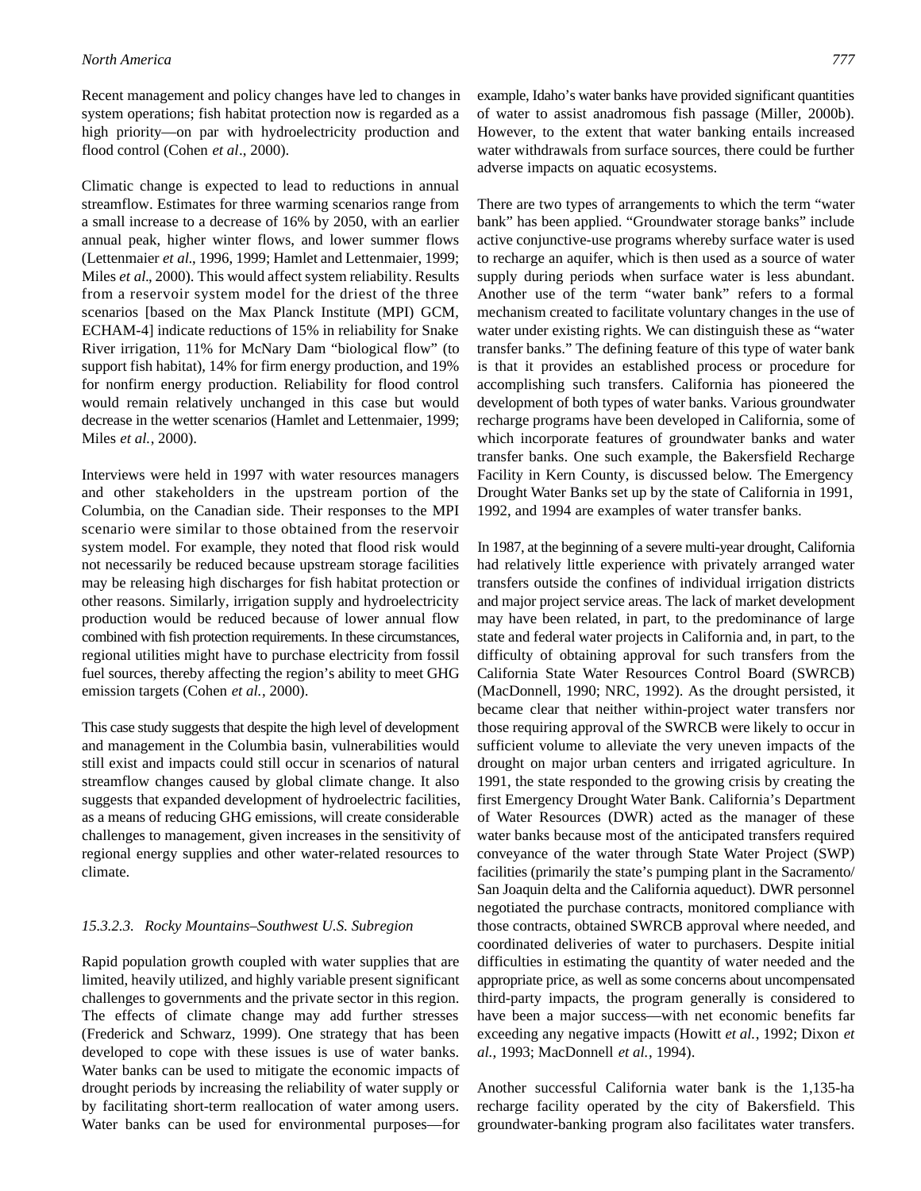Recent management and policy changes have led to changes in system operations; fish habitat protection now is regarded as a high priority—on par with hydroelectricity production and flood control (Cohen *et al*., 2000).

Climatic change is expected to lead to reductions in annual streamflow. Estimates for three warming scenarios range from a small increase to a decrease of 16% by 2050, with an earlier annual peak, higher winter flows, and lower summer flows (Lettenmaier *et al*., 1996, 1999; Hamlet and Lettenmaier, 1999; Miles *et al*., 2000). This would affect system reliability. Results from a reservoir system model for the driest of the three scenarios [based on the Max Planck Institute (MPI) GCM, ECHAM-4] indicate reductions of 15% in reliability for Snake River irrigation, 11% for McNary Dam "biological flow" (to support fish habitat), 14% for firm energy production, and 19% for nonfirm energy production. Reliability for flood control would remain relatively unchanged in this case but would decrease in the wetter scenarios (Hamlet and Lettenmaier, 1999; Miles *et al.*, 2000).

Interviews were held in 1997 with water resources managers and other stakeholders in the upstream portion of the Columbia, on the Canadian side. Their responses to the MPI scenario were similar to those obtained from the reservoir system model. For example, they noted that flood risk would not necessarily be reduced because upstream storage facilities may be releasing high discharges for fish habitat protection or other reasons. Similarly, irrigation supply and hydroelectricity production would be reduced because of lower annual flow combined with fish protection requirements. In these circumstances, regional utilities might have to purchase electricity from fossil fuel sources, thereby affecting the region's ability to meet GHG emission targets (Cohen *et al.*, 2000).

This case study suggests that despite the high level of development and management in the Columbia basin, vulnerabilities would still exist and impacts could still occur in scenarios of natural streamflow changes caused by global climate change. It also suggests that expanded development of hydroelectric facilities, as a means of reducing GHG emissions, will create considerable challenges to management, given increases in the sensitivity of regional energy supplies and other water-related resources to climate.

#### *15.3.2.3. Rocky Mountains–Southwest U.S. Subregion*

Rapid population growth coupled with water supplies that are limited, heavily utilized, and highly variable present significant challenges to governments and the private sector in this region. The effects of climate change may add further stresses (Frederick and Schwarz, 1999). One strategy that has been developed to cope with these issues is use of water banks. Water banks can be used to mitigate the economic impacts of drought periods by increasing the reliability of water supply or by facilitating short-term reallocation of water among users. Water banks can be used for environmental purposes—for example, Idaho's water banks have provided significant quantities of water to assist anadromous fish passage (Miller, 2000b). However, to the extent that water banking entails increased water withdrawals from surface sources, there could be further adverse impacts on aquatic ecosystems.

There are two types of arrangements to which the term "water bank" has been applied. "Groundwater storage banks" include active conjunctive-use programs whereby surface water is used to recharge an aquifer, which is then used as a source of water supply during periods when surface water is less abundant. Another use of the term "water bank" refers to a formal mechanism created to facilitate voluntary changes in the use of water under existing rights. We can distinguish these as "water transfer banks." The defining feature of this type of water bank is that it provides an established process or procedure for accomplishing such transfers. California has pioneered the development of both types of water banks. Various groundwater recharge programs have been developed in California, some of which incorporate features of groundwater banks and water transfer banks. One such example, the Bakersfield Recharge Facility in Kern County, is discussed below. The Emergency Drought Water Banks set up by the state of California in 1991, 1992, and 1994 are examples of water transfer banks.

In 1987, at the beginning of a severe multi-year drought, California had relatively little experience with privately arranged water transfers outside the confines of individual irrigation districts and major project service areas. The lack of market development may have been related, in part, to the predominance of large state and federal water projects in California and, in part, to the difficulty of obtaining approval for such transfers from the California State Water Resources Control Board (SWRCB) (MacDonnell, 1990; NRC, 1992). As the drought persisted, it became clear that neither within-project water transfers nor those requiring approval of the SWRCB were likely to occur in sufficient volume to alleviate the very uneven impacts of the drought on major urban centers and irrigated agriculture. In 1991, the state responded to the growing crisis by creating the first Emergency Drought Water Bank. California's Department of Water Resources (DWR) acted as the manager of these water banks because most of the anticipated transfers required conveyance of the water through State Water Project (SWP) facilities (primarily the state's pumping plant in the Sacramento/San Joaquin delta and the California aqueduct). DWR personnel negotiated the purchase contracts, monitored compliance with those contracts, obtained SWRCB approval where needed, and coordinated deliveries of water to purchasers. Despite initial difficulties in estimating the quantity of water needed and the appropriate price, as well as some concerns about uncompensated third-party impacts, the program generally is considered to have been a major success—with net economic benefits far exceeding any negative impacts (Howitt *et al.*, 1992; Dixon *et al.*, 1993; MacDonnell *et al.*, 1994).

Another successful California water bank is the 1,135-ha recharge facility operated by the city of Bakersfield. This groundwater-banking program also facilitates water transfers.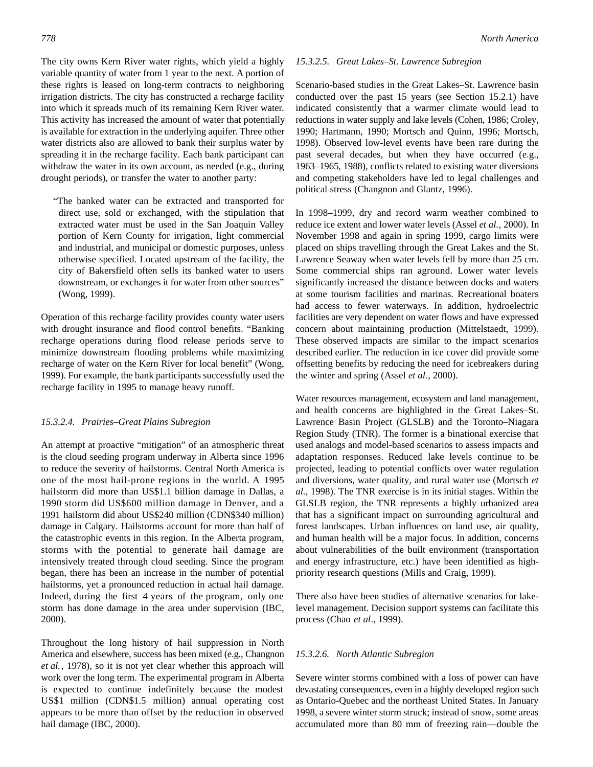The city owns Kern River water rights, which yield a highly variable quantity of water from 1 year to the next. A portion of these rights is leased on long-term contracts to neighboring irrigation districts. The city has constructed a recharge facility into which it spreads much of its remaining Kern River water. This activity has increased the amount of water that potentially is available for extraction in the underlying aquifer. Three other water districts also are allowed to bank their surplus water by spreading it in the recharge facility. Each bank participant can withdraw the water in its own account, as needed (e.g., during drought periods), or transfer the water to another party:

> "The banked water can be extracted and transported for direct use, sold or exchanged, with the stipulation that extracted water must be used in the San Joaquin Valley portion of Kern County for irrigation, light commercial and industrial, and municipal or domestic purposes, unless otherwise specified. Located upstream of the facility, the city of Bakersfield often sells its banked water to users downstream, or exchanges it for water from other sources" (Wong, 1999).

Operation of this recharge facility provides county water users with drought insurance and flood control benefits. "Banking recharge operations during flood release periods serve to minimize downstream flooding problems while maximizing recharge of water on the Kern River for local benefit" (Wong, 1999). For example, the bank participants successfully used the recharge facility in 1995 to manage heavy runoff.

#### *15.3.2.4. Prairies–Great Plains Subregion*

An attempt at proactive "mitigation" of an atmospheric threat is the cloud seeding program underway in Alberta since 1996 to reduce the severity of hailstorms. Central North America is one of the most hail-prone regions in the world. A 1995 hailstorm did more than US$1.1 billion damage in Dallas, a 1990 storm did US$600 million damage in Denver, and a 1991 hailstorm did about US$240 million (CDN$340 million) damage in Calgary. Hailstorms account for more than half of the catastrophic events in this region. In the Alberta program, storms with the potential to generate hail damage are intensively treated through cloud seeding. Since the program began, there has been an increase in the number of potential hailstorms, yet a pronounced reduction in actual hail damage. Indeed, during the first 4 years of the program, only one storm has done damage in the area under supervision (IBC, 2000).

Throughout the long history of hail suppression in North America and elsewhere, success has been mixed (e.g., Changnon *et al.*, 1978), so it is not yet clear whether this approach will work over the long term. The experimental program in Alberta is expected to continue indefinitely because the modest US$1 million (CDN$1.5 million) annual operating cost appears to be more than offset by the reduction in observed hail damage (IBC, 2000).

#### *15.3.2.5. Great Lakes–St. Lawrence Subregion*

Scenario-based studies in the Great Lakes–St. Lawrence basin conducted over the past 15 years (see Section 15.2.1) have indicated consistently that a warmer climate would lead to reductions in water supply and lake levels (Cohen, 1986; Croley, 1990; Hartmann, 1990; Mortsch and Quinn, 1996; Mortsch, 1998). Observed low-level events have been rare during the past several decades, but when they have occurred (e.g., 1963–1965, 1988), conflicts related to existing water diversions and competing stakeholders have led to legal challenges and political stress (Changnon and Glantz, 1996).

In 1998–1999, dry and record warm weather combined to reduce ice extent and lower water levels (Assel *et al.*, 2000). In November 1998 and again in spring 1999, cargo limits were placed on ships travelling through the Great Lakes and the St. Lawrence Seaway when water levels fell by more than 25 cm. Some commercial ships ran aground. Lower water levels significantly increased the distance between docks and waters at some tourism facilities and marinas. Recreational boaters had access to fewer waterways. In addition, hydroelectric facilities are very dependent on water flows and have expressed concern about maintaining production (Mittelstaedt, 1999). These observed impacts are similar to the impact scenarios described earlier. The reduction in ice cover did provide some offsetting benefits by reducing the need for icebreakers during the winter and spring (Assel *et al.*, 2000).

Water resources management, ecosystem and land management, and health concerns are highlighted in the Great Lakes–St. Lawrence Basin Project (GLSLB) and the Toronto–Niagara Region Study (TNR). The former is a binational exercise that used analogs and model-based scenarios to assess impacts and adaptation responses. Reduced lake levels continue to be projected, leading to potential conflicts over water regulation and diversions, water quality, and rural water use (Mortsch *et al.*, 1998). The TNR exercise is in its initial stages. Within the GLSLB region, the TNR represents a highly urbanized area that has a significant impact on surrounding agricultural and forest landscapes. Urban influences on land use, air quality, and human health will be a major focus. In addition, concerns about vulnerabilities of the built environment (transportation and energy infrastructure, etc.) have been identified as high-priority research questions (Mills and Craig, 1999).

There also have been studies of alternative scenarios for lake-level management. Decision support systems can facilitate this process (Chao *et al*., 1999).

#### *15.3.2.6. North Atlantic Subregion*

Severe winter storms combined with a loss of power can have devastating consequences, even in a highly developed region such as Ontario-Quebec and the northeast United States. In January 1998, a severe winter storm struck; instead of snow, some areas accumulated more than 80 mm of freezing rain—double the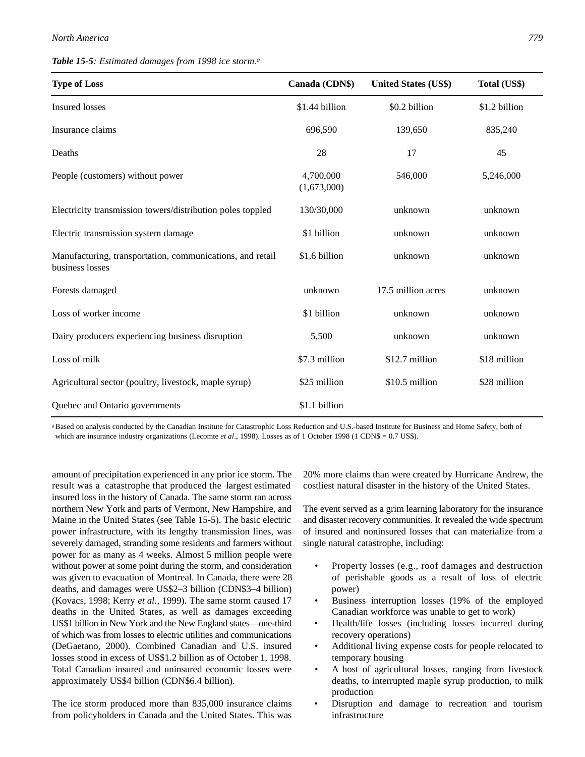*Table 15-5: Estimated damages from 1998 ice storm.*[a]

| Type of Loss | Canada (CDN$) | United States (US$) | Total (US$) |
|---|---|---|---|
| Insured losses | $1.44 billion | $0.2 billion | $1.2 billion |
| Insurance claims | 696,590 | 139,650 | 835,240 |
| Deaths | 28 | 17 | 45 |
| People (customers) without power | 4,700,000 (1,673,000) | 546,000 | 5,246,000 |
| Electricity transmission towers/distribution poles toppled | 130/30,000 | unknown | unknown |
| Electric transmission system damage | $1 billion | unknown | unknown |
| Manufacturing, transportation, communications, and retail business losses | $1.6 billion | unknown | unknown |
| Forests damaged | unknown | 17.5 million acres | unknown |
| Loss of worker income | $1 billion | unknown | unknown |
| Dairy producers experiencing business disruption | 5,500 | unknown | unknown |
| Loss of milk | $7.3 million | $12.7 million | $18 million |
| Agricultural sector (poultry, livestock, maple syrup) | $25 million | $10.5 million | $28 million |
| Quebec and Ontario governments | $1.1 billion | | |

[a]Based on analysis conducted by the Canadian Institute for Catastrophic Loss Reduction and U.S.-based Institute for Business and Home Safety, both of which are insurance industry organizations (Lecomte *et al*., 1998). Losses as of 1 October 1998 (1 CDN$ = 0.7 US$).

amount of precipitation experienced in any prior ice storm. The result was a catastrophe that produced the largest estimated insured loss in the history of Canada. The same storm ran across northern New York and parts of Vermont, New Hampshire, and Maine in the United States (see Table 15-5). The basic electric power infrastructure, with its lengthy transmission lines, was severely damaged, stranding some residents and farmers without power for as many as 4 weeks. Almost 5 million people were without power at some point during the storm, and consideration was given to evacuation of Montreal. In Canada, there were 28 deaths, and damages were US$2–3 billion (CDN$3–4 billion) (Kovacs, 1998; Kerry *et al.*, 1999). The same storm caused 17 deaths in the United States, as well as damages exceeding US$1 billion in New York and the New England states—one-third of which was from losses to electric utilities and communications (DeGaetano, 2000). Combined Canadian and U.S. insured losses stood in excess of US$1.2 billion as of October 1, 1998. Total Canadian insured and uninsured economic losses were approximately US$4 billion (CDN$6.4 billion).

The ice storm produced more than 835,000 insurance claims from policyholders in Canada and the United States. This was 20% more claims than were created by Hurricane Andrew, the costliest natural disaster in the history of the United States.

The event served as a grim learning laboratory for the insurance and disaster recovery communities. It revealed the wide spectrum of insured and noninsured losses that can materialize from a single natural catastrophe, including:

- Property losses (e.g., roof damages and destruction of perishable goods as a result of loss of electric power)
- Business interruption losses (19% of the employed Canadian workforce was unable to get to work)
- Health/life losses (including losses incurred during recovery operations)
- Additional living expense costs for people relocated to temporary housing
- A host of agricultural losses, ranging from livestock deaths, to interrupted maple syrup production, to milk production
- Disruption and damage to recreation and tourism infrastructure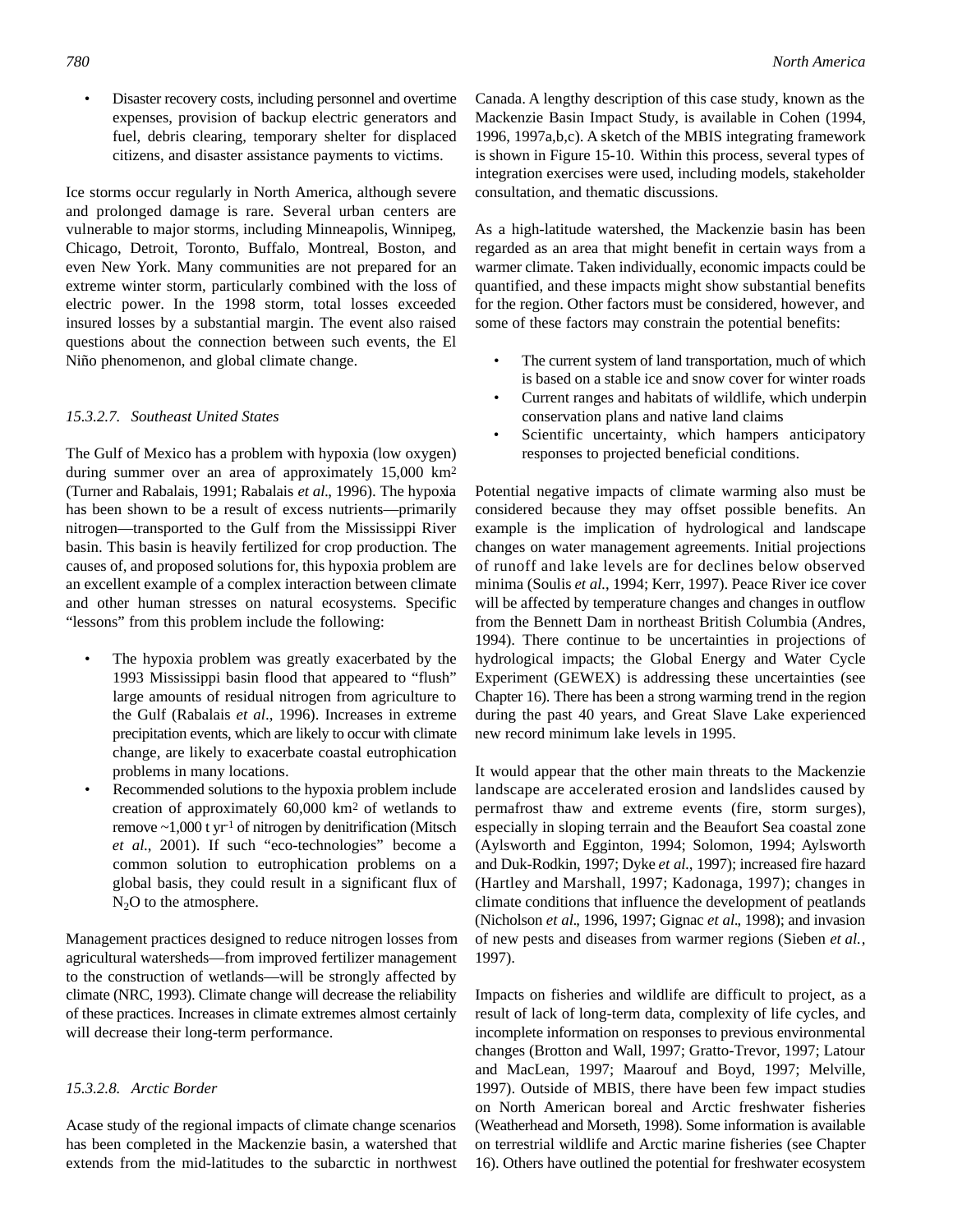- Disaster recovery costs, including personnel and overtime expenses, provision of backup electric generators and fuel, debris clearing, temporary shelter for displaced citizens, and disaster assistance payments to victims.

Ice storms occur regularly in North America, although severe and prolonged damage is rare. Several urban centers are vulnerable to major storms, including Minneapolis, Winnipeg, Chicago, Detroit, Toronto, Buffalo, Montreal, Boston, and even New York. Many communities are not prepared for an extreme winter storm, particularly combined with the loss of electric power. In the 1998 storm, total losses exceeded insured losses by a substantial margin. The event also raised questions about the connection between such events, the El Niño phenomenon, and global climate change.

### *15.3.2.7. Southeast United States*

The Gulf of Mexico has a problem with hypoxia (low oxygen) during summer over an area of approximately 15,000 $km^2$ (Turner and Rabalais, 1991; Rabalais *et al*., 1996). The hypoxia has been shown to be a result of excess nutrients—primarily nitrogen—transported to the Gulf from the Mississippi River basin. This basin is heavily fertilized for crop production. The causes of, and proposed solutions for, this hypoxia problem are an excellent example of a complex interaction between climate and other human stresses on natural ecosystems. Specific "lessons" from this problem include the following:

- The hypoxia problem was greatly exacerbated by the 1993 Mississippi basin flood that appeared to "flush" large amounts of residual nitrogen from agriculture to the Gulf (Rabalais *et al*., 1996). Increases in extreme precipitation events, which are likely to occur with climate change, are likely to exacerbate coastal eutrophication problems in many locations.
- Recommended solutions to the hypoxia problem include creation of approximately 60,000 $km^2$ of wetlands to remove ~1,000 t $yr^{-1}$ of nitrogen by denitrification (Mitsch *et al*., 2001). If such "eco-technologies" become a common solution to eutrophication problems on a global basis, they could result in a significant flux of $N_2O$ to the atmosphere.

Management practices designed to reduce nitrogen losses from agricultural watersheds—from improved fertilizer management to the construction of wetlands—will be strongly affected by climate (NRC, 1993). Climate change will decrease the reliability of these practices. Increases in climate extremes almost certainly will decrease their long-term performance.

### *15.3.2.8. Arctic Border*

A case study of the regional impacts of climate change scenarios has been completed in the Mackenzie basin, a watershed that extends from the mid-latitudes to the subarctic in northwest Canada. A lengthy description of this case study, known as the Mackenzie Basin Impact Study, is available in Cohen (1994, 1996, 1997a,b,c). A sketch of the MBIS integrating framework is shown in Figure 15-10. Within this process, several types of integration exercises were used, including models, stakeholder consultation, and thematic discussions.

As a high-latitude watershed, the Mackenzie basin has been regarded as an area that might benefit in certain ways from a warmer climate. Taken individually, economic impacts could be quantified, and these impacts might show substantial benefits for the region. Other factors must be considered, however, and some of these factors may constrain the potential benefits:

- The current system of land transportation, much of which is based on a stable ice and snow cover for winter roads
- Current ranges and habitats of wildlife, which underpin conservation plans and native land claims
- Scientific uncertainty, which hampers anticipatory responses to projected beneficial conditions.

Potential negative impacts of climate warming also must be considered because they may offset possible benefits. An example is the implication of hydrological and landscape changes on water management agreements. Initial projections of runoff and lake levels are for declines below observed minima (Soulis *et al.*, 1994; Kerr, 1997). Peace River ice cover will be affected by temperature changes and changes in outflow from the Bennett Dam in northeast British Columbia (Andres, 1994). There continue to be uncertainties in projections of hydrological impacts; the Global Energy and Water Cycle Experiment (GEWEX) is addressing these uncertainties (see Chapter 16). There has been a strong warming trend in the region during the past 40 years, and Great Slave Lake experienced new record minimum lake levels in 1995.

It would appear that the other main threats to the Mackenzie landscape are accelerated erosion and landslides caused by permafrost thaw and extreme events (fire, storm surges), especially in sloping terrain and the Beaufort Sea coastal zone (Aylsworth and Egginton, 1994; Solomon, 1994; Aylsworth and Duk-Rodkin, 1997; Dyke *et al.*, 1997); increased fire hazard (Hartley and Marshall, 1997; Kadonaga, 1997); changes in climate conditions that influence the development of peatlands (Nicholson *et al*., 1996, 1997; Gignac *et al*., 1998); and invasion of new pests and diseases from warmer regions (Sieben *et al.*, 1997).

Impacts on fisheries and wildlife are difficult to project, as a result of lack of long-term data, complexity of life cycles, and incomplete information on responses to previous environmental changes (Brotton and Wall, 1997; Gratto-Trevor, 1997; Latour and MacLean, 1997; Maarouf and Boyd, 1997; Melville, 1997). Outside of MBIS, there have been few impact studies on North American boreal and Arctic freshwater fisheries (Weatherhead and Morseth, 1998). Some information is available on terrestrial wildlife and Arctic marine fisheries (see Chapter 16). Others have outlined the potential for freshwater ecosystem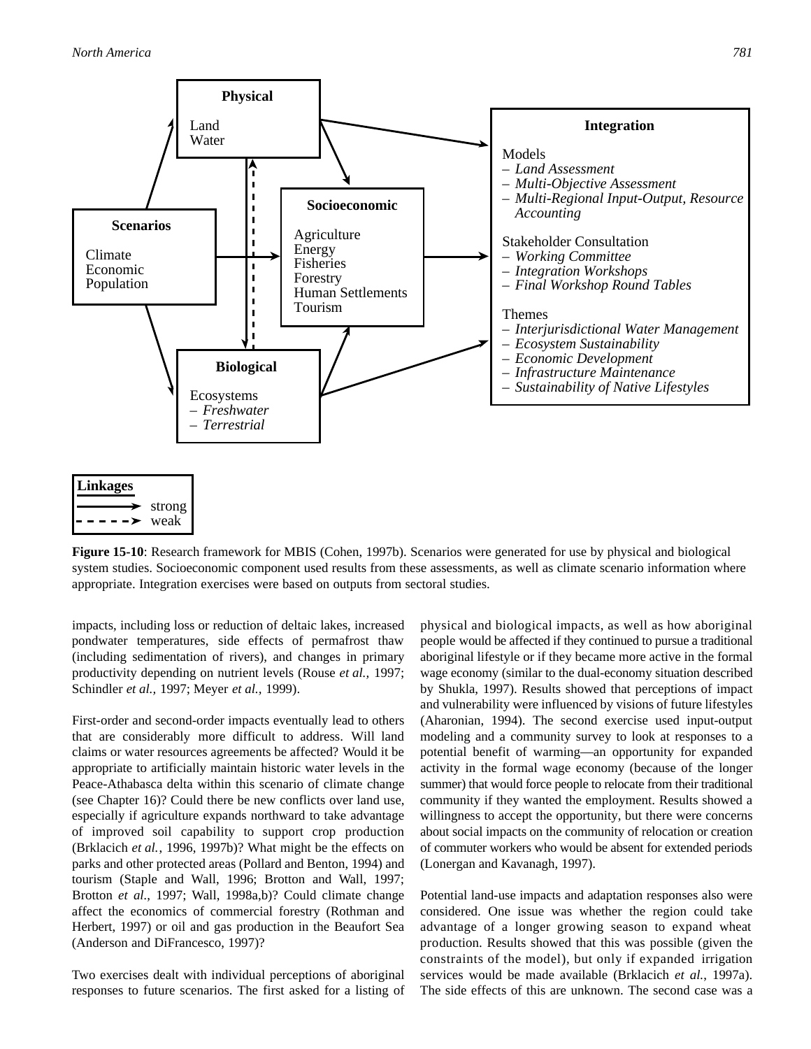**Physical**

Land
Water

**Scenarios**

Climate
Economic
Population

**Socioeconomic**

Agriculture
Energy
Fisheries
Forestry
Human Settlements
Tourism

**Biological**

Ecosystems
– *Freshwater*
– *Terrestrial*

**Integration**

Models
– *Land Assessment*
– *Multi-Objective Assessment*
– *Multi-Regional Input-Output, Resource Accounting*

Stakeholder Consultation
– *Working Committee*
– *Integration Workshops*
– *Final Workshop Round Tables*

Themes
– *Interjurisdictional Water Management*
– *Ecosystem Sustainability*
– *Economic Development*
– *Infrastructure Maintenance*
– *Sustainability of Native Lifestyles*

**Linkages**
→ strong
⇢ weak

**Figure 15-10**: Research framework for MBIS (Cohen, 1997b). Scenarios were generated for use by physical and biological system studies. Socioeconomic component used results from these assessments, as well as climate scenario information where appropriate. Integration exercises were based on outputs from sectoral studies.

impacts, including loss or reduction of deltaic lakes, increased pondwater temperatures, side effects of permafrost thaw (including sedimentation of rivers), and changes in primary productivity depending on nutrient levels (Rouse *et al.,* 1997; Schindler *et al.,* 1997; Meyer *et al.,* 1999).

First-order and second-order impacts eventually lead to others that are considerably more difficult to address. Will land claims or water resources agreements be affected? Would it be appropriate to artificially maintain historic water levels in the Peace-Athabasca delta within this scenario of climate change (see Chapter 16)? Could there be new conflicts over land use, especially if agriculture expands northward to take advantage of improved soil capability to support crop production (Brklacich *et al.*, 1996, 1997b)? What might be the effects on parks and other protected areas (Pollard and Benton, 1994) and tourism (Staple and Wall, 1996; Brotton and Wall, 1997; Brotton *et al*., 1997; Wall, 1998a,b)? Could climate change affect the economics of commercial forestry (Rothman and Herbert, 1997) or oil and gas production in the Beaufort Sea (Anderson and DiFrancesco, 1997)?

Two exercises dealt with individual perceptions of aboriginal responses to future scenarios. The first asked for a listing of physical and biological impacts, as well as how aboriginal people would be affected if they continued to pursue a traditional aboriginal lifestyle or if they became more active in the formal wage economy (similar to the dual-economy situation described by Shukla, 1997). Results showed that perceptions of impact and vulnerability were influenced by visions of future lifestyles (Aharonian, 1994). The second exercise used input-output modeling and a community survey to look at responses to a potential benefit of warming—an opportunity for expanded activity in the formal wage economy (because of the longer summer) that would force people to relocate from their traditional community if they wanted the employment. Results showed a willingness to accept the opportunity, but there were concerns about social impacts on the community of relocation or creation of commuter workers who would be absent for extended periods (Lonergan and Kavanagh, 1997).

Potential land-use impacts and adaptation responses also were considered. One issue was whether the region could take advantage of a longer growing season to expand wheat production. Results showed that this was possible (given the constraints of the model), but only if expanded irrigation services would be made available (Brklacich *et al.,* 1997a). The side effects of this are unknown. The second case was a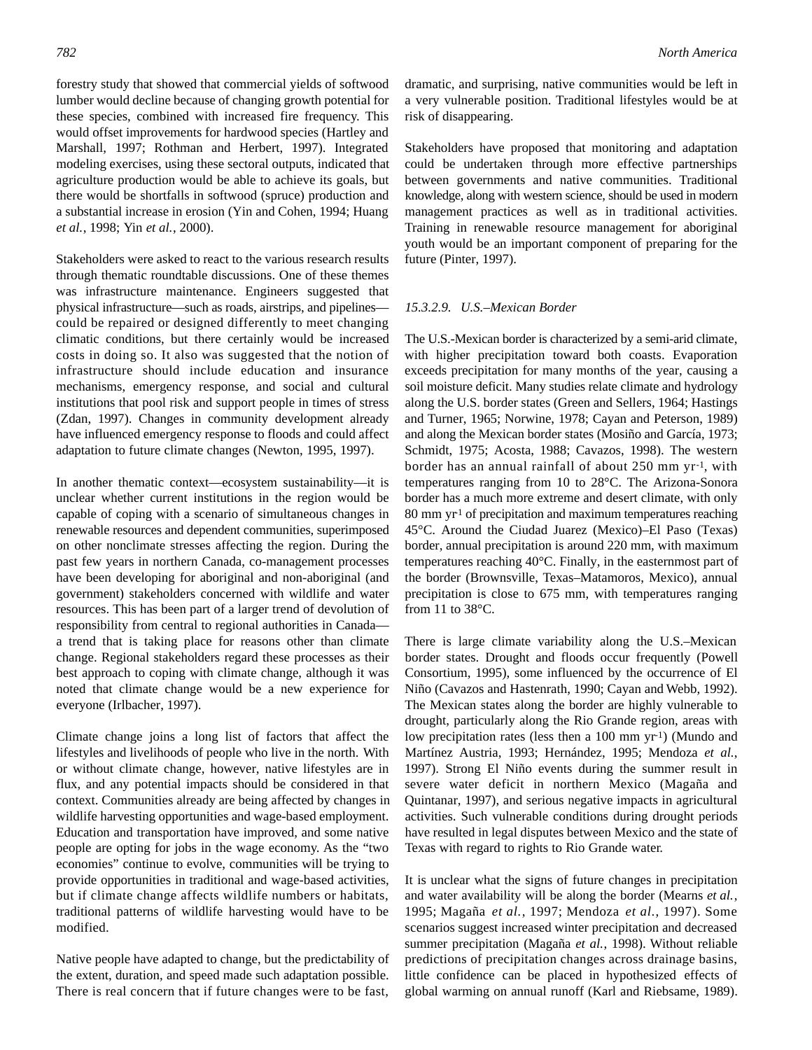forestry study that showed that commercial yields of softwood lumber would decline because of changing growth potential for these species, combined with increased fire frequency. This would offset improvements for hardwood species (Hartley and Marshall, 1997; Rothman and Herbert, 1997). Integrated modeling exercises, using these sectoral outputs, indicated that agriculture production would be able to achieve its goals, but there would be shortfalls in softwood (spruce) production and a substantial increase in erosion (Yin and Cohen, 1994; Huang *et al.*, 1998; Yin *et al.*, 2000).

Stakeholders were asked to react to the various research results through thematic roundtable discussions. One of these themes was infrastructure maintenance. Engineers suggested that physical infrastructure—such as roads, airstrips, and pipelines—could be repaired or designed differently to meet changing climatic conditions, but there certainly would be increased costs in doing so. It also was suggested that the notion of infrastructure should include education and insurance mechanisms, emergency response, and social and cultural institutions that pool risk and support people in times of stress (Zdan, 1997). Changes in community development already have influenced emergency response to floods and could affect adaptation to future climate changes (Newton, 1995, 1997).

In another thematic context—ecosystem sustainability—it is unclear whether current institutions in the region would be capable of coping with a scenario of simultaneous changes in renewable resources and dependent communities, superimposed on other nonclimate stresses affecting the region. During the past few years in northern Canada, co-management processes have been developing for aboriginal and non-aboriginal (and government) stakeholders concerned with wildlife and water resources. This has been part of a larger trend of devolution of responsibility from central to regional authorities in Canada—a trend that is taking place for reasons other than climate change. Regional stakeholders regard these processes as their best approach to coping with climate change, although it was noted that climate change would be a new experience for everyone (Irlbacher, 1997).

Climate change joins a long list of factors that affect the lifestyles and livelihoods of people who live in the north. With or without climate change, however, native lifestyles are in flux, and any potential impacts should be considered in that context. Communities already are being affected by changes in wildlife harvesting opportunities and wage-based employment. Education and transportation have improved, and some native people are opting for jobs in the wage economy. As the "two economies" continue to evolve, communities will be trying to provide opportunities in traditional and wage-based activities, but if climate change affects wildlife numbers or habitats, traditional patterns of wildlife harvesting would have to be modified.

Native people have adapted to change, but the predictability of the extent, duration, and speed made such adaptation possible. There is real concern that if future changes were to be fast, dramatic, and surprising, native communities would be left in a very vulnerable position. Traditional lifestyles would be at risk of disappearing.

Stakeholders have proposed that monitoring and adaptation could be undertaken through more effective partnerships between governments and native communities. Traditional knowledge, along with western science, should be used in modern management practices as well as in traditional activities. Training in renewable resource management for aboriginal youth would be an important component of preparing for the future (Pinter, 1997).

#### *15.3.2.9. U.S.–Mexican Border*

The U.S.-Mexican border is characterized by a semi-arid climate, with higher precipitation toward both coasts. Evaporation exceeds precipitation for many months of the year, causing a soil moisture deficit. Many studies relate climate and hydrology along the U.S. border states (Green and Sellers, 1964; Hastings and Turner, 1965; Norwine, 1978; Cayan and Peterson, 1989) and along the Mexican border states (Mosiño and García, 1973; Schmidt, 1975; Acosta, 1988; Cavazos, 1998). The western border has an annual rainfall of about 250 mm $yr^{-1}$, with temperatures ranging from 10 to 28°C. The Arizona-Sonora border has a much more extreme and desert climate, with only 80 mm $yr^{-1}$ of precipitation and maximum temperatures reaching 45°C. Around the Ciudad Juarez (Mexico)–El Paso (Texas) border, annual precipitation is around 220 mm, with maximum temperatures reaching 40°C. Finally, in the easternmost part of the border (Brownsville, Texas–Matamoros, Mexico), annual precipitation is close to 675 mm, with temperatures ranging from 11 to 38°C.

There is large climate variability along the U.S.–Mexican border states. Drought and floods occur frequently (Powell Consortium, 1995), some influenced by the occurrence of El Niño (Cavazos and Hastenrath, 1990; Cayan and Webb, 1992). The Mexican states along the border are highly vulnerable to drought, particularly along the Rio Grande region, areas with low precipitation rates (less then a 100 mm $yr^{-1}$) (Mundo and Martínez Austria, 1993; Hernández, 1995; Mendoza *et al.*, 1997). Strong El Niño events during the summer result in severe water deficit in northern Mexico (Magaña and Quintanar, 1997), and serious negative impacts in agricultural activities. Such vulnerable conditions during drought periods have resulted in legal disputes between Mexico and the state of Texas with regard to rights to Rio Grande water.

It is unclear what the signs of future changes in precipitation and water availability will be along the border (Mearns *et al.*, 1995; Magaña *et al.*, 1997; Mendoza *et al.*, 1997). Some scenarios suggest increased winter precipitation and decreased summer precipitation (Magaña *et al.*, 1998). Without reliable predictions of precipitation changes across drainage basins, little confidence can be placed in hypothesized effects of global warming on annual runoff (Karl and Riebsame, 1989).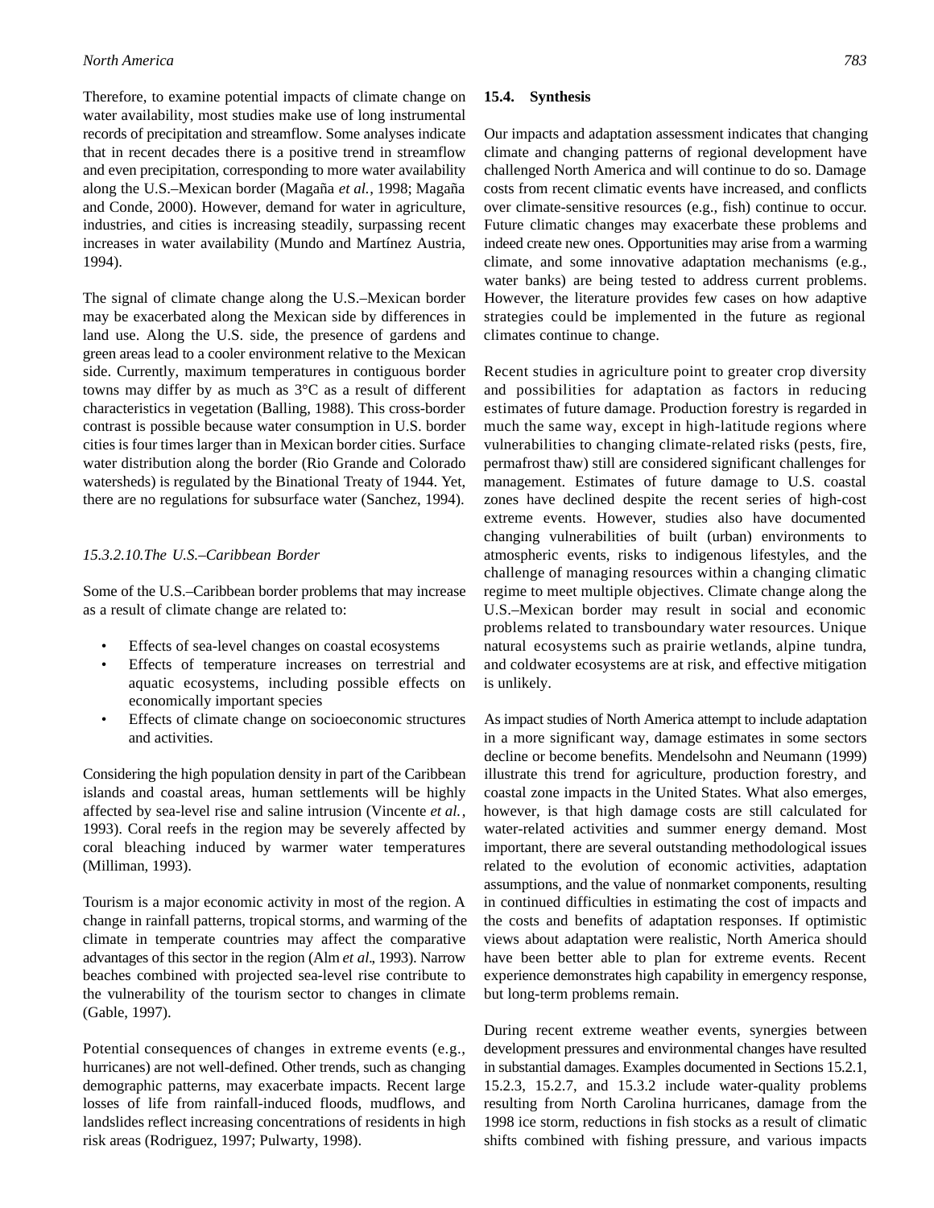Therefore, to examine potential impacts of climate change on water availability, most studies make use of long instrumental records of precipitation and streamflow. Some analyses indicate that in recent decades there is a positive trend in streamflow and even precipitation, corresponding to more water availability along the U.S.–Mexican border (Magaña *et al.*, 1998; Magaña and Conde, 2000). However, demand for water in agriculture, industries, and cities is increasing steadily, surpassing recent increases in water availability (Mundo and Martínez Austria, 1994).

The signal of climate change along the U.S.–Mexican border may be exacerbated along the Mexican side by differences in land use. Along the U.S. side, the presence of gardens and green areas lead to a cooler environment relative to the Mexican side. Currently, maximum temperatures in contiguous border towns may differ by as much as 3°C as a result of different characteristics in vegetation (Balling, 1988). This cross-border contrast is possible because water consumption in U.S. border cities is four times larger than in Mexican border cities. Surface water distribution along the border (Rio Grande and Colorado watersheds) is regulated by the Binational Treaty of 1944. Yet, there are no regulations for subsurface water (Sanchez, 1994).

#### *15.3.2.10.The U.S.–Caribbean Border*

Some of the U.S.–Caribbean border problems that may increase as a result of climate change are related to:

- Effects of sea-level changes on coastal ecosystems
- Effects of temperature increases on terrestrial and aquatic ecosystems, including possible effects on economically important species
- Effects of climate change on socioeconomic structures and activities.

Considering the high population density in part of the Caribbean islands and coastal areas, human settlements will be highly affected by sea-level rise and saline intrusion (Vincente *et al.*, 1993). Coral reefs in the region may be severely affected by coral bleaching induced by warmer water temperatures (Milliman, 1993).

Tourism is a major economic activity in most of the region. A change in rainfall patterns, tropical storms, and warming of the climate in temperate countries may affect the comparative advantages of this sector in the region (Alm *et al*., 1993). Narrow beaches combined with projected sea-level rise contribute to the vulnerability of the tourism sector to changes in climate (Gable, 1997).

Potential consequences of changes in extreme events (e.g., hurricanes) are not well-defined. Other trends, such as changing demographic patterns, may exacerbate impacts. Recent large losses of life from rainfall-induced floods, mudflows, and landslides reflect increasing concentrations of residents in high risk areas (Rodriguez, 1997; Pulwarty, 1998).

## 15.4. Synthesis

Our impacts and adaptation assessment indicates that changing climate and changing patterns of regional development have challenged North America and will continue to do so. Damage costs from recent climatic events have increased, and conflicts over climate-sensitive resources (e.g., fish) continue to occur. Future climatic changes may exacerbate these problems and indeed create new ones. Opportunities may arise from a warming climate, and some innovative adaptation mechanisms (e.g., water banks) are being tested to address current problems. However, the literature provides few cases on how adaptive strategies could be implemented in the future as regional climates continue to change.

Recent studies in agriculture point to greater crop diversity and possibilities for adaptation as factors in reducing estimates of future damage. Production forestry is regarded in much the same way, except in high-latitude regions where vulnerabilities to changing climate-related risks (pests, fire, permafrost thaw) still are considered significant challenges for management. Estimates of future damage to U.S. coastal zones have declined despite the recent series of high-cost extreme events. However, studies also have documented changing vulnerabilities of built (urban) environments to atmospheric events, risks to indigenous lifestyles, and the challenge of managing resources within a changing climatic regime to meet multiple objectives. Climate change along the U.S.–Mexican border may result in social and economic problems related to transboundary water resources. Unique natural ecosystems such as prairie wetlands, alpine tundra, and coldwater ecosystems are at risk, and effective mitigation is unlikely.

As impact studies of North America attempt to include adaptation in a more significant way, damage estimates in some sectors decline or become benefits. Mendelsohn and Neumann (1999) illustrate this trend for agriculture, production forestry, and coastal zone impacts in the United States. What also emerges, however, is that high damage costs are still calculated for water-related activities and summer energy demand. Most important, there are several outstanding methodological issues related to the evolution of economic activities, adaptation assumptions, and the value of nonmarket components, resulting in continued difficulties in estimating the cost of impacts and the costs and benefits of adaptation responses. If optimistic views about adaptation were realistic, North America should have been better able to plan for extreme events. Recent experience demonstrates high capability in emergency response, but long-term problems remain.

During recent extreme weather events, synergies between development pressures and environmental changes have resulted in substantial damages. Examples documented in Sections 15.2.1, 15.2.3, 15.2.7, and 15.3.2 include water-quality problems resulting from North Carolina hurricanes, damage from the 1998 ice storm, reductions in fish stocks as a result of climatic shifts combined with fishing pressure, and various impacts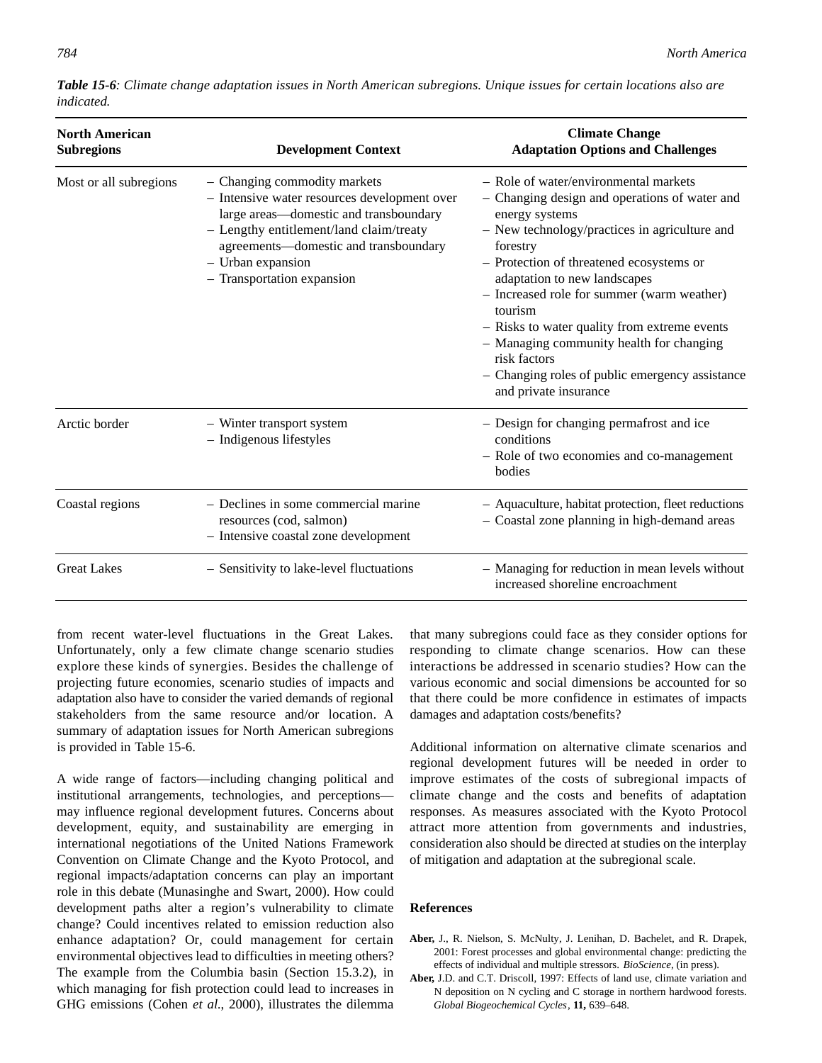*Table 15-6: Climate change adaptation issues in North American subregions. Unique issues for certain locations also are indicated.*

| North American Subregions | Development Context | Climate Change Adaptation Options and Challenges |
|---|---|---|
| Most or all subregions | – Changing commodity markets<br>– Intensive water resources development over large areas—domestic and transboundary<br>– Lengthy entitlement/land claim/treaty agreements—domestic and transboundary<br>– Urban expansion<br>– Transportation expansion | – Role of water/environmental markets<br>– Changing design and operations of water and energy systems<br>– New technology/practices in agriculture and forestry<br>– Protection of threatened ecosystems or adaptation to new landscapes<br>– Increased role for summer (warm weather) tourism<br>– Risks to water quality from extreme events<br>– Managing community health for changing risk factors<br>– Changing roles of public emergency assistance and private insurance |
| Arctic border | – Winter transport system<br>– Indigenous lifestyles | – Design for changing permafrost and ice conditions<br>– Role of two economies and co-management bodies |
| Coastal regions | – Declines in some commercial marine resources (cod, salmon)<br>– Intensive coastal zone development | – Aquaculture, habitat protection, fleet reductions<br>– Coastal zone planning in high-demand areas |
| Great Lakes | – Sensitivity to lake-level fluctuations | – Managing for reduction in mean levels without increased shoreline encroachment |

from recent water-level fluctuations in the Great Lakes. Unfortunately, only a few climate change scenario studies explore these kinds of synergies. Besides the challenge of projecting future economies, scenario studies of impacts and adaptation also have to consider the varied demands of regional stakeholders from the same resource and/or location. A summary of adaptation issues for North American subregions is provided in Table 15-6.

A wide range of factors—including changing political and institutional arrangements, technologies, and perceptions—may influence regional development futures. Concerns about development, equity, and sustainability are emerging in international negotiations of the United Nations Framework Convention on Climate Change and the Kyoto Protocol, and regional impacts/adaptation concerns can play an important role in this debate (Munasinghe and Swart, 2000). How could development paths alter a region's vulnerability to climate change? Could incentives related to emission reduction also enhance adaptation? Or, could management for certain environmental objectives lead to difficulties in meeting others? The example from the Columbia basin (Section 15.3.2), in which managing for fish protection could lead to increases in GHG emissions (Cohen *et al.*, 2000), illustrates the dilemma that many subregions could face as they consider options for responding to climate change scenarios. How can these interactions be addressed in scenario studies? How can the various economic and social dimensions be accounted for so that there could be more confidence in estimates of impacts damages and adaptation costs/benefits?

Additional information on alternative climate scenarios and regional development futures will be needed in order to improve estimates of the costs of subregional impacts of climate change and the costs and benefits of adaptation responses. As measures associated with the Kyoto Protocol attract more attention from governments and industries, consideration also should be directed at studies on the interplay of mitigation and adaptation at the subregional scale.

## References

**Aber,** J., R. Nielson, S. McNulty, J. Lenihan, D. Bachelet, and R. Drapek, 2001: Forest processes and global environmental change: predicting the effects of individual and multiple stressors. *BioScience*, (in press).

**Aber,** J.D. and C.T. Driscoll, 1997: Effects of land use, climate variation and N deposition on N cycling and C storage in northern hardwood forests. *Global Biogeochemical Cycles*, **11,** 639–648.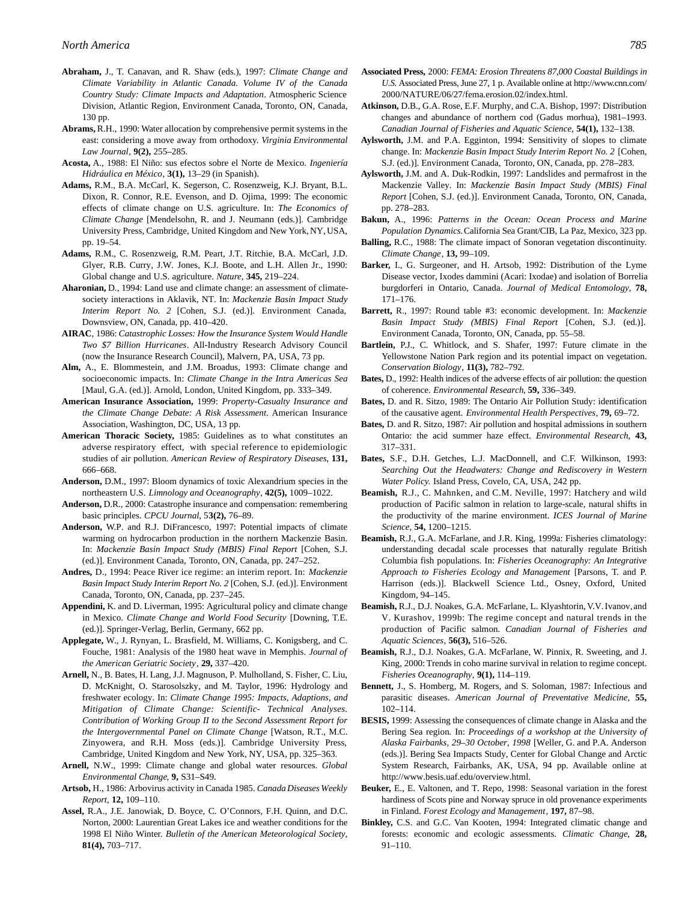**Abraham,** J., T. Canavan, and R. Shaw (eds.), 1997: *Climate Change and Climate Variability in Atlantic Canada. Volume IV of the Canada Country Study: Climate Impacts and Adaptation*. Atmospheric Science Division, Atlantic Region, Environment Canada, Toronto, ON, Canada, 130 pp.

**Abrams,** R.H., 1990: Water allocation by comprehensive permit systems in the east: considering a move away from orthodoxy. *Virginia Environmental Law Journal*, **9(2),** 255–285.

**Acosta,** A., 1988: El Niño: sus efectos sobre el Norte de Mexico. *Ingeniería Hidráulica en México*, **3(1),** 13–29 (in Spanish).

**Adams,** R.M., B.A. McCarl, K. Segerson, C. Rosenzweig, K.J. Bryant, B.L. Dixon, R. Connor, R.E. Evenson, and D. Ojima, 1999: The economic effects of climate change on U.S. agriculture. In: *The Economics of Climate Change* [Mendelsohn, R. and J. Neumann (eds.)]. Cambridge University Press, Cambridge, United Kingdom and New York, NY, USA, pp. 19–54.

**Adams,** R.M., C. Rosenzweig, R.M. Peart, J.T. Ritchie, B.A. McCarl, J.D. Glyer, R.B. Curry, J.W. Jones, K.J. Boote, and L.H. Allen Jr., 1990: Global change and U.S. agriculture. *Nature*, **345,** 219–224.

**Aharonian,** D., 1994: Land use and climate change: an assessment of climate-society interactions in Aklavik, NT. In: *Mackenzie Basin Impact Study Interim Report No. 2* [Cohen, S.J. (ed.)]. Environment Canada, Downsview, ON, Canada, pp. 410–420.

**AIRAC**, 1986: *Catastrophic Losses: How the Insurance System Would Handle Two $7 Billion Hurricanes*. All-Industry Research Advisory Council (now the Insurance Research Council), Malvern, PA, USA, 73 pp.

**Alm,** A., E. Blommestein, and J.M. Broadus, 1993: Climate change and socioeconomic impacts. In: *Climate Change in the Intra Americas Sea* [Maul, G.A. (ed.)]. Arnold, London, United Kingdom, pp. 333–349.

**American Insurance Association,** 1999: *Property-Casualty Insurance and the Climate Change Debate: A Risk Assessment*. American Insurance Association, Washington, DC, USA, 13 pp.

**American Thoracic Society,** 1985: Guidelines as to what constitutes an adverse respiratory effect, with special reference to epidemiologic studies of air pollution. *American Review of Respiratory Diseases*, **131,** 666–668.

**Anderson,** D.M., 1997: Bloom dynamics of toxic Alexandrium species in the northeastern U.S. *Limnology and Oceanography*, **42(5),** 1009–1022.

**Anderson,** D.R., 2000: Catastrophe insurance and compensation: remembering basic principles. *CPCU Journal*, 5**3(2),** 76–89.

**Anderson,** W.P. and R.J. DiFrancesco, 1997: Potential impacts of climate warming on hydrocarbon production in the northern Mackenzie Basin. In: *Mackenzie Basin Impact Study (MBIS) Final Report* [Cohen, S.J. (ed.)]. Environment Canada, Toronto, ON, Canada, pp. 247–252.

**Andres,** D., 1994: Peace River ice regime: an interim report. In: *Mackenzie Basin Impact Study Interim Report No. 2* [Cohen, S.J. (ed.)]. Environment Canada, Toronto, ON, Canada, pp. 237–245.

**Appendini,** K. and D. Liverman, 1995: Agricultural policy and climate change in Mexico. *Climate Change and World Food Security* [Downing, T.E. (ed.)]. Springer-Verlag, Berlin, Germany, 662 pp.

**Applegate,** W., J. Rynyan, L. Brasfield, M. Williams, C. Konigsberg, and C. Fouche, 1981: Analysis of the 1980 heat wave in Memphis. *Journal of the American Geriatric Society*, **29,** 337–420.

**Arnell,** N., B. Bates, H. Lang, J.J. Magnuson, P. Mulholland, S. Fisher, C. Liu, D. McKnight, O. Starosolszky, and M. Taylor, 1996: Hydrology and freshwater ecology. In: *Climate Change 1995: Impacts, Adaptions, and Mitigation of Climate Change: Scientific- Technical Analyses. Contribution of Working Group II to the Second Assessment Report for the Intergovernmental Panel on Climate Change* [Watson, R.T., M.C. Zinyowera, and R.H. Moss (eds.)]. Cambridge University Press, Cambridge, United Kingdom and New York, NY, USA, pp. 325–363.

**Arnell,** N.W., 1999: Climate change and global water resources. *Global Environmental Change*, **9,** S31–S49.

**Artsob,** H., 1986: Arbovirus activity in Canada 1985. *Canada Diseases Weekly Report*, **12,** 109–110.

**Assel,** R.A., J.E. Janowiak, D. Boyce, C. O'Connors, F.H. Quinn, and D.C. Norton, 2000: Laurentian Great Lakes ice and weather conditions for the 1998 El Niño Winter. *Bulletin of the American Meteorological Society*, **81(4),** 703–717.

**Associated Press,** 2000: *FEMA: Erosion Threatens 87,000 Coastal Buildings in U.S.* Associated Press, June 27, 1 p. Available online at http://www.cnn.com/2000/NATURE/06/27/fema.erosion.02/index.html.

**Atkinson,** D.B., G.A. Rose, E.F. Murphy, and C.A. Bishop, 1997: Distribution changes and abundance of northern cod (Gadus morhua), 1981–1993. *Canadian Journal of Fisheries and Aquatic Science*, **54(1),** 132–138.

**Aylsworth,** J.M. and P.A. Egginton, 1994: Sensitivity of slopes to climate change. In: *Mackenzie Basin Impact Study Interim Report No. 2* [Cohen, S.J. (ed.)]. Environment Canada, Toronto, ON, Canada, pp. 278–283.

**Aylsworth,** J.M. and A. Duk-Rodkin, 1997: Landslides and permafrost in the Mackenzie Valley. In: *Mackenzie Basin Impact Study (MBIS) Final Report* [Cohen, S.J. (ed.)]. Environment Canada, Toronto, ON, Canada, pp. 278–283.

**Bakun,** A., 1996: *Patterns in the Ocean: Ocean Process and Marine Population Dynamics*. California Sea Grant/CIB, La Paz, Mexico, 323 pp.

**Balling,** R.C., 1988: The climate impact of Sonoran vegetation discontinuity. *Climate Change*, **13,** 99–109.

**Barker,** I., G. Surgeoner, and H. Artsob, 1992: Distribution of the Lyme Disease vector, Ixodes dammini (Acari: Ixodae) and isolation of Borrelia burgdorferi in Ontario, Canada. *Journal of Medical Entomology*, **78,** 171–176.

**Barrett,** R., 1997: Round table #3: economic development. In: *Mackenzie Basin Impact Study (MBIS) Final Report* [Cohen, S.J. (ed.)]. Environment Canada, Toronto, ON, Canada, pp. 55–58.

**Bartlein,** P.J., C. Whitlock, and S. Shafer, 1997: Future climate in the Yellowstone Nation Park region and its potential impact on vegetation. *Conservation Biology*, **11(3),** 782–792.

**Bates,** D., 1992: Health indices of the adverse effects of air pollution: the question of coherence. *Environmental Research*, **59,** 336–349.

**Bates,** D. and R. Sitzo, 1989: The Ontario Air Pollution Study: identification of the causative agent. *Environmental Health Perspectives*, **79,** 69–72.

**Bates,** D. and R. Sitzo, 1987: Air pollution and hospital admissions in southern Ontario: the acid summer haze effect. *Environmental Research*, **43,** 317–331.

**Bates,** S.F., D.H. Getches, L.J. MacDonnell, and C.F. Wilkinson, 1993: *Searching Out the Headwaters: Change and Rediscovery in Western Water Policy.* Island Press, Covelo, CA, USA, 242 pp.

**Beamish,** R.J., C. Mahnken, and C.M. Neville, 1997: Hatchery and wild production of Pacific salmon in relation to large-scale, natural shifts in the productivity of the marine environment. *ICES Journal of Marine Science*, **54,** 1200–1215.

**Beamish,** R.J., G.A. McFarlane, and J.R. King, 1999a: Fisheries climatology: understanding decadal scale processes that naturally regulate British Columbia fish populations. In: *Fisheries Oceanography: An Integrative Approach to Fisheries Ecology and Management* [Parsons, T. and P. Harrison (eds.)]. Blackwell Science Ltd., Osney, Oxford, United Kingdom, 94–145.

**Beamish,** R.J., D.J. Noakes, G.A. McFarlane, L. Klyashtorin, V.V. Ivanov, and V. Kurashov, 1999b: The regime concept and natural trends in the production of Pacific salmon. *Canadian Journal of Fisheries and Aquatic Sciences*, **56(3),** 516–526.

**Beamish,** R.J., D.J. Noakes, G.A. McFarlane, W. Pinnix, R. Sweeting, and J. King, 2000: Trends in coho marine survival in relation to regime concept. *Fisheries Oceanography*, **9(1),** 114–119.

**Bennett,** J., S. Homberg, M. Rogers, and S. Soloman, 1987: Infectious and parasitic diseases. *American Journal of Preventative Medicine*, **55,** 102–114.

**BESIS,** 1999: Assessing the consequences of climate change in Alaska and the Bering Sea region. In: *Proceedings of a workshop at the University of Alaska Fairbanks, 29–30 October, 1998* [Weller, G. and P.A. Anderson (eds.)]. Bering Sea Impacts Study, Center for Global Change and Arctic System Research, Fairbanks, AK, USA, 94 pp. Available online at http://www.besis.uaf.edu/overview.html.

**Beuker,** E., E. Valtonen, and T. Repo, 1998: Seasonal variation in the forest hardiness of Scots pine and Norway spruce in old provenance experiments in Finland. *Forest Ecology and Management*, **197,** 87–98.

**Binkley,** C.S. and G.C. Van Kooten, 1994: Integrated climatic change and forests: economic and ecologic assessments. *Climatic Change*, **28,** 91–110.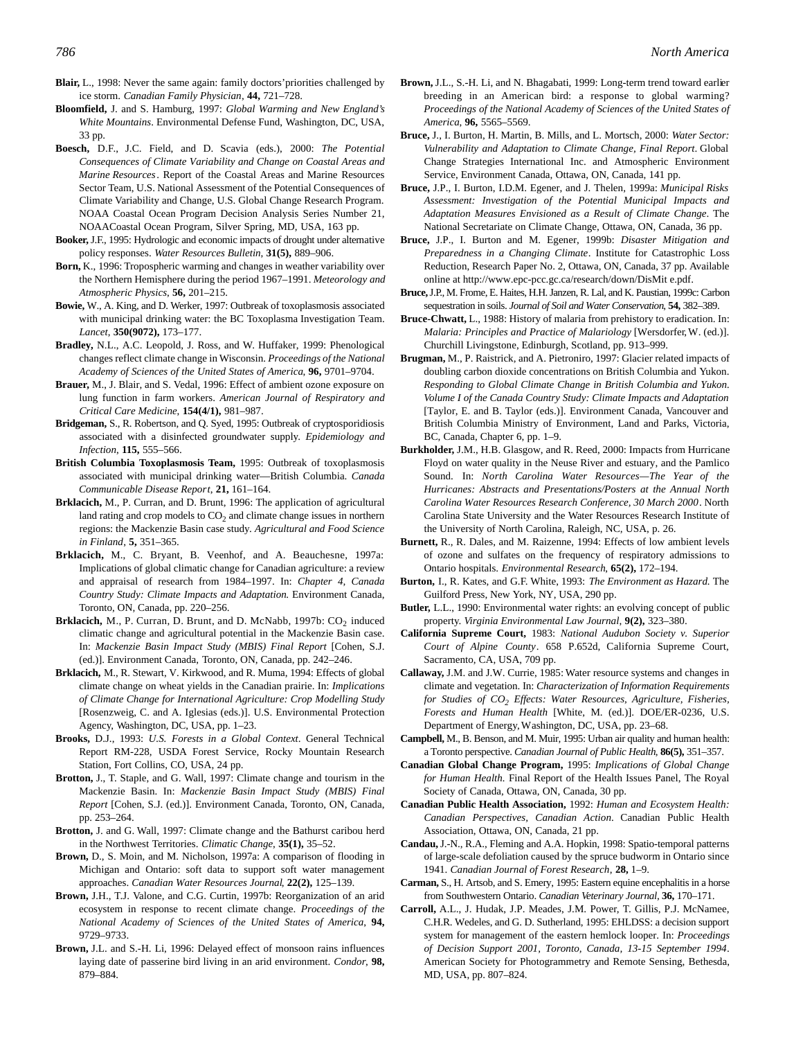**Blair,** L., 1998: Never the same again: family doctors' priorities challenged by ice storm. *Canadian Family Physician*, **44,** 721–728.

**Bloomfield,** J. and S. Hamburg, 1997: *Global Warming and New England's White Mountains*. Environmental Defense Fund, Washington, DC, USA, 33 pp.

**Boesch,** D.F., J.C. Field, and D. Scavia (eds.), 2000: *The Potential Consequences of Climate Variability and Change on Coastal Areas and Marine Resources*. Report of the Coastal Areas and Marine Resources Sector Team, U.S. National Assessment of the Potential Consequences of Climate Variability and Change, U.S. Global Change Research Program. NOAA Coastal Ocean Program Decision Analysis Series Number 21, NOAA Coastal Ocean Program, Silver Spring, MD, USA, 163 pp.

**Booker,** J.F., 1995: Hydrologic and economic impacts of drought under alternative policy responses. *Water Resources Bulletin*, **31(5),** 889–906.

**Born,** K., 1996: Tropospheric warming and changes in weather variability over the Northern Hemisphere during the period 1967–1991. *Meteorology and Atmospheric Physics*, **56,** 201–215.

**Bowie,** W., A. King, and D. Werker, 1997: Outbreak of toxoplasmosis associated with municipal drinking water: the BC Toxoplasma Investigation Team. *Lancet*, **350(9072),** 173–177.

**Bradley,** N.L., A.C. Leopold, J. Ross, and W. Huffaker, 1999: Phenological changes reflect climate change in Wisconsin. *Proceedings of the National Academy of Sciences of the United States of America*, **96,** 9701–9704.

**Brauer,** M., J. Blair, and S. Vedal, 1996: Effect of ambient ozone exposure on lung function in farm workers. *American Journal of Respiratory and Critical Care Medicine*, **154(4/1),** 981–987.

**Bridgeman,** S., R. Robertson, and Q. Syed, 1995: Outbreak of cryptosporidiosis associated with a disinfected groundwater supply. *Epidemiology and Infection*, **115,** 555–566.

**British Columbia Toxoplasmosis Team,** 1995: Outbreak of toxoplasmosis associated with municipal drinking water—British Columbia. *Canada Communicable Disease Report*, **21,** 161–164.

**Brklacich,** M., P. Curran, and D. Brunt, 1996: The application of agricultural land rating and crop models to $CO_2$ and climate change issues in northern regions: the Mackenzie Basin case study. *Agricultural and Food Science in Finland*, **5,** 351–365.

**Brklacich,** M., C. Bryant, B. Veenhof, and A. Beauchesne, 1997a: Implications of global climatic change for Canadian agriculture: a review and appraisal of research from 1984–1997. In: *Chapter 4, Canada Country Study: Climate Impacts and Adaptation.* Environment Canada, Toronto, ON, Canada, pp. 220–256.

**Brklacich,** M., P. Curran, D. Brunt, and D. McNabb, 1997b: $CO_2$ induced climatic change and agricultural potential in the Mackenzie Basin case. In: *Mackenzie Basin Impact Study (MBIS) Final Report* [Cohen, S.J. (ed.)]. Environment Canada, Toronto, ON, Canada, pp. 242–246.

**Brklacich,** M., R. Stewart, V. Kirkwood, and R. Muma, 1994: Effects of global climate change on wheat yields in the Canadian prairie. In: *Implications of Climate Change for International Agriculture: Crop Modelling Study* [Rosenzweig, C. and A. Iglesias (eds.)]. U.S. Environmental Protection Agency, Washington, DC, USA, pp. 1–23.

**Brooks,** D.J., 1993: *U.S. Forests in a Global Context*. General Technical Report RM-228, USDA Forest Service, Rocky Mountain Research Station, Fort Collins, CO, USA, 24 pp.

**Brotton,** J., T. Staple, and G. Wall, 1997: Climate change and tourism in the Mackenzie Basin. In: *Mackenzie Basin Impact Study (MBIS) Final Report* [Cohen, S.J. (ed.)]. Environment Canada, Toronto, ON, Canada, pp. 253–264.

**Brotton,** J. and G. Wall, 1997: Climate change and the Bathurst caribou herd in the Northwest Territories. *Climatic Change*, **35(1),** 35–52.

**Brown,** D., S. Moin, and M. Nicholson, 1997a: A comparison of flooding in Michigan and Ontario: soft data to support soft water management approaches. *Canadian Water Resources Journal*, **22(2),** 125–139.

**Brown,** J.H., T.J. Valone, and C.G. Curtin, 1997b: Reorganization of an arid ecosystem in response to recent climate change. *Proceedings of the National Academy of Sciences of the United States of America*, **94,** 9729–9733.

**Brown,** J.L. and S.-H. Li, 1996: Delayed effect of monsoon rains influences laying date of passerine bird living in an arid environment. *Condor*, **98,** 879–884.

**Brown,** J.L., S.-H. Li, and N. Bhagabati, 1999: Long-term trend toward earlier breeding in an American bird: a response to global warming? *Proceedings of the National Academy of Sciences of the United States of America*, **96,** 5565–5569.

**Bruce,** J., I. Burton, H. Martin, B. Mills, and L. Mortsch, 2000: *Water Sector: Vulnerability and Adaptation to Climate Change, Final Report*. Global Change Strategies International Inc. and Atmospheric Environment Service, Environment Canada, Ottawa, ON, Canada, 141 pp.

**Bruce,** J.P., I. Burton, I.D.M. Egener, and J. Thelen, 1999a: *Municipal Risks Assessment: Investigation of the Potential Municipal Impacts and Adaptation Measures Envisioned as a Result of Climate Change*. The National Secretariate on Climate Change, Ottawa, ON, Canada, 36 pp.

**Bruce,** J.P., I. Burton and M. Egener, 1999b: *Disaster Mitigation and Preparedness in a Changing Climate*. Institute for Catastrophic Loss Reduction, Research Paper No. 2, Ottawa, ON, Canada, 37 pp. Available online at http://www.epc-pcc.gc.ca/research/down/DisMit e.pdf.

**Bruce,** J.P., M. Frome, E. Haites, H.H. Janzen, R. Lal, and K. Paustian, 1999c: Carbon sequestration in soils. *Journal of Soil and Water Conservation*, **54,** 382–389.

**Bruce-Chwatt,** L., 1988: History of malaria from prehistory to eradication. In: *Malaria: Principles and Practice of Malariology* [Wersdorfer, W. (ed.)]. Churchill Livingstone, Edinburgh, Scotland, pp. 913–999.

**Brugman,** M., P. Raistrick, and A. Pietroniro, 1997: Glacier related impacts of doubling carbon dioxide concentrations on British Columbia and Yukon. *Responding to Global Climate Change in British Columbia and Yukon. Volume I of the Canada Country Study: Climate Impacts and Adaptation* [Taylor, E. and B. Taylor (eds.)]. Environment Canada, Vancouver and British Columbia Ministry of Environment, Land and Parks, Victoria, BC, Canada, Chapter 6, pp. 1–9.

**Burkholder,** J.M., H.B. Glasgow, and R. Reed, 2000: Impacts from Hurricane Floyd on water quality in the Neuse River and estuary, and the Pamlico Sound. In: *North Carolina Water Resources—The Year of the Hurricanes: Abstracts and Presentations/Posters at the Annual North Carolina Water Resources Research Conference, 30 March 2000*. North Carolina State University and the Water Resources Research Institute of the University of North Carolina, Raleigh, NC, USA, p. 26.

**Burnett,** R., R. Dales, and M. Raizenne, 1994: Effects of low ambient levels of ozone and sulfates on the frequency of respiratory admissions to Ontario hospitals. *Environmental Research*, **65(2),** 172–194.

**Burton,** I., R. Kates, and G.F. White, 1993: *The Environment as Hazard*. The Guilford Press, New York, NY, USA, 290 pp.

**Butler,** L.L., 1990: Environmental water rights: an evolving concept of public property. *Virginia Environmental Law Journal*, **9(2),** 323–380.

**California Supreme Court,** 1983: *National Audubon Society v. Superior Court of Alpine County*. 658 P.652d, California Supreme Court, Sacramento, CA, USA, 709 pp.

**Callaway,** J.M. and J.W. Currie, 1985: Water resource systems and changes in climate and vegetation. In: *Characterization of Information Requirements for Studies of $CO_2$ Effects: Water Resources, Agriculture, Fisheries, Forests and Human Health* [White, M. (ed.)]. DOE/ER-0236, U.S. Department of Energy, Washington, DC, USA, pp. 23–68.

**Campbell,** M., B. Benson, and M. Muir, 1995: Urban air quality and human health: a Toronto perspective. *Canadian Journal of Public Health*, **86(5),** 351–357.

**Canadian Global Change Program,** 1995: *Implications of Global Change for Human Health*. Final Report of the Health Issues Panel, The Royal Society of Canada, Ottawa, ON, Canada, 30 pp.

**Canadian Public Health Association,** 1992: *Human and Ecosystem Health: Canadian Perspectives, Canadian Action*. Canadian Public Health Association, Ottawa, ON, Canada, 21 pp.

**Candau,** J.-N., R.A., Fleming and A.A. Hopkin, 1998: Spatio-temporal patterns of large-scale defoliation caused by the spruce budworm in Ontario since 1941. *Canadian Journal of Forest Research*, **28,** 1–9.

**Carman,** S., H. Artsob, and S. Emery, 1995: Eastern equine encephalitis in a horse from Southwestern Ontario. *Canadian Veterinary Journal*, **36,** 170–171.

**Carroll,** A.L., J. Hudak, J.P. Meades, J.M. Power, T. Gillis, P.J. McNamee, C.H.R. Wedeles, and G. D. Sutherland, 1995: EHLDSS: a decision support system for management of the eastern hemlock looper. In: *Proceedings of Decision Support 2001, Toronto, Canada, 13-15 September 1994*. American Society for Photogrammetry and Remote Sensing, Bethesda, MD, USA, pp. 807–824.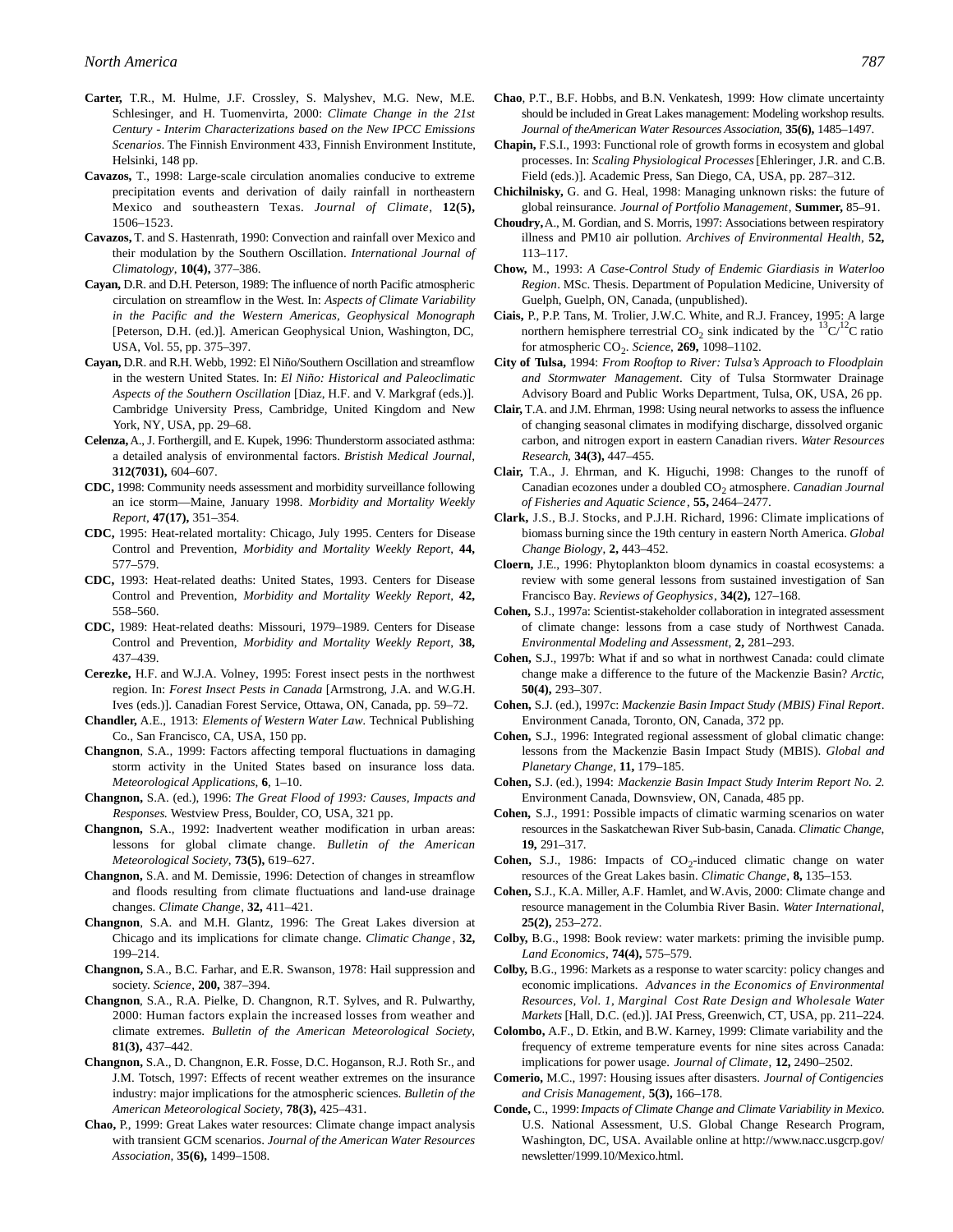**Carter,** T.R., M. Hulme, J.F. Crossley, S. Malyshev, M.G. New, M.E. Schlesinger, and H. Tuomenvirta, 2000: *Climate Change in the 21st Century - Interim Characterizations based on the New IPCC Emissions Scenarios*. The Finnish Environment 433, Finnish Environment Institute, Helsinki, 148 pp.

**Cavazos,** T., 1998: Large-scale circulation anomalies conducive to extreme precipitation events and derivation of daily rainfall in northeastern Mexico and southeastern Texas. *Journal of Climate*, **12(5),** 1506–1523.

**Cavazos,** T. and S. Hastenrath, 1990: Convection and rainfall over Mexico and their modulation by the Southern Oscillation. *International Journal of Climatology*, **10(4),** 377–386.

**Cayan,** D.R. and D.H. Peterson, 1989: The influence of north Pacific atmospheric circulation on streamflow in the West. In: *Aspects of Climate Variability in the Pacific and the Western Americas, Geophysical Monograph* [Peterson, D.H. (ed.)]. American Geophysical Union, Washington, DC, USA, Vol. 55, pp. 375–397.

**Cayan,** D.R. and R.H. Webb, 1992: El Niño/Southern Oscillation and streamflow in the western United States. In: *El Niño: Historical and Paleoclimatic Aspects of the Southern Oscillation* [Diaz, H.F. and V. Markgraf (eds.)]. Cambridge University Press, Cambridge, United Kingdom and New York, NY, USA, pp. 29–68.

**Celenza,** A., J. Forthergill, and E. Kupek, 1996: Thunderstorm associated asthma: a detailed analysis of environmental factors. *Bristish Medical Journal*, **312(7031),** 604–607.

**CDC,** 1998: Community needs assessment and morbidity surveillance following an ice storm—Maine, January 1998. *Morbidity and Mortality Weekly Report*, **47(17),** 351–354.

**CDC,** 1995: Heat-related mortality: Chicago, July 1995. Centers for Disease Control and Prevention, *Morbidity and Mortality Weekly Report*, **44,** 577–579.

**CDC,** 1993: Heat-related deaths: United States, 1993. Centers for Disease Control and Prevention, *Morbidity and Mortality Weekly Report*, **42,** 558–560.

**CDC,** 1989: Heat-related deaths: Missouri, 1979–1989. Centers for Disease Control and Prevention, *Morbidity and Mortality Weekly Report*, **38,** 437–439.

**Cerezke,** H.F. and W.J.A. Volney, 1995: Forest insect pests in the northwest region. In: *Forest Insect Pests in Canada* [Armstrong, J.A. and W.G.H. Ives (eds.)]. Canadian Forest Service, Ottawa, ON, Canada, pp. 59–72.

**Chandler,** A.E., 1913: *Elements of Western Water Law*. Technical Publishing Co., San Francisco, CA, USA, 150 pp.

**Changnon**, S.A., 1999: Factors affecting temporal fluctuations in damaging storm activity in the United States based on insurance loss data. *Meteorological Applications*, **6**, 1–10.

**Changnon,** S.A. (ed.), 1996: *The Great Flood of 1993: Causes, Impacts and Responses.* Westview Press, Boulder, CO, USA, 321 pp.

**Changnon,** S.A., 1992: Inadvertent weather modification in urban areas: lessons for global climate change. *Bulletin of the American Meteorological Society*, **73(5),** 619–627.

**Changnon,** S.A. and M. Demissie, 1996: Detection of changes in streamflow and floods resulting from climate fluctuations and land-use drainage changes. *Climate Change*, **32,** 411–421.

**Changnon**, S.A. and M.H. Glantz, 1996: The Great Lakes diversion at Chicago and its implications for climate change. *Climatic Change*, **32,** 199–214.

**Changnon,** S.A., B.C. Farhar, and E.R. Swanson, 1978: Hail suppression and society. *Science*, **200,** 387–394.

**Changnon**, S.A., R.A. Pielke, D. Changnon, R.T. Sylves, and R. Pulwarthy, 2000: Human factors explain the increased losses from weather and climate extremes. *Bulletin of the American Meteorological Society*, **81(3),** 437–442.

**Changnon,** S.A., D. Changnon, E.R. Fosse, D.C. Hoganson, R.J. Roth Sr., and J.M. Totsch, 1997: Effects of recent weather extremes on the insurance industry: major implications for the atmospheric sciences. *Bulletin of the American Meteorological Society*, **78(3),** 425–431.

**Chao,** P., 1999: Great Lakes water resources: Climate change impact analysis with transient GCM scenarios. *Journal of the American Water Resources Association*, **35(6),** 1499–1508.

**Chao**, P.T., B.F. Hobbs, and B.N. Venkatesh, 1999: How climate uncertainty should be included in Great Lakes management: Modeling workshop results. *Journal of theAmerican Water Resources Association*, **35(6),** 1485–1497.

**Chapin,** F.S.I., 1993: Functional role of growth forms in ecosystem and global processes. In: *Scaling Physiological Processes* [Ehleringer, J.R. and C.B. Field (eds.)]. Academic Press, San Diego, CA, USA, pp. 287–312.

**Chichilnisky,** G. and G. Heal, 1998: Managing unknown risks: the future of global reinsurance. *Journal of Portfolio Management*, **Summer,** 85–91.

**Choudry,** A., M. Gordian, and S. Morris, 1997: Associations between respiratory illness and PM10 air pollution. *Archives of Environmental Health*, **52,** 113–117.

**Chow,** M., 1993: *A Case-Control Study of Endemic Giardiasis in Waterloo Region*. MSc. Thesis. Department of Population Medicine, University of Guelph, Guelph, ON, Canada, (unpublished).

**Ciais,** P., P.P. Tans, M. Trolier, J.W.C. White, and R.J. Francey, 1995: A large northern hemisphere terrestrial $CO_2$ sink indicated by the $^{13}C/^{12}C$ ratio for atmospheric $CO_2$. *Science*, **269,** 1098–1102.

**City of Tulsa,** 1994: *From Rooftop to River: Tulsa's Approach to Floodplain and Stormwater Management*. City of Tulsa Stormwater Drainage Advisory Board and Public Works Department, Tulsa, OK, USA, 26 pp.

**Clair,** T.A. and J.M. Ehrman, 1998: Using neural networks to assess the influence of changing seasonal climates in modifying discharge, dissolved organic carbon, and nitrogen export in eastern Canadian rivers. *Water Resources Research*, **34(3),** 447–455.

**Clair,** T.A., J. Ehrman, and K. Higuchi, 1998: Changes to the runoff of Canadian ecozones under a doubled $CO_2$ atmosphere. *Canadian Journal of Fisheries and Aquatic Science*, **55,** 2464–2477.

**Clark,** J.S., B.J. Stocks, and P.J.H. Richard, 1996: Climate implications of biomass burning since the 19th century in eastern North America. *Global Change Biology*, **2,** 443–452.

**Cloern,** J.E., 1996: Phytoplankton bloom dynamics in coastal ecosystems: a review with some general lessons from sustained investigation of San Francisco Bay. *Reviews of Geophysics*, **34(2),** 127–168.

**Cohen,** S.J., 1997a: Scientist-stakeholder collaboration in integrated assessment of climate change: lessons from a case study of Northwest Canada. *Environmental Modeling and Assessment*, **2,** 281–293.

**Cohen,** S.J., 1997b: What if and so what in northwest Canada: could climate change make a difference to the future of the Mackenzie Basin? *Arctic*, **50(4),** 293–307.

**Cohen,** S.J. (ed.), 1997c: *Mackenzie Basin Impact Study (MBIS) Final Report*. Environment Canada, Toronto, ON, Canada, 372 pp.

**Cohen,** S.J., 1996: Integrated regional assessment of global climatic change: lessons from the Mackenzie Basin Impact Study (MBIS). *Global and Planetary Change*, **11,** 179–185.

**Cohen,** S.J. (ed.), 1994: *Mackenzie Basin Impact Study Interim Report No. 2.* Environment Canada, Downsview, ON, Canada, 485 pp.

**Cohen,** S.J., 1991: Possible impacts of climatic warming scenarios on water resources in the Saskatchewan River Sub-basin, Canada. *Climatic Change*, **19,** 291–317.

**Cohen,** S.J., 1986: Impacts of $CO_2$-induced climatic change on water resources of the Great Lakes basin. *Climatic Change*, **8,** 135–153.

**Cohen,** S.J., K.A. Miller, A.F. Hamlet, and W.Avis, 2000: Climate change and resource management in the Columbia River Basin. *Water International*, **25(2),** 253–272.

**Colby,** B.G., 1998: Book review: water markets: priming the invisible pump. *Land Economics*, **74(4),** 575–579.

**Colby,** B.G., 1996: Markets as a response to water scarcity: policy changes and economic implications. *Advances in the Economics of Environmental Resources, Vol. 1, Marginal Cost Rate Design and Wholesale Water Markets* [Hall, D.C. (ed.)]. JAI Press, Greenwich, CT, USA, pp. 211–224.

**Colombo,** A.F., D. Etkin, and B.W. Karney, 1999: Climate variability and the frequency of extreme temperature events for nine sites across Canada: implications for power usage. *Journal of Climate*, **12,** 2490–2502.

**Comerio,** M.C., 1997: Housing issues after disasters. *Journal of Contigencies and Crisis Management*, **5(3),** 166–178.

**Conde,** C., 1999: *Impacts of Climate Change and Climate Variability in Mexico.* U.S. National Assessment, U.S. Global Change Research Program, Washington, DC, USA. Available online at http://www.nacc.usgcrp.gov/newsletter/1999.10/Mexico.html.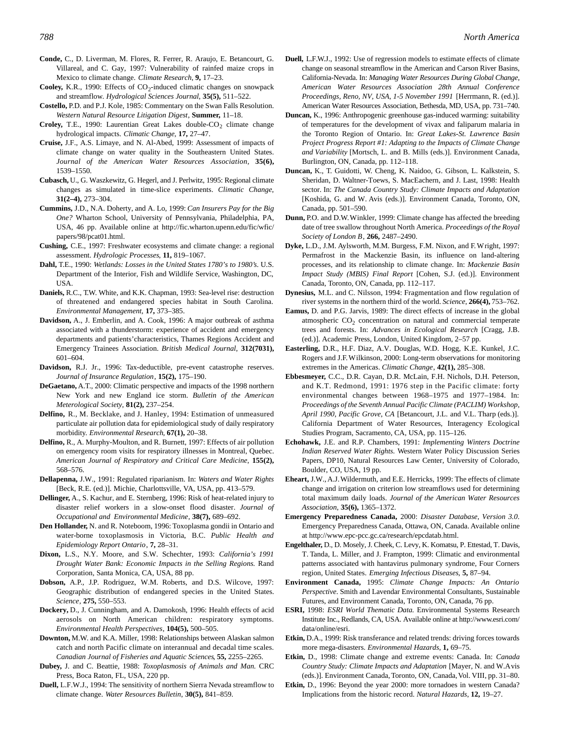**Conde,** C., D. Liverman, M. Flores, R. Ferrer, R. Araujo, E. Betancourt, G. Villareal, and C. Gay, 1997: Vulnerability of rainfed maize crops in Mexico to climate change. *Climate Research*, **9,** 17–23.

**Cooley,** K.R., 1990: Effects of $CO_2$-induced climatic changes on snowpack and streamflow. *Hydrological Sciences Journal*, **35(5),** 511–522.

**Costello,** P.D. and P.J. Kole, 1985: Commentary on the Swan Falls Resolution. *Western Natural Resource Litigation Digest*, **Summer,** 11–18.

**Croley,** T.E., 1990: Laurentian Great Lakes double-$CO_2$ climate change hydrological impacts. *Climatic Change*, **17,** 27–47.

**Cruise,** J.F., A.S. Limaye, and N. Al-Abed, 1999: Assessment of impacts of climate change on water quality in the Southeastern United States. *Journal of the American Water Resources Association*, **35(6),** 1539–1550.

**Cubasch,** U., G. Waszkewitz, G. Hegerl, and J. Perlwitz, 1995: Regional climate changes as simulated in time-slice experiments. *Climatic Change*, **31(2–4),** 273–304.

**Cummins,** J.D., N.A. Doherty, and A. Lo, 1999: *Can Insurers Pay for the Big One?* Wharton School, University of Pennsylvania, Philadelphia, PA, USA, 46 pp. Available online at http://fic.wharton.upenn.edu/fic/wfic/papers/98/pcat01.html.

**Cushing,** C.E., 1997: Freshwater ecosystems and climate change: a regional assessment. *Hydrologic Processes*, **11,** 819–1067.

**Dahl,** T.E., 1990: *Wetlands: Losses in the United States 1780's to 1980's*. U.S. Department of the Interior, Fish and Wildlife Service, Washington, DC, USA.

**Daniels,** R.C., T.W. White, and K.K. Chapman, 1993: Sea-level rise: destruction of threatened and endangered species habitat in South Carolina. *Environmental Management*, **17,** 373–385.

**Davidson,** A., J. Emberlin, and A. Cook, 1996: A major outbreak of asthma associated with a thunderstorm: experience of accident and emergency departments and patients'characteristics, Thames Regions Accident and Emergency Trainees Association. *British Medical Journal*, **312(7031),** 601–604.

**Davidson,** R.J. Jr., 1996: Tax-deductible, pre-event catastrophe reserves. *Journal of Insurance Regulation*, **15(2),** 175–190.

**DeGaetano,** A.T., 2000: Climatic perspective and impacts of the 1998 northern New York and new England ice storm. *Bulletin of the American Meterological Society*, **81(2),** 237–254.

**Delfino,** R., M. Becklake, and J. Hanley, 1994: Estimation of unmeasured particulate air pollution data for epidemiological study of daily respiratory morbidity. *Environmental Research*, **67(1),** 20–38.

**Delfino,** R., A. Murphy-Moulton, and R. Burnett, 1997: Effects of air pollution on emergency room visits for respiratory illnesses in Montreal, Quebec. *American Journal of Respiratory and Critical Care Medicine*, **155(2),** 568–576.

**Dellapenna,** J.W., 1991: Regulated riparianism. In: *Waters and Water Rights* [Beck, R.E. (ed.)]. Michie, Charlottsville, VA, USA, pp. 413–579.

**Dellinger,** A., S. Kachur, and E. Sternberg, 1996: Risk of heat-related injury to disaster relief workers in a slow-onset flood disaster. *Journal of Occupational and Environmental Medicine*, **38(7),** 689–692.

**Den Hollander,** N. and R. Noteboom, 1996: Toxoplasma gondii in Ontario and water-borne toxoplasmosis in Victoria, B.C. *Public Health and Epidemiology Report Ontario*, **7,** 28–31.

**Dixon,** L.S., N.Y. Moore, and S.W. Schechter, 1993: *California's 1991 Drought Water Bank: Economic Impacts in the Selling Regions.* Rand Corporation, Santa Monica, CA, USA, 88 pp.

**Dobson,** A.P., J.P. Rodriguez, W.M. Roberts, and D.S. Wilcove, 1997: Geographic distribution of endangered species in the United States. *Science*, **275,** 550–553.

**Dockery,** D., J. Cunningham, and A. Damokosh, 1996: Health effects of acid aerosols on North American children: respiratory symptoms. *Environmental Health Perspectives*, **104(5),** 500–505.

**Downton,** M.W. and K.A. Miller, 1998: Relationships between Alaskan salmon catch and north Pacific climate on interannual and decadal time scales. *Canadian Journal of Fisheries and Aquatic Sciences*, **55,** 2255–2265.

**Dubey,** J. and C. Beattie, 1988: *Toxoplasmosis of Animals and Man.* CRC Press, Boca Raton, FL, USA, 220 pp.

**Duell,** L.F.W.J., 1994: The sensitivity of northern Sierra Nevada streamflow to climate change. *Water Resources Bulletin*, **30(5),** 841–859.

**Duell,** L.F.W.J., 1992: Use of regression models to estimate effects of climate change on seasonal streamflow in the American and Carson River Basins, California-Nevada. In: *Managing Water Resources During Global Change, American Water Resources Association 28th Annual Conference Proceedings, Reno, NV, USA, 1-5 November 1991* [Herrmann, R. (ed.)]. American Water Resources Association, Bethesda, MD, USA, pp. 731–740.

**Duncan,** K., 1996: Anthropogenic greenhouse gas-induced warming: suitability of temperatures for the development of vivax and faliparum malaria in the Toronto Region of Ontario. In: *Great Lakes-St. Lawrence Basin Project Progress Report #1: Adapting to the Impacts of Climate Change and Variability* [Mortsch, L. and B. Mills (eds.)]. Environment Canada, Burlington, ON, Canada, pp. 112–118.

**Duncan,** K., T. Guidotti, W. Cheng, K. Naidoo, G. Gibson, L. Kalkstein, S. Sheridan, D. Waltner-Toews, S. MacEachern, and J. Last, 1998: Health sector. In: *The Canada Country Study: Climate Impacts and Adaptation* [Koshida, G. and W. Avis (eds.)]. Environment Canada, Toronto, ON, Canada, pp. 501–590.

**Dunn,** P.O. and D.W. Winkler, 1999: Climate change has affected the breeding date of tree swallow throughout North America. *Proceedings of the Royal Society of London B*, **266,** 2487–2490.

**Dyke,** L.D., J.M. Aylsworth, M.M. Burgess, F.M. Nixon, and F. Wright, 1997: Permafrost in the Mackenzie Basin, its influence on land-altering processes, and its relationship to climate change. In: *Mackenzie Basin Impact Study (MBIS) Final Report* [Cohen, S.J. (ed.)]. Environment Canada, Toronto, ON, Canada, pp. 112–117.

**Dynesius,** M.L. and C. Nilsson, 1994: Fragmentation and flow regulation of river systems in the northern third of the world. *Science*, **266(4),** 753–762.

**Eamus,** D. and P.G. Jarvis, 1989: The direct effects of increase in the global atmospheric $CO_2$ concentration on natural and commercial temperate trees and forests. In: *Advances in Ecological Research* [Cragg, J.B. (ed.)]. Academic Press, London, United Kingdom, 2–57 pp.

**Easterling,** D.R., H.F. Diaz, A.V. Douglas, W.D. Hogg, K.E. Kunkel, J.C. Rogers and J.F. Wilkinson, 2000: Long-term observations for monitoring extremes in the Americas. *Climatic Change*, **42(1),** 285–308.

**Ebbesmeyer,** C.C., D.R. Cayan, D.R. McLain, F.H. Nichols, D.H. Peterson, and K.T. Redmond, 1991: 1976 step in the Pacific climate: forty environmental changes between 1968–1975 and 1977–1984. In: *Proceedings of the Seventh Annual Pacific Climate (PACLIM) Workshop, April 1990, Pacific Grove, CA* [Betancourt, J.L. and V.L. Tharp (eds.)]. California Department of Water Resources, Interagency Ecological Studies Program, Sacramento, CA, USA, pp. 115–126.

**Echohawk,** J.E. and R.P. Chambers, 1991: *Implementing Winters Doctrine Indian Reserved Water Rights.* Western Water Policy Discussion Series Papers, DP10, Natural Resources Law Center, University of Colorado, Boulder, CO, USA, 19 pp.

**Eheart,** J.W., A.J. Wildermuth, and E.E. Herricks, 1999: The effects of climate change and irrigation on criterion low streamflows used for determining total maximum daily loads. *Journal of the American Water Resources Association*, **35(6),** 1365–1372.

**Emergency Preparedness Canada,** 2000: *Disaster Database, Version 3.0*. Emergency Preparedness Canada, Ottawa, ON, Canada. Available online at http://www.epc-pcc.gc.ca/research/epcdatab.html.

**Engelthaler,** D., D. Mosely, J. Cheek, C. Levy, K. Komatsu, P. Ettestad, T. Davis, T. Tanda, L. Miller, and J. Frampton, 1999: Climatic and environmental patterns associated with hantavirus pulmonary syndrome, Four Corners region, United States. *Emerging Infectious Diseases*, **5,** 87–94.

**Environment Canada,** 1995: *Climate Change Impacts: An Ontario Perspective.* Smith and Lavendar Environmental Consultants, Sustainable Futures, and Environment Canada, Toronto, ON, Canada, 76 pp.

**ESRI,** 1998: *ESRI World Thematic Data.* Environmental Systems Research Institute Inc., Redlands, CA, USA. Available online at http://www.esri.com/data/online/esri.

**Etkin,** D.A., 1999: Risk transferance and related trends: driving forces towards more mega-disasters. *Environmental Hazards*, **1,** 69–75.

**Etkin,** D., 1998: Climate change and extreme events: Canada. In: *Canada Country Study: Climate Impacts and Adaptation* [Mayer, N. and W. Avis (eds.)]. Environment Canada, Toronto, ON, Canada, Vol. VIII, pp. 31–80.

**Etkin,** D., 1996: Beyond the year 2000: more tornadoes in western Canada? Implications from the historic record. *Natural Hazards*, **12,** 19–27.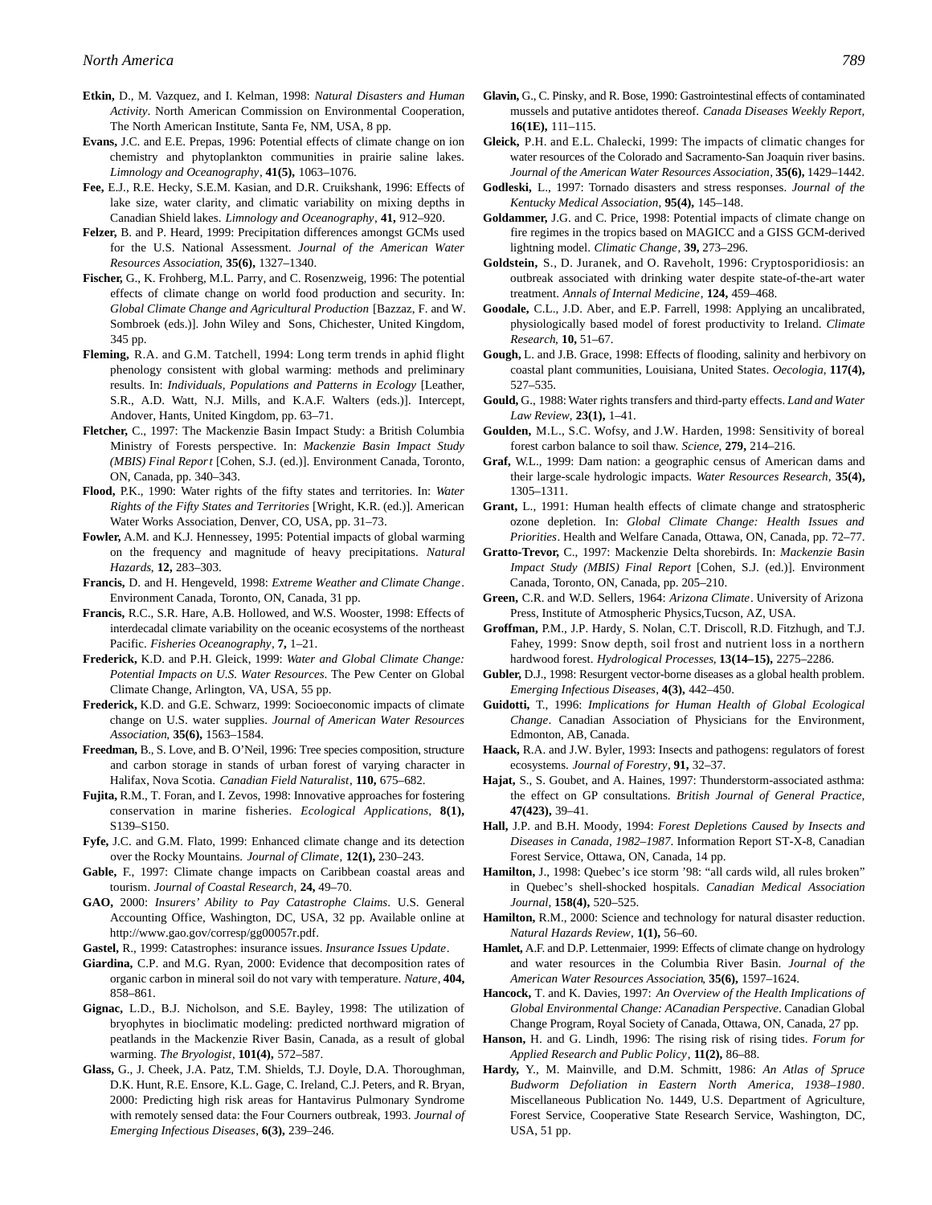**Etkin,** D., M. Vazquez, and I. Kelman, 1998: *Natural Disasters and Human Activity*. North American Commission on Environmental Cooperation, The North American Institute, Santa Fe, NM, USA, 8 pp.

**Evans,** J.C. and E.E. Prepas, 1996: Potential effects of climate change on ion chemistry and phytoplankton communities in prairie saline lakes. *Limnology and Oceanography*, **41(5),** 1063–1076.

**Fee,** E.J., R.E. Hecky, S.E.M. Kasian, and D.R. Cruikshank, 1996: Effects of lake size, water clarity, and climatic variability on mixing depths in Canadian Shield lakes. *Limnology and Oceanography*, **41,** 912–920.

**Felzer,** B. and P. Heard, 1999: Precipitation differences amongst GCMs used for the U.S. National Assessment. *Journal of the American Water Resources Association*, **35(6),** 1327–1340.

**Fischer,** G., K. Frohberg, M.L. Parry, and C. Rosenzweig, 1996: The potential effects of climate change on world food production and security. In: *Global Climate Change and Agricultural Production* [Bazzaz, F. and W. Sombroek (eds.)]. John Wiley and Sons, Chichester, United Kingdom, 345 pp.

**Fleming,** R.A. and G.M. Tatchell, 1994: Long term trends in aphid flight phenology consistent with global warming: methods and preliminary results. In: *Individuals, Populations and Patterns in Ecology* [Leather, S.R., A.D. Watt, N.J. Mills, and K.A.F. Walters (eds.)]. Intercept, Andover, Hants, United Kingdom, pp. 63–71.

**Fletcher,** C., 1997: The Mackenzie Basin Impact Study: a British Columbia Ministry of Forests perspective. In: *Mackenzie Basin Impact Study (MBIS) Final Report* [Cohen, S.J. (ed.)]. Environment Canada, Toronto, ON, Canada, pp. 340–343.

**Flood,** P.K., 1990: Water rights of the fifty states and territories. In: *Water Rights of the Fifty States and Territories* [Wright, K.R. (ed.)]. American Water Works Association, Denver, CO, USA, pp. 31–73.

**Fowler,** A.M. and K.J. Hennessey, 1995: Potential impacts of global warming on the frequency and magnitude of heavy precipitations. *Natural Hazards*, **12,** 283–303.

**Francis,** D. and H. Hengeveld, 1998: *Extreme Weather and Climate Change*. Environment Canada, Toronto, ON, Canada, 31 pp.

**Francis,** R.C., S.R. Hare, A.B. Hollowed, and W.S. Wooster, 1998: Effects of interdecadal climate variability on the oceanic ecosystems of the northeast Pacific. *Fisheries Oceanography*, **7,** 1–21.

**Frederick,** K.D. and P.H. Gleick, 1999: *Water and Global Climate Change: Potential Impacts on U.S. Water Resources*. The Pew Center on Global Climate Change, Arlington, VA, USA, 55 pp.

**Frederick,** K.D. and G.E. Schwarz, 1999: Socioeconomic impacts of climate change on U.S. water supplies. *Journal of American Water Resources Association*, **35(6),** 1563–1584.

**Freedman,** B., S. Love, and B. O'Neil, 1996: Tree species composition, structure and carbon storage in stands of urban forest of varying character in Halifax, Nova Scotia. *Canadian Field Naturalist*, **110,** 675–682.

**Fujita,** R.M., T. Foran, and I. Zevos, 1998: Innovative approaches for fostering conservation in marine fisheries. *Ecological Applications*, **8(1),** S139–S150.

**Fyfe,** J.C. and G.M. Flato, 1999: Enhanced climate change and its detection over the Rocky Mountains. *Journal of Climate*, **12(1),** 230–243.

**Gable,** F., 1997: Climate change impacts on Caribbean coastal areas and tourism. *Journal of Coastal Research*, **24,** 49–70.

**GAO,** 2000: *Insurers' Ability to Pay Catastrophe Claims*. U.S. General Accounting Office, Washington, DC, USA, 32 pp. Available online at http://www.gao.gov/corresp/gg00057r.pdf.

**Gastel,** R., 1999: Catastrophes: insurance issues. *Insurance Issues Update*.

**Giardina,** C.P. and M.G. Ryan, 2000: Evidence that decomposition rates of organic carbon in mineral soil do not vary with temperature. *Nature*, **404,** 858–861.

**Gignac,** L.D., B.J. Nicholson, and S.E. Bayley, 1998: The utilization of bryophytes in bioclimatic modeling: predicted northward migration of peatlands in the Mackenzie River Basin, Canada, as a result of global warming. *The Bryologist*, **101(4),** 572–587.

**Glass,** G., J. Cheek, J.A. Patz, T.M. Shields, T.J. Doyle, D.A. Thoroughman, D.K. Hunt, R.E. Ensore, K.L. Gage, C. Ireland, C.J. Peters, and R. Bryan, 2000: Predicting high risk areas for Hantavirus Pulmonary Syndrome with remotely sensed data: the Four Courners outbreak, 1993. *Journal of Emerging Infectious Diseases*, **6(3),** 239–246.

**Glavin,** G., C. Pinsky, and R. Bose, 1990: Gastrointestinal effects of contaminated mussels and putative antidotes thereof. *Canada Diseases Weekly Report*, **16(1E),** 111–115.

**Gleick,** P.H. and E.L. Chalecki, 1999: The impacts of climatic changes for water resources of the Colorado and Sacramento-San Joaquin river basins. *Journal of the American Water Resources Association*, **35(6),** 1429–1442.

**Godleski,** L., 1997: Tornado disasters and stress responses. *Journal of the Kentucky Medical Association*, **95(4),** 145–148.

**Goldammer,** J.G. and C. Price, 1998: Potential impacts of climate change on fire regimes in the tropics based on MAGICC and a GISS GCM-derived lightning model. *Climatic Change*, **39,** 273–296.

**Goldstein,** S., D. Juranek, and O. Raveholt, 1996: Cryptosporidiosis: an outbreak associated with drinking water despite state-of-the-art water treatment. *Annals of Internal Medicine*, **124,** 459–468.

**Goodale,** C.L., J.D. Aber, and E.P. Farrell, 1998: Applying an uncalibrated, physiologically based model of forest productivity to Ireland. *Climate Research*, **10,** 51–67.

**Gough,** L. and J.B. Grace, 1998: Effects of flooding, salinity and herbivory on coastal plant communities, Louisiana, United States. *Oecologia*, **117(4),** 527–535.

**Gould,** G., 1988: Water rights transfers and third-party effects. *Land and Water Law Review*, **23(1),** 1–41.

**Goulden,** M.L., S.C. Wofsy, and J.W. Harden, 1998: Sensitivity of boreal forest carbon balance to soil thaw. *Science*, **279,** 214–216.

**Graf,** W.L., 1999: Dam nation: a geographic census of American dams and their large-scale hydrologic impacts. *Water Resources Research*, **35(4),** 1305–1311.

**Grant,** L., 1991: Human health effects of climate change and stratospheric ozone depletion. In: *Global Climate Change: Health Issues and Priorities*. Health and Welfare Canada, Ottawa, ON, Canada, pp. 72–77.

**Gratto-Trevor,** C., 1997: Mackenzie Delta shorebirds. In: *Mackenzie Basin Impact Study (MBIS) Final Report* [Cohen, S.J. (ed.)]. Environment Canada, Toronto, ON, Canada, pp. 205–210.

**Green,** C.R. and W.D. Sellers, 1964: *Arizona Climate*. University of Arizona Press, Institute of Atmospheric Physics,Tucson, AZ, USA.

**Groffman,** P.M., J.P. Hardy, S. Nolan, C.T. Driscoll, R.D. Fitzhugh, and T.J. Fahey, 1999: Snow depth, soil frost and nutrient loss in a northern hardwood forest. *Hydrological Processes*, **13(14–15),** 2275–2286.

**Gubler,** D.J., 1998: Resurgent vector-borne diseases as a global health problem. *Emerging Infectious Diseases*, **4(3),** 442–450.

**Guidotti,** T., 1996: *Implications for Human Health of Global Ecological Change*. Canadian Association of Physicians for the Environment, Edmonton, AB, Canada.

**Haack,** R.A. and J.W. Byler, 1993: Insects and pathogens: regulators of forest ecosystems. *Journal of Forestry*, **91,** 32–37.

**Hajat,** S., S. Goubet, and A. Haines, 1997: Thunderstorm-associated asthma: the effect on GP consultations. *British Journal of General Practice*, **47(423),** 39–41.

**Hall,** J.P. and B.H. Moody, 1994: *Forest Depletions Caused by Insects and Diseases in Canada, 1982–1987*. Information Report ST-X-8, Canadian Forest Service, Ottawa, ON, Canada, 14 pp.

**Hamilton,** J., 1998: Quebec's ice storm '98: "all cards wild, all rules broken" in Quebec's shell-shocked hospitals. *Canadian Medical Association Journal*, **158(4),** 520–525.

**Hamilton,** R.M., 2000: Science and technology for natural disaster reduction. *Natural Hazards Review*, **1(1),** 56–60.

**Hamlet,** A.F. and D.P. Lettenmaier, 1999: Effects of climate change on hydrology and water resources in the Columbia River Basin. *Journal of the American Water Resources Association*, **35(6),** 1597–1624.

**Hancock,** T. and K. Davies, 1997: *An Overview of the Health Implications of Global Environmental Change: ACanadian Perspective*. Canadian Global Change Program, Royal Society of Canada, Ottawa, ON, Canada, 27 pp.

**Hanson,** H. and G. Lindh, 1996: The rising risk of rising tides. *Forum for Applied Research and Public Policy*, **11(2),** 86–88.

**Hardy,** Y., M. Mainville, and D.M. Schmitt, 1986: *An Atlas of Spruce Budworm Defoliation in Eastern North America, 1938–1980*. Miscellaneous Publication No. 1449, U.S. Department of Agriculture, Forest Service, Cooperative State Research Service, Washington, DC, USA, 51 pp.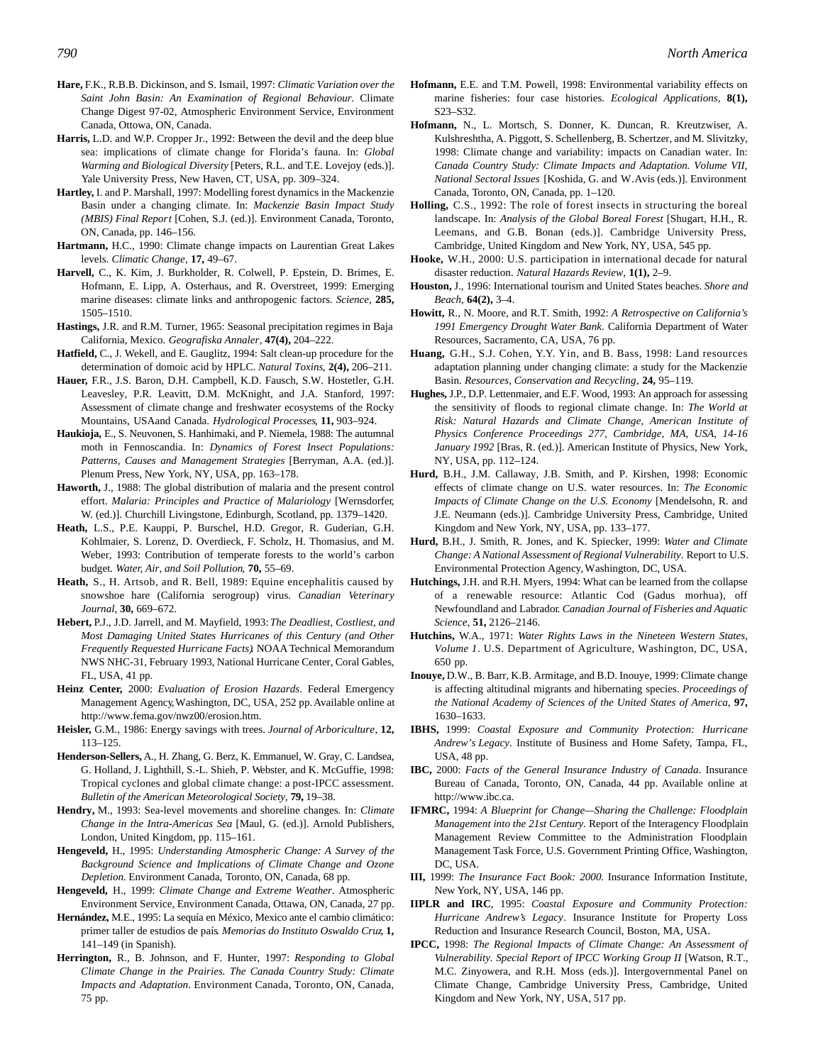**Hare,** F.K., R.B.B. Dickinson, and S. Ismail, 1997: *Climatic Variation over the Saint John Basin: An Examination of Regional Behaviour*. Climate Change Digest 97-02, Atmospheric Environment Service, Environment Canada, Ottowa, ON, Canada.

**Harris,** L.D. and W.P. Cropper Jr., 1992: Between the devil and the deep blue sea: implications of climate change for Florida's fauna. In: *Global Warming and Biological Diversity* [Peters, R.L. and T.E. Lovejoy (eds.)]. Yale University Press, New Haven, CT, USA, pp. 309–324.

**Hartley,** I. and P. Marshall, 1997: Modelling forest dynamics in the Mackenzie Basin under a changing climate. In: *Mackenzie Basin Impact Study (MBIS) Final Report* [Cohen, S.J. (ed.)]. Environment Canada, Toronto, ON, Canada, pp. 146–156.

**Hartmann,** H.C., 1990: Climate change impacts on Laurentian Great Lakes levels. *Climatic Change*, **17,** 49–67.

**Harvell,** C., K. Kim, J. Burkholder, R. Colwell, P. Epstein, D. Brimes, E. Hofmann, E. Lipp, A. Osterhaus, and R. Overstreet, 1999: Emerging marine diseases: climate links and anthropogenic factors. *Science*, **285,** 1505–1510.

**Hastings,** J.R. and R.M. Turner, 1965: Seasonal precipitation regimes in Baja California, Mexico. *Geografiska Annaler*, **47(4),** 204–222.

**Hatfield,** C., J. Wekell, and E. Gauglitz, 1994: Salt clean-up procedure for the determination of domoic acid by HPLC. *Natural Toxins*, **2(4),** 206–211.

**Hauer,** F.R., J.S. Baron, D.H. Campbell, K.D. Fausch, S.W. Hostetler, G.H. Leavesley, P.R. Leavitt, D.M. McKnight, and J.A. Stanford, 1997: Assessment of climate change and freshwater ecosystems of the Rocky Mountains, USAand Canada. *Hydrological Processes*, **11,** 903–924.

**Haukioja,** E., S. Neuvonen, S. Hanhimaki, and P. Niemela, 1988: The autumnal moth in Fennoscandia. In: *Dynamics of Forest Insect Populations: Patterns, Causes and Management Strategies* [Berryman, A.A. (ed.)]. Plenum Press, New York, NY, USA, pp. 163–178.

**Haworth,** J., 1988: The global distribution of malaria and the present control effort. *Malaria: Principles and Practice of Malariology* [Wernsdorfer, W. (ed.)]. Churchill Livingstone, Edinburgh, Scotland, pp. 1379–1420.

**Heath,** L.S., P.E. Kauppi, P. Burschel, H.D. Gregor, R. Guderian, G.H. Kohlmaier, S. Lorenz, D. Overdieck, F. Scholz, H. Thomasius, and M. Weber, 1993: Contribution of temperate forests to the world's carbon budget. *Water, Air, and Soil Pollution*, **70,** 55–69.

**Heath,** S., H. Artsob, and R. Bell, 1989: Equine encephalitis caused by snowshoe hare (California serogroup) virus. *Canadian Veterinary Journal*, **30,** 669–672.

**Hebert,** P.J., J.D. Jarrell, and M. Mayfield, 1993: *The Deadliest, Costliest, and Most Damaging United States Hurricanes of this Century (and Other Frequently Requested Hurricane Facts)*. NOAA Technical Memorandum NWS NHC-31, February 1993, National Hurricane Center, Coral Gables, FL, USA, 41 pp.

**Heinz Center,** 2000: *Evaluation of Erosion Hazards*. Federal Emergency Management Agency, Washington, DC, USA, 252 pp. Available online at http://www.fema.gov/nwz00/erosion.htm.

**Heisler,** G.M., 1986: Energy savings with trees. *Journal of Arboriculture*, **12,** 113–125.

**Henderson-Sellers,** A., H. Zhang, G. Berz, K. Emmanuel, W. Gray, C. Landsea, G. Holland, J. Lighthill, S.-L. Shieh, P. Webster, and K. McGuffie, 1998: Tropical cyclones and global climate change: a post-IPCC assessment. *Bulletin of the American Meteorological Society*, **79,** 19–38.

**Hendry,** M., 1993: Sea-level movements and shoreline changes. In: *Climate Change in the Intra-Americas Sea* [Maul, G. (ed.)]. Arnold Publishers, London, United Kingdom, pp. 115–161.

**Hengeveld,** H., 1995: *Understanding Atmospheric Change: A Survey of the Background Science and Implications of Climate Change and Ozone Depletion*. Environment Canada, Toronto, ON, Canada, 68 pp.

**Hengeveld,** H., 1999: *Climate Change and Extreme Weather*. Atmospheric Environment Service, Environment Canada, Ottawa, ON, Canada, 27 pp.

**Hernández,** M.E., 1995: La sequía en México, Mexico ante el cambio climático: primer taller de estudios de país. *Memorias do Instituto Oswaldo Cruz*, **1,** 141–149 (in Spanish).

**Herrington,** R., B. Johnson, and F. Hunter, 1997: *Responding to Global Climate Change in the Prairies. The Canada Country Study: Climate Impacts and Adaptation*. Environment Canada, Toronto, ON, Canada, 75 pp.

**Hofmann,** E.E. and T.M. Powell, 1998: Environmental variability effects on marine fisheries: four case histories. *Ecological Applications*, **8(1),** S23–S32.

**Hofmann,** N., L. Mortsch, S. Donner, K. Duncan, R. Kreutzwiser, A. Kulshreshtha, A. Piggott, S. Schellenberg, B. Schertzer, and M. Slivitzky, 1998: Climate change and variability: impacts on Canadian water. In: *Canada Country Study: Climate Impacts and Adaptation. Volume VII, National Sectoral Issues* [Koshida, G. and W. Avis (eds.)]. Environment Canada, Toronto, ON, Canada, pp. 1–120.

**Holling,** C.S., 1992: The role of forest insects in structuring the boreal landscape. In: *Analysis of the Global Boreal Forest* [Shugart, H.H., R. Leemans, and G.B. Bonan (eds.)]. Cambridge University Press, Cambridge, United Kingdom and New York, NY, USA, 545 pp.

**Hooke,** W.H., 2000: U.S. participation in international decade for natural disaster reduction. *Natural Hazards Review*, **1(1),** 2–9.

**Houston,** J., 1996: International tourism and United States beaches. *Shore and Beach*, **64(2),** 3–4.

**Howitt,** R., N. Moore, and R.T. Smith, 1992: *A Retrospective on California's 1991 Emergency Drought Water Bank*. California Department of Water Resources, Sacramento, CA, USA, 76 pp.

**Huang,** G.H., S.J. Cohen, Y.Y. Yin, and B. Bass, 1998: Land resources adaptation planning under changing climate: a study for the Mackenzie Basin. *Resources, Conservation and Recycling*, **24,** 95–119.

**Hughes,** J.P., D.P. Lettenmaier, and E.F. Wood, 1993: An approach for assessing the sensitivity of floods to regional climate change. In: *The World at Risk: Natural Hazards and Climate Change, American Institute of Physics Conference Proceedings 277, Cambridge, MA, USA, 14-16 January 1992* [Bras, R. (ed.)]. American Institute of Physics, New York, NY, USA, pp. 112–124.

**Hurd,** B.H., J.M. Callaway, J.B. Smith, and P. Kirshen, 1998: Economic effects of climate change on U.S. water resources. In: *The Economic Impacts of Climate Change on the U.S. Economy* [Mendelsohn, R. and J.E. Neumann (eds.)]. Cambridge University Press, Cambridge, United Kingdom and New York, NY, USA, pp. 133–177.

**Hurd,** B.H., J. Smith, R. Jones, and K. Spiecker, 1999: *Water and Climate Change: A National Assessment of Regional Vulnerability*. Report to U.S. Environmental Protection Agency, Washington, DC, USA.

**Hutchings,** J.H. and R.H. Myers, 1994: What can be learned from the collapse of a renewable resource: Atlantic Cod (Gadus morhua), off Newfoundland and Labrador. *Canadian Journal of Fisheries and Aquatic Science*, **51,** 2126–2146.

**Hutchins,** W.A., 1971: *Water Rights Laws in the Nineteen Western States, Volume 1*. U.S. Department of Agriculture, Washington, DC, USA, 650 pp.

**Inouye,** D.W., B. Barr, K.B. Armitage, and B.D. Inouye, 1999: Climate change is affecting altitudinal migrants and hibernating species. *Proceedings of the National Academy of Sciences of the United States of America*, **97,** 1630–1633.

**IBHS,** 1999: *Coastal Exposure and Community Protection: Hurricane Andrew's Legacy*. Institute of Business and Home Safety, Tampa, FL, USA, 48 pp.

**IBC,** 2000: *Facts of the General Insurance Industry of Canada*. Insurance Bureau of Canada, Toronto, ON, Canada, 44 pp. Available online at http://www.ibc.ca.

**IFMRC,** 1994: *A Blueprint for Change—Sharing the Challenge: Floodplain Management into the 21st Century*. Report of the Interagency Floodplain Management Review Committee to the Administration Floodplain Management Task Force, U.S. Government Printing Office, Washington, DC, USA.

**III,** 1999: *The Insurance Fact Book: 2000.* Insurance Information Institute, New York, NY, USA, 146 pp.

**IIPLR and IRC**, 1995: *Coastal Exposure and Community Protection: Hurricane Andrew's Legacy*. Insurance Institute for Property Loss Reduction and Insurance Research Council, Boston, MA, USA.

**IPCC,** 1998: *The Regional Impacts of Climate Change: An Assessment of Vulnerability. Special Report of IPCC Working Group II* [Watson, R.T., M.C. Zinyowera, and R.H. Moss (eds.)]. Intergovernmental Panel on Climate Change, Cambridge University Press, Cambridge, United Kingdom and New York, NY, USA, 517 pp.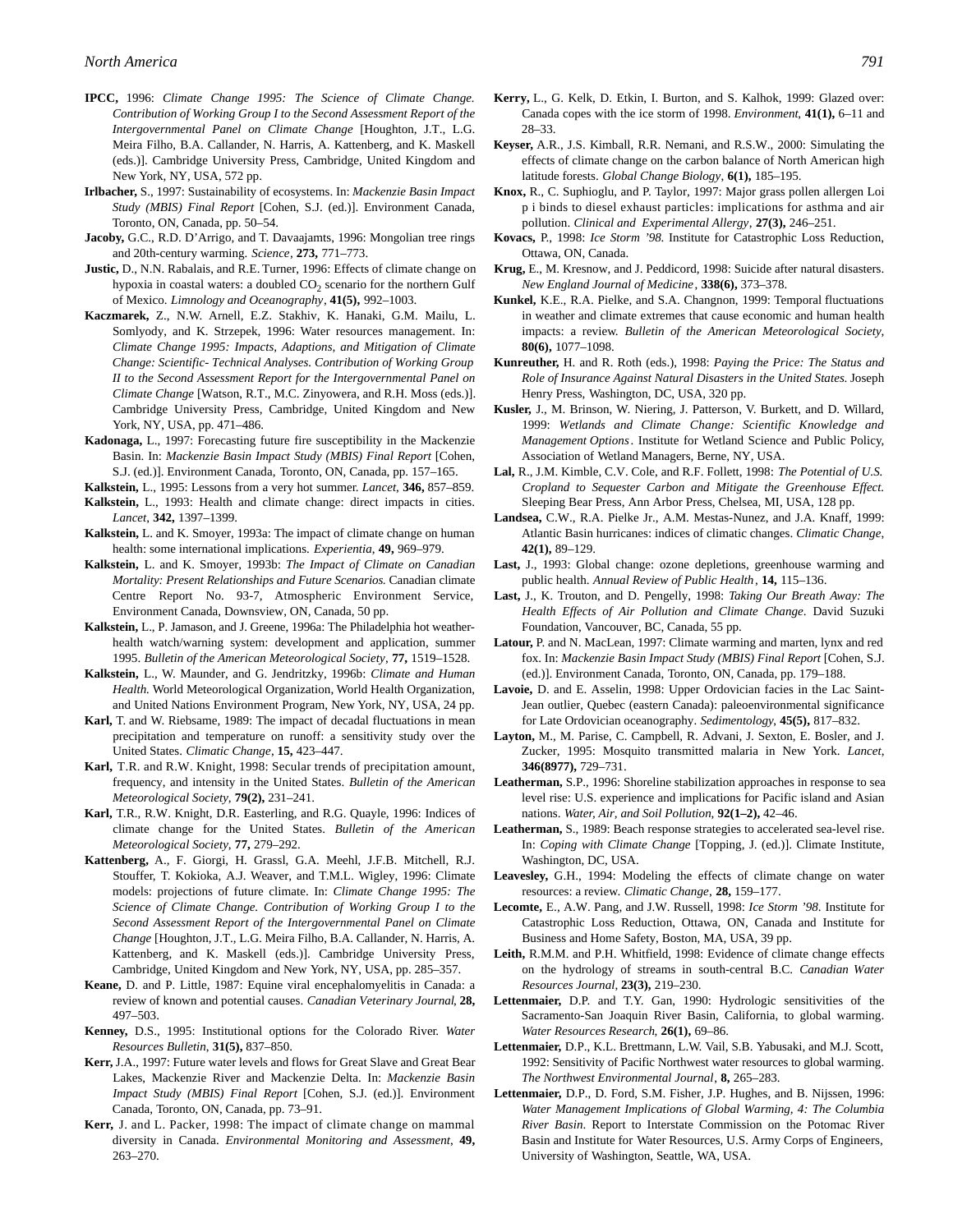**IPCC,** 1996: *Climate Change 1995: The Science of Climate Change. Contribution of Working Group I to the Second Assessment Report of the Intergovernmental Panel on Climate Change* [Houghton, J.T., L.G. Meira Filho, B.A. Callander, N. Harris, A. Kattenberg, and K. Maskell (eds.)]. Cambridge University Press, Cambridge, United Kingdom and New York, NY, USA, 572 pp.

**Irlbacher,** S., 1997: Sustainability of ecosystems. In: *Mackenzie Basin Impact Study (MBIS) Final Report* [Cohen, S.J. (ed.)]. Environment Canada, Toronto, ON, Canada, pp. 50–54.

**Jacoby,** G.C., R.D. D'Arrigo, and T. Davaajamts, 1996: Mongolian tree rings and 20th-century warming. *Science*, **273,** 771–773.

**Justic,** D., N.N. Rabalais, and R.E. Turner, 1996: Effects of climate change on hypoxia in coastal waters: a doubled $CO_2$ scenario for the northern Gulf of Mexico. *Limnology and Oceanography*, **41(5),** 992–1003.

**Kaczmarek,** Z., N.W. Arnell, E.Z. Stakhiv, K. Hanaki, G.M. Mailu, L. Somlyody, and K. Strzepek, 1996: Water resources management. In: *Climate Change 1995: Impacts, Adaptions, and Mitigation of Climate Change: Scientific- Technical Analyses. Contribution of Working Group II to the Second Assessment Report for the Intergovernmental Panel on Climate Change* [Watson, R.T., M.C. Zinyowera, and R.H. Moss (eds.)]. Cambridge University Press, Cambridge, United Kingdom and New York, NY, USA, pp. 471–486.

**Kadonaga,** L., 1997: Forecasting future fire susceptibility in the Mackenzie Basin. In: *Mackenzie Basin Impact Study (MBIS) Final Report* [Cohen, S.J. (ed.)]. Environment Canada, Toronto, ON, Canada, pp. 157–165.

**Kalkstein,** L., 1995: Lessons from a very hot summer. *Lancet*, **346,** 857–859.

**Kalkstein,** L., 1993: Health and climate change: direct impacts in cities. *Lancet*, **342,** 1397–1399.

**Kalkstein,** L. and K. Smoyer, 1993a: The impact of climate change on human health: some international implications. *Experientia*, **49,** 969–979.

**Kalkstein,** L. and K. Smoyer, 1993b: *The Impact of Climate on Canadian Mortality: Present Relationships and Future Scenarios.* Canadian climate Centre Report No. 93-7, Atmospheric Environment Service, Environment Canada, Downsview, ON, Canada, 50 pp.

**Kalkstein,** L., P. Jamason, and J. Greene, 1996a: The Philadelphia hot weather-health watch/warning system: development and application, summer 1995. *Bulletin of the American Meteorological Society*, **77,** 1519–1528.

**Kalkstein,** L., W. Maunder, and G. Jendritzky, 1996b: *Climate and Human Health.* World Meteorological Organization, World Health Organization, and United Nations Environment Program, New York, NY, USA, 24 pp.

**Karl,** T. and W. Riebsame, 1989: The impact of decadal fluctuations in mean precipitation and temperature on runoff: a sensitivity study over the United States. *Climatic Change*, **15,** 423–447.

**Karl,** T.R. and R.W. Knight, 1998: Secular trends of precipitation amount, frequency, and intensity in the United States. *Bulletin of the American Meteorological Society*, **79(2),** 231–241.

**Karl,** T.R., R.W. Knight, D.R. Easterling, and R.G. Quayle, 1996: Indices of climate change for the United States. *Bulletin of the American Meteorological Society*, **77,** 279–292.

**Kattenberg,** A., F. Giorgi, H. Grassl, G.A. Meehl, J.F.B. Mitchell, R.J. Stouffer, T. Kokioka, A.J. Weaver, and T.M.L. Wigley, 1996: Climate models: projections of future climate. In: *Climate Change 1995: The Science of Climate Change. Contribution of Working Group I to the Second Assessment Report of the Intergovernmental Panel on Climate Change* [Houghton, J.T., L.G. Meira Filho, B.A. Callander, N. Harris, A. Kattenberg, and K. Maskell (eds.)]. Cambridge University Press, Cambridge, United Kingdom and New York, NY, USA, pp. 285–357.

**Keane,** D. and P. Little, 1987: Equine viral encephalomyelitis in Canada: a review of known and potential causes. *Canadian Veterinary Journal*, **28,** 497–503.

**Kenney,** D.S., 1995: Institutional options for the Colorado River. *Water Resources Bulletin*, **31(5),** 837–850.

**Kerr,** J.A., 1997: Future water levels and flows for Great Slave and Great Bear Lakes, Mackenzie River and Mackenzie Delta. In: *Mackenzie Basin Impact Study (MBIS) Final Report* [Cohen, S.J. (ed.)]. Environment Canada, Toronto, ON, Canada, pp. 73–91.

**Kerr,** J. and L. Packer, 1998: The impact of climate change on mammal diversity in Canada. *Environmental Monitoring and Assessment*, **49,** 263–270.

**Kerry,** L., G. Kelk, D. Etkin, I. Burton, and S. Kalhok, 1999: Glazed over: Canada copes with the ice storm of 1998. *Environment*, **41(1),** 6–11 and 28–33.

**Keyser,** A.R., J.S. Kimball, R.R. Nemani, and R.S.W., 2000: Simulating the effects of climate change on the carbon balance of North American high latitude forests. *Global Change Biology*, **6(1),** 185–195.

**Knox,** R., C. Suphioglu, and P. Taylor, 1997: Major grass pollen allergen Loi p i binds to diesel exhaust particles: implications for asthma and air pollution. *Clinical and Experimental Allergy*, **27(3),** 246–251.

**Kovacs,** P., 1998: *Ice Storm '98.* Institute for Catastrophic Loss Reduction, Ottawa, ON, Canada.

**Krug,** E., M. Kresnow, and J. Peddicord, 1998: Suicide after natural disasters. *New England Journal of Medicine*, **338(6),** 373–378.

**Kunkel,** K.E., R.A. Pielke, and S.A. Changnon, 1999: Temporal fluctuations in weather and climate extremes that cause economic and human health impacts: a review. *Bulletin of the American Meteorological Society*, **80(6),** 1077–1098.

**Kunreuther,** H. and R. Roth (eds.), 1998: *Paying the Price: The Status and Role of Insurance Against Natural Disasters in the United States.* Joseph Henry Press, Washington, DC, USA, 320 pp.

**Kusler,** J., M. Brinson, W. Niering, J. Patterson, V. Burkett, and D. Willard, 1999: *Wetlands and Climate Change: Scientific Knowledge and Management Options*. Institute for Wetland Science and Public Policy, Association of Wetland Managers, Berne, NY, USA.

**Lal,** R., J.M. Kimble, C.V. Cole, and R.F. Follett, 1998: *The Potential of U.S. Cropland to Sequester Carbon and Mitigate the Greenhouse Effect.* Sleeping Bear Press, Ann Arbor Press, Chelsea, MI, USA, 128 pp.

**Landsea,** C.W., R.A. Pielke Jr., A.M. Mestas-Nunez, and J.A. Knaff, 1999: Atlantic Basin hurricanes: indices of climatic changes. *Climatic Change*, **42(1),** 89–129.

**Last,** J., 1993: Global change: ozone depletions, greenhouse warming and public health. *Annual Review of Public Health*, **14,** 115–136.

**Last,** J., K. Trouton, and D. Pengelly, 1998: *Taking Our Breath Away: The Health Effects of Air Pollution and Climate Change*. David Suzuki Foundation, Vancouver, BC, Canada, 55 pp.

**Latour,** P. and N. MacLean, 1997: Climate warming and marten, lynx and red fox. In: *Mackenzie Basin Impact Study (MBIS) Final Report* [Cohen, S.J. (ed.)]. Environment Canada, Toronto, ON, Canada, pp. 179–188.

**Lavoie,** D. and E. Asselin, 1998: Upper Ordovician facies in the Lac Saint-Jean outlier, Quebec (eastern Canada): paleoenvironmental significance for Late Ordovician oceanography. *Sedimentology*, **45(5),** 817–832.

**Layton,** M., M. Parise, C. Campbell, R. Advani, J. Sexton, E. Bosler, and J. Zucker, 1995: Mosquito transmitted malaria in New York. *Lancet*, **346(8977),** 729–731.

**Leatherman,** S.P., 1996: Shoreline stabilization approaches in response to sea level rise: U.S. experience and implications for Pacific island and Asian nations. *Water, Air, and Soil Pollution*, **92(1–2),** 42–46.

**Leatherman,** S., 1989: Beach response strategies to accelerated sea-level rise. In: *Coping with Climate Change* [Topping, J. (ed.)]. Climate Institute, Washington, DC, USA.

**Leavesley,** G.H., 1994: Modeling the effects of climate change on water resources: a review. *Climatic Change*, **28,** 159–177.

**Lecomte,** E., A.W. Pang, and J.W. Russell, 1998: *Ice Storm '98.* Institute for Catastrophic Loss Reduction, Ottawa, ON, Canada and Institute for Business and Home Safety, Boston, MA, USA, 39 pp.

**Leith,** R.M.M. and P.H. Whitfield, 1998: Evidence of climate change effects on the hydrology of streams in south-central B.C. *Canadian Water Resources Journal*, **23(3),** 219–230.

**Lettenmaier,** D.P. and T.Y. Gan, 1990: Hydrologic sensitivities of the Sacramento-San Joaquin River Basin, California, to global warming. *Water Resources Research*, **26(1),** 69–86.

**Lettenmaier,** D.P., K.L. Brettmann, L.W. Vail, S.B. Yabusaki, and M.J. Scott, 1992: Sensitivity of Pacific Northwest water resources to global warming. *The Northwest Environmental Journal*, **8,** 265–283.

**Lettenmaier,** D.P., D. Ford, S.M. Fisher, J.P. Hughes, and B. Nijssen, 1996: *Water Management Implications of Global Warming, 4: The Columbia River Basin.* Report to Interstate Commission on the Potomac River Basin and Institute for Water Resources, U.S. Army Corps of Engineers, University of Washington, Seattle, WA, USA.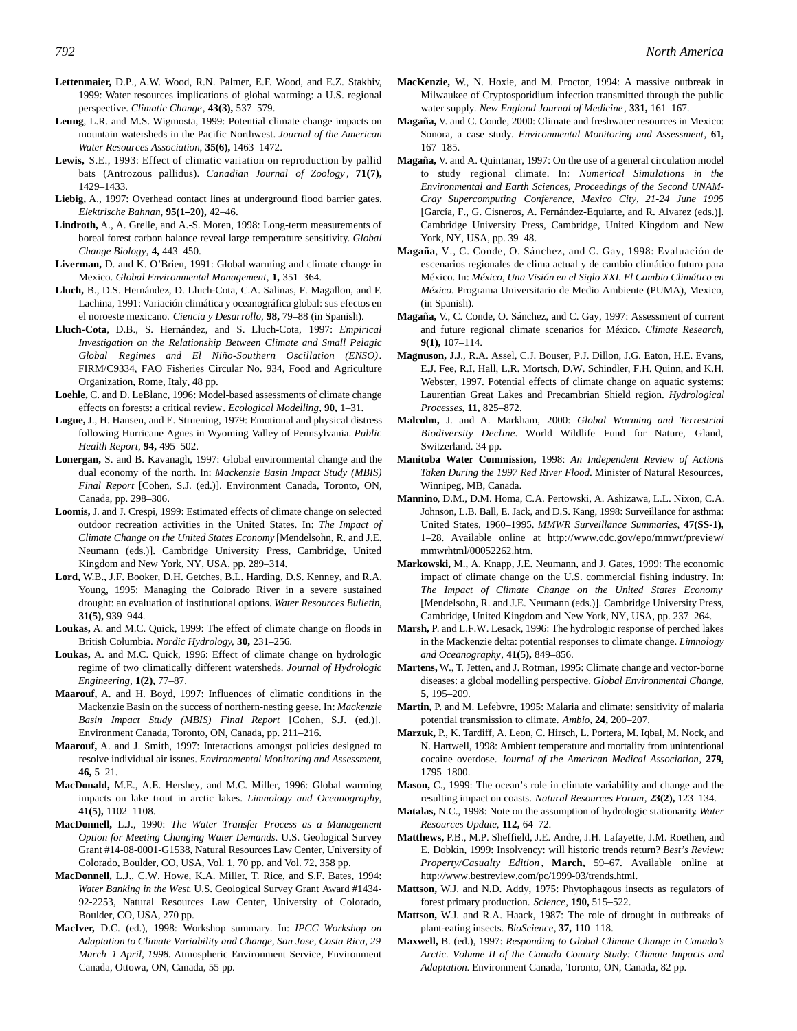**Lettenmaier,** D.P., A.W. Wood, R.N. Palmer, E.F. Wood, and E.Z. Stakhiv, 1999: Water resources implications of global warming: a U.S. regional perspective. *Climatic Change*, **43(3),** 537–579.

**Leung**, L.R. and M.S. Wigmosta, 1999: Potential climate change impacts on mountain watersheds in the Pacific Northwest. *Journal of the American Water Resources Association*, **35(6),** 1463–1472.

**Lewis,** S.E., 1993: Effect of climatic variation on reproduction by pallid bats (Antrozous pallidus). *Canadian Journal of Zoology*, **71(7),** 1429–1433.

**Liebig,** A., 1997: Overhead contact lines at underground flood barrier gates. *Elektrische Bahnan*, **95(1–20),** 42–46.

**Lindroth,** A., A. Grelle, and A.-S. Moren, 1998: Long-term measurements of boreal forest carbon balance reveal large temperature sensitivity. *Global Change Biology*, **4,** 443–450.

**Liverman,** D. and K. O'Brien, 1991: Global warming and climate change in Mexico. *Global Environmental Management*, **1,** 351–364.

**Lluch,** B., D.S. Hernández, D. Lluch-Cota, C.A. Salinas, F. Magallon, and F. Lachina, 1991: Variación climática y oceanográfica global: sus efectos en el noroeste mexicano. *Ciencia y Desarrollo*, **98,** 79–88 (in Spanish).

**Lluch-Cota**, D.B., S. Hernández, and S. Lluch-Cota, 1997: *Empirical Investigation on the Relationship Between Climate and Small Pelagic Global Regimes and El Niño-Southern Oscillation (ENSO)*. FIRM/C9334, FAO Fisheries Circular No. 934, Food and Agriculture Organization, Rome, Italy, 48 pp.

**Loehle,** C. and D. LeBlanc, 1996: Model-based assessments of climate change effects on forests: a critical review. *Ecological Modelling*, **90,** 1–31.

**Logue,** J., H. Hansen, and E. Struening, 1979: Emotional and physical distress following Hurricane Agnes in Wyoming Valley of Pennsylvania. *Public Health Report*, **94,** 495–502.

**Lonergan,** S. and B. Kavanagh, 1997: Global environmental change and the dual economy of the north. In: *Mackenzie Basin Impact Study (MBIS) Final Report* [Cohen, S.J. (ed.)]. Environment Canada, Toronto, ON, Canada, pp. 298–306.

**Loomis,** J. and J. Crespi, 1999: Estimated effects of climate change on selected outdoor recreation activities in the United States. In: *The Impact of Climate Change on the United States Economy* [Mendelsohn, R. and J.E. Neumann (eds.)]. Cambridge University Press, Cambridge, United Kingdom and New York, NY, USA, pp. 289–314.

**Lord,** W.B., J.F. Booker, D.H. Getches, B.L. Harding, D.S. Kenney, and R.A. Young, 1995: Managing the Colorado River in a severe sustained drought: an evaluation of institutional options. *Water Resources Bulletin*, **31(5),** 939–944.

**Loukas,** A. and M.C. Quick, 1999: The effect of climate change on floods in British Columbia. *Nordic Hydrology*, **30,** 231–256.

**Loukas,** A. and M.C. Quick, 1996: Effect of climate change on hydrologic regime of two climatically different watersheds. *Journal of Hydrologic Engineering*, **1(2),** 77–87.

**Maarouf,** A. and H. Boyd, 1997: Influences of climatic conditions in the Mackenzie Basin on the success of northern-nesting geese. In: *Mackenzie Basin Impact Study (MBIS) Final Report* [Cohen, S.J. (ed.)]. Environment Canada, Toronto, ON, Canada, pp. 211–216.

**Maarouf,** A. and J. Smith, 1997: Interactions amongst policies designed to resolve individual air issues. *Environmental Monitoring and Assessment*, **46,** 5–21.

**MacDonald,** M.E., A.E. Hershey, and M.C. Miller, 1996: Global warming impacts on lake trout in arctic lakes. *Limnology and Oceanography*, **41(5),** 1102–1108.

**MacDonnell,** L.J., 1990: *The Water Transfer Process as a Management Option for Meeting Changing Water Demands*. U.S. Geological Survey Grant #14-08-0001-G1538, Natural Resources Law Center, University of Colorado, Boulder, CO, USA, Vol. 1, 70 pp. and Vol. 72, 358 pp.

**MacDonnell,** L.J., C.W. Howe, K.A. Miller, T. Rice, and S.F. Bates, 1994: *Water Banking in the West*. U.S. Geological Survey Grant Award #1434-92-2253, Natural Resources Law Center, University of Colorado, Boulder, CO, USA, 270 pp.

**MacIver,** D.C. (ed.), 1998: Workshop summary. In: *IPCC Workshop on Adaptation to Climate Variability and Change, San Jose, Costa Rica, 29 March–1 April, 1998*. Atmospheric Environment Service, Environment Canada, Ottowa, ON, Canada, 55 pp.

**MacKenzie,** W., N. Hoxie, and M. Proctor, 1994: A massive outbreak in Milwaukee of Cryptosporidium infection transmitted through the public water supply. *New England Journal of Medicine*, **331,** 161–167.

**Magaña,** V. and C. Conde, 2000: Climate and freshwater resources in Mexico: Sonora, a case study. *Environmental Monitoring and Assessment*, **61,** 167–185.

**Magaña,** V. and A. Quintanar, 1997: On the use of a general circulation model to study regional climate. In: *Numerical Simulations in the Environmental and Earth Sciences, Proceedings of the Second UNAM-Cray Supercomputing Conference, Mexico City, 21-24 June 1995* [García, F., G. Cisneros, A. Fernández-Equiarte, and R. Alvarez (eds.)]. Cambridge University Press, Cambridge, United Kingdom and New York, NY, USA, pp. 39–48.

**Magaña**, V., C. Conde, O. Sánchez, and C. Gay, 1998: Evaluación de escenarios regionales de clima actual y de cambio climático futuro para México. In: *México, Una Visión en el Siglo XXI. El Cambio Climático en México*. Programa Universitario de Medio Ambiente (PUMA), Mexico, (in Spanish).

**Magaña,** V., C. Conde, O. Sánchez, and C. Gay, 1997: Assessment of current and future regional climate scenarios for México. *Climate Research*, **9(1),** 107–114.

**Magnuson,** J.J., R.A. Assel, C.J. Bouser, P.J. Dillon, J.G. Eaton, H.E. Evans, E.J. Fee, R.I. Hall, L.R. Mortsch, D.W. Schindler, F.H. Quinn, and K.H. Webster, 1997. Potential effects of climate change on aquatic systems: Laurentian Great Lakes and Precambrian Shield region. *Hydrological Processes*, **11,** 825–872.

**Malcolm,** J. and A. Markham, 2000: *Global Warming and Terrestrial Biodiversity Decline*. World Wildlife Fund for Nature, Gland, Switzerland. 34 pp.

**Manitoba Water Commission,** 1998: *An Independent Review of Actions Taken During the 1997 Red River Flood*. Minister of Natural Resources, Winnipeg, MB, Canada.

**Mannino**, D.M., D.M. Homa, C.A. Pertowski, A. Ashizawa, L.L. Nixon, C.A. Johnson, L.B. Ball, E. Jack, and D.S. Kang, 1998: Surveillance for asthma: United States, 1960–1995. *MMWR Surveillance Summaries*, **47(SS-1),** 1–28. Available online at http://www.cdc.gov/epo/mmwr/preview/mmwrhtml/00052262.htm.

**Markowski,** M., A. Knapp, J.E. Neumann, and J. Gates, 1999: The economic impact of climate change on the U.S. commercial fishing industry. In: *The Impact of Climate Change on the United States Economy* [Mendelsohn, R. and J.E. Neumann (eds.)]. Cambridge University Press, Cambridge, United Kingdom and New York, NY, USA, pp. 237–264.

**Marsh,** P. and L.F.W. Lesack, 1996: The hydrologic response of perched lakes in the Mackenzie delta: potential responses to climate change. *Limnology and Oceanography*, **41(5),** 849–856.

**Martens,** W., T. Jetten, and J. Rotman, 1995: Climate change and vector-borne diseases: a global modelling perspective. *Global Environmental Change*, **5,** 195–209.

**Martin,** P. and M. Lefebvre, 1995: Malaria and climate: sensitivity of malaria potential transmission to climate. *Ambio*, **24,** 200–207.

**Marzuk,** P., K. Tardiff, A. Leon, C. Hirsch, L. Portera, M. Iqbal, M. Nock, and N. Hartwell, 1998: Ambient temperature and mortality from unintentional cocaine overdose. *Journal of the American Medical Association*, **279,** 1795–1800.

**Mason,** C., 1999: The ocean's role in climate variability and change and the resulting impact on coasts. *Natural Resources Forum*, **23(2),** 123–134.

**Matalas,** N.C., 1998: Note on the assumption of hydrologic stationarity. *Water Resources Update*, **112,** 64–72.

**Matthews,** P.B., M.P. Sheffield, J.E. Andre, J.H. Lafayette, J.M. Roethen, and E. Dobkin, 1999: Insolvency: will historic trends return? *Best's Review: Property/Casualty Edition*, **March,** 59–67. Available online at http://www.bestreview.com/pc/1999-03/trends.html.

**Mattson,** W.J. and N.D. Addy, 1975: Phytophagous insects as regulators of forest primary production. *Science*, **190,** 515–522.

**Mattson,** W.J. and R.A. Haack, 1987: The role of drought in outbreaks of plant-eating insects. *BioScience*, **37,** 110–118.

**Maxwell,** B. (ed.), 1997: *Responding to Global Climate Change in Canada's Arctic. Volume II of the Canada Country Study: Climate Impacts and Adaptation*. Environment Canada, Toronto, ON, Canada, 82 pp.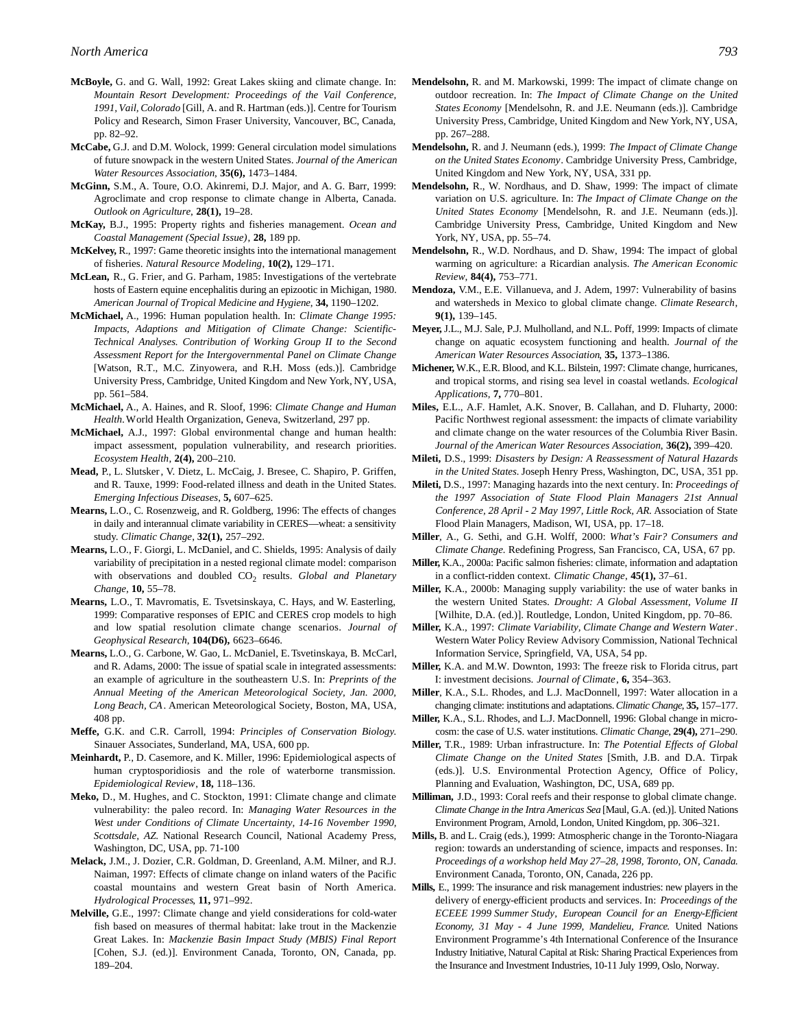**McBoyle,** G. and G. Wall, 1992: Great Lakes skiing and climate change. In: *Mountain Resort Development: Proceedings of the Vail Conference, 1991, Vail, Colorado* [Gill, A. and R. Hartman (eds.)]. Centre for Tourism Policy and Research, Simon Fraser University, Vancouver, BC, Canada, pp. 82–92.

**McCabe,** G.J. and D.M. Wolock, 1999: General circulation model simulations of future snowpack in the western United States. *Journal of the American Water Resources Association*, **35(6),** 1473–1484.

**McGinn,** S.M., A. Toure, O.O. Akinremi, D.J. Major, and A. G. Barr, 1999: Agroclimate and crop response to climate change in Alberta, Canada. *Outlook on Agriculture*, **28(1),** 19–28.

**McKay,** B.J., 1995: Property rights and fisheries management. *Ocean and Coastal Management (Special Issue)*, **28,** 189 pp.

**McKelvey,** R., 1997: Game theoretic insights into the international management of fisheries. *Natural Resource Modeling*, **10(2),** 129–171.

**McLean,** R., G. Frier, and G. Parham, 1985: Investigations of the vertebrate hosts of Eastern equine encephalitis during an epizootic in Michigan, 1980. *American Journal of Tropical Medicine and Hygiene*, **34,** 1190–1202.

**McMichael,** A., 1996: Human population health. In: *Climate Change 1995: Impacts, Adaptions and Mitigation of Climate Change: Scientific-Technical Analyses. Contribution of Working Group II to the Second Assessment Report for the Intergovernmental Panel on Climate Change* [Watson, R.T., M.C. Zinyowera, and R.H. Moss (eds.)]. Cambridge University Press, Cambridge, United Kingdom and New York, NY, USA, pp. 561–584.

**McMichael,** A., A. Haines, and R. Sloof, 1996: *Climate Change and Human Health*. World Health Organization, Geneva, Switzerland, 297 pp.

**McMichael,** A.J., 1997: Global environmental change and human health: impact assessment, population vulnerability, and research priorities. *Ecosystem Health*, **2(4),** 200–210.

**Mead,** P., L. Slutsker, V. Dietz, L. McCaig, J. Bresee, C. Shapiro, P. Griffen, and R. Tauxe, 1999: Food-related illness and death in the United States. *Emerging Infectious Diseases*, **5,** 607–625.

**Mearns,** L.O., C. Rosenzweig, and R. Goldberg, 1996: The effects of changes in daily and interannual climate variability in CERES—wheat: a sensitivity study. *Climatic Change*, **32(1),** 257–292.

**Mearns,** L.O., F. Giorgi, L. McDaniel, and C. Shields, 1995: Analysis of daily variability of precipitation in a nested regional climate model: comparison with observations and doubled $CO_2$ results. *Global and Planetary Change*, **10,** 55–78.

**Mearns,** L.O., T. Mavromatis, E. Tsvetsinskaya, C. Hays, and W. Easterling, 1999: Comparative responses of EPIC and CERES crop models to high and low spatial resolution climate change scenarios. *Journal of Geophysical Research*, **104(D6),** 6623–6646.

**Mearns,** L.O., G. Carbone, W. Gao, L. McDaniel, E. Tsvetinskaya, B. McCarl, and R. Adams, 2000: The issue of spatial scale in integrated assessments: an example of agriculture in the southeastern U.S. In: *Preprints of the Annual Meeting of the American Meteorological Society, Jan. 2000, Long Beach, CA*. American Meteorological Society, Boston, MA, USA, 408 pp.

**Meffe,** G.K. and C.R. Carroll, 1994: *Principles of Conservation Biology.* Sinauer Associates, Sunderland, MA, USA, 600 pp.

**Meinhardt,** P., D. Casemore, and K. Miller, 1996: Epidemiological aspects of human cryptosporidiosis and the role of waterborne transmission. *Epidemiological Review*, **18,** 118–136.

**Meko,** D., M. Hughes, and C. Stockton, 1991: Climate change and climate vulnerability: the paleo record. In: *Managing Water Resources in the West under Conditions of Climate Uncertainty, 14-16 November 1990, Scottsdale, AZ.* National Research Council, National Academy Press, Washington, DC, USA, pp. 71-100

**Melack,** J.M., J. Dozier, C.R. Goldman, D. Greenland, A.M. Milner, and R.J. Naiman, 1997: Effects of climate change on inland waters of the Pacific coastal mountains and western Great basin of North America. *Hydrological Processes*, **11,** 971–992.

**Melville,** G.E., 1997: Climate change and yield considerations for cold-water fish based on measures of thermal habitat: lake trout in the Mackenzie Great Lakes. In: *Mackenzie Basin Impact Study (MBIS) Final Report* [Cohen, S.J. (ed.)]. Environment Canada, Toronto, ON, Canada, pp. 189–204.

**Mendelsohn,** R. and M. Markowski, 1999: The impact of climate change on outdoor recreation. In: *The Impact of Climate Change on the United States Economy* [Mendelsohn, R. and J.E. Neumann (eds.)]. Cambridge University Press, Cambridge, United Kingdom and New York, NY, USA, pp. 267–288.

**Mendelsohn,** R. and J. Neumann (eds.), 1999: *The Impact of Climate Change on the United States Economy*. Cambridge University Press, Cambridge, United Kingdom and New York, NY, USA, 331 pp.

**Mendelsohn,** R., W. Nordhaus, and D. Shaw, 1999: The impact of climate variation on U.S. agriculture. In: *The Impact of Climate Change on the United States Economy* [Mendelsohn, R. and J.E. Neumann (eds.)]. Cambridge University Press, Cambridge, United Kingdom and New York, NY, USA, pp. 55–74.

**Mendelsohn,** R., W.D. Nordhaus, and D. Shaw, 1994: The impact of global warming on agriculture: a Ricardian analysis. *The American Economic Review*, **84(4),** 753–771.

**Mendoza,** V.M., E.E. Villanueva, and J. Adem, 1997: Vulnerability of basins and watersheds in Mexico to global climate change. *Climate Research*, **9(1),** 139–145.

**Meyer,** J.L., M.J. Sale, P.J. Mulholland, and N.L. Poff, 1999: Impacts of climate change on aquatic ecosystem functioning and health. *Journal of the American Water Resources Association*, **35,** 1373–1386.

**Michener,** W.K., E.R. Blood, and K.L. Bilstein, 1997: Climate change, hurricanes, and tropical storms, and rising sea level in coastal wetlands. *Ecological Applications*, **7,** 770–801.

**Miles,** E.L., A.F. Hamlet, A.K. Snover, B. Callahan, and D. Fluharty, 2000: Pacific Northwest regional assessment: the impacts of climate variability and climate change on the water resources of the Columbia River Basin. *Journal of the American Water Resources Association*, **36(2),** 399–420.

**Mileti,** D.S., 1999: *Disasters by Design: A Reassessment of Natural Hazards in the United States.* Joseph Henry Press, Washington, DC, USA, 351 pp.

**Mileti,** D.S., 1997: Managing hazards into the next century. In: *Proceedings of the 1997 Association of State Flood Plain Managers 21st Annual Conference, 28 April - 2 May 1997, Little Rock, AR.* Association of State Flood Plain Managers, Madison, WI, USA, pp. 17–18.

**Miller**, A., G. Sethi, and G.H. Wolff, 2000: *What's Fair? Consumers and Climate Change.* Redefining Progress, San Francisco, CA, USA, 67 pp.

**Miller,** K.A., 2000a: Pacific salmon fisheries: climate, information and adaptation in a conflict-ridden context. *Climatic Change*, **45(1),** 37–61.

**Miller,** K.A., 2000b: Managing supply variability: the use of water banks in the western United States. *Drought: A Global Assessment, Volume II* [Wilhite, D.A. (ed.)]. Routledge, London, United Kingdom, pp. 70–86.

**Miller,** K.A., 1997: *Climate Variability, Climate Change and Western Water*. Western Water Policy Review Advisory Commission, National Technical Information Service, Springfield, VA, USA, 54 pp.

**Miller,** K.A. and M.W. Downton, 1993: The freeze risk to Florida citrus, part I: investment decisions. *Journal of Climate*, **6,** 354–363.

**Miller**, K.A., S.L. Rhodes, and L.J. MacDonnell, 1997: Water allocation in a changing climate: institutions and adaptations. *Climatic Change*, **35,** 157–177.

**Miller,** K.A., S.L. Rhodes, and L.J. MacDonnell, 1996: Global change in micro-cosm: the case of U.S. water institutions. *Climatic Change*, **29(4),** 271–290.

**Miller,** T.R., 1989: Urban infrastructure. In: *The Potential Effects of Global Climate Change on the United States* [Smith, J.B. and D.A. Tirpak (eds.)]. U.S. Environmental Protection Agency, Office of Policy, Planning and Evaluation, Washington, DC, USA, 689 pp.

**Milliman,** J.D., 1993: Coral reefs and their response to global climate change. *Climate Change in the Intra Americas Sea* [Maul, G.A. (ed.)]. United Nations Environment Program, Arnold, London, United Kingdom, pp. 306–321.

**Mills,** B. and L. Craig (eds.), 1999: Atmospheric change in the Toronto-Niagara region: towards an understanding of science, impacts and responses. In: *Proceedings of a workshop held May 27–28, 1998, Toronto, ON, Canada.* Environment Canada, Toronto, ON, Canada, 226 pp.

**Mills,** E., 1999: The insurance and risk management industries: new players in the delivery of energy-efficient products and services. In: *Proceedings of the ECEEE 1999 Summer Study, European Council for an Energy-Efficient Economy, 31 May - 4 June 1999, Mandelieu, France.* United Nations Environment Programme's 4th International Conference of the Insurance Industry Initiative, Natural Capital at Risk: Sharing Practical Experiences from the Insurance and Investment Industries, 10-11 July 1999, Oslo, Norway.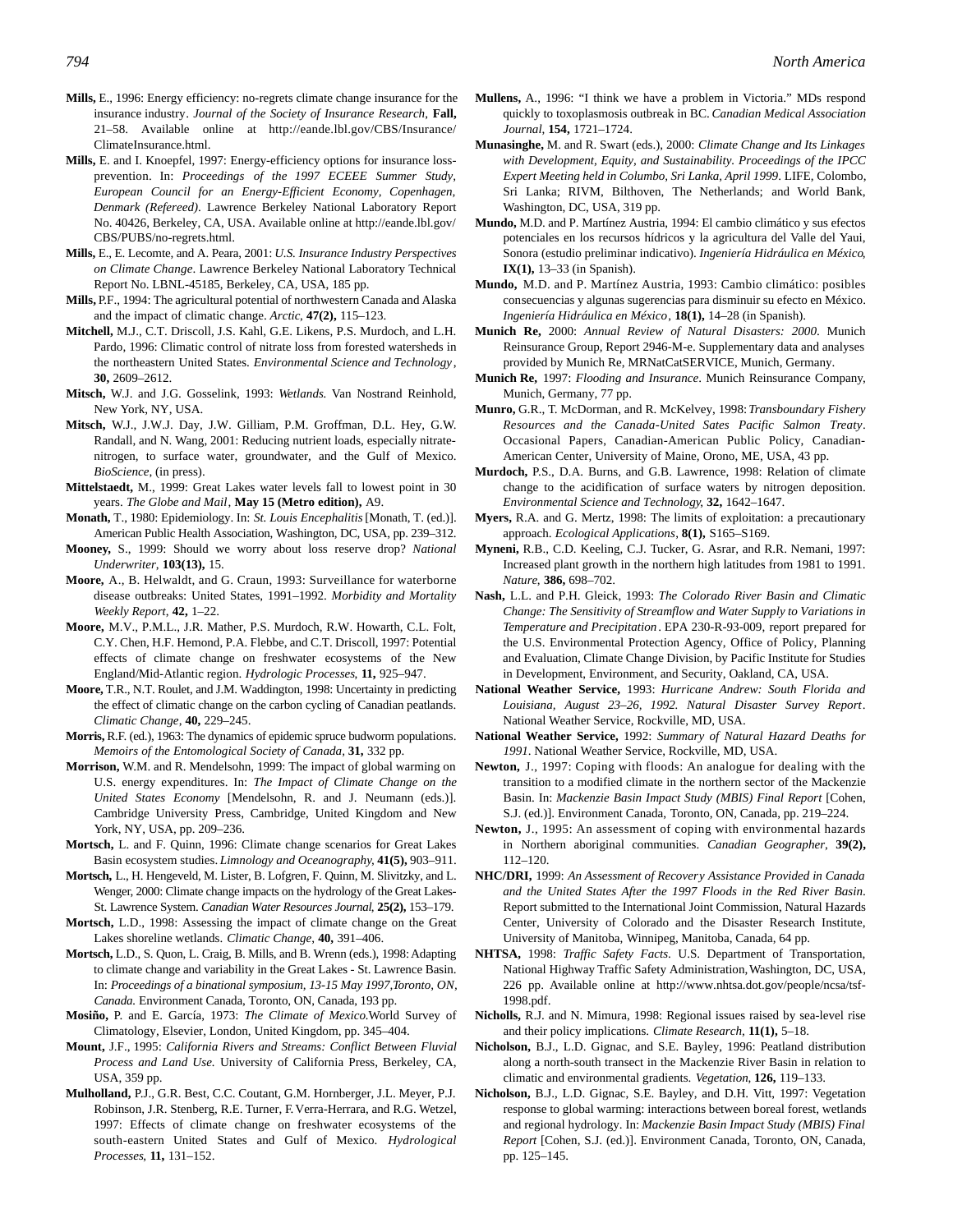**Mills,** E., 1996: Energy efficiency: no-regrets climate change insurance for the insurance industry. *Journal of the Society of Insurance Research*, **Fall,** 21–58. Available online at http://eande.lbl.gov/CBS/Insurance/ClimateInsurance.html.

**Mills,** E. and I. Knoepfel, 1997: Energy-efficiency options for insurance loss-prevention. In: *Proceedings of the 1997 ECEEE Summer Study, European Council for an Energy-Efficient Economy, Copenhagen, Denmark (Refereed)*. Lawrence Berkeley National Laboratory Report No. 40426, Berkeley, CA, USA. Available online at http://eande.lbl.gov/CBS/PUBS/no-regrets.html.

**Mills,** E., E. Lecomte, and A. Peara, 2001: *U.S. Insurance Industry Perspectives on Climate Change*. Lawrence Berkeley National Laboratory Technical Report No. LBNL-45185, Berkeley, CA, USA, 185 pp.

**Mills,** P.F., 1994: The agricultural potential of northwestern Canada and Alaska and the impact of climatic change. *Arctic*, **47(2),** 115–123.

**Mitchell,** M.J., C.T. Driscoll, J.S. Kahl, G.E. Likens, P.S. Murdoch, and L.H. Pardo, 1996: Climatic control of nitrate loss from forested watersheds in the northeastern United States. *Environmental Science and Technology*, **30,** 2609–2612.

**Mitsch,** W.J. and J.G. Gosselink, 1993: *Wetlands.* Van Nostrand Reinhold, New York, NY, USA.

**Mitsch,** W.J., J.W.J. Day, J.W. Gilliam, P.M. Groffman, D.L. Hey, G.W. Randall, and N. Wang, 2001: Reducing nutrient loads, especially nitrate-nitrogen, to surface water, groundwater, and the Gulf of Mexico. *BioScience*, (in press).

**Mittelstaedt,** M., 1999: Great Lakes water levels fall to lowest point in 30 years. *The Globe and Mail*, **May 15 (Metro edition),** A9.

**Monath,** T., 1980: Epidemiology. In: *St. Louis Encephalitis* [Monath, T. (ed.)]. American Public Health Association, Washington, DC, USA, pp. 239–312.

**Mooney,** S., 1999: Should we worry about loss reserve drop? *National Underwriter*, **103(13),** 15.

**Moore,** A., B. Helwaldt, and G. Craun, 1993: Surveillance for waterborne disease outbreaks: United States, 1991–1992. *Morbidity and Mortality Weekly Report*, **42,** 1–22.

**Moore,** M.V., P.M.L., J.R. Mather, P.S. Murdoch, R.W. Howarth, C.L. Folt, C.Y. Chen, H.F. Hemond, P.A. Flebbe, and C.T. Driscoll, 1997: Potential effects of climate change on freshwater ecosystems of the New England/Mid-Atlantic region. *Hydrologic Processes*, **11,** 925–947.

**Moore,** T.R., N.T. Roulet, and J.M. Waddington, 1998: Uncertainty in predicting the effect of climatic change on the carbon cycling of Canadian peatlands. *Climatic Change*, **40,** 229–245.

**Morris,** R.F. (ed.), 1963: The dynamics of epidemic spruce budworm populations. *Memoirs of the Entomological Society of Canada*, **31,** 332 pp.

**Morrison,** W.M. and R. Mendelsohn, 1999: The impact of global warming on U.S. energy expenditures. In: *The Impact of Climate Change on the United States Economy* [Mendelsohn, R. and J. Neumann (eds.)]. Cambridge University Press, Cambridge, United Kingdom and New York, NY, USA, pp. 209–236.

**Mortsch,** L. and F. Quinn, 1996: Climate change scenarios for Great Lakes Basin ecosystem studies. *Limnology and Oceanography*, **41(5),** 903–911.

**Mortsch,** L., H. Hengeveld, M. Lister, B. Lofgren, F. Quinn, M. Slivitzky, and L. Wenger, 2000: Climate change impacts on the hydrology of the Great Lakes-St. Lawrence System. *Canadian Water Resources Journal*, **25(2),** 153–179.

**Mortsch,** L.D., 1998: Assessing the impact of climate change on the Great Lakes shoreline wetlands. *Climatic Change*, **40,** 391–406.

**Mortsch,** L.D., S. Quon, L. Craig, B. Mills, and B. Wrenn (eds.), 1998: Adapting to climate change and variability in the Great Lakes - St. Lawrence Basin. In: *Proceedings of a binational symposium, 13-15 May 1997, Toronto, ON, Canada.* Environment Canada, Toronto, ON, Canada, 193 pp.

**Mosiño,** P. and E. García, 1973: *The Climate of Mexico.* World Survey of Climatology, Elsevier, London, United Kingdom, pp. 345–404.

**Mount,** J.F., 1995: *California Rivers and Streams: Conflict Between Fluvial Process and Land Use.* University of California Press, Berkeley, CA, USA, 359 pp.

**Mulholland,** P.J., G.R. Best, C.C. Coutant, G.M. Hornberger, J.L. Meyer, P.J. Robinson, J.R. Stenberg, R.E. Turner, F. Verra-Herrara, and R.G. Wetzel, 1997: Effects of climate change on freshwater ecosystems of the south-eastern United States and Gulf of Mexico. *Hydrological Processes*, **11,** 131–152.

**Mullens,** A., 1996: "I think we have a problem in Victoria." MDs respond quickly to toxoplasmosis outbreak in BC. *Canadian Medical Association Journal*, **154,** 1721–1724.

**Munasinghe,** M. and R. Swart (eds.), 2000: *Climate Change and Its Linkages with Development, Equity, and Sustainability. Proceedings of the IPCC Expert Meeting held in Columbo, Sri Lanka, April 1999*. LIFE, Colombo, Sri Lanka; RIVM, Bilthoven, The Netherlands; and World Bank, Washington, DC, USA, 319 pp.

**Mundo,** M.D. and P. Martínez Austria, 1994: El cambio climático y sus efectos potenciales en los recursos hídricos y la agricultura del Valle del Yaui, Sonora (estudio preliminar indicativo). *Ingeniería Hidráulica en México*, **IX(1),** 13–33 (in Spanish).

**Mundo,** M.D. and P. Martínez Austria, 1993: Cambio climático: posibles consecuencias y algunas sugerencias para disminuir su efecto en México. *Ingeniería Hidráulica en México*, **18(1),** 14–28 (in Spanish).

**Munich Re,** 2000: *Annual Review of Natural Disasters: 2000*. Munich Reinsurance Group, Report 2946-M-e. Supplementary data and analyses provided by Munich Re, MRNatCatSERVICE, Munich, Germany.

**Munich Re,** 1997: *Flooding and Insurance*. Munich Reinsurance Company, Munich, Germany, 77 pp.

**Munro,** G.R., T. McDorman, and R. McKelvey, 1998: *Transboundary Fishery Resources and the Canada-United Sates Pacific Salmon Treaty*. Occasional Papers, Canadian-American Public Policy, Canadian-American Center, University of Maine, Orono, ME, USA, 43 pp.

**Murdoch,** P.S., D.A. Burns, and G.B. Lawrence, 1998: Relation of climate change to the acidification of surface waters by nitrogen deposition. *Environmental Science and Technology*, **32,** 1642–1647.

**Myers,** R.A. and G. Mertz, 1998: The limits of exploitation: a precautionary approach. *Ecological Applications*, **8(1),** S165–S169.

**Myneni,** R.B., C.D. Keeling, C.J. Tucker, G. Asrar, and R.R. Nemani, 1997: Increased plant growth in the northern high latitudes from 1981 to 1991. *Nature*, **386,** 698–702.

**Nash,** L.L. and P.H. Gleick, 1993: *The Colorado River Basin and Climatic Change: The Sensitivity of Streamflow and Water Supply to Variations in Temperature and Precipitation*. EPA 230-R-93-009, report prepared for the U.S. Environmental Protection Agency, Office of Policy, Planning and Evaluation, Climate Change Division, by Pacific Institute for Studies in Development, Environment, and Security, Oakland, CA, USA.

**National Weather Service,** 1993: *Hurricane Andrew: South Florida and Louisiana, August 23–26, 1992. Natural Disaster Survey Report*. National Weather Service, Rockville, MD, USA.

**National Weather Service,** 1992: *Summary of Natural Hazard Deaths for 1991*. National Weather Service, Rockville, MD, USA.

**Newton,** J., 1997: Coping with floods: An analogue for dealing with the transition to a modified climate in the northern sector of the Mackenzie Basin. In: *Mackenzie Basin Impact Study (MBIS) Final Report* [Cohen, S.J. (ed.)]. Environment Canada, Toronto, ON, Canada, pp. 219–224.

**Newton,** J., 1995: An assessment of coping with environmental hazards in Northern aboriginal communities. *Canadian Geographer*, **39(2),** 112–120.

**NHC/DRI,** 1999: *An Assessment of Recovery Assistance Provided in Canada and the United States After the 1997 Floods in the Red River Basin*. Report submitted to the International Joint Commission, Natural Hazards Center, University of Colorado and the Disaster Research Institute, University of Manitoba, Winnipeg, Manitoba, Canada, 64 pp.

**NHTSA,** 1998: *Traffic Safety Facts*. U.S. Department of Transportation, National Highway Traffic Safety Administration, Washington, DC, USA, 226 pp. Available online at http://www.nhtsa.dot.gov/people/ncsa/tsf-1998.pdf.

**Nicholls,** R.J. and N. Mimura, 1998: Regional issues raised by sea-level rise and their policy implications. *Climate Research*, **11(1),** 5–18.

**Nicholson,** B.J., L.D. Gignac, and S.E. Bayley, 1996: Peatland distribution along a north-south transect in the Mackenzie River Basin in relation to climatic and environmental gradients. *Vegetation*, **126,** 119–133.

**Nicholson,** B.J., L.D. Gignac, S.E. Bayley, and D.H. Vitt, 1997: Vegetation response to global warming: interactions between boreal forest, wetlands and regional hydrology. In: *Mackenzie Basin Impact Study (MBIS) Final Report* [Cohen, S.J. (ed.)]. Environment Canada, Toronto, ON, Canada, pp. 125–145.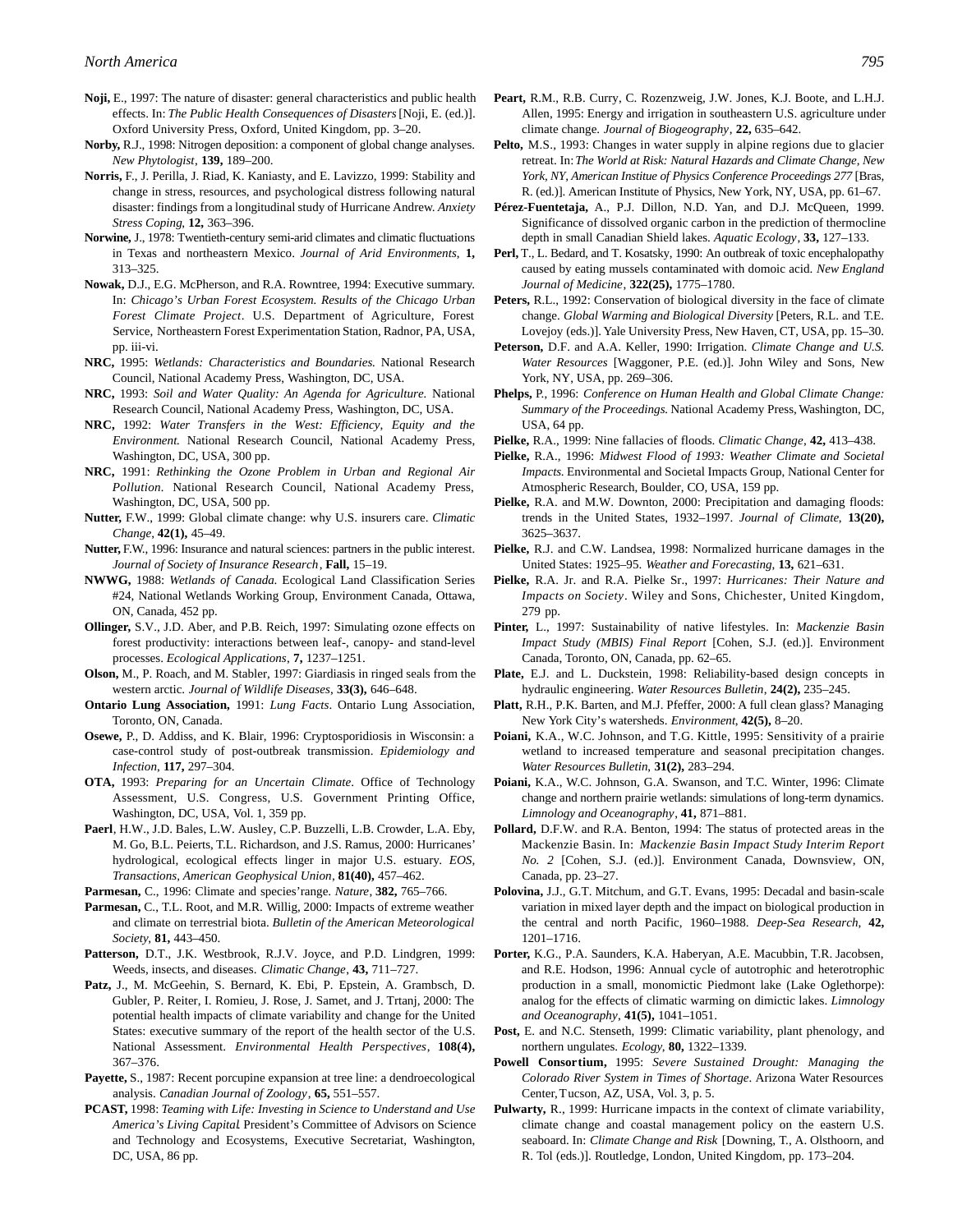**Noji,** E., 1997: The nature of disaster: general characteristics and public health effects. In: *The Public Health Consequences of Disasters* [Noji, E. (ed.)]. Oxford University Press, Oxford, United Kingdom, pp. 3–20.

**Norby,** R.J., 1998: Nitrogen deposition: a component of global change analyses. *New Phytologist*, **139,** 189–200.

**Norris,** F., J. Perilla, J. Riad, K. Kaniasty, and E. Lavizzo, 1999: Stability and change in stress, resources, and psychological distress following natural disaster: findings from a longitudinal study of Hurricane Andrew. *Anxiety Stress Coping*, **12,** 363–396.

**Norwine,** J., 1978: Twentieth-century semi-arid climates and climatic fluctuations in Texas and northeastern Mexico. *Journal of Arid Environments*, **1,** 313–325.

**Nowak,** D.J., E.G. McPherson, and R.A. Rowntree, 1994: Executive summary. In: *Chicago's Urban Forest Ecosystem. Results of the Chicago Urban Forest Climate Project*. U.S. Department of Agriculture, Forest Service, Northeastern Forest Experimentation Station, Radnor, PA, USA, pp. iii-vi.

**NRC,** 1995: *Wetlands: Characteristics and Boundaries.* National Research Council, National Academy Press, Washington, DC, USA.

**NRC,** 1993: *Soil and Water Quality: An Agenda for Agriculture.* National Research Council, National Academy Press, Washington, DC, USA.

**NRC,** 1992: *Water Transfers in the West: Efficiency, Equity and the Environment.* National Research Council, National Academy Press, Washington, DC, USA, 300 pp.

**NRC,** 1991: *Rethinking the Ozone Problem in Urban and Regional Air Pollution*. National Research Council, National Academy Press, Washington, DC, USA, 500 pp.

**Nutter,** F.W., 1999: Global climate change: why U.S. insurers care. *Climatic Change*, **42(1),** 45–49.

**Nutter,** F.W., 1996: Insurance and natural sciences: partners in the public interest. *Journal of Society of Insurance Research*, **Fall,** 15–19.

**NWWG,** 1988: *Wetlands of Canada.* Ecological Land Classification Series #24, National Wetlands Working Group, Environment Canada, Ottawa, ON, Canada, 452 pp.

**Ollinger,** S.V., J.D. Aber, and P.B. Reich, 1997: Simulating ozone effects on forest productivity: interactions between leaf-, canopy- and stand-level processes. *Ecological Applications*, **7,** 1237–1251.

**Olson,** M., P. Roach, and M. Stabler, 1997: Giardiasis in ringed seals from the western arctic. *Journal of Wildlife Diseases*, **33(3),** 646–648.

**Ontario Lung Association,** 1991: *Lung Facts*. Ontario Lung Association, Toronto, ON, Canada.

**Osewe,** P., D. Addiss, and K. Blair, 1996: Cryptosporidiosis in Wisconsin: a case-control study of post-outbreak transmission. *Epidemiology and Infection*, **117,** 297–304.

**OTA,** 1993: *Preparing for an Uncertain Climate*. Office of Technology Assessment, U.S. Congress, U.S. Government Printing Office, Washington, DC, USA, Vol. 1, 359 pp.

**Paerl**, H.W., J.D. Bales, L.W. Ausley, C.P. Buzzelli, L.B. Crowder, L.A. Eby, M. Go, B.L. Peierts, T.L. Richardson, and J.S. Ramus, 2000: Hurricanes' hydrological, ecological effects linger in major U.S. estuary. *EOS, Transactions, American Geophysical Union*, **81(40),** 457–462.

**Parmesan,** C., 1996: Climate and species'range. *Nature*, **382,** 765–766.

**Parmesan,** C., T.L. Root, and M.R. Willig, 2000: Impacts of extreme weather and climate on terrestrial biota. *Bulletin of the American Meteorological Society*, **81,** 443–450.

**Patterson,** D.T., J.K. Westbrook, R.J.V. Joyce, and P.D. Lindgren, 1999: Weeds, insects, and diseases. *Climatic Change*, **43,** 711–727.

**Patz,** J., M. McGeehin, S. Bernard, K. Ebi, P. Epstein, A. Grambsch, D. Gubler, P. Reiter, I. Romieu, J. Rose, J. Samet, and J. Trtanj, 2000: The potential health impacts of climate variability and change for the United States: executive summary of the report of the health sector of the U.S. National Assessment. *Environmental Health Perspectives*, **108(4),** 367–376.

**Payette,** S., 1987: Recent porcupine expansion at tree line: a dendroecological analysis. *Canadian Journal of Zoology*, **65,** 551–557.

**PCAST,** 1998: *Teaming with Life: Investing in Science to Understand and Use America's Living Capital.* President's Committee of Advisors on Science and Technology and Ecosystems, Executive Secretariat, Washington, DC, USA, 86 pp.

**Peart,** R.M., R.B. Curry, C. Rozenzweig, J.W. Jones, K.J. Boote, and L.H.J. Allen, 1995: Energy and irrigation in southeastern U.S. agriculture under climate change. *Journal of Biogeography*, **22,** 635–642.

**Pelto,** M.S., 1993: Changes in water supply in alpine regions due to glacier retreat. In: *The World at Risk: Natural Hazards and Climate Change, New York, NY, American Institue of Physics Conference Proceedings 277* [Bras, R. (ed.)]. American Institute of Physics, New York, NY, USA, pp. 61–67.

**Pérez-Fuentetaja,** A., P.J. Dillon, N.D. Yan, and D.J. McQueen, 1999. Significance of dissolved organic carbon in the prediction of thermocline depth in small Canadian Shield lakes. *Aquatic Ecology*, **33,** 127–133.

**Perl,** T., L. Bedard, and T. Kosatsky, 1990: An outbreak of toxic encephalopathy caused by eating mussels contaminated with domoic acid. *New England Journal of Medicine*, **322(25),** 1775–1780.

**Peters,** R.L., 1992: Conservation of biological diversity in the face of climate change. *Global Warming and Biological Diversity* [Peters, R.L. and T.E. Lovejoy (eds.)]. Yale University Press, New Haven, CT, USA, pp. 15–30.

**Peterson,** D.F. and A.A. Keller, 1990: Irrigation. *Climate Change and U.S. Water Resources* [Waggoner, P.E. (ed.)]. John Wiley and Sons, New York, NY, USA, pp. 269–306.

**Phelps,** P., 1996: *Conference on Human Health and Global Climate Change: Summary of the Proceedings.* National Academy Press, Washington, DC, USA, 64 pp.

**Pielke,** R.A., 1999: Nine fallacies of floods. *Climatic Change*, **42,** 413–438.

**Pielke,** R.A., 1996: *Midwest Flood of 1993: Weather Climate and Societal Impacts.* Environmental and Societal Impacts Group, National Center for Atmospheric Research, Boulder, CO, USA, 159 pp.

**Pielke,** R.A. and M.W. Downton, 2000: Precipitation and damaging floods: trends in the United States, 1932–1997. *Journal of Climate*, **13(20),** 3625–3637.

**Pielke,** R.J. and C.W. Landsea, 1998: Normalized hurricane damages in the United States: 1925–95. *Weather and Forecasting*, **13,** 621–631.

**Pielke,** R.A. Jr. and R.A. Pielke Sr., 1997: *Hurricanes: Their Nature and Impacts on Society*. Wiley and Sons, Chichester, United Kingdom, 279 pp.

**Pinter,** L., 1997: Sustainability of native lifestyles. In: *Mackenzie Basin Impact Study (MBIS) Final Report* [Cohen, S.J. (ed.)]. Environment Canada, Toronto, ON, Canada, pp. 62–65.

**Plate,** E.J. and L. Duckstein, 1998: Reliability-based design concepts in hydraulic engineering. *Water Resources Bulletin*, **24(2),** 235–245.

**Platt,** R.H., P.K. Barten, and M.J. Pfeffer, 2000: A full clean glass? Managing New York City's watersheds. *Environment*, **42(5),** 8–20.

**Poiani,** K.A., W.C. Johnson, and T.G. Kittle, 1995: Sensitivity of a prairie wetland to increased temperature and seasonal precipitation changes. *Water Resources Bulletin*, **31(2),** 283–294.

**Poiani,** K.A., W.C. Johnson, G.A. Swanson, and T.C. Winter, 1996: Climate change and northern prairie wetlands: simulations of long-term dynamics. *Limnology and Oceanography*, **41,** 871–881.

**Pollard,** D.F.W. and R.A. Benton, 1994: The status of protected areas in the Mackenzie Basin. In: *Mackenzie Basin Impact Study Interim Report No. 2* [Cohen, S.J. (ed.)]. Environment Canada, Downsview, ON, Canada, pp. 23–27.

**Polovina,** J.J., G.T. Mitchum, and G.T. Evans, 1995: Decadal and basin-scale variation in mixed layer depth and the impact on biological production in the central and north Pacific, 1960–1988. *Deep-Sea Research*, **42,** 1201–1716.

**Porter,** K.G., P.A. Saunders, K.A. Haberyan, A.E. Macubbin, T.R. Jacobsen, and R.E. Hodson, 1996: Annual cycle of autotrophic and heterotrophic production in a small, monomictic Piedmont lake (Lake Oglethorpe): analog for the effects of climatic warming on dimictic lakes. *Limnology and Oceanography*, **41(5),** 1041–1051.

**Post,** E. and N.C. Stenseth, 1999: Climatic variability, plant phenology, and northern ungulates. *Ecology*, **80,** 1322–1339.

**Powell Consortium,** 1995: *Severe Sustained Drought: Managing the Colorado River System in Times of Shortage*. Arizona Water Resources Center, Tucson, AZ, USA, Vol. 3, p. 5.

**Pulwarty,** R., 1999: Hurricane impacts in the context of climate variability, climate change and coastal management policy on the eastern U.S. seaboard. In: *Climate Change and Risk* [Downing, T., A. Olsthoorn, and R. Tol (eds.)]. Routledge, London, United Kingdom, pp. 173–204.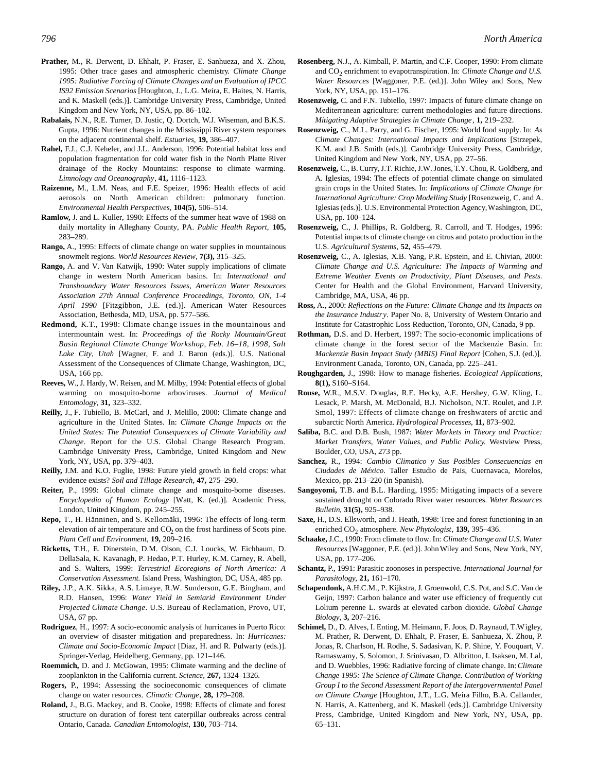**Prather,** M., R. Derwent, D. Ehhalt, P. Fraser, E. Sanhueza, and X. Zhou, 1995: Other trace gases and atmospheric chemistry. *Climate Change 1995: Radiative Forcing of Climate Changes and an Evaluation of IPCC IS92 Emission Scenarios* [Houghton, J., L.G. Meira, E. Haites, N. Harris, and K. Maskell (eds.)]. Cambridge University Press, Cambridge, United Kingdom and New York, NY, USA, pp. 86–102.

**Rabalais,** N.N., R.E. Turner, D. Justic, Q. Dortch, W.J. Wiseman, and B.K.S. Gupta, 1996: Nutrient changes in the Mississippi River system responses on the adjacent continental shelf. *Estuaries*, **19,** 386–407.

**Rahel,** F.J., C.J. Keheler, and J.L. Anderson, 1996: Potential habitat loss and population fragmentation for cold water fish in the North Platte River drainage of the Rocky Mountains: response to climate warming. *Limnology and Oceanography*, **41,** 1116–1123.

**Raizenne,** M., L.M. Neas, and F.E. Speizer, 1996: Health effects of acid aerosols on North American children: pulmonary function. *Environmental Health Perspectives,* **104(5),** 506–514.

**Ramlow,** J. and L. Kuller, 1990: Effects of the summer heat wave of 1988 on daily mortality in Alleghany County, PA. *Public Health Report,* **105,** 283–289.

**Rango,** A., 1995: Effects of climate change on water supplies in mountainous snowmelt regions. *World Resources Review*, **7(3),** 315–325.

**Rango,** A. and V. Van Katwijk, 1990: Water supply implications of climate change in western North American basins. In: *International and Transboundary Water Resources Issues, American Water Resources Association 27th Annual Conference Proceedings, Toronto, ON, 1-4 April 1990* [Fitzgibbon, J.E. (ed.)]. American Water Resources Association, Bethesda, MD, USA, pp. 577–586.

**Redmond,** K.T., 1998: Climate change issues in the mountainous and intermountain west. In: *Proceedings of the Rocky Mountain/Great Basin Regional Climate Change Workshop, Feb. 16–18, 1998, Salt Lake City, Utah* [Wagner, F. and J. Baron (eds.)]. U.S. National Assessment of the Consequences of Climate Change, Washington, DC, USA, 166 pp.

**Reeves,** W., J. Hardy, W. Reisen, and M. Milby, 1994: Potential effects of global warming on mosquito-borne arboviruses. *Journal of Medical Entomology,* **31,** 323–332.

**Reilly,** J., F. Tubiello, B. McCarl, and J. Melillo, 2000: Climate change and agriculture in the United States. In: *Climate Change Impacts on the United States: The Potential Consequences of Climate Variability and Change*. Report for the U.S. Global Change Research Program. Cambridge University Press, Cambridge, United Kingdom and New York, NY, USA, pp. 379–403.

**Reilly,** J.M. and K.O. Fuglie, 1998: Future yield growth in field crops: what evidence exists? *Soil and Tillage Research*, **47,** 275–290.

**Reiter,** P., 1999: Global climate change and mosquito-borne diseases. *Encyclopedia of Human Ecology* [Watt, K. (ed.)]. Academic Press, London, United Kingdom, pp. 245–255.

**Repo,** T., H. Hänninen, and S. Kellomäki, 1996: The effects of long-term elevation of air temperature and $CO_2$ on the frost hardiness of Scots pine. *Plant Cell and Environment*, **19,** 209–216.

**Ricketts,** T.H., E. Dinerstein, D.M. Olson, C.J. Loucks, W. Eichbaum, D. DellaSala, K. Kavanagh, P. Hedao, P.T. Hurley, K.M. Carney, R. Abell, and S. Walters, 1999: *Terrestrial Ecoregions of North America: A Conservation Assessment.* Island Press, Washington, DC, USA, 485 pp.

**Riley,** J.P., A.K. Sikka, A.S. Limaye, R.W. Sunderson, G.E. Bingham, and R.D. Hansen, 1996: *Water Yield in Semiarid Environment Under Projected Climate Change*. U.S. Bureau of Reclamation, Provo, UT, USA, 67 pp.

**Rodriguez**, H., 1997: A socio-economic analysis of hurricanes in Puerto Rico: an overview of disaster mitigation and preparedness. In: *Hurricanes: Climate and Socio-Economic Impact* [Diaz, H. and R. Pulwarty (eds.)]. Springer-Verlag, Heidelberg, Germany, pp. 121–146.

**Roemmich,** D. and J. McGowan, 1995: Climate warming and the decline of zooplankton in the California current. *Science,* **267,** 1324–1326.

**Rogers,** P., 1994: Assessing the socioeconomic consequences of climate change on water resources. *Climatic Change*, **28,** 179–208.

**Roland,** J., B.G. Mackey, and B. Cooke, 1998: Effects of climate and forest structure on duration of forest tent caterpillar outbreaks across central Ontario, Canada. *Canadian Entomologist*, **130,** 703–714.

**Rosenberg,** N.J., A. Kimball, P. Martin, and C.F. Cooper, 1990: From climate and $CO_2$ enrichment to evapotranspiration. In: *Climate Change and U.S. Water Resources* [Waggoner, P.E. (ed.)]. John Wiley and Sons, New York, NY, USA, pp. 151–176.

**Rosenzweig,** C. and F.N. Tubiello, 1997: Impacts of future climate change on Mediterranean agriculture: current methodologies and future directions. *Mitigating Adaptive Strategies in Climate Change*, **1,** 219–232.

**Rosenzweig,** C., M.L. Parry, and G. Fischer, 1995: World food supply. In: *As Climate Changes: International Impacts and Implications* [Strzepek, K.M. and J.B. Smith (eds.)]. Cambridge University Press, Cambridge, United Kingdom and New York, NY, USA, pp. 27–56.

**Rosenzweig,** C., B. Curry, J.T. Richie, J.W. Jones, T.Y. Chou, R. Goldberg, and A. Iglesias, 1994: The effects of potential climate change on simulated grain crops in the United States. In: *Implications of Climate Change for International Agriculture: Crop Modelling Study* [Rosenzweig, C. and A. Iglesias (eds.)]. U.S. Environmental Protection Agency, Washington, DC, USA, pp. 100–124.

**Rosenzweig,** C., J. Phillips, R. Goldberg, R. Carroll, and T. Hodges, 1996: Potential impacts of climate change on citrus and potato production in the U.S. *Agricultural Systems,* **52,** 455–479.

**Rosenzweig,** C., A. Iglesias, X.B. Yang, P.R. Epstein, and E. Chivian, 2000: *Climate Change and U.S. Agriculture: The Impacts of Warming and Extreme Weather Events on Productivity, Plant Diseases, and Pests*. Center for Health and the Global Environment, Harvard University, Cambridge, MA, USA, 46 pp.

**Ross,** A., 2000: *Reflections on the Future: Climate Change and its Impacts on the Insurance Industry*. Paper No. 8, University of Western Ontario and Institute for Catastrophic Loss Reduction, Toronto, ON, Canada, 9 pp.

**Rothman,** D.S. and D. Herbert, 1997: The socio-economic implications of climate change in the forest sector of the Mackenzie Basin. In: *Mackenzie Basin Impact Study (MBIS) Final Report* [Cohen, S.J. (ed.)]. Environment Canada, Toronto, ON, Canada, pp. 225–241.

**Roughgarden,** J., 1998: How to manage fisheries. *Ecological Applications,* **8(1),** S160–S164.

**Rouse,** W.R., M.S.V. Douglas, R.E. Hecky, A.E. Hershey, G.W. Kling, L. Lesack, P. Marsh, M. McDonald, B.J. Nicholson, N.T. Roulet, and J.P. Smol, 1997: Effects of climate change on freshwaters of arctic and subarctic North America. *Hydrological Processes,* **11,** 873–902.

**Saliba,** B.C. and D.B. Bush, 1987: *Water Markets in Theory and Practice: Market Transfers, Water Values, and Public Policy.* Westview Press, Boulder, CO, USA, 273 pp.

**Sanchez,** R., 1994: *Cambio Climatico y Sus Posibles Consecuencias en Ciudades de México*. Taller Estudio de Pais, Cuernavaca, Morelos, Mexico, pp. 213–220 (in Spanish).

**Sangoyomi,** T.B. and B.L. Harding, 1995: Mitigating impacts of a severe sustained drought on Colorado River water resources. *Water Resources Bulletin,* **31(5),** 925–938.

**Saxe,** H., D.S. Ellsworth, and J. Heath, 1998: Tree and forest functioning in an enriched $CO_2$ atmosphere. *New Phytologist*, **139,** 395–436.

**Schaake,** J.C., 1990: From climate to flow. In: *Climate Change and U.S. Water Resources* [Waggoner, P.E. (ed.)]. John Wiley and Sons, New York, NY, USA, pp. 177–206.

**Schantz,** P., 1991: Parasitic zoonoses in perspective. *International Journal for Parasitology,* **21,** 161–170.

**Schapendonk,** A.H.C.M., P. Kijkstra, J. Groenwold, C.S. Pot, and S.C. Van de Geijn, 1997: Carbon balance and water use efficiency of frequently cut Lolium perenne L. swards at elevated carbon dioxide. *Global Change Biology,* **3,** 207–216.

**Schimel,** D., D. Alves, I. Enting, M. Heimann, F. Joos, D. Raynaud, T.Wigley, M. Prather, R. Derwent, D. Ehhalt, P. Fraser, E. Sanhueza, X. Zhou, P. Jonas, R. Charlson, H. Rodhe, S. Sadasivan, K. P. Shine, Y. Fouquart, V. Ramaswamy, S. Solomon, J. Srinivasan, D. Albritton, I. Isaksen, M. Lal, and D. Wuebbles, 1996: Radiative forcing of climate change. In: *Climate Change 1995: The Science of Climate Change. Contribution of Working Group I to the Second Assessment Report of the Intergovernmental Panel on Climate Change* [Houghton, J.T., L.G. Meira Filho, B.A. Callander, N. Harris, A. Kattenberg, and K. Maskell (eds.)]. Cambridge University Press, Cambridge, United Kingdom and New York, NY, USA, pp. 65–131.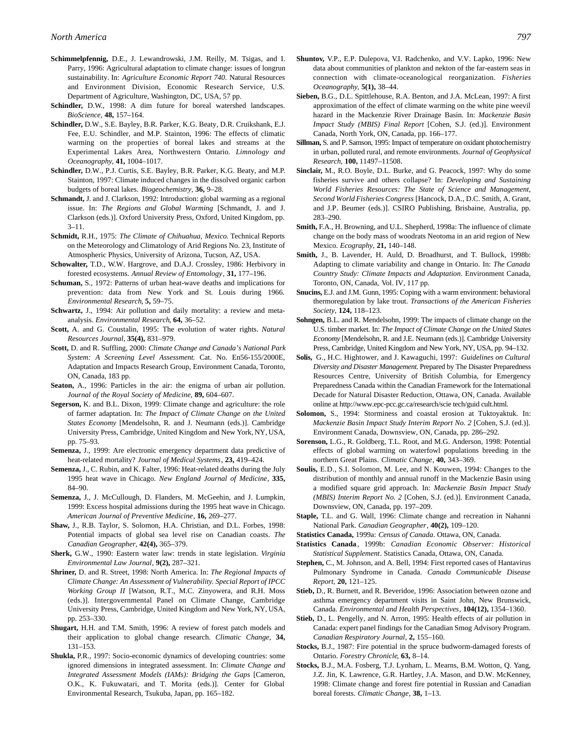**Schimmelpfennig,** D.E., J. Lewandrowski, J.M. Reilly, M. Tsigas, and I. Parry, 1996: Agricultural adaptation to climate change: issues of longrun sustainability. In: *Agriculture Economic Report 740*. Natural Resources and Environment Division, Economic Research Service, U.S. Department of Agriculture, Washington, DC, USA, 57 pp.

**Schindler,** D.W., 1998: A dim future for boreal watershed landscapes. *BioScience*, **48,** 157–164.

**Schindler,** D.W., S.E. Bayley, B.R. Parker, K.G. Beaty, D.R. Cruikshank, E.J. Fee, E.U. Schindler, and M.P. Stainton, 1996: The effects of climatic warming on the properties of boreal lakes and streams at the Experimental Lakes Area, Northwestern Ontario. *Limnology and Oceanography*, **41,** 1004–1017.

**Schindler,** D.W., P.J. Curtis, S.E. Bayley, B.R. Parker, K.G. Beaty, and M.P. Stainton, 1997: Climate induced changes in the dissolved organic carbon budgets of boreal lakes. *Biogeochemistry*, **36,** 9–28.

**Schmandt,** J. and J. Clarkson, 1992: Introduction: global warming as a regional issue. In: *The Regions and Global Warming* [Schmandt, J. and J. Clarkson (eds.)]. Oxford University Press, Oxford, United Kingdom, pp. 3–11.

**Schmidt,** R.H., 1975: *The Climate of Chihuahua, Mexico.* Technical Reports on the Meteorology and Climatology of Arid Regions No. 23, Institute of Atmospheric Physics, University of Arizona, Tucson, AZ, USA.

**Schowalter,** T.D., W.W. Hargrove, and D.A.J. Crossley, 1986: Herbivory in forested ecosystems. *Annual Review of Entomology*, **31,** 177–196.

**Schuman,** S., 1972: Patterns of urban heat-wave deaths and implications for prevention: data from New York and St. Louis during 1966. *Environmental Research*, **5,** 59–75.

**Schwartz,** J., 1994: Air pollution and daily mortality: a review and meta-analysis. *Environmental Research*, **64,** 36–52.

**Scott,** A. and G. Coustalin, 1995: The evolution of water rights. *Natural Resources Journal*, **35(4),** 831–979.

**Scott,** D. and R. Suffling, 2000: *Climate Change and Canada's National Park System: A Screening Level Assessment.* Cat. No. En56-155/2000E, Adaptation and Impacts Research Group, Environment Canada, Toronto, ON, Canada, 183 pp.

**Seaton,** A., 1996: Particles in the air: the enigma of urban air pollution. *Journal of the Royal Society of Medicine*, **89,** 604–607.

**Segerson,** K. and B.L. Dixon, 1999: Climate change and agriculture: the role of farmer adaptation. In: *The Impact of Climate Change on the United States Economy* [Mendelsohn, R. and J. Neumann (eds.)]. Cambridge University Press, Cambridge, United Kingdom and New York, NY, USA, pp. 75–93.

**Semenza,** J., 1999: Are electronic emergency department data predictive of heat-related mortality? *Journal of Medical Systems*, **23,** 419–424.

**Semenza,** J., C. Rubin, and K. Falter, 1996: Heat-related deaths during the July 1995 heat wave in Chicago. *New England Journal of Medicine*, **335,** 84–90.

**Semenza,** J., J. McCullough, D. Flanders, M. McGeehin, and J. Lumpkin, 1999: Excess hospital admissions during the 1995 heat wave in Chicago. *American Journal of Preventive Medicine*, **16,** 269–277.

**Shaw,** J., R.B. Taylor, S. Solomon, H.A. Christian, and D.L. Forbes, 1998: Potential impacts of global sea level rise on Canadian coasts. *The Canadian Geographer*, **42(4),** 365–379.

**Sherk,** G.W., 1990: Eastern water law: trends in state legislation. *Virginia Environmental Law Journal*, **9(2),** 287–321.

**Shriner,** D. and R. Street, 1998: North America. In: *The Regional Impacts of Climate Change: An Assessment of Vulnerability. Special Report of IPCC Working Group II* [Watson, R.T., M.C. Zinyowera, and R.H. Moss (eds.)]. Intergovernmental Panel on Climate Change, Cambridge University Press, Cambridge, United Kingdom and New York, NY, USA, pp. 253–330.

**Shugart,** H.H. and T.M. Smith, 1996: A review of forest patch models and their application to global change research. *Climatic Change*, **34,** 131–153.

**Shukla,** P.R., 1997: Socio-economic dynamics of developing countries: some ignored dimensions in integrated assessment. In: *Climate Change and Integrated Assessment Models (IAMs): Bridging the Gaps* [Cameron, O.K., K. Fukuwatari, and T. Morita (eds.)]. Center for Global Environmental Research, Tsukuba, Japan, pp. 165–182.

**Shuntov,** V.P., E.P. Dulepova, V.I. Radchenko, and V.V. Lapko, 1996: New data about communities of plankton and nekton of the far-eastern seas in connection with climate-oceanological reorganization. *Fisheries Oceanography*, **5(1),** 38–44.

**Sieben,** B.G., D.L. Spittlehouse, R.A. Benton, and J.A. McLean, 1997: A first approximation of the effect of climate warming on the white pine weevil hazard in the Mackenzie River Drainage Basin. In: *Mackenzie Basin Impact Study (MBIS) Final Report* [Cohen, S.J. (ed.)]. Environment Canada, North York, ON, Canada, pp. 166–177.

**Sillman,** S. and P. Samson, 1995: Impact of temperature on oxidant photochemistry in urban, polluted rural, and remote environments. *Journal of Geophysical Research*, **100,** 11497–11508.

**Sinclair,** M., R.O. Boyle, D.L. Burke, and G. Peacock, 1997: Why do some fisheries survive and others collapse? In: *Developing and Sustaining World Fisheries Resources: The State of Science and Management, Second World Fisheries Congress* [Hancock, D.A., D.C. Smith, A. Grant, and J.P. Beumer (eds.)]. CSIRO Publishing, Brisbaine, Australia, pp. 283–290.

**Smith,** F.A., H. Browning, and U.L. Shepherd, 1998a: The influence of climate change on the body mass of woodrats Neotoma in an arid region of New Mexico. *Ecography*, **21,** 140–148.

**Smith,** J., B. Lavender, H. Auld, D. Broadhurst, and T. Bullock, 1998b: Adapting to climate variability and change in Ontario. In: *The Canada Country Study: Climate Impacts and Adaptation*. Environment Canada, Toronto, ON, Canada, Vol. IV, 117 pp.

**Snucins,** E.J. and J.M. Gunn, 1995: Coping with a warm environment: behavioral thermoregulation by lake trout. *Transactions of the American Fisheries Society*, **124,** 118–123.

**Sohngen,** B.L. and R. Mendelsohn, 1999: The impacts of climate change on the U.S. timber market. In: *The Impact of Climate Change on the United States Economy* [Mendelsohn, R. and J.E. Neumann (eds.)]. Cambridge University Press, Cambridge, United Kingdom and New York, NY, USA, pp. 94–132.

**Solis,** G., H.C. Hightower, and J. Kawaguchi, 1997: *Guidelines on Cultural Diversity and Disaster Management.* Prepared by The Disaster Preparedness Resources Centre, University of British Columbia, for Emergency Preparedness Canada within the Canadian Framework for the International Decade for Natural Disaster Reduction, Ottawa, ON, Canada. Available online at http://www.epc-pcc.gc.ca/research/scie tech/guid cult.html.

**Solomon,** S., 1994: Storminess and coastal erosion at Tuktoyaktuk. In: *Mackenzie Basin Impact Study Interim Report No. 2* [Cohen, S.J. (ed.)]. Environment Canada, Downsview, ON, Canada, pp. 286–292.

**Sorenson,** L.G., R. Goldberg, T.L. Root, and M.G. Anderson, 1998: Potential effects of global warming on waterfowl populations breeding in the northern Great Plains. *Climatic Change*, **40,** 343–369.

**Soulis,** E.D., S.I. Solomon, M. Lee, and N. Kouwen, 1994: Changes to the distribution of monthly and annual runoff in the Mackenzie Basin using a modified square grid approach. In: *Mackenzie Basin Impact Study (MBIS) Interim Report No. 2* [Cohen, S.J. (ed.)]. Environment Canada, Downsview, ON, Canada, pp. 197–209.

**Staple,** T.L. and G. Wall, 1996: Climate change and recreation in Nahanni National Park. *Canadian Geographer*, **40(2),** 109–120.

**Statistics Canada,** 1999a: *Census of Canada*. Ottawa, ON, Canada.

**Statistics Canada**, 1999b: *Canadian Economic Observer: Historical Statistical Supplement*. Statistics Canada, Ottawa, ON, Canada.

**Stephen,** C., M. Johnson, and A. Bell, 1994: First reported cases of Hantavirus Pulmonary Syndrome in Canada. *Canada Communicable Disease Report*, **20,** 121–125.

**Stieb,** D., R. Burnett, and R. Beveridoe, 1996: Association between ozone and asthma emergency department visits in Saint John, New Brunswick, Canada. *Environmental and Health Perspectives*, **104(12),** 1354–1360.

**Stieb,** D., L. Pengelly, and N. Arron, 1995: Health effects of air pollution in Canada: expert panel findings for the Canadian Smog Advisory Program. *Canadian Respiratory Journal*, **2,** 155–160.

**Stocks,** B.J., 1987: Fire potential in the spruce budworm-damaged forests of Ontario. *Forestry Chronicle*, **63,** 8–14.

**Stocks,** B.J., M.A. Fosberg, T.J. Lynham, L. Mearns, B.M. Wotton, Q. Yang, J.Z. Jin, K. Lawrence, G.R. Hartley, J.A. Mason, and D.W. McKenney, 1998: Climate change and forest fire potential in Russian and Canadian boreal forests. *Climatic Change*, **38,** 1–13.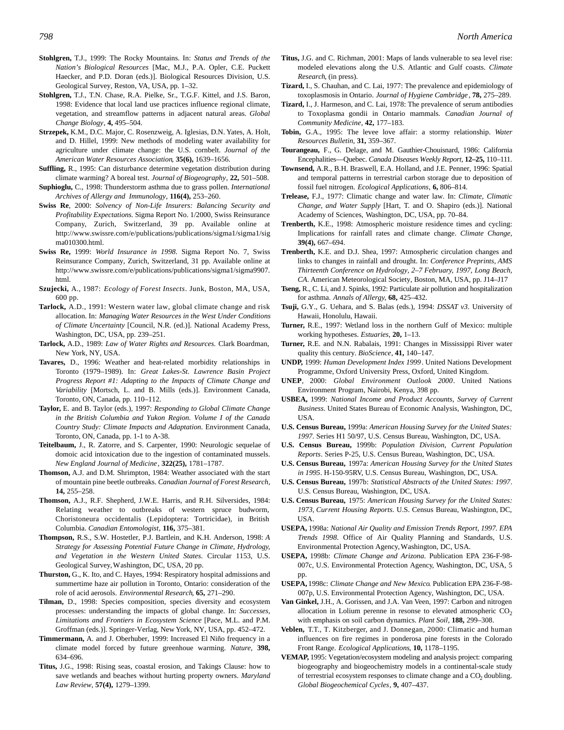**Stohlgren,** T.J., 1999: The Rocky Mountains. In: *Status and Trends of the Nation's Biological Resources* [Mac, M.J., P.A. Opler, C.E. Puckett Haecker, and P.D. Doran (eds.)]. Biological Resources Division, U.S. Geological Survey, Reston, VA, USA, pp. 1–32.

**Stohlgren,** T.J., T.N. Chase, R.A. Pielke, Sr., T.G.F. Kittel, and J.S. Baron, 1998: Evidence that local land use practices influence regional climate, vegetation, and streamflow patterns in adjacent natural areas. *Global Change Biology*, **4,** 495–504.

**Strzepek,** K.M., D.C. Major, C. Rosenzweig, A. Iglesias, D.N. Yates, A. Holt, and D. Hillel, 1999: New methods of modeling water availability for agriculture under climate change: the U.S. cornbelt. *Journal of the American Water Resources Association*, **35(6),** 1639–1656.

**Suffling,** R., 1995: Can disturbance determine vegetation distribution during climate warming? A boreal test. *Journal of Biogeography*, **22,** 501–508.

**Suphioglu,** C., 1998: Thunderstorm asthma due to grass pollen. *International Archives of Allergy and Immunology*, **116(4),** 253–260.

**Swiss Re**, 2000: *Solvency of Non-Life Insurers: Balancing Security and Profitability Expectations*. Sigma Report No. 1/2000, Swiss Reinsurance Company, Zurich, Switzerland, 39 pp. Available online at http://www.swissre.com/e/publications/publications/sigma1/sigma1/sigma010300.html.

**Swiss Re,** 1999: *World Insurance in 1998*. Sigma Report No. 7, Swiss Reinsurance Company, Zurich, Switzerland, 31 pp. Available online at http://www.swissre.com/e/publications/publications/sigma1/sigma9907.html.

**Szujecki,** A., 1987: *Ecology of Forest Insects*. Junk, Boston, MA, USA, 600 pp.

**Tarlock,** A.D., 1991: Western water law, global climate change and risk allocation. In: *Managing Water Resources in the West Under Conditions of Climate Uncertainty* [Council, N.R. (ed.)]. National Academy Press, Washington, DC, USA, pp. 239–251.

**Tarlock,** A.D., 1989: *Law of Water Rights and Resources*. Clark Boardman, New York, NY, USA.

**Tavares,** D., 1996: Weather and heat-related morbidity relationships in Toronto (1979–1989). In: *Great Lakes-St. Lawrence Basin Project Progress Report #1: Adapting to the Impacts of Climate Change and Variability* [Mortsch, L. and B. Mills (eds.)]. Environment Canada, Toronto, ON, Canada, pp. 110–112.

**Taylor,** E. and B. Taylor (eds.), 1997: *Responding to Global Climate Change in the British Columbia and Yukon Region. Volume I of the Canada Country Study: Climate Impacts and Adaptation*. Environment Canada, Toronto, ON, Canada, pp. 1-1 to A-38.

**Teitelbaum,** J., R. Zatorre, and S. Carpenter, 1990: Neurologic sequelae of domoic acid intoxication due to the ingestion of contaminated mussels. *New England Journal of Medicine*, **322(25),** 1781–1787.

**Thomson,** A.J. and D.M. Shrimpton, 1984: Weather associated with the start of mountain pine beetle outbreaks. *Canadian Journal of Forest Research*, **14,** 255–258.

**Thomson,** A.J., R.F. Shepherd, J.W.E. Harris, and R.H. Silversides, 1984: Relating weather to outbreaks of western spruce budworm, Choristoneura occidentalis (Lepidoptera: Tortricidae), in British Columbia. *Canadian Entomologist*, **116,** 375–381.

**Thompson,** R.S., S.W. Hostetler, P.J. Bartlein, and K.H. Anderson, 1998: *A Strategy for Assessing Potential Future Change in Climate, Hydrology, and Vegetation in the Western United States*. Circular 1153, U.S. Geological Survey, Washington, DC, USA, 20 pp.

**Thurston,** G., K. Ito, and C. Hayes, 1994: Respiratory hospital admissions and summertime haze air pollution in Toronto, Ontario: consideration of the role of acid aerosols. *Environmental Research*, **65,** 271–290.

**Tilman,** D., 1998: Species composition, species diversity and ecosystem processes: understanding the impacts of global change. In: *Successes, Limitations and Frontiers in Ecosystem Science* [Pace, M.L. and P.M. Groffman (eds.)]. Springer-Verlag, New York, NY, USA, pp. 452–472.

**Timmermann,** A. and J. Oberhuber, 1999: Increased El Niño frequency in a climate model forced by future greenhoue warming. *Nature*, **398,** 634–696.

**Titus,** J.G., 1998: Rising seas, coastal erosion, and Takings Clause: how to save wetlands and beaches without hurting property owners. *Maryland Law Review*, **57(4),** 1279–1399.

**Titus,** J.G. and C. Richman, 2001: Maps of lands vulnerable to sea level rise: modeled elevations along the U.S. Atlantic and Gulf coasts. *Climate Research*, (in press).

**Tizard,** I., S. Chauhan, and C. Lai, 1977: The prevalence and epidemiology of toxoplasmosis in Ontario. *Journal of Hygiene Cambridge*, **78,** 275–289.

**Tizard,** I., J. Harmeson, and C. Lai, 1978: The prevalence of serum antibodies to Toxoplasma gondii in Ontario mammals. *Canadian Journal of Community Medicine*, **42,** 177–183.

**Tobin,** G.A., 1995: The levee love affair: a stormy relationship. *Water Resources Bulletin*, **31,** 359–367.

**Tourangeau,** F., G. Delage, and M. Gauthier-Chouisnard, 1986: California Encephalities—Quebec. *Canada Diseases Weekly Report*, **12–25,** 110–111.

**Townsend,** A.R., B.H. Braswell, E.A. Holland, and J.E. Penner, 1996: Spatial and temporal patterns in terrestrial carbon storage due to deposition of fossil fuel nitrogen. *Ecological Applications*, **6,** 806–814.

**Trelease,** F.J., 1977: Climatic change and water law. In: *Climate, Climatic Change, and Water Supply* [Hart, T. and O. Shapiro (eds.)]. National Academy of Sciences, Washington, DC, USA, pp. 70–84.

**Trenberth,** K.E., 1998: Atmospheric moisture residence times and cycling: Implications for rainfall rates and climate change. *Climate Change*, **39(4),** 667–694.

**Trenberth,** K.E. and D.J. Shea, 1997: Atmospheric circulation changes and links to changes in rainfall and drought. In: *Conference Preprints, AMS Thirteenth Conference on Hydrology, 2–7 February, 1997, Long Beach, CA*. American Meteorological Society, Boston, MA, USA, pp. J14–J17

**Tseng,** R., C. Li, and J. Spinks, 1992: Particulate air pollution and hospitalization for asthma. *Annals of Allergy*, **68,** 425–432.

**Tsuji,** G.Y., G. Uehara, and S. Balas (eds.), 1994: *DSSAT v3*. University of Hawaii, Honolulu, Hawaii.

**Turner,** R.E., 1997: Wetland loss in the northern Gulf of Mexico: multiple working hypotheses. *Estuaries*, **20,** 1–13.

**Turner,** R.E. and N.N. Rabalais, 1991: Changes in Mississippi River water quality this century. *BioScience*, **41,** 140–147.

**UNDP,** 1999: *Human Development Index 1999*. United Nations Development Programme, Oxford University Press, Oxford, United Kingdom.

**UNEP**, 2000: *Global Environment Outlook 2000*. United Nations Environment Program, Nairobi, Kenya, 398 pp.

**USBEA,** 1999: *National Income and Product Accounts, Survey of Current Business*. United States Bureau of Economic Analysis, Washington, DC, USA.

**U.S. Census Bureau,** 1999a: *American Housing Survey for the United States: 1997*. Series H1 50/97, U.S. Census Bureau, Washington, DC, USA.

**U.S. Census Bureau,** 1999b: *Population Division, Current Population Reports*. Series P-25, U.S. Census Bureau, Washington, DC, USA.

**U.S. Census Bureau,** 1997a: *American Housing Survey for the United States in 1995*. H-150-95RV, U.S. Census Bureau, Washington, DC, USA.

**U.S. Census Bureau,** 1997b: *Statistical Abstracts of the United States: 1997*. U.S. Census Bureau, Washington, DC, USA.

**U.S. Census Bureau,** 1975: *American Housing Survey for the United States: 1973, Current Housing Reports*. U.S. Census Bureau, Washington, DC, USA.

**USEPA,** 1998a: *National Air Quality and Emission Trends Report, 1997. EPA Trends 1998*. Office of Air Quality Planning and Standards, U.S. Environmental Protection Agency, Washington, DC, USA.

**USEPA,** 1998b: *Climate Change and Arizona*. Publication EPA 236-F-98-007c, U.S. Environmental Protection Agency, Washington, DC, USA, 5 pp.

**USEPA,** 1998c: *Climate Change and New Mexico*. Publication EPA 236-F-98-007p, U.S. Environmental Protection Agency, Washington, DC, USA.

**Van Ginkel,** J.H., A. Gorissen, and J.A. Van Veen, 1997: Carbon and nitrogen allocation in Lolium perenne in resonse to elevated atmospheric $CO_2$ with emphasis on soil carbon dynamics. *Plant Soil*, **188,** 299–308.

**Veblen,** T.T., T. Kitzberger, and J. Donnegan, 2000: Climatic and human influences on fire regimes in ponderosa pine forests in the Colorado Front Range. *Ecological Applications*, **10,** 1178–1195.

**VEMAP,** 1995: Vegetation/ecosystem modeling and analysis project: comparing biogeography and biogeochemistry models in a continental-scale study of terrestrial ecosystem responses to climate change and a $CO_2$ doubling. *Global Biogeochemical Cycles*, **9,** 407–437.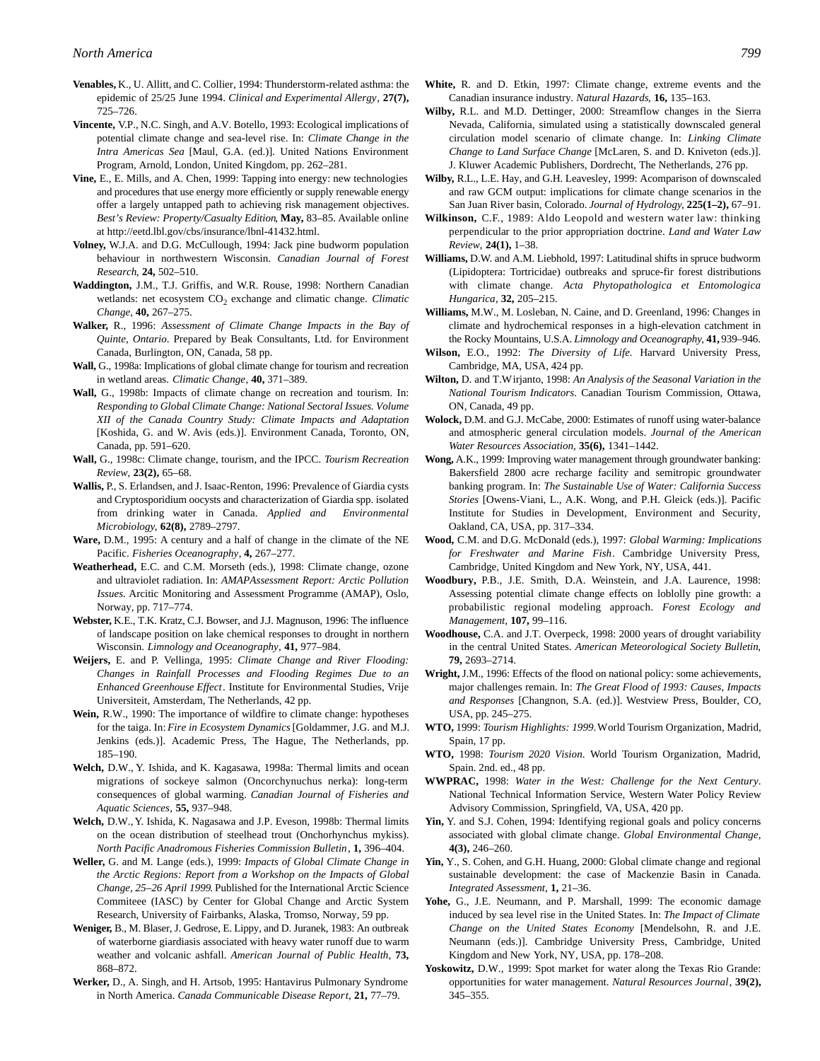**Venables,** K., U. Allitt, and C. Collier, 1994: Thunderstorm-related asthma: the epidemic of 25/25 June 1994. *Clinical and Experimental Allergy*, **27(7),** 725–726.

**Vincente,** V.P., N.C. Singh, and A.V. Botello, 1993: Ecological implications of potential climate change and sea-level rise. In: *Climate Change in the Intra Americas Sea* [Maul, G.A. (ed.)]. United Nations Environment Program, Arnold, London, United Kingdom, pp. 262–281.

**Vine,** E., E. Mills, and A. Chen, 1999: Tapping into energy: new technologies and procedures that use energy more efficiently or supply renewable energy offer a largely untapped path to achieving risk management objectives. *Best's Review: Property/Casualty Edition*, **May,** 83–85. Available online at http://eetd.lbl.gov/cbs/insurance/lbnl-41432.html.

**Volney,** W.J.A. and D.G. McCullough, 1994: Jack pine budworm population behaviour in northwestern Wisconsin. *Canadian Journal of Forest Research*, **24,** 502–510.

**Waddington,** J.M., T.J. Griffis, and W.R. Rouse, 1998: Northern Canadian wetlands: net ecosystem $CO_2$ exchange and climatic change. *Climatic Change*, **40,** 267–275.

**Walker,** R., 1996: *Assessment of Climate Change Impacts in the Bay of Quinte, Ontario*. Prepared by Beak Consultants, Ltd. for Environment Canada, Burlington, ON, Canada, 58 pp.

**Wall,** G., 1998a: Implications of global climate change for tourism and recreation in wetland areas. *Climatic Change*, **40,** 371–389.

**Wall,** G., 1998b: Impacts of climate change on recreation and tourism. In: *Responding to Global Climate Change: National Sectoral Issues. Volume XII of the Canada Country Study: Climate Impacts and Adaptation* [Koshida, G. and W. Avis (eds.)]. Environment Canada, Toronto, ON, Canada, pp. 591–620.

**Wall,** G., 1998c: Climate change, tourism, and the IPCC. *Tourism Recreation Review*, **23(2),** 65–68.

**Wallis,** P., S. Erlandsen, and J. Isaac-Renton, 1996: Prevalence of Giardia cysts and Cryptosporidium oocysts and characterization of Giardia spp. isolated from drinking water in Canada. *Applied and Environmental Microbiology*, **62(8),** 2789–2797.

**Ware,** D.M., 1995: A century and a half of change in the climate of the NE Pacific. *Fisheries Oceanography*, **4,** 267–277.

**Weatherhead,** E.C. and C.M. Morseth (eds.), 1998: Climate change, ozone and ultraviolet radiation. In: *AMAPAssessment Report: Arctic Pollution Issues*. Arcitic Monitoring and Assessment Programme (AMAP), Oslo, Norway, pp. 717–774.

**Webster,** K.E., T.K. Kratz, C.J. Bowser, and J.J. Magnuson, 1996: The influence of landscape position on lake chemical responses to drought in northern Wisconsin. *Limnology and Oceanography*, **41,** 977–984.

**Weijers,** E. and P. Vellinga, 1995: *Climate Change and River Flooding: Changes in Rainfall Processes and Flooding Regimes Due to an Enhanced Greenhouse Effect*. Institute for Environmental Studies, Vrije Universiteit, Amsterdam, The Netherlands, 42 pp.

**Wein,** R.W., 1990: The importance of wildfire to climate change: hypotheses for the taiga. In: *Fire in Ecosystem Dynamics* [Goldammer, J.G. and M.J. Jenkins (eds.)]. Academic Press, The Hague, The Netherlands, pp. 185–190.

**Welch,** D.W., Y. Ishida, and K. Kagasawa, 1998a: Thermal limits and ocean migrations of sockeye salmon (Oncorchynuchus nerka): long-term consequences of global warming. *Canadian Journal of Fisheries and Aquatic Sciences*, **55,** 937–948.

**Welch,** D.W., Y. Ishida, K. Nagasawa and J.P. Eveson, 1998b: Thermal limits on the ocean distribution of steelhead trout (Onchorhynchus mykiss). *North Pacific Anadromous Fisheries Commission Bulletin*, **1,** 396–404.

**Weller,** G. and M. Lange (eds.), 1999: *Impacts of Global Climate Change in the Arctic Regions: Report from a Workshop on the Impacts of Global Change, 25–26 April 1999*. Published for the International Arctic Science Commiteee (IASC) by Center for Global Change and Arctic System Research, University of Fairbanks, Alaska, Tromso, Norway, 59 pp.

**Weniger,** B., M. Blaser, J. Gedrose, E. Lippy, and D. Juranek, 1983: An outbreak of waterborne giardiasis associated with heavy water runoff due to warm weather and volcanic ashfall. *American Journal of Public Health*, **73,** 868–872.

**Werker,** D., A. Singh, and H. Artsob, 1995: Hantavirus Pulmonary Syndrome in North America. *Canada Communicable Disease Report*, **21,** 77–79.

**White,** R. and D. Etkin, 1997: Climate change, extreme events and the Canadian insurance industry. *Natural Hazards*, **16,** 135–163.

**Wilby,** R.L. and M.D. Dettinger, 2000: Streamflow changes in the Sierra Nevada, California, simulated using a statistically downscaled general circulation model scenario of climate change. In: *Linking Climate Change to Land Surface Change* [McLaren, S. and D. Kniveton (eds.)]. J. Kluwer Academic Publishers, Dordrecht, The Netherlands, 276 pp.

**Wilby,** R.L., L.E. Hay, and G.H. Leavesley, 1999: Acomparison of downscaled and raw GCM output: implications for climate change scenarios in the San Juan River basin, Colorado. *Journal of Hydrology*, **225(1–2),** 67–91.

**Wilkinson,** C.F., 1989: Aldo Leopold and western water law: thinking perpendicular to the prior appropriation doctrine. *Land and Water Law Review*, **24(1),** 1–38.

**Williams,** D.W. and A.M. Liebhold, 1997: Latitudinal shifts in spruce budworm (Lipidoptera: Tortricidae) outbreaks and spruce-fir forest distributions with climate change. *Acta Phytopathologica et Entomologica Hungarica*, **32,** 205–215.

**Williams,** M.W., M. Losleban, N. Caine, and D. Greenland, 1996: Changes in climate and hydrochemical responses in a high-elevation catchment in the Rocky Mountains, U.S.A. *Limnology and Oceanography*, **41,** 939–946.

**Wilson,** E.O., 1992: *The Diversity of Life*. Harvard University Press, Cambridge, MA, USA, 424 pp.

**Wilton,** D. and T.Wirjanto, 1998: *An Analysis of the Seasonal Variation in the National Tourism Indicators*. Canadian Tourism Commission, Ottawa, ON, Canada, 49 pp.

**Wolock,** D.M. and G.J. McCabe, 2000: Estimates of runoff using water-balance and atmospheric general circulation models. *Journal of the American Water Resources Association*, **35(6),** 1341–1442.

**Wong,** A.K., 1999: Improving water management through groundwater banking: Bakersfield 2800 acre recharge facility and semitropic groundwater banking program. In: *The Sustainable Use of Water: California Success Stories* [Owens-Viani, L., A.K. Wong, and P.H. Gleick (eds.)]. Pacific Institute for Studies in Development, Environment and Security, Oakland, CA, USA, pp. 317–334.

**Wood,** C.M. and D.G. McDonald (eds.), 1997: *Global Warming: Implications for Freshwater and Marine Fish*. Cambridge University Press, Cambridge, United Kingdom and New York, NY, USA, 441.

**Woodbury,** P.B., J.E. Smith, D.A. Weinstein, and J.A. Laurence, 1998: Assessing potential climate change effects on loblolly pine growth: a probabilistic regional modeling approach. *Forest Ecology and Management*, **107,** 99–116.

**Woodhouse,** C.A. and J.T. Overpeck, 1998: 2000 years of drought variability in the central United States. *American Meteorological Society Bulletin*, **79,** 2693–2714.

**Wright,** J.M., 1996: Effects of the flood on national policy: some achievements, major challenges remain. In: *The Great Flood of 1993: Causes, Impacts and Responses* [Changnon, S.A. (ed.)]. Westview Press, Boulder, CO, USA, pp. 245–275.

**WTO,** 1999: *Tourism Highlights: 1999*. World Tourism Organization, Madrid, Spain, 17 pp.

**WTO,** 1998: *Tourism 2020 Vision*. World Tourism Organization, Madrid, Spain. 2nd. ed., 48 pp.

**WWPRAC,** 1998: *Water in the West: Challenge for the Next Century*. National Technical Information Service, Western Water Policy Review Advisory Commission, Springfield, VA, USA, 420 pp.

**Yin,** Y. and S.J. Cohen, 1994: Identifying regional goals and policy concerns associated with global climate change. *Global Environmental Change*, **4(3),** 246–260.

**Yin,** Y., S. Cohen, and G.H. Huang, 2000: Global climate change and regional sustainable development: the case of Mackenzie Basin in Canada. *Integrated Assessment*, **1,** 21–36.

**Yohe,** G., J.E. Neumann, and P. Marshall, 1999: The economic damage induced by sea level rise in the United States. In: *The Impact of Climate Change on the United States Economy* [Mendelsohn, R. and J.E. Neumann (eds.)]. Cambridge University Press, Cambridge, United Kingdom and New York, NY, USA, pp. 178–208.

**Yoskowitz,** D.W., 1999: Spot market for water along the Texas Rio Grande: opportunities for water management. *Natural Resources Journal*, **39(2),** 345–355.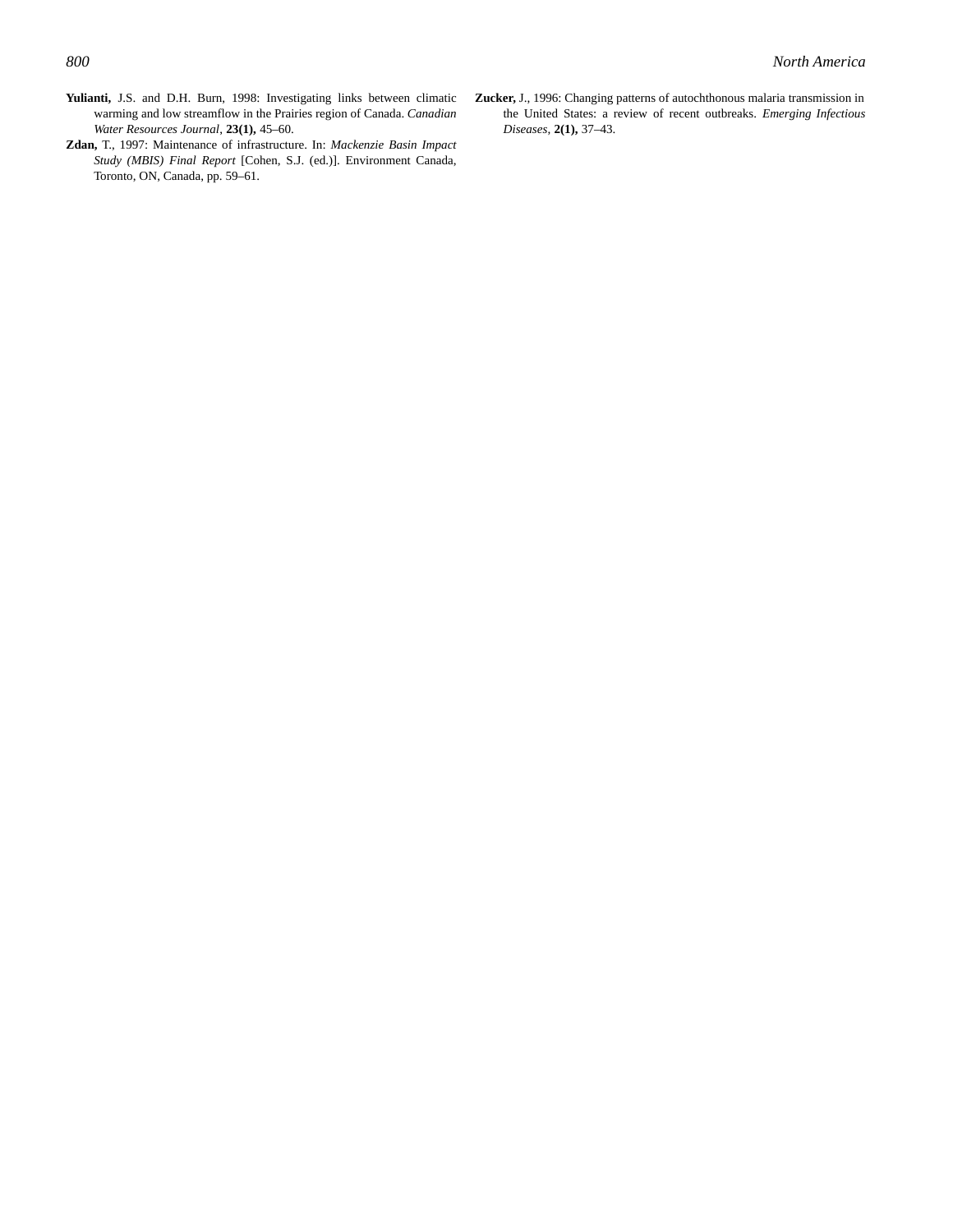**Yulianti,** J.S. and D.H. Burn, 1998: Investigating links between climatic warming and low streamflow in the Prairies region of Canada. *Canadian Water Resources Journal*, **23(1),** 45–60.

**Zdan,** T., 1997: Maintenance of infrastructure. In: *Mackenzie Basin Impact Study (MBIS) Final Report* [Cohen, S.J. (ed.)]. Environment Canada, Toronto, ON, Canada, pp. 59–61.

**Zucker,** J., 1996: Changing patterns of autochthonous malaria transmission in the United States: a review of recent outbreaks. *Emerging Infectious Diseases*, **2(1),** 37–43.